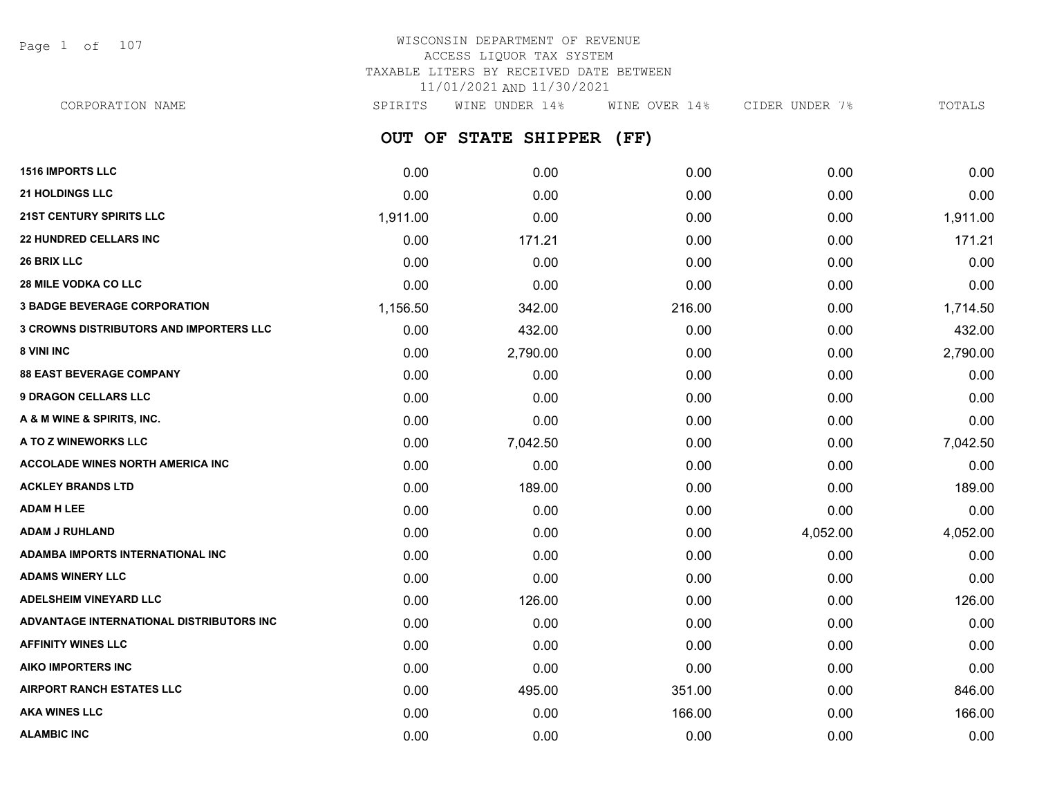# WISCONSIN DEPARTMENT OF REVENUE
## ACCESS LIQUOR TAX SYSTEM
## TAXABLE LITERS BY RECEIVED DATE BETWEEN 11/01/2021 AND 11/30/2021

## OUT OF STATE SHIPPER (FF)

| CORPORATION NAME | SPIRITS | WINE UNDER 14% | WINE OVER 14% | CIDER UNDER 7% | TOTALS |
|---|---|---|---|---|---|
| 1516 IMPORTS LLC | 0.00 | 0.00 | 0.00 | 0.00 | 0.00 |
| 21 HOLDINGS LLC | 0.00 | 0.00 | 0.00 | 0.00 | 0.00 |
| 21ST CENTURY SPIRITS LLC | 1,911.00 | 0.00 | 0.00 | 0.00 | 1,911.00 |
| 22 HUNDRED CELLARS INC | 0.00 | 171.21 | 0.00 | 0.00 | 171.21 |
| 26 BRIX LLC | 0.00 | 0.00 | 0.00 | 0.00 | 0.00 |
| 28 MILE VODKA CO LLC | 0.00 | 0.00 | 0.00 | 0.00 | 0.00 |
| 3 BADGE BEVERAGE CORPORATION | 1,156.50 | 342.00 | 216.00 | 0.00 | 1,714.50 |
| 3 CROWNS DISTRIBUTORS AND IMPORTERS LLC | 0.00 | 432.00 | 0.00 | 0.00 | 432.00 |
| 8 VINI INC | 0.00 | 2,790.00 | 0.00 | 0.00 | 2,790.00 |
| 88 EAST BEVERAGE COMPANY | 0.00 | 0.00 | 0.00 | 0.00 | 0.00 |
| 9 DRAGON CELLARS LLC | 0.00 | 0.00 | 0.00 | 0.00 | 0.00 |
| A & M WINE & SPIRITS, INC. | 0.00 | 0.00 | 0.00 | 0.00 | 0.00 |
| A TO Z WINEWORKS LLC | 0.00 | 7,042.50 | 0.00 | 0.00 | 7,042.50 |
| ACCOLADE WINES NORTH AMERICA INC | 0.00 | 0.00 | 0.00 | 0.00 | 0.00 |
| ACKLEY BRANDS LTD | 0.00 | 189.00 | 0.00 | 0.00 | 189.00 |
| ADAM H LEE | 0.00 | 0.00 | 0.00 | 0.00 | 0.00 |
| ADAM J RUHLAND | 0.00 | 0.00 | 0.00 | 4,052.00 | 4,052.00 |
| ADAMBA IMPORTS INTERNATIONAL INC | 0.00 | 0.00 | 0.00 | 0.00 | 0.00 |
| ADAMS WINERY LLC | 0.00 | 0.00 | 0.00 | 0.00 | 0.00 |
| ADELSHEIM VINEYARD LLC | 0.00 | 126.00 | 0.00 | 0.00 | 126.00 |
| ADVANTAGE INTERNATIONAL DISTRIBUTORS INC | 0.00 | 0.00 | 0.00 | 0.00 | 0.00 |
| AFFINITY WINES LLC | 0.00 | 0.00 | 0.00 | 0.00 | 0.00 |
| AIKO IMPORTERS INC | 0.00 | 0.00 | 0.00 | 0.00 | 0.00 |
| AIRPORT RANCH ESTATES LLC | 0.00 | 495.00 | 351.00 | 0.00 | 846.00 |
| AKA WINES LLC | 0.00 | 0.00 | 166.00 | 0.00 | 166.00 |
| ALAMBIC INC | 0.00 | 0.00 | 0.00 | 0.00 | 0.00 |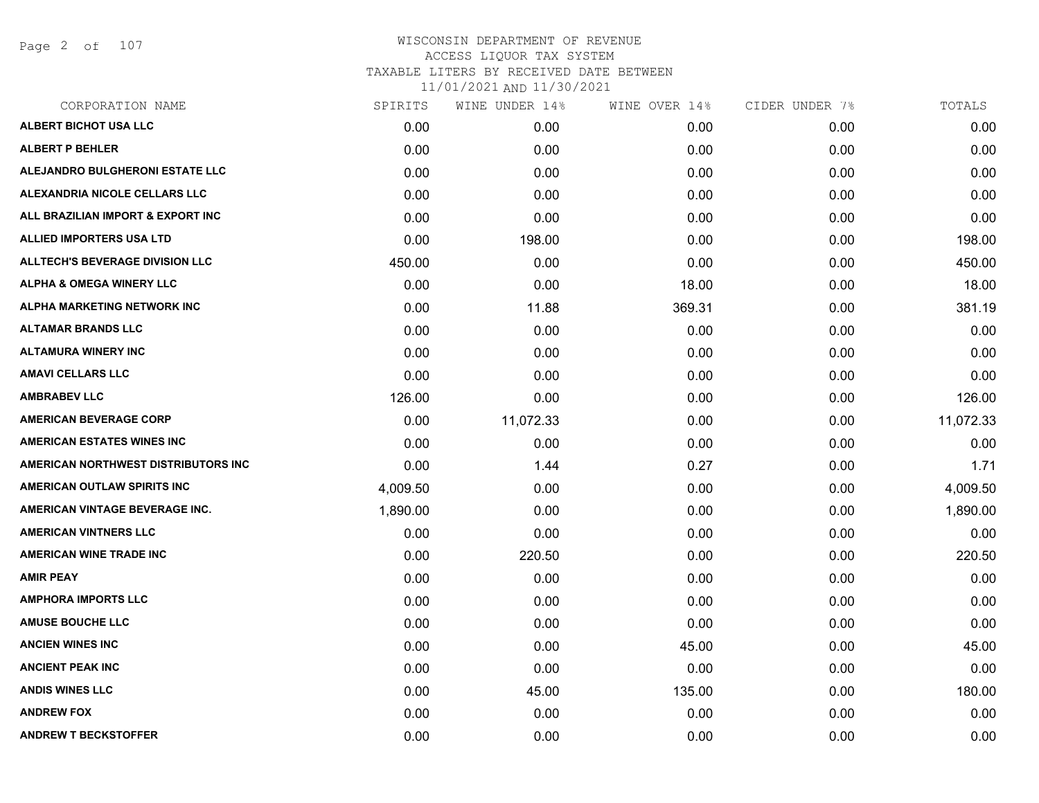# WISCONSIN DEPARTMENT OF REVENUE
ACCESS LIQUOR TAX SYSTEM
TAXABLE LITERS BY RECEIVED DATE BETWEEN
11/01/2021 AND 11/30/2021

| CORPORATION NAME | SPIRITS | WINE UNDER 14% | WINE OVER 14% | CIDER UNDER 7% | TOTALS |
|---|---|---|---|---|---|
| ALBERT BICHOT USA LLC | 0.00 | 0.00 | 0.00 | 0.00 | 0.00 |
| ALBERT P BEHLER | 0.00 | 0.00 | 0.00 | 0.00 | 0.00 |
| ALEJANDRO BULGHERONI ESTATE LLC | 0.00 | 0.00 | 0.00 | 0.00 | 0.00 |
| ALEXANDRIA NICOLE CELLARS LLC | 0.00 | 0.00 | 0.00 | 0.00 | 0.00 |
| ALL BRAZILIAN IMPORT & EXPORT INC | 0.00 | 0.00 | 0.00 | 0.00 | 0.00 |
| ALLIED IMPORTERS USA LTD | 0.00 | 198.00 | 0.00 | 0.00 | 198.00 |
| ALLTECH'S BEVERAGE DIVISION LLC | 450.00 | 0.00 | 0.00 | 0.00 | 450.00 |
| ALPHA & OMEGA WINERY LLC | 0.00 | 0.00 | 18.00 | 0.00 | 18.00 |
| ALPHA MARKETING NETWORK INC | 0.00 | 11.88 | 369.31 | 0.00 | 381.19 |
| ALTAMAR BRANDS LLC | 0.00 | 0.00 | 0.00 | 0.00 | 0.00 |
| ALTAMURA WINERY INC | 0.00 | 0.00 | 0.00 | 0.00 | 0.00 |
| AMAVI CELLARS LLC | 0.00 | 0.00 | 0.00 | 0.00 | 0.00 |
| AMBRABEV LLC | 126.00 | 0.00 | 0.00 | 0.00 | 126.00 |
| AMERICAN BEVERAGE CORP | 0.00 | 11,072.33 | 0.00 | 0.00 | 11,072.33 |
| AMERICAN ESTATES WINES INC | 0.00 | 0.00 | 0.00 | 0.00 | 0.00 |
| AMERICAN NORTHWEST DISTRIBUTORS INC | 0.00 | 1.44 | 0.27 | 0.00 | 1.71 |
| AMERICAN OUTLAW SPIRITS INC | 4,009.50 | 0.00 | 0.00 | 0.00 | 4,009.50 |
| AMERICAN VINTAGE BEVERAGE INC. | 1,890.00 | 0.00 | 0.00 | 0.00 | 1,890.00 |
| AMERICAN VINTNERS LLC | 0.00 | 0.00 | 0.00 | 0.00 | 0.00 |
| AMERICAN WINE TRADE INC | 0.00 | 220.50 | 0.00 | 0.00 | 220.50 |
| AMIR PEAY | 0.00 | 0.00 | 0.00 | 0.00 | 0.00 |
| AMPHORA IMPORTS LLC | 0.00 | 0.00 | 0.00 | 0.00 | 0.00 |
| AMUSE BOUCHE LLC | 0.00 | 0.00 | 0.00 | 0.00 | 0.00 |
| ANCIEN WINES INC | 0.00 | 0.00 | 45.00 | 0.00 | 45.00 |
| ANCIENT PEAK INC | 0.00 | 0.00 | 0.00 | 0.00 | 0.00 |
| ANDIS WINES LLC | 0.00 | 45.00 | 135.00 | 0.00 | 180.00 |
| ANDREW FOX | 0.00 | 0.00 | 0.00 | 0.00 | 0.00 |
| ANDREW T BECKSTOFFER | 0.00 | 0.00 | 0.00 | 0.00 | 0.00 |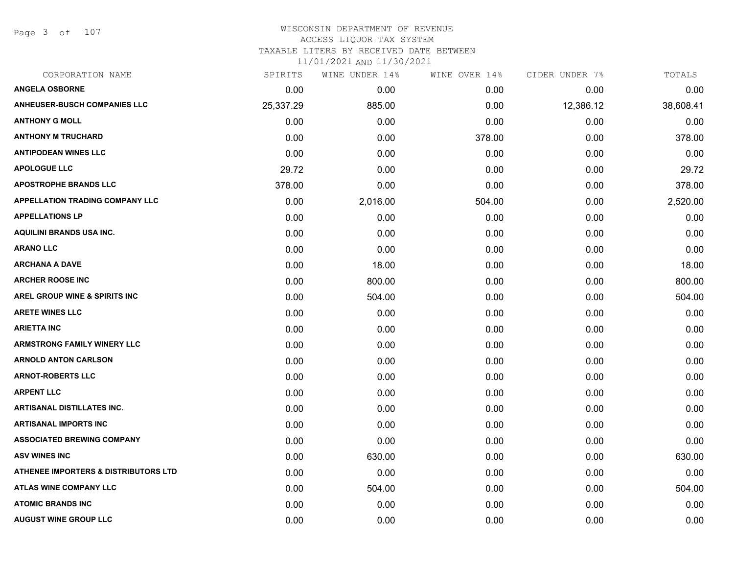# WISCONSIN DEPARTMENT OF REVENUE
## ACCESS LIQUOR TAX SYSTEM
### TAXABLE LITERS BY RECEIVED DATE BETWEEN 11/01/2021 AND 11/30/2021

| CORPORATION NAME | SPIRITS | WINE UNDER 14% | WINE OVER 14% | CIDER UNDER 7% | TOTALS |
|---|---|---|---|---|---|
| ANGELA OSBORNE | 0.00 | 0.00 | 0.00 | 0.00 | 0.00 |
| ANHEUSER-BUSCH COMPANIES LLC | 25,337.29 | 885.00 | 0.00 | 12,386.12 | 38,608.41 |
| ANTHONY G MOLL | 0.00 | 0.00 | 0.00 | 0.00 | 0.00 |
| ANTHONY M TRUCHARD | 0.00 | 0.00 | 378.00 | 0.00 | 378.00 |
| ANTIPODEAN WINES LLC | 0.00 | 0.00 | 0.00 | 0.00 | 0.00 |
| APOLOGUE LLC | 29.72 | 0.00 | 0.00 | 0.00 | 29.72 |
| APOSTROPHE BRANDS LLC | 378.00 | 0.00 | 0.00 | 0.00 | 378.00 |
| APPELLATION TRADING COMPANY LLC | 0.00 | 2,016.00 | 504.00 | 0.00 | 2,520.00 |
| APPELLATIONS LP | 0.00 | 0.00 | 0.00 | 0.00 | 0.00 |
| AQUILINI BRANDS USA INC. | 0.00 | 0.00 | 0.00 | 0.00 | 0.00 |
| ARANO LLC | 0.00 | 0.00 | 0.00 | 0.00 | 0.00 |
| ARCHANA A DAVE | 0.00 | 18.00 | 0.00 | 0.00 | 18.00 |
| ARCHER ROOSE INC | 0.00 | 800.00 | 0.00 | 0.00 | 800.00 |
| AREL GROUP WINE & SPIRITS INC | 0.00 | 504.00 | 0.00 | 0.00 | 504.00 |
| ARETE WINES LLC | 0.00 | 0.00 | 0.00 | 0.00 | 0.00 |
| ARIETTA INC | 0.00 | 0.00 | 0.00 | 0.00 | 0.00 |
| ARMSTRONG FAMILY WINERY LLC | 0.00 | 0.00 | 0.00 | 0.00 | 0.00 |
| ARNOLD ANTON CARLSON | 0.00 | 0.00 | 0.00 | 0.00 | 0.00 |
| ARNOT-ROBERTS LLC | 0.00 | 0.00 | 0.00 | 0.00 | 0.00 |
| ARPENT LLC | 0.00 | 0.00 | 0.00 | 0.00 | 0.00 |
| ARTISANAL DISTILLATES INC. | 0.00 | 0.00 | 0.00 | 0.00 | 0.00 |
| ARTISANAL IMPORTS INC | 0.00 | 0.00 | 0.00 | 0.00 | 0.00 |
| ASSOCIATED BREWING COMPANY | 0.00 | 0.00 | 0.00 | 0.00 | 0.00 |
| ASV WINES INC | 0.00 | 630.00 | 0.00 | 0.00 | 630.00 |
| ATHENEE IMPORTERS & DISTRIBUTORS LTD | 0.00 | 0.00 | 0.00 | 0.00 | 0.00 |
| ATLAS WINE COMPANY LLC | 0.00 | 504.00 | 0.00 | 0.00 | 504.00 |
| ATOMIC BRANDS INC | 0.00 | 0.00 | 0.00 | 0.00 | 0.00 |
| AUGUST WINE GROUP LLC | 0.00 | 0.00 | 0.00 | 0.00 | 0.00 |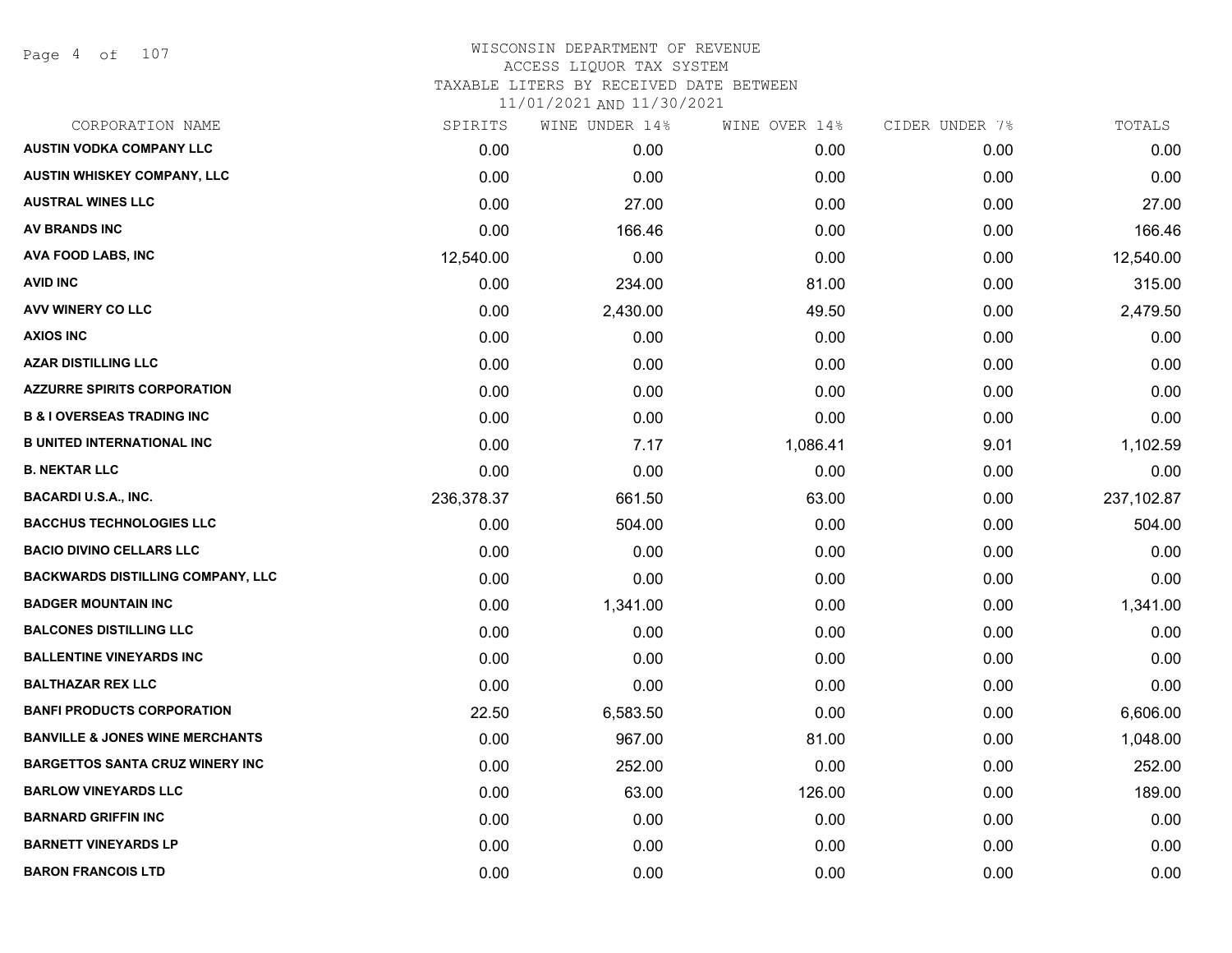WISCONSIN DEPARTMENT OF REVENUE
ACCESS LIQUOR TAX SYSTEM
TAXABLE LITERS BY RECEIVED DATE BETWEEN
11/01/2021 AND 11/30/2021

| CORPORATION NAME | SPIRITS | WINE UNDER 14% | WINE OVER 14% | CIDER UNDER 7% | TOTALS |
|---|---|---|---|---|---|
| AUSTIN VODKA COMPANY LLC | 0.00 | 0.00 | 0.00 | 0.00 | 0.00 |
| AUSTIN WHISKEY COMPANY, LLC | 0.00 | 0.00 | 0.00 | 0.00 | 0.00 |
| AUSTRAL WINES LLC | 0.00 | 27.00 | 0.00 | 0.00 | 27.00 |
| AV BRANDS INC | 0.00 | 166.46 | 0.00 | 0.00 | 166.46 |
| AVA FOOD LABS, INC | 12,540.00 | 0.00 | 0.00 | 0.00 | 12,540.00 |
| AVID INC | 0.00 | 234.00 | 81.00 | 0.00 | 315.00 |
| AVV WINERY CO LLC | 0.00 | 2,430.00 | 49.50 | 0.00 | 2,479.50 |
| AXIOS INC | 0.00 | 0.00 | 0.00 | 0.00 | 0.00 |
| AZAR DISTILLING LLC | 0.00 | 0.00 | 0.00 | 0.00 | 0.00 |
| AZZURRE SPIRITS CORPORATION | 0.00 | 0.00 | 0.00 | 0.00 | 0.00 |
| B & I OVERSEAS TRADING INC | 0.00 | 0.00 | 0.00 | 0.00 | 0.00 |
| B UNITED INTERNATIONAL INC | 0.00 | 7.17 | 1,086.41 | 9.01 | 1,102.59 |
| B. NEKTAR LLC | 0.00 | 0.00 | 0.00 | 0.00 | 0.00 |
| BACARDI U.S.A., INC. | 236,378.37 | 661.50 | 63.00 | 0.00 | 237,102.87 |
| BACCHUS TECHNOLOGIES LLC | 0.00 | 504.00 | 0.00 | 0.00 | 504.00 |
| BACIO DIVINO CELLARS LLC | 0.00 | 0.00 | 0.00 | 0.00 | 0.00 |
| BACKWARDS DISTILLING COMPANY, LLC | 0.00 | 0.00 | 0.00 | 0.00 | 0.00 |
| BADGER MOUNTAIN INC | 0.00 | 1,341.00 | 0.00 | 0.00 | 1,341.00 |
| BALCONES DISTILLING LLC | 0.00 | 0.00 | 0.00 | 0.00 | 0.00 |
| BALLENTINE VINEYARDS INC | 0.00 | 0.00 | 0.00 | 0.00 | 0.00 |
| BALTHAZAR REX LLC | 0.00 | 0.00 | 0.00 | 0.00 | 0.00 |
| BANFI PRODUCTS CORPORATION | 22.50 | 6,583.50 | 0.00 | 0.00 | 6,606.00 |
| BANVILLE & JONES WINE MERCHANTS | 0.00 | 967.00 | 81.00 | 0.00 | 1,048.00 |
| BARGETTOS SANTA CRUZ WINERY INC | 0.00 | 252.00 | 0.00 | 0.00 | 252.00 |
| BARLOW VINEYARDS LLC | 0.00 | 63.00 | 126.00 | 0.00 | 189.00 |
| BARNARD GRIFFIN INC | 0.00 | 0.00 | 0.00 | 0.00 | 0.00 |
| BARNETT VINEYARDS LP | 0.00 | 0.00 | 0.00 | 0.00 | 0.00 |
| BARON FRANCOIS LTD | 0.00 | 0.00 | 0.00 | 0.00 | 0.00 |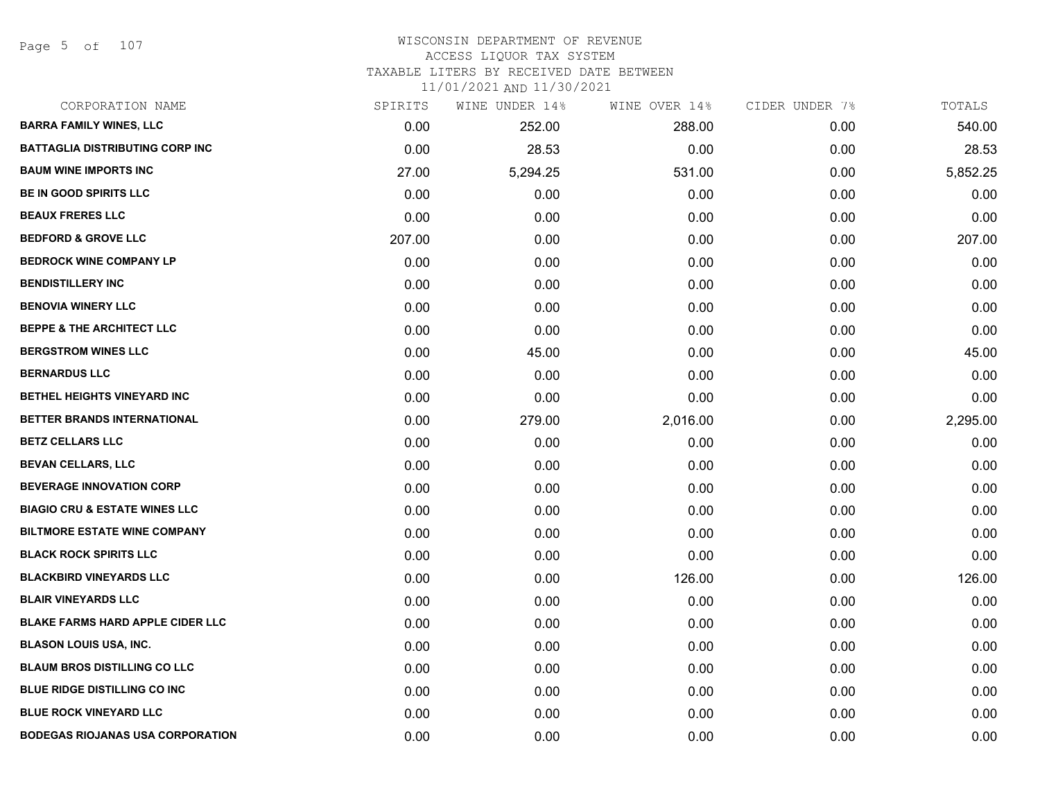# WISCONSIN DEPARTMENT OF REVENUE
ACCESS LIQUOR TAX SYSTEM
TAXABLE LITERS BY RECEIVED DATE BETWEEN
11/01/2021 AND 11/30/2021

| CORPORATION NAME | SPIRITS | WINE UNDER 14% | WINE OVER 14% | CIDER UNDER 7% | TOTALS |
|---|---|---|---|---|---|
| **BARRA FAMILY WINES, LLC** | 0.00 | 252.00 | 288.00 | 0.00 | 540.00 |
| **BATTAGLIA DISTRIBUTING CORP INC** | 0.00 | 28.53 | 0.00 | 0.00 | 28.53 |
| **BAUM WINE IMPORTS INC** | 27.00 | 5,294.25 | 531.00 | 0.00 | 5,852.25 |
| **BE IN GOOD SPIRITS LLC** | 0.00 | 0.00 | 0.00 | 0.00 | 0.00 |
| **BEAUX FRERES LLC** | 0.00 | 0.00 | 0.00 | 0.00 | 0.00 |
| **BEDFORD & GROVE LLC** | 207.00 | 0.00 | 0.00 | 0.00 | 207.00 |
| **BEDROCK WINE COMPANY LP** | 0.00 | 0.00 | 0.00 | 0.00 | 0.00 |
| **BENDISTILLERY INC** | 0.00 | 0.00 | 0.00 | 0.00 | 0.00 |
| **BENOVIA WINERY LLC** | 0.00 | 0.00 | 0.00 | 0.00 | 0.00 |
| **BEPPE & THE ARCHITECT LLC** | 0.00 | 0.00 | 0.00 | 0.00 | 0.00 |
| **BERGSTROM WINES LLC** | 0.00 | 45.00 | 0.00 | 0.00 | 45.00 |
| **BERNARDUS LLC** | 0.00 | 0.00 | 0.00 | 0.00 | 0.00 |
| **BETHEL HEIGHTS VINEYARD INC** | 0.00 | 0.00 | 0.00 | 0.00 | 0.00 |
| **BETTER BRANDS INTERNATIONAL** | 0.00 | 279.00 | 2,016.00 | 0.00 | 2,295.00 |
| **BETZ CELLARS LLC** | 0.00 | 0.00 | 0.00 | 0.00 | 0.00 |
| **BEVAN CELLARS, LLC** | 0.00 | 0.00 | 0.00 | 0.00 | 0.00 |
| **BEVERAGE INNOVATION CORP** | 0.00 | 0.00 | 0.00 | 0.00 | 0.00 |
| **BIAGIO CRU & ESTATE WINES LLC** | 0.00 | 0.00 | 0.00 | 0.00 | 0.00 |
| **BILTMORE ESTATE WINE COMPANY** | 0.00 | 0.00 | 0.00 | 0.00 | 0.00 |
| **BLACK ROCK SPIRITS LLC** | 0.00 | 0.00 | 0.00 | 0.00 | 0.00 |
| **BLACKBIRD VINEYARDS LLC** | 0.00 | 0.00 | 126.00 | 0.00 | 126.00 |
| **BLAIR VINEYARDS LLC** | 0.00 | 0.00 | 0.00 | 0.00 | 0.00 |
| **BLAKE FARMS HARD APPLE CIDER LLC** | 0.00 | 0.00 | 0.00 | 0.00 | 0.00 |
| **BLASON LOUIS USA, INC.** | 0.00 | 0.00 | 0.00 | 0.00 | 0.00 |
| **BLAUM BROS DISTILLING CO LLC** | 0.00 | 0.00 | 0.00 | 0.00 | 0.00 |
| **BLUE RIDGE DISTILLING CO INC** | 0.00 | 0.00 | 0.00 | 0.00 | 0.00 |
| **BLUE ROCK VINEYARD LLC** | 0.00 | 0.00 | 0.00 | 0.00 | 0.00 |
| **BODEGAS RIOJANAS USA CORPORATION** | 0.00 | 0.00 | 0.00 | 0.00 | 0.00 |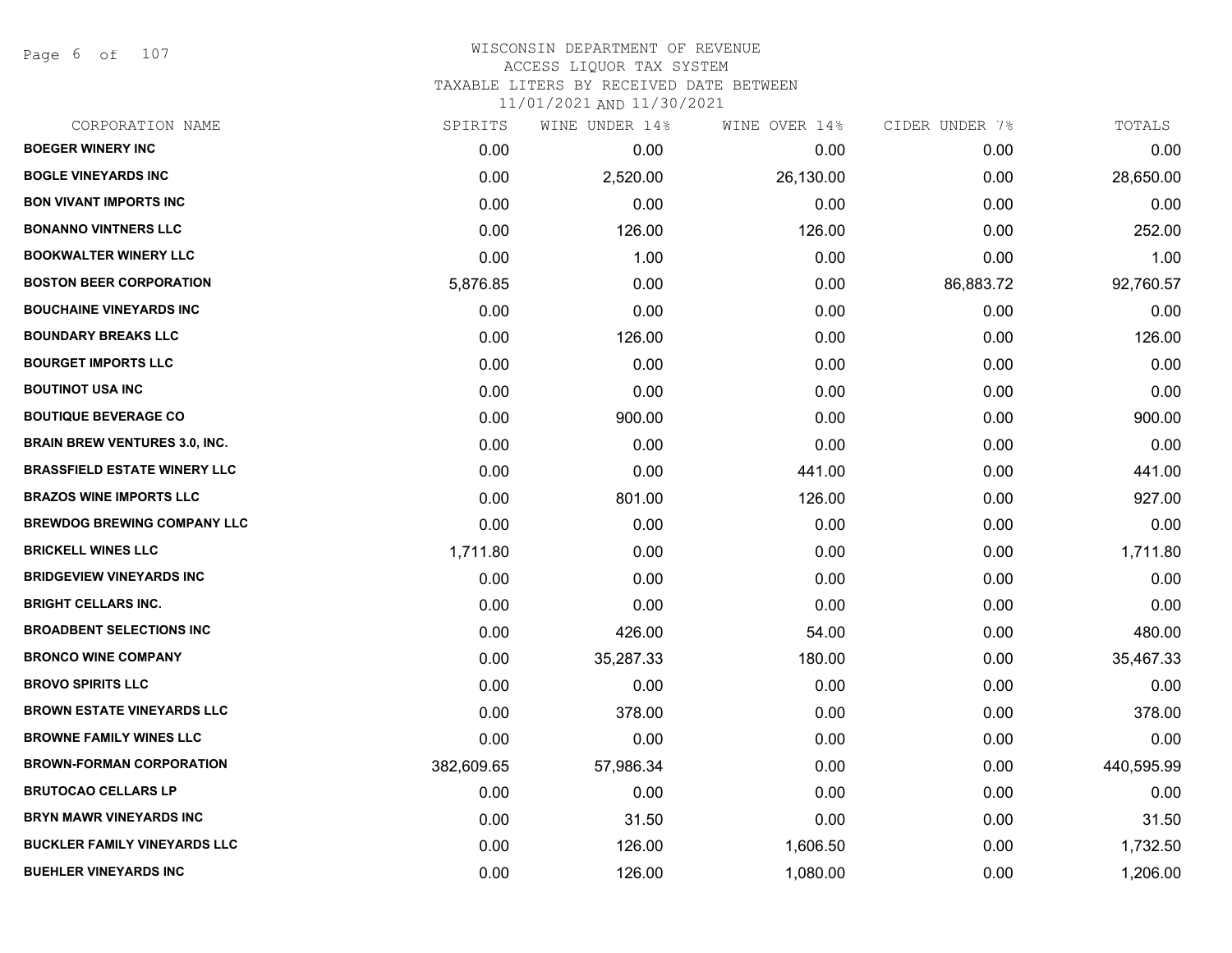WISCONSIN DEPARTMENT OF REVENUE
ACCESS LIQUOR TAX SYSTEM
TAXABLE LITERS BY RECEIVED DATE BETWEEN
11/01/2021 AND 11/30/2021

| CORPORATION NAME | SPIRITS | WINE UNDER 14% | WINE OVER 14% | CIDER UNDER 7% | TOTALS |
|---|---|---|---|---|---|
| **BOEGER WINERY INC** | 0.00 | 0.00 | 0.00 | 0.00 | 0.00 |
| **BOGLE VINEYARDS INC** | 0.00 | 2,520.00 | 26,130.00 | 0.00 | 28,650.00 |
| **BON VIVANT IMPORTS INC** | 0.00 | 0.00 | 0.00 | 0.00 | 0.00 |
| **BONANNO VINTNERS LLC** | 0.00 | 126.00 | 126.00 | 0.00 | 252.00 |
| **BOOKWALTER WINERY LLC** | 0.00 | 1.00 | 0.00 | 0.00 | 1.00 |
| **BOSTON BEER CORPORATION** | 5,876.85 | 0.00 | 0.00 | 86,883.72 | 92,760.57 |
| **BOUCHAINE VINEYARDS INC** | 0.00 | 0.00 | 0.00 | 0.00 | 0.00 |
| **BOUNDARY BREAKS LLC** | 0.00 | 126.00 | 0.00 | 0.00 | 126.00 |
| **BOURGET IMPORTS LLC** | 0.00 | 0.00 | 0.00 | 0.00 | 0.00 |
| **BOUTINOT USA INC** | 0.00 | 0.00 | 0.00 | 0.00 | 0.00 |
| **BOUTIQUE BEVERAGE CO** | 0.00 | 900.00 | 0.00 | 0.00 | 900.00 |
| **BRAIN BREW VENTURES 3.0, INC.** | 0.00 | 0.00 | 0.00 | 0.00 | 0.00 |
| **BRASSFIELD ESTATE WINERY LLC** | 0.00 | 0.00 | 441.00 | 0.00 | 441.00 |
| **BRAZOS WINE IMPORTS LLC** | 0.00 | 801.00 | 126.00 | 0.00 | 927.00 |
| **BREWDOG BREWING COMPANY LLC** | 0.00 | 0.00 | 0.00 | 0.00 | 0.00 |
| **BRICKELL WINES LLC** | 1,711.80 | 0.00 | 0.00 | 0.00 | 1,711.80 |
| **BRIDGEVIEW VINEYARDS INC** | 0.00 | 0.00 | 0.00 | 0.00 | 0.00 |
| **BRIGHT CELLARS INC.** | 0.00 | 0.00 | 0.00 | 0.00 | 0.00 |
| **BROADBENT SELECTIONS INC** | 0.00 | 426.00 | 54.00 | 0.00 | 480.00 |
| **BRONCO WINE COMPANY** | 0.00 | 35,287.33 | 180.00 | 0.00 | 35,467.33 |
| **BROVO SPIRITS LLC** | 0.00 | 0.00 | 0.00 | 0.00 | 0.00 |
| **BROWN ESTATE VINEYARDS LLC** | 0.00 | 378.00 | 0.00 | 0.00 | 378.00 |
| **BROWNE FAMILY WINES LLC** | 0.00 | 0.00 | 0.00 | 0.00 | 0.00 |
| **BROWN-FORMAN CORPORATION** | 382,609.65 | 57,986.34 | 0.00 | 0.00 | 440,595.99 |
| **BRUTOCAO CELLARS LP** | 0.00 | 0.00 | 0.00 | 0.00 | 0.00 |
| **BRYN MAWR VINEYARDS INC** | 0.00 | 31.50 | 0.00 | 0.00 | 31.50 |
| **BUCKLER FAMILY VINEYARDS LLC** | 0.00 | 126.00 | 1,606.50 | 0.00 | 1,732.50 |
| **BUEHLER VINEYARDS INC** | 0.00 | 126.00 | 1,080.00 | 0.00 | 1,206.00 |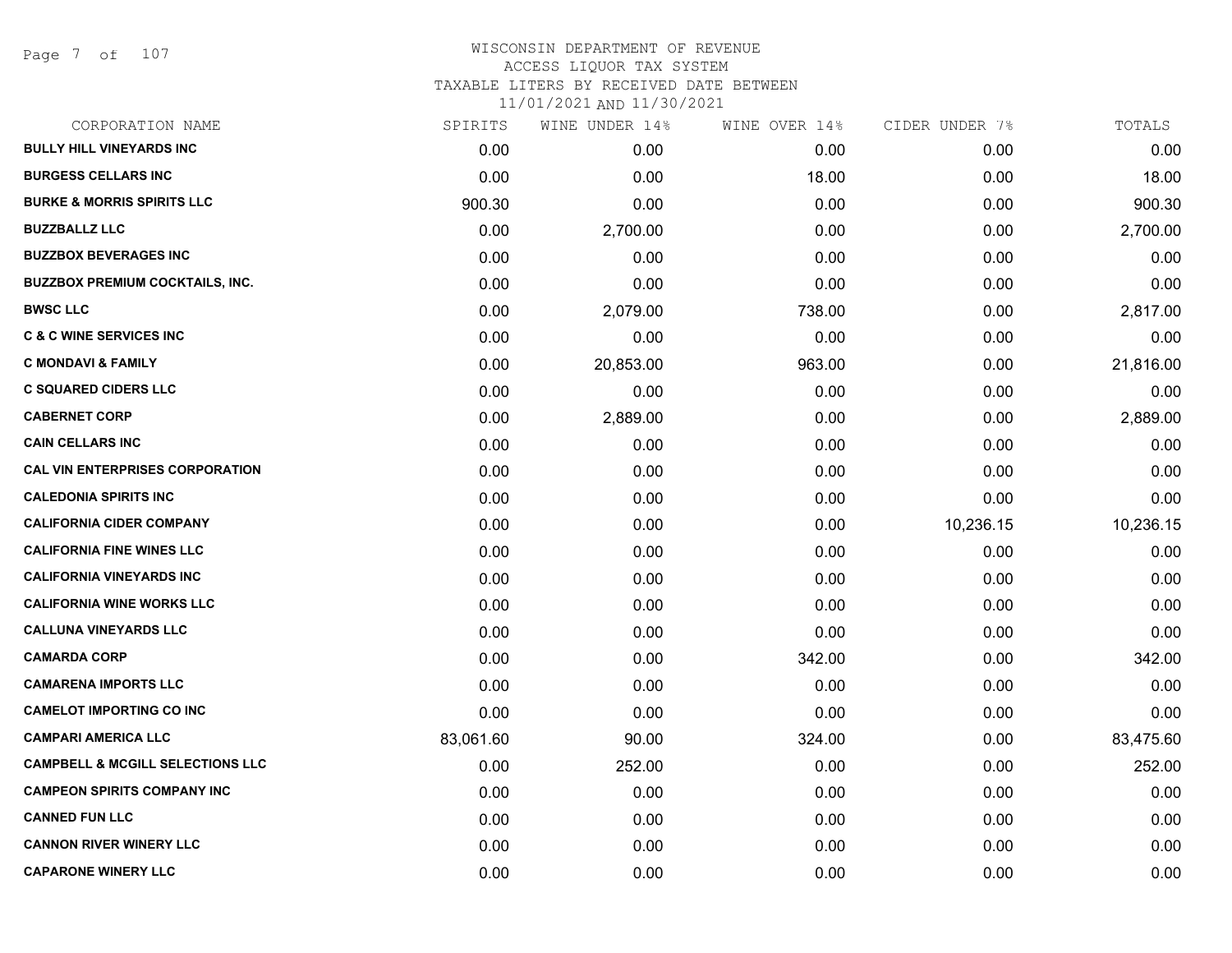WISCONSIN DEPARTMENT OF REVENUE
ACCESS LIQUOR TAX SYSTEM
TAXABLE LITERS BY RECEIVED DATE BETWEEN
11/01/2021 AND 11/30/2021

| CORPORATION NAME | SPIRITS | WINE UNDER 14% | WINE OVER 14% | CIDER UNDER 7% | TOTALS |
|---|---|---|---|---|---|
| **BULLY HILL VINEYARDS INC** | 0.00 | 0.00 | 0.00 | 0.00 | 0.00 |
| **BURGESS CELLARS INC** | 0.00 | 0.00 | 18.00 | 0.00 | 18.00 |
| **BURKE & MORRIS SPIRITS LLC** | 900.30 | 0.00 | 0.00 | 0.00 | 900.30 |
| **BUZZBALLZ LLC** | 0.00 | 2,700.00 | 0.00 | 0.00 | 2,700.00 |
| **BUZZBOX BEVERAGES INC** | 0.00 | 0.00 | 0.00 | 0.00 | 0.00 |
| **BUZZBOX PREMIUM COCKTAILS, INC.** | 0.00 | 0.00 | 0.00 | 0.00 | 0.00 |
| **BWSC LLC** | 0.00 | 2,079.00 | 738.00 | 0.00 | 2,817.00 |
| **C & C WINE SERVICES INC** | 0.00 | 0.00 | 0.00 | 0.00 | 0.00 |
| **C MONDAVI & FAMILY** | 0.00 | 20,853.00 | 963.00 | 0.00 | 21,816.00 |
| **C SQUARED CIDERS LLC** | 0.00 | 0.00 | 0.00 | 0.00 | 0.00 |
| **CABERNET CORP** | 0.00 | 2,889.00 | 0.00 | 0.00 | 2,889.00 |
| **CAIN CELLARS INC** | 0.00 | 0.00 | 0.00 | 0.00 | 0.00 |
| **CAL VIN ENTERPRISES CORPORATION** | 0.00 | 0.00 | 0.00 | 0.00 | 0.00 |
| **CALEDONIA SPIRITS INC** | 0.00 | 0.00 | 0.00 | 0.00 | 0.00 |
| **CALIFORNIA CIDER COMPANY** | 0.00 | 0.00 | 0.00 | 10,236.15 | 10,236.15 |
| **CALIFORNIA FINE WINES LLC** | 0.00 | 0.00 | 0.00 | 0.00 | 0.00 |
| **CALIFORNIA VINEYARDS INC** | 0.00 | 0.00 | 0.00 | 0.00 | 0.00 |
| **CALIFORNIA WINE WORKS LLC** | 0.00 | 0.00 | 0.00 | 0.00 | 0.00 |
| **CALLUNA VINEYARDS LLC** | 0.00 | 0.00 | 0.00 | 0.00 | 0.00 |
| **CAMARDA CORP** | 0.00 | 0.00 | 342.00 | 0.00 | 342.00 |
| **CAMARENA IMPORTS LLC** | 0.00 | 0.00 | 0.00 | 0.00 | 0.00 |
| **CAMELOT IMPORTING CO INC** | 0.00 | 0.00 | 0.00 | 0.00 | 0.00 |
| **CAMPARI AMERICA LLC** | 83,061.60 | 90.00 | 324.00 | 0.00 | 83,475.60 |
| **CAMPBELL & MCGILL SELECTIONS LLC** | 0.00 | 252.00 | 0.00 | 0.00 | 252.00 |
| **CAMPEON SPIRITS COMPANY INC** | 0.00 | 0.00 | 0.00 | 0.00 | 0.00 |
| **CANNED FUN LLC** | 0.00 | 0.00 | 0.00 | 0.00 | 0.00 |
| **CANNON RIVER WINERY LLC** | 0.00 | 0.00 | 0.00 | 0.00 | 0.00 |
| **CAPARONE WINERY LLC** | 0.00 | 0.00 | 0.00 | 0.00 | 0.00 |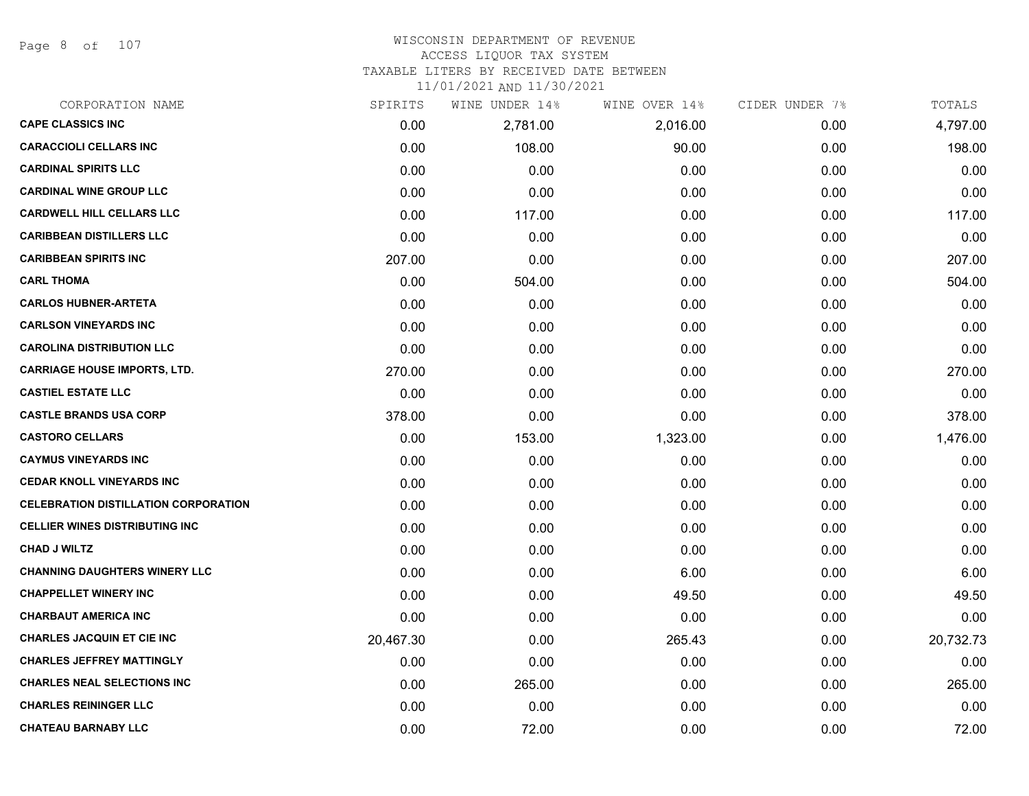WISCONSIN DEPARTMENT OF REVENUE
ACCESS LIQUOR TAX SYSTEM
TAXABLE LITERS BY RECEIVED DATE BETWEEN
11/01/2021 AND 11/30/2021

| CORPORATION NAME | SPIRITS | WINE UNDER 14% | WINE OVER 14% | CIDER UNDER 7% | TOTALS |
|---|---|---|---|---|---|
| **CAPE CLASSICS INC** | 0.00 | 2,781.00 | 2,016.00 | 0.00 | 4,797.00 |
| **CARACCIOLI CELLARS INC** | 0.00 | 108.00 | 90.00 | 0.00 | 198.00 |
| **CARDINAL SPIRITS LLC** | 0.00 | 0.00 | 0.00 | 0.00 | 0.00 |
| **CARDINAL WINE GROUP LLC** | 0.00 | 0.00 | 0.00 | 0.00 | 0.00 |
| **CARDWELL HILL CELLARS LLC** | 0.00 | 117.00 | 0.00 | 0.00 | 117.00 |
| **CARIBBEAN DISTILLERS LLC** | 0.00 | 0.00 | 0.00 | 0.00 | 0.00 |
| **CARIBBEAN SPIRITS INC** | 207.00 | 0.00 | 0.00 | 0.00 | 207.00 |
| **CARL THOMA** | 0.00 | 504.00 | 0.00 | 0.00 | 504.00 |
| **CARLOS HUBNER-ARTETA** | 0.00 | 0.00 | 0.00 | 0.00 | 0.00 |
| **CARLSON VINEYARDS INC** | 0.00 | 0.00 | 0.00 | 0.00 | 0.00 |
| **CAROLINA DISTRIBUTION LLC** | 0.00 | 0.00 | 0.00 | 0.00 | 0.00 |
| **CARRIAGE HOUSE IMPORTS, LTD.** | 270.00 | 0.00 | 0.00 | 0.00 | 270.00 |
| **CASTIEL ESTATE LLC** | 0.00 | 0.00 | 0.00 | 0.00 | 0.00 |
| **CASTLE BRANDS USA CORP** | 378.00 | 0.00 | 0.00 | 0.00 | 378.00 |
| **CASTORO CELLARS** | 0.00 | 153.00 | 1,323.00 | 0.00 | 1,476.00 |
| **CAYMUS VINEYARDS INC** | 0.00 | 0.00 | 0.00 | 0.00 | 0.00 |
| **CEDAR KNOLL VINEYARDS INC** | 0.00 | 0.00 | 0.00 | 0.00 | 0.00 |
| **CELEBRATION DISTILLATION CORPORATION** | 0.00 | 0.00 | 0.00 | 0.00 | 0.00 |
| **CELLIER WINES DISTRIBUTING INC** | 0.00 | 0.00 | 0.00 | 0.00 | 0.00 |
| **CHAD J WILTZ** | 0.00 | 0.00 | 0.00 | 0.00 | 0.00 |
| **CHANNING DAUGHTERS WINERY LLC** | 0.00 | 0.00 | 6.00 | 0.00 | 6.00 |
| **CHAPPELLET WINERY INC** | 0.00 | 0.00 | 49.50 | 0.00 | 49.50 |
| **CHARBAUT AMERICA INC** | 0.00 | 0.00 | 0.00 | 0.00 | 0.00 |
| **CHARLES JACQUIN ET CIE INC** | 20,467.30 | 0.00 | 265.43 | 0.00 | 20,732.73 |
| **CHARLES JEFFREY MATTINGLY** | 0.00 | 0.00 | 0.00 | 0.00 | 0.00 |
| **CHARLES NEAL SELECTIONS INC** | 0.00 | 265.00 | 0.00 | 0.00 | 265.00 |
| **CHARLES REININGER LLC** | 0.00 | 0.00 | 0.00 | 0.00 | 0.00 |
| **CHATEAU BARNABY LLC** | 0.00 | 72.00 | 0.00 | 0.00 | 72.00 |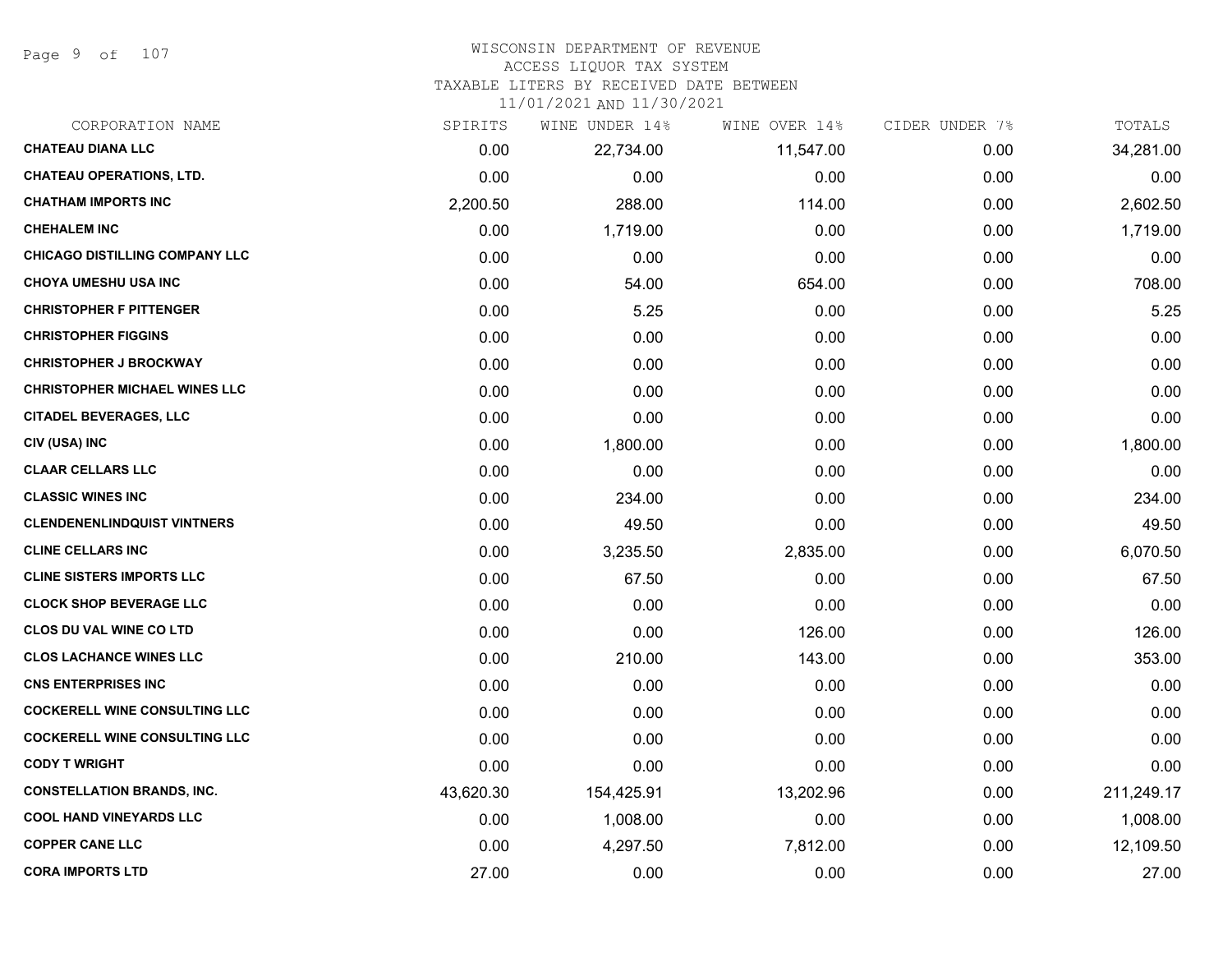WISCONSIN DEPARTMENT OF REVENUE
ACCESS LIQUOR TAX SYSTEM
TAXABLE LITERS BY RECEIVED DATE BETWEEN
11/01/2021 AND 11/30/2021

| CORPORATION NAME | SPIRITS | WINE UNDER 14% | WINE OVER 14% | CIDER UNDER 7% | TOTALS |
|---|---|---|---|---|---|
| CHATEAU DIANA LLC | 0.00 | 22,734.00 | 11,547.00 | 0.00 | 34,281.00 |
| CHATEAU OPERATIONS, LTD. | 0.00 | 0.00 | 0.00 | 0.00 | 0.00 |
| CHATHAM IMPORTS INC | 2,200.50 | 288.00 | 114.00 | 0.00 | 2,602.50 |
| CHEHALEM INC | 0.00 | 1,719.00 | 0.00 | 0.00 | 1,719.00 |
| CHICAGO DISTILLING COMPANY LLC | 0.00 | 0.00 | 0.00 | 0.00 | 0.00 |
| CHOYA UMESHU USA INC | 0.00 | 54.00 | 654.00 | 0.00 | 708.00 |
| CHRISTOPHER F PITTENGER | 0.00 | 5.25 | 0.00 | 0.00 | 5.25 |
| CHRISTOPHER FIGGINS | 0.00 | 0.00 | 0.00 | 0.00 | 0.00 |
| CHRISTOPHER J BROCKWAY | 0.00 | 0.00 | 0.00 | 0.00 | 0.00 |
| CHRISTOPHER MICHAEL WINES LLC | 0.00 | 0.00 | 0.00 | 0.00 | 0.00 |
| CITADEL BEVERAGES, LLC | 0.00 | 0.00 | 0.00 | 0.00 | 0.00 |
| CIV (USA) INC | 0.00 | 1,800.00 | 0.00 | 0.00 | 1,800.00 |
| CLAAR CELLARS LLC | 0.00 | 0.00 | 0.00 | 0.00 | 0.00 |
| CLASSIC WINES INC | 0.00 | 234.00 | 0.00 | 0.00 | 234.00 |
| CLENDENENLINDQUIST VINTNERS | 0.00 | 49.50 | 0.00 | 0.00 | 49.50 |
| CLINE CELLARS INC | 0.00 | 3,235.50 | 2,835.00 | 0.00 | 6,070.50 |
| CLINE SISTERS IMPORTS LLC | 0.00 | 67.50 | 0.00 | 0.00 | 67.50 |
| CLOCK SHOP BEVERAGE LLC | 0.00 | 0.00 | 0.00 | 0.00 | 0.00 |
| CLOS DU VAL WINE CO LTD | 0.00 | 0.00 | 126.00 | 0.00 | 126.00 |
| CLOS LACHANCE WINES LLC | 0.00 | 210.00 | 143.00 | 0.00 | 353.00 |
| CNS ENTERPRISES INC | 0.00 | 0.00 | 0.00 | 0.00 | 0.00 |
| COCKERELL WINE CONSULTING LLC | 0.00 | 0.00 | 0.00 | 0.00 | 0.00 |
| COCKERELL WINE CONSULTING LLC | 0.00 | 0.00 | 0.00 | 0.00 | 0.00 |
| CODY T WRIGHT | 0.00 | 0.00 | 0.00 | 0.00 | 0.00 |
| CONSTELLATION BRANDS, INC. | 43,620.30 | 154,425.91 | 13,202.96 | 0.00 | 211,249.17 |
| COOL HAND VINEYARDS LLC | 0.00 | 1,008.00 | 0.00 | 0.00 | 1,008.00 |
| COPPER CANE LLC | 0.00 | 4,297.50 | 7,812.00 | 0.00 | 12,109.50 |
| CORA IMPORTS LTD | 27.00 | 0.00 | 0.00 | 0.00 | 27.00 |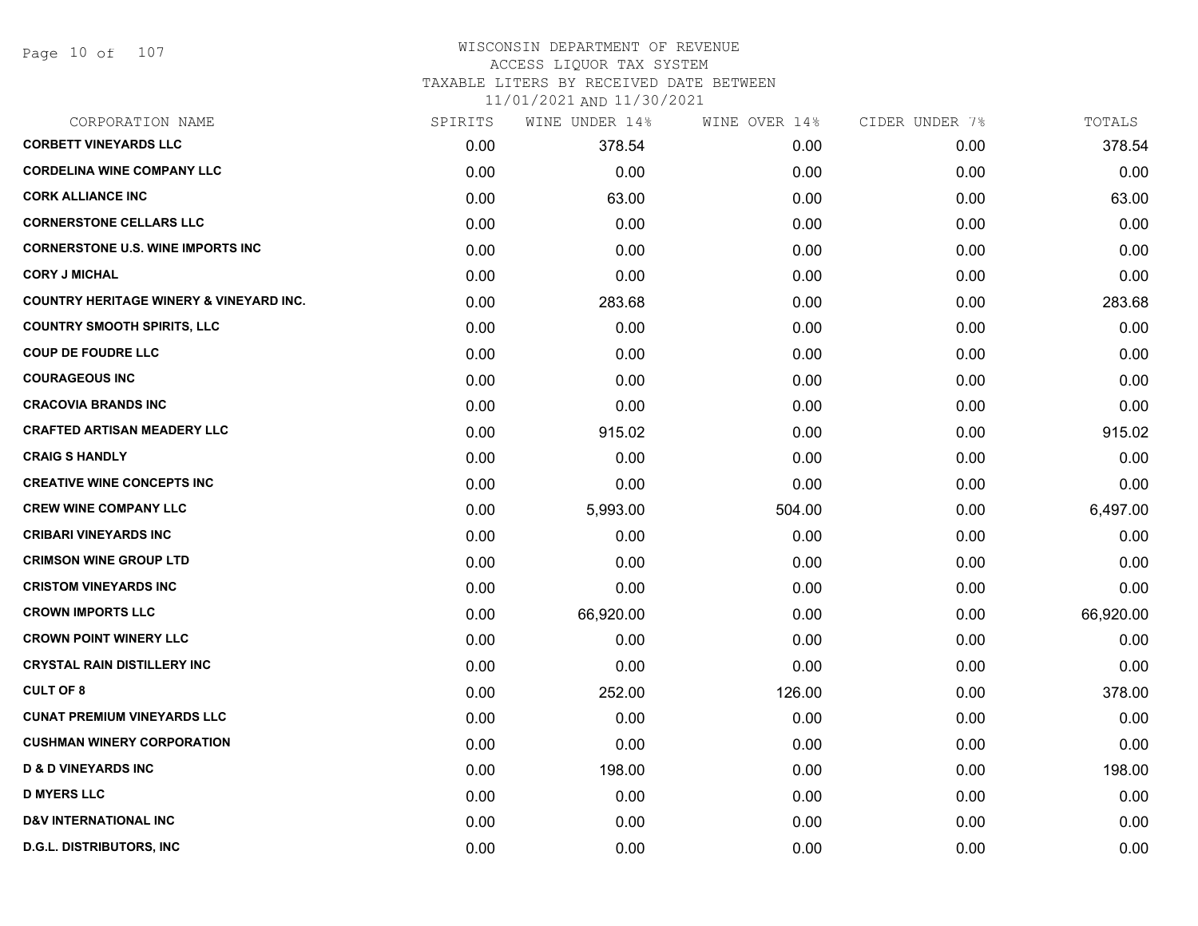WISCONSIN DEPARTMENT OF REVENUE
ACCESS LIQUOR TAX SYSTEM
TAXABLE LITERS BY RECEIVED DATE BETWEEN
11/01/2021 AND 11/30/2021

| CORPORATION NAME | SPIRITS | WINE UNDER 14% | WINE OVER 14% | CIDER UNDER 7% | TOTALS |
|---|---|---|---|---|---|
| CORBETT VINEYARDS LLC | 0.00 | 378.54 | 0.00 | 0.00 | 378.54 |
| CORDELINA WINE COMPANY LLC | 0.00 | 0.00 | 0.00 | 0.00 | 0.00 |
| CORK ALLIANCE INC | 0.00 | 63.00 | 0.00 | 0.00 | 63.00 |
| CORNERSTONE CELLARS LLC | 0.00 | 0.00 | 0.00 | 0.00 | 0.00 |
| CORNERSTONE U.S. WINE IMPORTS INC | 0.00 | 0.00 | 0.00 | 0.00 | 0.00 |
| CORY J MICHAL | 0.00 | 0.00 | 0.00 | 0.00 | 0.00 |
| COUNTRY HERITAGE WINERY & VINEYARD INC. | 0.00 | 283.68 | 0.00 | 0.00 | 283.68 |
| COUNTRY SMOOTH SPIRITS, LLC | 0.00 | 0.00 | 0.00 | 0.00 | 0.00 |
| COUP DE FOUDRE LLC | 0.00 | 0.00 | 0.00 | 0.00 | 0.00 |
| COURAGEOUS INC | 0.00 | 0.00 | 0.00 | 0.00 | 0.00 |
| CRACOVIA BRANDS INC | 0.00 | 0.00 | 0.00 | 0.00 | 0.00 |
| CRAFTED ARTISAN MEADERY LLC | 0.00 | 915.02 | 0.00 | 0.00 | 915.02 |
| CRAIG S HANDLY | 0.00 | 0.00 | 0.00 | 0.00 | 0.00 |
| CREATIVE WINE CONCEPTS INC | 0.00 | 0.00 | 0.00 | 0.00 | 0.00 |
| CREW WINE COMPANY LLC | 0.00 | 5,993.00 | 504.00 | 0.00 | 6,497.00 |
| CRIBARI VINEYARDS INC | 0.00 | 0.00 | 0.00 | 0.00 | 0.00 |
| CRIMSON WINE GROUP LTD | 0.00 | 0.00 | 0.00 | 0.00 | 0.00 |
| CRISTOM VINEYARDS INC | 0.00 | 0.00 | 0.00 | 0.00 | 0.00 |
| CROWN IMPORTS LLC | 0.00 | 66,920.00 | 0.00 | 0.00 | 66,920.00 |
| CROWN POINT WINERY LLC | 0.00 | 0.00 | 0.00 | 0.00 | 0.00 |
| CRYSTAL RAIN DISTILLERY INC | 0.00 | 0.00 | 0.00 | 0.00 | 0.00 |
| CULT OF 8 | 0.00 | 252.00 | 126.00 | 0.00 | 378.00 |
| CUNAT PREMIUM VINEYARDS LLC | 0.00 | 0.00 | 0.00 | 0.00 | 0.00 |
| CUSHMAN WINERY CORPORATION | 0.00 | 0.00 | 0.00 | 0.00 | 0.00 |
| D & D VINEYARDS INC | 0.00 | 198.00 | 0.00 | 0.00 | 198.00 |
| D MYERS LLC | 0.00 | 0.00 | 0.00 | 0.00 | 0.00 |
| D&V INTERNATIONAL INC | 0.00 | 0.00 | 0.00 | 0.00 | 0.00 |
| D.G.L. DISTRIBUTORS, INC | 0.00 | 0.00 | 0.00 | 0.00 | 0.00 |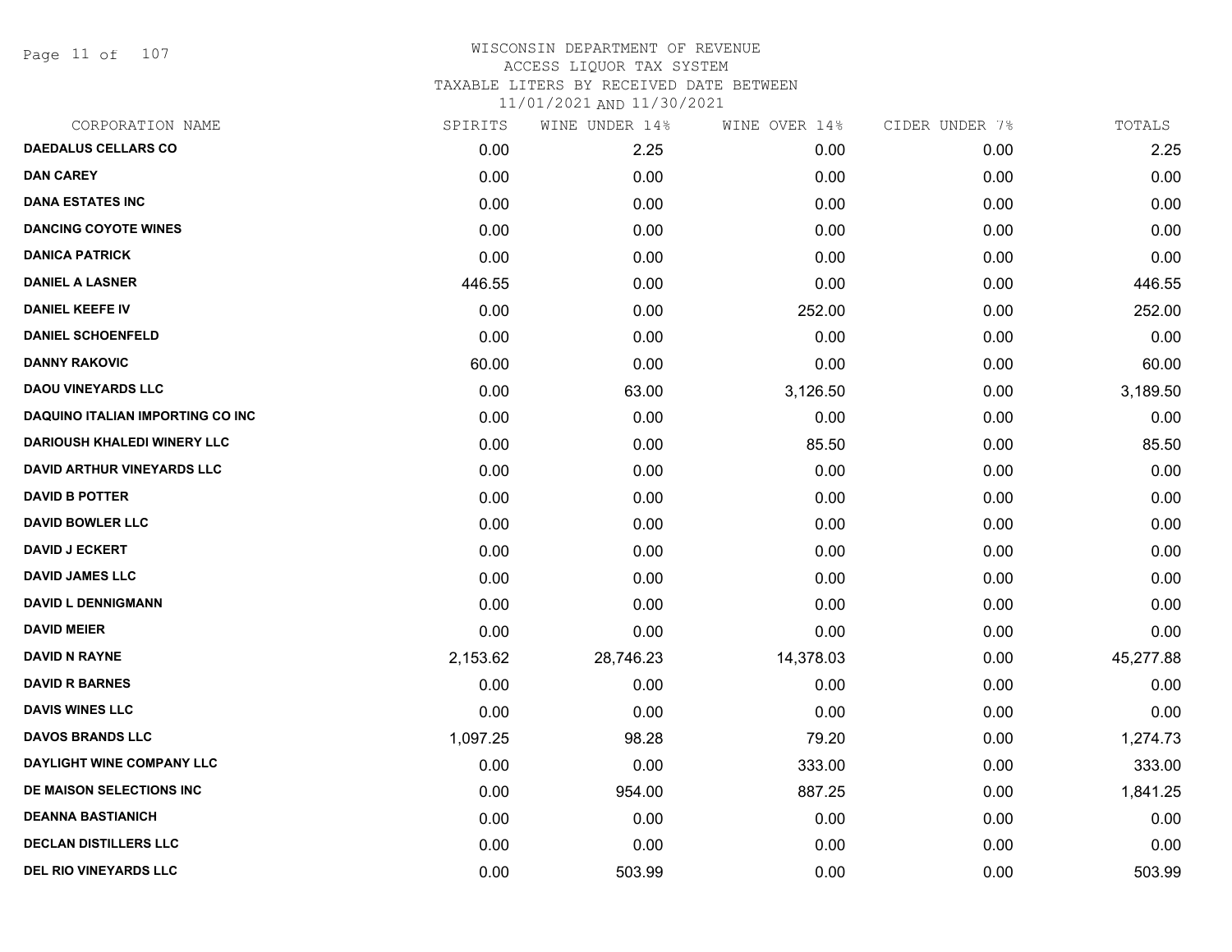# WISCONSIN DEPARTMENT OF REVENUE
## ACCESS LIQUOR TAX SYSTEM
### TAXABLE LITERS BY RECEIVED DATE BETWEEN 11/01/2021 AND 11/30/2021

| CORPORATION NAME | SPIRITS | WINE UNDER 14% | WINE OVER 14% | CIDER UNDER 7% | TOTALS |
|---|---|---|---|---|---|
| DAEDALUS CELLARS CO | 0.00 | 2.25 | 0.00 | 0.00 | 2.25 |
| DAN CAREY | 0.00 | 0.00 | 0.00 | 0.00 | 0.00 |
| DANA ESTATES INC | 0.00 | 0.00 | 0.00 | 0.00 | 0.00 |
| DANCING COYOTE WINES | 0.00 | 0.00 | 0.00 | 0.00 | 0.00 |
| DANICA PATRICK | 0.00 | 0.00 | 0.00 | 0.00 | 0.00 |
| DANIEL A LASNER | 446.55 | 0.00 | 0.00 | 0.00 | 446.55 |
| DANIEL KEEFE IV | 0.00 | 0.00 | 252.00 | 0.00 | 252.00 |
| DANIEL SCHOENFELD | 0.00 | 0.00 | 0.00 | 0.00 | 0.00 |
| DANNY RAKOVIC | 60.00 | 0.00 | 0.00 | 0.00 | 60.00 |
| DAOU VINEYARDS LLC | 0.00 | 63.00 | 3,126.50 | 0.00 | 3,189.50 |
| DAQUINO ITALIAN IMPORTING CO INC | 0.00 | 0.00 | 0.00 | 0.00 | 0.00 |
| DARIOUSH KHALEDI WINERY LLC | 0.00 | 0.00 | 85.50 | 0.00 | 85.50 |
| DAVID ARTHUR VINEYARDS LLC | 0.00 | 0.00 | 0.00 | 0.00 | 0.00 |
| DAVID B POTTER | 0.00 | 0.00 | 0.00 | 0.00 | 0.00 |
| DAVID BOWLER LLC | 0.00 | 0.00 | 0.00 | 0.00 | 0.00 |
| DAVID J ECKERT | 0.00 | 0.00 | 0.00 | 0.00 | 0.00 |
| DAVID JAMES LLC | 0.00 | 0.00 | 0.00 | 0.00 | 0.00 |
| DAVID L DENNIGMANN | 0.00 | 0.00 | 0.00 | 0.00 | 0.00 |
| DAVID MEIER | 0.00 | 0.00 | 0.00 | 0.00 | 0.00 |
| DAVID N RAYNE | 2,153.62 | 28,746.23 | 14,378.03 | 0.00 | 45,277.88 |
| DAVID R BARNES | 0.00 | 0.00 | 0.00 | 0.00 | 0.00 |
| DAVIS WINES LLC | 0.00 | 0.00 | 0.00 | 0.00 | 0.00 |
| DAVOS BRANDS LLC | 1,097.25 | 98.28 | 79.20 | 0.00 | 1,274.73 |
| DAYLIGHT WINE COMPANY LLC | 0.00 | 0.00 | 333.00 | 0.00 | 333.00 |
| DE MAISON SELECTIONS INC | 0.00 | 954.00 | 887.25 | 0.00 | 1,841.25 |
| DEANNA BASTIANICH | 0.00 | 0.00 | 0.00 | 0.00 | 0.00 |
| DECLAN DISTILLERS LLC | 0.00 | 0.00 | 0.00 | 0.00 | 0.00 |
| DEL RIO VINEYARDS LLC | 0.00 | 503.99 | 0.00 | 0.00 | 503.99 |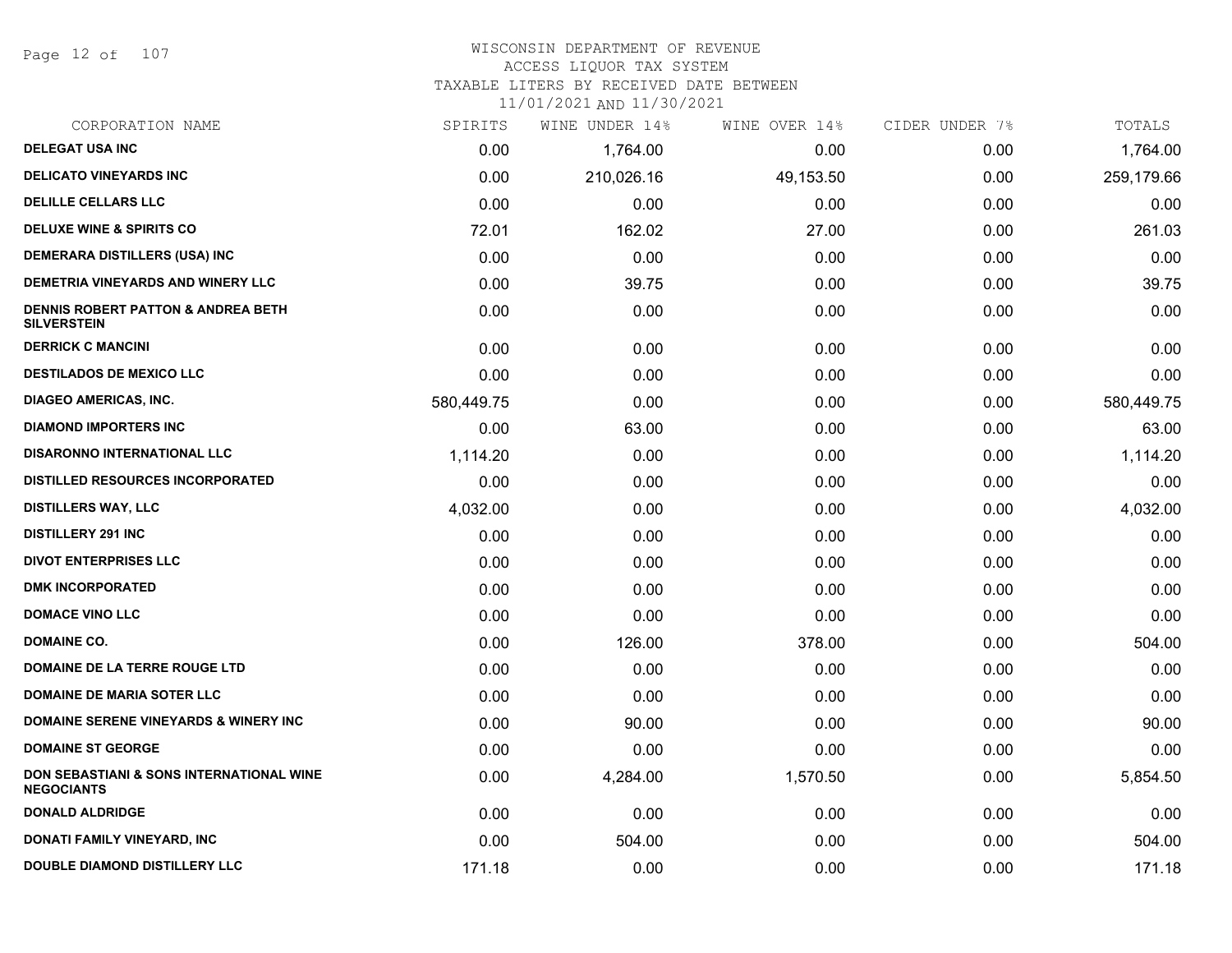# WISCONSIN DEPARTMENT OF REVENUE
## ACCESS LIQUOR TAX SYSTEM
### TAXABLE LITERS BY RECEIVED DATE BETWEEN 11/01/2021 AND 11/30/2021

| CORPORATION NAME | SPIRITS | WINE UNDER 14% | WINE OVER 14% | CIDER UNDER 7% | TOTALS |
|---|---|---|---|---|---|
| DELEGAT USA INC | 0.00 | 1,764.00 | 0.00 | 0.00 | 1,764.00 |
| DELICATO VINEYARDS INC | 0.00 | 210,026.16 | 49,153.50 | 0.00 | 259,179.66 |
| DELILLE CELLARS LLC | 0.00 | 0.00 | 0.00 | 0.00 | 0.00 |
| DELUXE WINE & SPIRITS CO | 72.01 | 162.02 | 27.00 | 0.00 | 261.03 |
| DEMERARA DISTILLERS (USA) INC | 0.00 | 0.00 | 0.00 | 0.00 | 0.00 |
| DEMETRIA VINEYARDS AND WINERY LLC | 0.00 | 39.75 | 0.00 | 0.00 | 39.75 |
| DENNIS ROBERT PATTON & ANDREA BETH SILVERSTEIN | 0.00 | 0.00 | 0.00 | 0.00 | 0.00 |
| DERRICK C MANCINI | 0.00 | 0.00 | 0.00 | 0.00 | 0.00 |
| DESTILADOS DE MEXICO LLC | 0.00 | 0.00 | 0.00 | 0.00 | 0.00 |
| DIAGEO AMERICAS, INC. | 580,449.75 | 0.00 | 0.00 | 0.00 | 580,449.75 |
| DIAMOND IMPORTERS INC | 0.00 | 63.00 | 0.00 | 0.00 | 63.00 |
| DISARONNO INTERNATIONAL LLC | 1,114.20 | 0.00 | 0.00 | 0.00 | 1,114.20 |
| DISTILLED RESOURCES INCORPORATED | 0.00 | 0.00 | 0.00 | 0.00 | 0.00 |
| DISTILLERS WAY, LLC | 4,032.00 | 0.00 | 0.00 | 0.00 | 4,032.00 |
| DISTILLERY 291 INC | 0.00 | 0.00 | 0.00 | 0.00 | 0.00 |
| DIVOT ENTERPRISES LLC | 0.00 | 0.00 | 0.00 | 0.00 | 0.00 |
| DMK INCORPORATED | 0.00 | 0.00 | 0.00 | 0.00 | 0.00 |
| DOMACE VINO LLC | 0.00 | 0.00 | 0.00 | 0.00 | 0.00 |
| DOMAINE CO. | 0.00 | 126.00 | 378.00 | 0.00 | 504.00 |
| DOMAINE DE LA TERRE ROUGE LTD | 0.00 | 0.00 | 0.00 | 0.00 | 0.00 |
| DOMAINE DE MARIA SOTER LLC | 0.00 | 0.00 | 0.00 | 0.00 | 0.00 |
| DOMAINE SERENE VINEYARDS & WINERY INC | 0.00 | 90.00 | 0.00 | 0.00 | 90.00 |
| DOMAINE ST GEORGE | 0.00 | 0.00 | 0.00 | 0.00 | 0.00 |
| DON SEBASTIANI & SONS INTERNATIONAL WINE NEGOCIANTS | 0.00 | 4,284.00 | 1,570.50 | 0.00 | 5,854.50 |
| DONALD ALDRIDGE | 0.00 | 0.00 | 0.00 | 0.00 | 0.00 |
| DONATI FAMILY VINEYARD, INC | 0.00 | 504.00 | 0.00 | 0.00 | 504.00 |
| DOUBLE DIAMOND DISTILLERY LLC | 171.18 | 0.00 | 0.00 | 0.00 | 171.18 |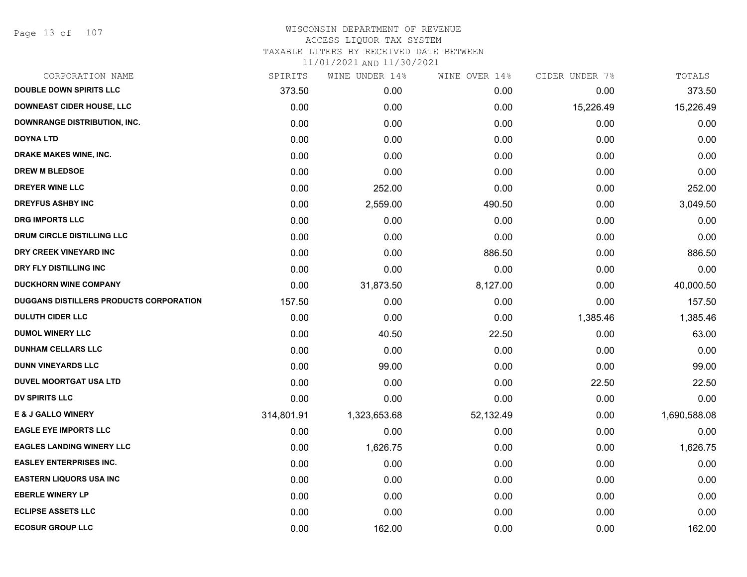WISCONSIN DEPARTMENT OF REVENUE
ACCESS LIQUOR TAX SYSTEM
TAXABLE LITERS BY RECEIVED DATE BETWEEN
11/01/2021 AND 11/30/2021

| CORPORATION NAME | SPIRITS | WINE UNDER 14% | WINE OVER 14% | CIDER UNDER 7% | TOTALS |
|---|---|---|---|---|---|
| DOUBLE DOWN SPIRITS LLC | 373.50 | 0.00 | 0.00 | 0.00 | 373.50 |
| DOWNEAST CIDER HOUSE, LLC | 0.00 | 0.00 | 0.00 | 15,226.49 | 15,226.49 |
| DOWNRANGE DISTRIBUTION, INC. | 0.00 | 0.00 | 0.00 | 0.00 | 0.00 |
| DOYNA LTD | 0.00 | 0.00 | 0.00 | 0.00 | 0.00 |
| DRAKE MAKES WINE, INC. | 0.00 | 0.00 | 0.00 | 0.00 | 0.00 |
| DREW M BLEDSOE | 0.00 | 0.00 | 0.00 | 0.00 | 0.00 |
| DREYER WINE LLC | 0.00 | 252.00 | 0.00 | 0.00 | 252.00 |
| DREYFUS ASHBY INC | 0.00 | 2,559.00 | 490.50 | 0.00 | 3,049.50 |
| DRG IMPORTS LLC | 0.00 | 0.00 | 0.00 | 0.00 | 0.00 |
| DRUM CIRCLE DISTILLING LLC | 0.00 | 0.00 | 0.00 | 0.00 | 0.00 |
| DRY CREEK VINEYARD INC | 0.00 | 0.00 | 886.50 | 0.00 | 886.50 |
| DRY FLY DISTILLING INC | 0.00 | 0.00 | 0.00 | 0.00 | 0.00 |
| DUCKHORN WINE COMPANY | 0.00 | 31,873.50 | 8,127.00 | 0.00 | 40,000.50 |
| DUGGANS DISTILLERS PRODUCTS CORPORATION | 157.50 | 0.00 | 0.00 | 0.00 | 157.50 |
| DULUTH CIDER LLC | 0.00 | 0.00 | 0.00 | 1,385.46 | 1,385.46 |
| DUMOL WINERY LLC | 0.00 | 40.50 | 22.50 | 0.00 | 63.00 |
| DUNHAM CELLARS LLC | 0.00 | 0.00 | 0.00 | 0.00 | 0.00 |
| DUNN VINEYARDS LLC | 0.00 | 99.00 | 0.00 | 0.00 | 99.00 |
| DUVEL MOORTGAT USA LTD | 0.00 | 0.00 | 0.00 | 22.50 | 22.50 |
| DV SPIRITS LLC | 0.00 | 0.00 | 0.00 | 0.00 | 0.00 |
| E & J GALLO WINERY | 314,801.91 | 1,323,653.68 | 52,132.49 | 0.00 | 1,690,588.08 |
| EAGLE EYE IMPORTS LLC | 0.00 | 0.00 | 0.00 | 0.00 | 0.00 |
| EAGLES LANDING WINERY LLC | 0.00 | 1,626.75 | 0.00 | 0.00 | 1,626.75 |
| EASLEY ENTERPRISES INC. | 0.00 | 0.00 | 0.00 | 0.00 | 0.00 |
| EASTERN LIQUORS USA INC | 0.00 | 0.00 | 0.00 | 0.00 | 0.00 |
| EBERLE WINERY LP | 0.00 | 0.00 | 0.00 | 0.00 | 0.00 |
| ECLIPSE ASSETS LLC | 0.00 | 0.00 | 0.00 | 0.00 | 0.00 |
| ECOSUR GROUP LLC | 0.00 | 162.00 | 0.00 | 0.00 | 162.00 |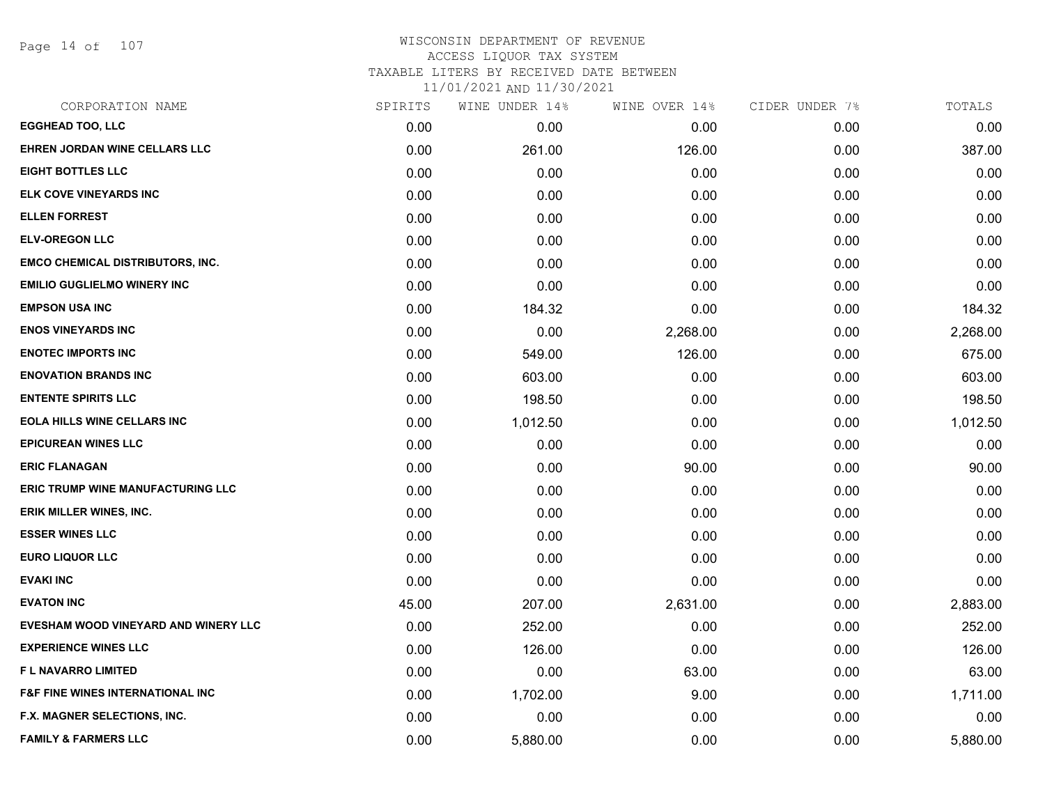WISCONSIN DEPARTMENT OF REVENUE
ACCESS LIQUOR TAX SYSTEM
TAXABLE LITERS BY RECEIVED DATE BETWEEN
11/01/2021 AND 11/30/2021

| CORPORATION NAME | SPIRITS | WINE UNDER 14% | WINE OVER 14% | CIDER UNDER 7% | TOTALS |
|---|---|---|---|---|---|
| EGGHEAD TOO, LLC | 0.00 | 0.00 | 0.00 | 0.00 | 0.00 |
| EHREN JORDAN WINE CELLARS LLC | 0.00 | 261.00 | 126.00 | 0.00 | 387.00 |
| EIGHT BOTTLES LLC | 0.00 | 0.00 | 0.00 | 0.00 | 0.00 |
| ELK COVE VINEYARDS INC | 0.00 | 0.00 | 0.00 | 0.00 | 0.00 |
| ELLEN FORREST | 0.00 | 0.00 | 0.00 | 0.00 | 0.00 |
| ELV-OREGON LLC | 0.00 | 0.00 | 0.00 | 0.00 | 0.00 |
| EMCO CHEMICAL DISTRIBUTORS, INC. | 0.00 | 0.00 | 0.00 | 0.00 | 0.00 |
| EMILIO GUGLIELMO WINERY INC | 0.00 | 0.00 | 0.00 | 0.00 | 0.00 |
| EMPSON USA INC | 0.00 | 184.32 | 0.00 | 0.00 | 184.32 |
| ENOS VINEYARDS INC | 0.00 | 0.00 | 2,268.00 | 0.00 | 2,268.00 |
| ENOTEC IMPORTS INC | 0.00 | 549.00 | 126.00 | 0.00 | 675.00 |
| ENOVATION BRANDS INC | 0.00 | 603.00 | 0.00 | 0.00 | 603.00 |
| ENTENTE SPIRITS LLC | 0.00 | 198.50 | 0.00 | 0.00 | 198.50 |
| EOLA HILLS WINE CELLARS INC | 0.00 | 1,012.50 | 0.00 | 0.00 | 1,012.50 |
| EPICUREAN WINES LLC | 0.00 | 0.00 | 0.00 | 0.00 | 0.00 |
| ERIC FLANAGAN | 0.00 | 0.00 | 90.00 | 0.00 | 90.00 |
| ERIC TRUMP WINE MANUFACTURING LLC | 0.00 | 0.00 | 0.00 | 0.00 | 0.00 |
| ERIK MILLER WINES, INC. | 0.00 | 0.00 | 0.00 | 0.00 | 0.00 |
| ESSER WINES LLC | 0.00 | 0.00 | 0.00 | 0.00 | 0.00 |
| EURO LIQUOR LLC | 0.00 | 0.00 | 0.00 | 0.00 | 0.00 |
| EVAKI INC | 0.00 | 0.00 | 0.00 | 0.00 | 0.00 |
| EVATON INC | 45.00 | 207.00 | 2,631.00 | 0.00 | 2,883.00 |
| EVESHAM WOOD VINEYARD AND WINERY LLC | 0.00 | 252.00 | 0.00 | 0.00 | 252.00 |
| EXPERIENCE WINES LLC | 0.00 | 126.00 | 0.00 | 0.00 | 126.00 |
| F L NAVARRO LIMITED | 0.00 | 0.00 | 63.00 | 0.00 | 63.00 |
| F&F FINE WINES INTERNATIONAL INC | 0.00 | 1,702.00 | 9.00 | 0.00 | 1,711.00 |
| F.X. MAGNER SELECTIONS, INC. | 0.00 | 0.00 | 0.00 | 0.00 | 0.00 |
| FAMILY & FARMERS LLC | 0.00 | 5,880.00 | 0.00 | 0.00 | 5,880.00 |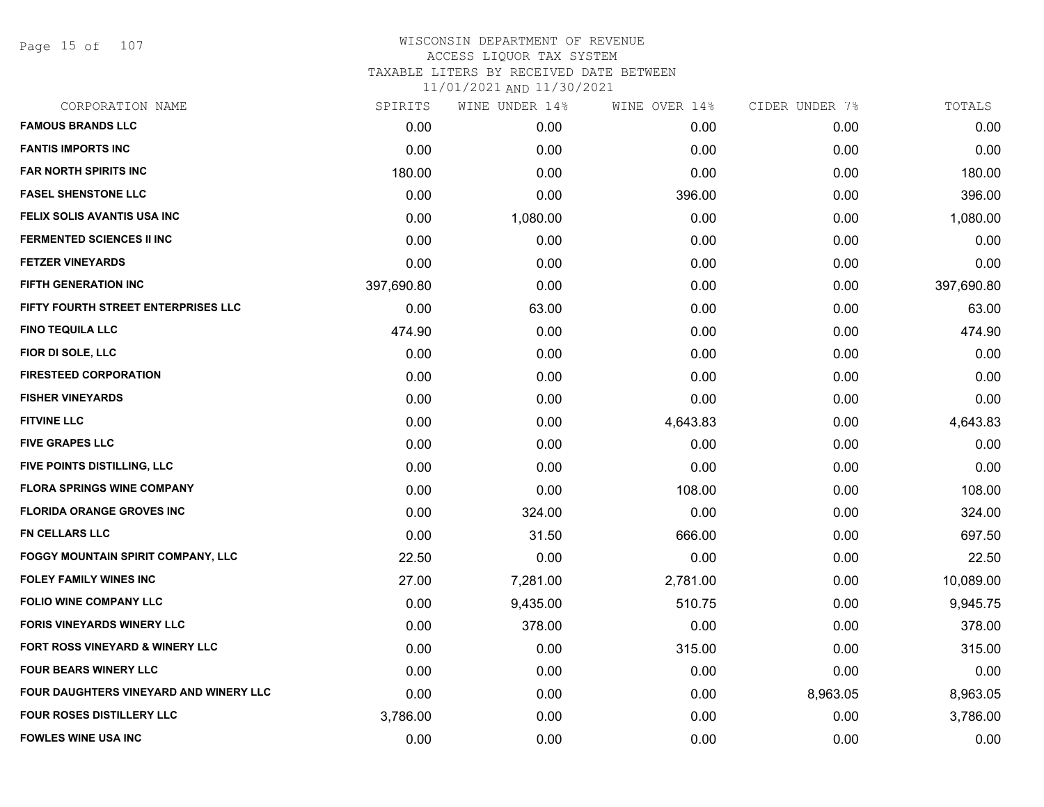WISCONSIN DEPARTMENT OF REVENUE
ACCESS LIQUOR TAX SYSTEM
TAXABLE LITERS BY RECEIVED DATE BETWEEN
11/01/2021 AND 11/30/2021

| CORPORATION NAME | SPIRITS | WINE UNDER 14% | WINE OVER 14% | CIDER UNDER 7% | TOTALS |
|---|---|---|---|---|---|
| FAMOUS BRANDS LLC | 0.00 | 0.00 | 0.00 | 0.00 | 0.00 |
| FANTIS IMPORTS INC | 0.00 | 0.00 | 0.00 | 0.00 | 0.00 |
| FAR NORTH SPIRITS INC | 180.00 | 0.00 | 0.00 | 0.00 | 180.00 |
| FASEL SHENSTONE LLC | 0.00 | 0.00 | 396.00 | 0.00 | 396.00 |
| FELIX SOLIS AVANTIS USA INC | 0.00 | 1,080.00 | 0.00 | 0.00 | 1,080.00 |
| FERMENTED SCIENCES II INC | 0.00 | 0.00 | 0.00 | 0.00 | 0.00 |
| FETZER VINEYARDS | 0.00 | 0.00 | 0.00 | 0.00 | 0.00 |
| FIFTH GENERATION INC | 397,690.80 | 0.00 | 0.00 | 0.00 | 397,690.80 |
| FIFTY FOURTH STREET ENTERPRISES LLC | 0.00 | 63.00 | 0.00 | 0.00 | 63.00 |
| FINO TEQUILA LLC | 474.90 | 0.00 | 0.00 | 0.00 | 474.90 |
| FIOR DI SOLE, LLC | 0.00 | 0.00 | 0.00 | 0.00 | 0.00 |
| FIRESTEED CORPORATION | 0.00 | 0.00 | 0.00 | 0.00 | 0.00 |
| FISHER VINEYARDS | 0.00 | 0.00 | 0.00 | 0.00 | 0.00 |
| FITVINE LLC | 0.00 | 0.00 | 4,643.83 | 0.00 | 4,643.83 |
| FIVE GRAPES LLC | 0.00 | 0.00 | 0.00 | 0.00 | 0.00 |
| FIVE POINTS DISTILLING, LLC | 0.00 | 0.00 | 0.00 | 0.00 | 0.00 |
| FLORA SPRINGS WINE COMPANY | 0.00 | 0.00 | 108.00 | 0.00 | 108.00 |
| FLORIDA ORANGE GROVES INC | 0.00 | 324.00 | 0.00 | 0.00 | 324.00 |
| FN CELLARS LLC | 0.00 | 31.50 | 666.00 | 0.00 | 697.50 |
| FOGGY MOUNTAIN SPIRIT COMPANY, LLC | 22.50 | 0.00 | 0.00 | 0.00 | 22.50 |
| FOLEY FAMILY WINES INC | 27.00 | 7,281.00 | 2,781.00 | 0.00 | 10,089.00 |
| FOLIO WINE COMPANY LLC | 0.00 | 9,435.00 | 510.75 | 0.00 | 9,945.75 |
| FORIS VINEYARDS WINERY LLC | 0.00 | 378.00 | 0.00 | 0.00 | 378.00 |
| FORT ROSS VINEYARD & WINERY LLC | 0.00 | 0.00 | 315.00 | 0.00 | 315.00 |
| FOUR BEARS WINERY LLC | 0.00 | 0.00 | 0.00 | 0.00 | 0.00 |
| FOUR DAUGHTERS VINEYARD AND WINERY LLC | 0.00 | 0.00 | 0.00 | 8,963.05 | 8,963.05 |
| FOUR ROSES DISTILLERY LLC | 3,786.00 | 0.00 | 0.00 | 0.00 | 3,786.00 |
| FOWLES WINE USA INC | 0.00 | 0.00 | 0.00 | 0.00 | 0.00 |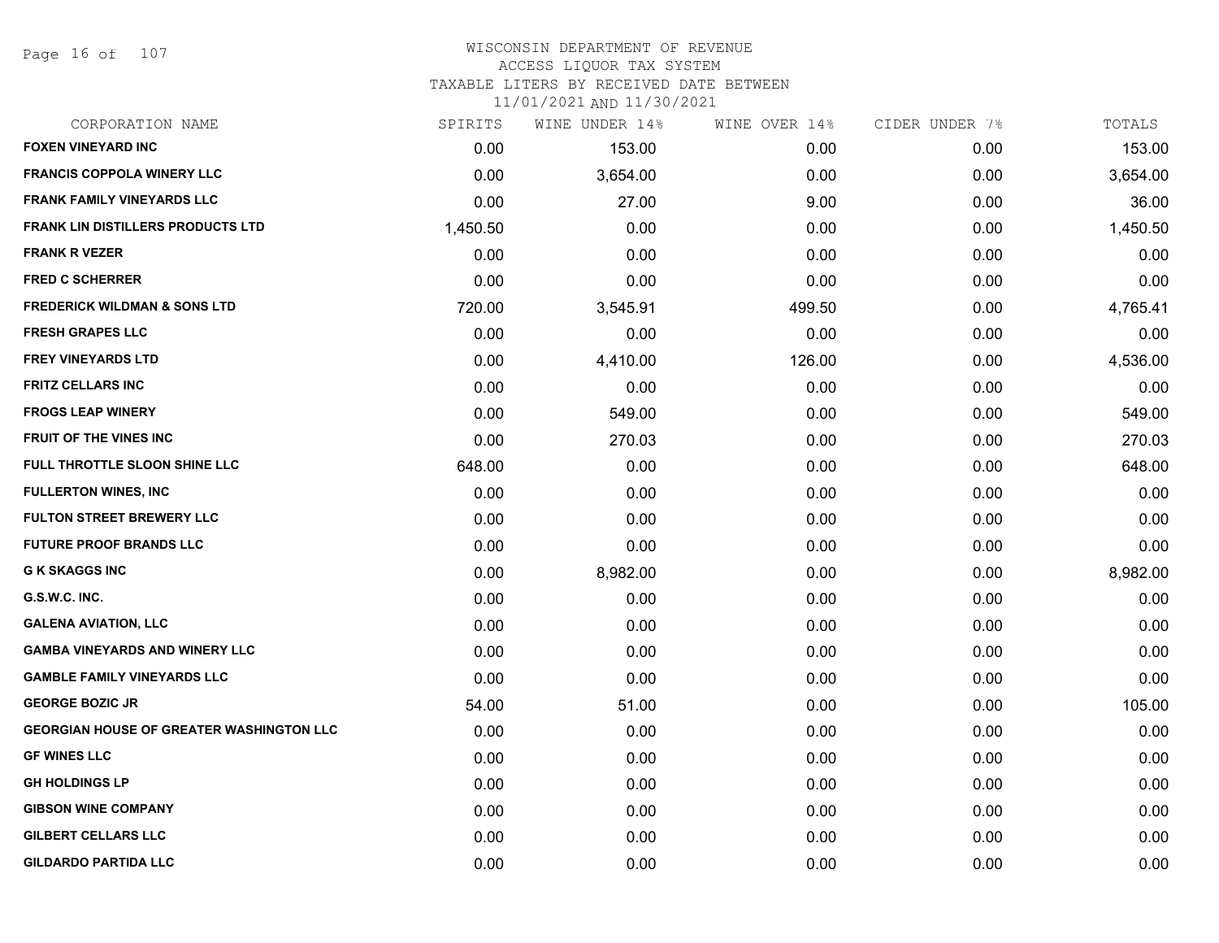WISCONSIN DEPARTMENT OF REVENUE
ACCESS LIQUOR TAX SYSTEM
TAXABLE LITERS BY RECEIVED DATE BETWEEN
11/01/2021 AND 11/30/2021

| CORPORATION NAME | SPIRITS | WINE UNDER 14% | WINE OVER 14% | CIDER UNDER 7% | TOTALS |
|---|---|---|---|---|---|
| **FOXEN VINEYARD INC** | 0.00 | 153.00 | 0.00 | 0.00 | 153.00 |
| **FRANCIS COPPOLA WINERY LLC** | 0.00 | 3,654.00 | 0.00 | 0.00 | 3,654.00 |
| **FRANK FAMILY VINEYARDS LLC** | 0.00 | 27.00 | 9.00 | 0.00 | 36.00 |
| **FRANK LIN DISTILLERS PRODUCTS LTD** | 1,450.50 | 0.00 | 0.00 | 0.00 | 1,450.50 |
| **FRANK R VEZER** | 0.00 | 0.00 | 0.00 | 0.00 | 0.00 |
| **FRED C SCHERRER** | 0.00 | 0.00 | 0.00 | 0.00 | 0.00 |
| **FREDERICK WILDMAN & SONS LTD** | 720.00 | 3,545.91 | 499.50 | 0.00 | 4,765.41 |
| **FRESH GRAPES LLC** | 0.00 | 0.00 | 0.00 | 0.00 | 0.00 |
| **FREY VINEYARDS LTD** | 0.00 | 4,410.00 | 126.00 | 0.00 | 4,536.00 |
| **FRITZ CELLARS INC** | 0.00 | 0.00 | 0.00 | 0.00 | 0.00 |
| **FROGS LEAP WINERY** | 0.00 | 549.00 | 0.00 | 0.00 | 549.00 |
| **FRUIT OF THE VINES INC** | 0.00 | 270.03 | 0.00 | 0.00 | 270.03 |
| **FULL THROTTLE SLOON SHINE LLC** | 648.00 | 0.00 | 0.00 | 0.00 | 648.00 |
| **FULLERTON WINES, INC** | 0.00 | 0.00 | 0.00 | 0.00 | 0.00 |
| **FULTON STREET BREWERY LLC** | 0.00 | 0.00 | 0.00 | 0.00 | 0.00 |
| **FUTURE PROOF BRANDS LLC** | 0.00 | 0.00 | 0.00 | 0.00 | 0.00 |
| **G K SKAGGS INC** | 0.00 | 8,982.00 | 0.00 | 0.00 | 8,982.00 |
| **G.S.W.C. INC.** | 0.00 | 0.00 | 0.00 | 0.00 | 0.00 |
| **GALENA AVIATION, LLC** | 0.00 | 0.00 | 0.00 | 0.00 | 0.00 |
| **GAMBA VINEYARDS AND WINERY LLC** | 0.00 | 0.00 | 0.00 | 0.00 | 0.00 |
| **GAMBLE FAMILY VINEYARDS LLC** | 0.00 | 0.00 | 0.00 | 0.00 | 0.00 |
| **GEORGE BOZIC JR** | 54.00 | 51.00 | 0.00 | 0.00 | 105.00 |
| **GEORGIAN HOUSE OF GREATER WASHINGTON LLC** | 0.00 | 0.00 | 0.00 | 0.00 | 0.00 |
| **GF WINES LLC** | 0.00 | 0.00 | 0.00 | 0.00 | 0.00 |
| **GH HOLDINGS LP** | 0.00 | 0.00 | 0.00 | 0.00 | 0.00 |
| **GIBSON WINE COMPANY** | 0.00 | 0.00 | 0.00 | 0.00 | 0.00 |
| **GILBERT CELLARS LLC** | 0.00 | 0.00 | 0.00 | 0.00 | 0.00 |
| **GILDARDO PARTIDA LLC** | 0.00 | 0.00 | 0.00 | 0.00 | 0.00 |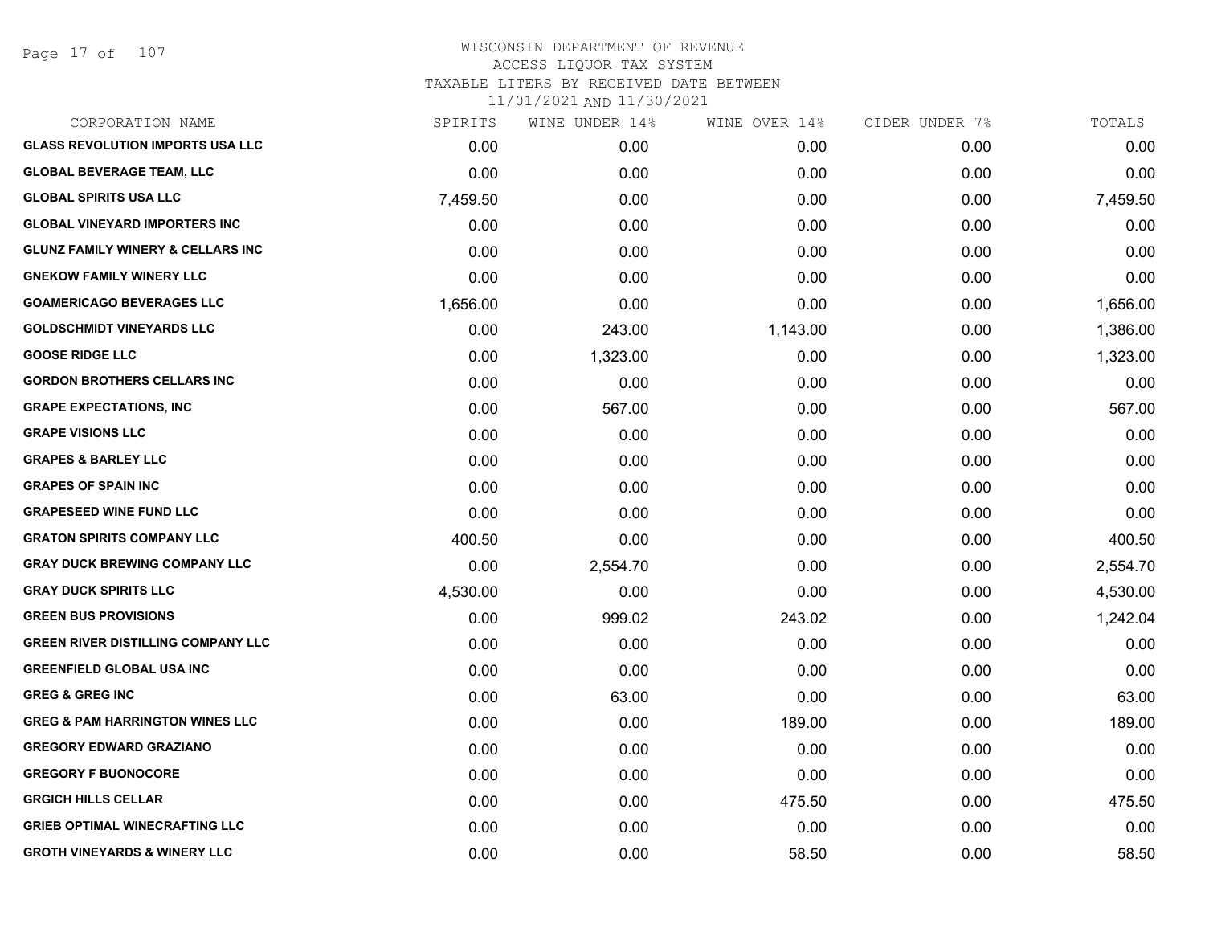WISCONSIN DEPARTMENT OF REVENUE
ACCESS LIQUOR TAX SYSTEM
TAXABLE LITERS BY RECEIVED DATE BETWEEN
11/01/2021 AND 11/30/2021

| CORPORATION NAME | SPIRITS | WINE UNDER 14% | WINE OVER 14% | CIDER UNDER 7% | TOTALS |
|---|---|---|---|---|---|
| GLASS REVOLUTION IMPORTS USA LLC | 0.00 | 0.00 | 0.00 | 0.00 | 0.00 |
| GLOBAL BEVERAGE TEAM, LLC | 0.00 | 0.00 | 0.00 | 0.00 | 0.00 |
| GLOBAL SPIRITS USA LLC | 7,459.50 | 0.00 | 0.00 | 0.00 | 7,459.50 |
| GLOBAL VINEYARD IMPORTERS INC | 0.00 | 0.00 | 0.00 | 0.00 | 0.00 |
| GLUNZ FAMILY WINERY & CELLARS INC | 0.00 | 0.00 | 0.00 | 0.00 | 0.00 |
| GNEKOW FAMILY WINERY LLC | 0.00 | 0.00 | 0.00 | 0.00 | 0.00 |
| GOAMERICAGO BEVERAGES LLC | 1,656.00 | 0.00 | 0.00 | 0.00 | 1,656.00 |
| GOLDSCHMIDT VINEYARDS LLC | 0.00 | 243.00 | 1,143.00 | 0.00 | 1,386.00 |
| GOOSE RIDGE LLC | 0.00 | 1,323.00 | 0.00 | 0.00 | 1,323.00 |
| GORDON BROTHERS CELLARS INC | 0.00 | 0.00 | 0.00 | 0.00 | 0.00 |
| GRAPE EXPECTATIONS, INC | 0.00 | 567.00 | 0.00 | 0.00 | 567.00 |
| GRAPE VISIONS LLC | 0.00 | 0.00 | 0.00 | 0.00 | 0.00 |
| GRAPES & BARLEY LLC | 0.00 | 0.00 | 0.00 | 0.00 | 0.00 |
| GRAPES OF SPAIN INC | 0.00 | 0.00 | 0.00 | 0.00 | 0.00 |
| GRAPESEED WINE FUND LLC | 0.00 | 0.00 | 0.00 | 0.00 | 0.00 |
| GRATON SPIRITS COMPANY LLC | 400.50 | 0.00 | 0.00 | 0.00 | 400.50 |
| GRAY DUCK BREWING COMPANY LLC | 0.00 | 2,554.70 | 0.00 | 0.00 | 2,554.70 |
| GRAY DUCK SPIRITS LLC | 4,530.00 | 0.00 | 0.00 | 0.00 | 4,530.00 |
| GREEN BUS PROVISIONS | 0.00 | 999.02 | 243.02 | 0.00 | 1,242.04 |
| GREEN RIVER DISTILLING COMPANY LLC | 0.00 | 0.00 | 0.00 | 0.00 | 0.00 |
| GREENFIELD GLOBAL USA INC | 0.00 | 0.00 | 0.00 | 0.00 | 0.00 |
| GREG & GREG INC | 0.00 | 63.00 | 0.00 | 0.00 | 63.00 |
| GREG & PAM HARRINGTON WINES LLC | 0.00 | 0.00 | 189.00 | 0.00 | 189.00 |
| GREGORY EDWARD GRAZIANO | 0.00 | 0.00 | 0.00 | 0.00 | 0.00 |
| GREGORY F BUONOCORE | 0.00 | 0.00 | 0.00 | 0.00 | 0.00 |
| GRGICH HILLS CELLAR | 0.00 | 0.00 | 475.50 | 0.00 | 475.50 |
| GRIEB OPTIMAL WINECRAFTING LLC | 0.00 | 0.00 | 0.00 | 0.00 | 0.00 |
| GROTH VINEYARDS & WINERY LLC | 0.00 | 0.00 | 58.50 | 0.00 | 58.50 |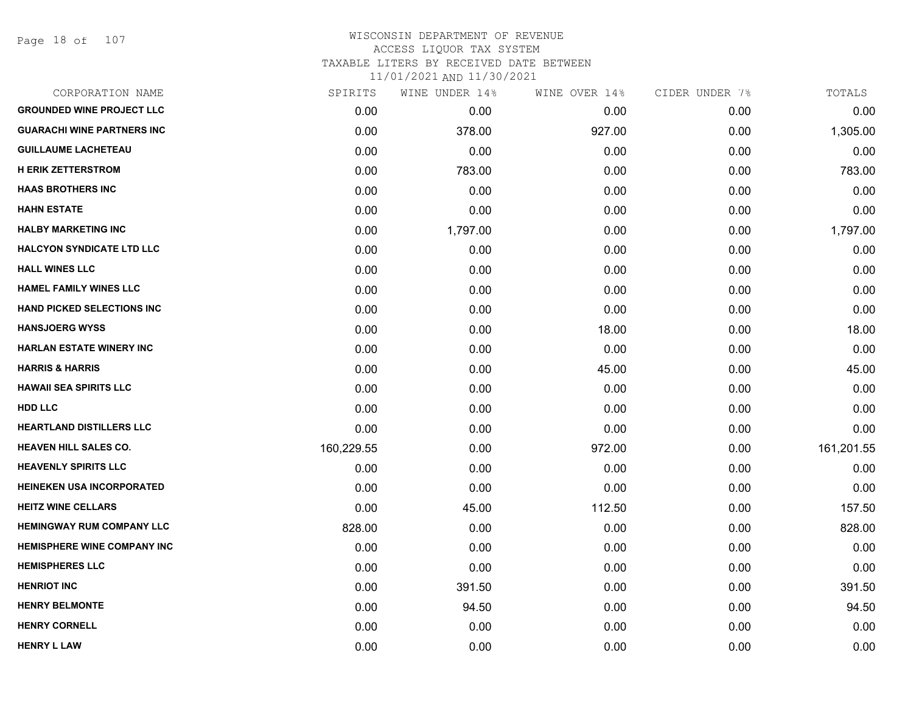# WISCONSIN DEPARTMENT OF REVENUE
ACCESS LIQUOR TAX SYSTEM
TAXABLE LITERS BY RECEIVED DATE BETWEEN
11/01/2021 AND 11/30/2021

| CORPORATION NAME | SPIRITS | WINE UNDER 14% | WINE OVER 14% | CIDER UNDER 7% | TOTALS |
|---|---|---|---|---|---|
| GROUNDED WINE PROJECT LLC | 0.00 | 0.00 | 0.00 | 0.00 | 0.00 |
| GUARACHI WINE PARTNERS INC | 0.00 | 378.00 | 927.00 | 0.00 | 1,305.00 |
| GUILLAUME LACHETEAU | 0.00 | 0.00 | 0.00 | 0.00 | 0.00 |
| H ERIK ZETTERSTROM | 0.00 | 783.00 | 0.00 | 0.00 | 783.00 |
| HAAS BROTHERS INC | 0.00 | 0.00 | 0.00 | 0.00 | 0.00 |
| HAHN ESTATE | 0.00 | 0.00 | 0.00 | 0.00 | 0.00 |
| HALBY MARKETING INC | 0.00 | 1,797.00 | 0.00 | 0.00 | 1,797.00 |
| HALCYON SYNDICATE LTD LLC | 0.00 | 0.00 | 0.00 | 0.00 | 0.00 |
| HALL WINES LLC | 0.00 | 0.00 | 0.00 | 0.00 | 0.00 |
| HAMEL FAMILY WINES LLC | 0.00 | 0.00 | 0.00 | 0.00 | 0.00 |
| HAND PICKED SELECTIONS INC | 0.00 | 0.00 | 0.00 | 0.00 | 0.00 |
| HANSJOERG WYSS | 0.00 | 0.00 | 18.00 | 0.00 | 18.00 |
| HARLAN ESTATE WINERY INC | 0.00 | 0.00 | 0.00 | 0.00 | 0.00 |
| HARRIS & HARRIS | 0.00 | 0.00 | 45.00 | 0.00 | 45.00 |
| HAWAII SEA SPIRITS LLC | 0.00 | 0.00 | 0.00 | 0.00 | 0.00 |
| HDD LLC | 0.00 | 0.00 | 0.00 | 0.00 | 0.00 |
| HEARTLAND DISTILLERS LLC | 0.00 | 0.00 | 0.00 | 0.00 | 0.00 |
| HEAVEN HILL SALES CO. | 160,229.55 | 0.00 | 972.00 | 0.00 | 161,201.55 |
| HEAVENLY SPIRITS LLC | 0.00 | 0.00 | 0.00 | 0.00 | 0.00 |
| HEINEKEN USA INCORPORATED | 0.00 | 0.00 | 0.00 | 0.00 | 0.00 |
| HEITZ WINE CELLARS | 0.00 | 45.00 | 112.50 | 0.00 | 157.50 |
| HEMINGWAY RUM COMPANY LLC | 828.00 | 0.00 | 0.00 | 0.00 | 828.00 |
| HEMISPHERE WINE COMPANY INC | 0.00 | 0.00 | 0.00 | 0.00 | 0.00 |
| HEMISPHERES LLC | 0.00 | 0.00 | 0.00 | 0.00 | 0.00 |
| HENRIOT INC | 0.00 | 391.50 | 0.00 | 0.00 | 391.50 |
| HENRY BELMONTE | 0.00 | 94.50 | 0.00 | 0.00 | 94.50 |
| HENRY CORNELL | 0.00 | 0.00 | 0.00 | 0.00 | 0.00 |
| HENRY L LAW | 0.00 | 0.00 | 0.00 | 0.00 | 0.00 |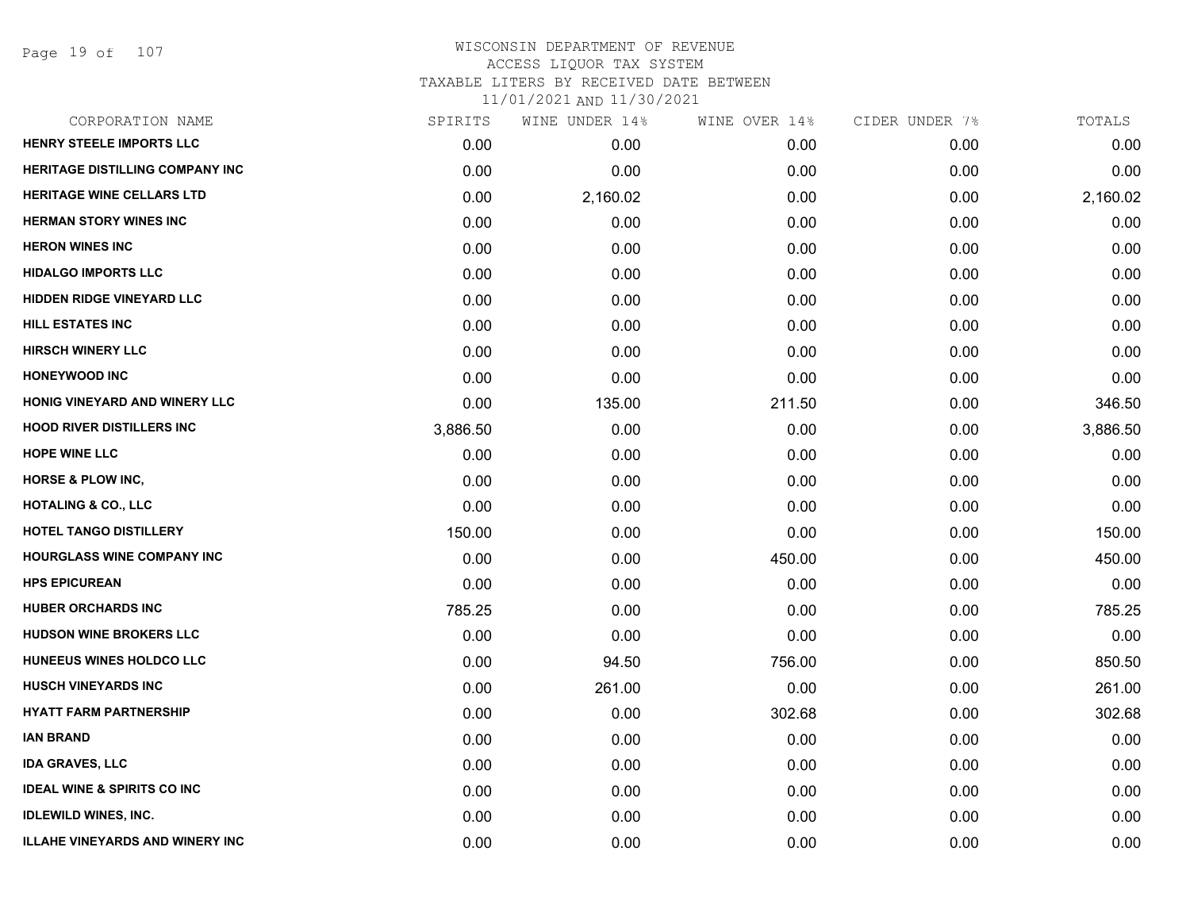# WISCONSIN DEPARTMENT OF REVENUE
## ACCESS LIQUOR TAX SYSTEM
### TAXABLE LITERS BY RECEIVED DATE BETWEEN 11/01/2021 AND 11/30/2021

| CORPORATION NAME | SPIRITS | WINE UNDER 14% | WINE OVER 14% | CIDER UNDER 7% | TOTALS |
|---|---|---|---|---|---|
| HENRY STEELE IMPORTS LLC | 0.00 | 0.00 | 0.00 | 0.00 | 0.00 |
| HERITAGE DISTILLING COMPANY INC | 0.00 | 0.00 | 0.00 | 0.00 | 0.00 |
| HERITAGE WINE CELLARS LTD | 0.00 | 2,160.02 | 0.00 | 0.00 | 2,160.02 |
| HERMAN STORY WINES INC | 0.00 | 0.00 | 0.00 | 0.00 | 0.00 |
| HERON WINES INC | 0.00 | 0.00 | 0.00 | 0.00 | 0.00 |
| HIDALGO IMPORTS LLC | 0.00 | 0.00 | 0.00 | 0.00 | 0.00 |
| HIDDEN RIDGE VINEYARD LLC | 0.00 | 0.00 | 0.00 | 0.00 | 0.00 |
| HILL ESTATES INC | 0.00 | 0.00 | 0.00 | 0.00 | 0.00 |
| HIRSCH WINERY LLC | 0.00 | 0.00 | 0.00 | 0.00 | 0.00 |
| HONEYWOOD INC | 0.00 | 0.00 | 0.00 | 0.00 | 0.00 |
| HONIG VINEYARD AND WINERY LLC | 0.00 | 135.00 | 211.50 | 0.00 | 346.50 |
| HOOD RIVER DISTILLERS INC | 3,886.50 | 0.00 | 0.00 | 0.00 | 3,886.50 |
| HOPE WINE LLC | 0.00 | 0.00 | 0.00 | 0.00 | 0.00 |
| HORSE & PLOW INC, | 0.00 | 0.00 | 0.00 | 0.00 | 0.00 |
| HOTALING & CO., LLC | 0.00 | 0.00 | 0.00 | 0.00 | 0.00 |
| HOTEL TANGO DISTILLERY | 150.00 | 0.00 | 0.00 | 0.00 | 150.00 |
| HOURGLASS WINE COMPANY INC | 0.00 | 0.00 | 450.00 | 0.00 | 450.00 |
| HPS EPICUREAN | 0.00 | 0.00 | 0.00 | 0.00 | 0.00 |
| HUBER ORCHARDS INC | 785.25 | 0.00 | 0.00 | 0.00 | 785.25 |
| HUDSON WINE BROKERS LLC | 0.00 | 0.00 | 0.00 | 0.00 | 0.00 |
| HUNEEUS WINES HOLDCO LLC | 0.00 | 94.50 | 756.00 | 0.00 | 850.50 |
| HUSCH VINEYARDS INC | 0.00 | 261.00 | 0.00 | 0.00 | 261.00 |
| HYATT FARM PARTNERSHIP | 0.00 | 0.00 | 302.68 | 0.00 | 302.68 |
| IAN BRAND | 0.00 | 0.00 | 0.00 | 0.00 | 0.00 |
| IDA GRAVES, LLC | 0.00 | 0.00 | 0.00 | 0.00 | 0.00 |
| IDEAL WINE & SPIRITS CO INC | 0.00 | 0.00 | 0.00 | 0.00 | 0.00 |
| IDLEWILD WINES, INC. | 0.00 | 0.00 | 0.00 | 0.00 | 0.00 |
| ILLAHE VINEYARDS AND WINERY INC | 0.00 | 0.00 | 0.00 | 0.00 | 0.00 |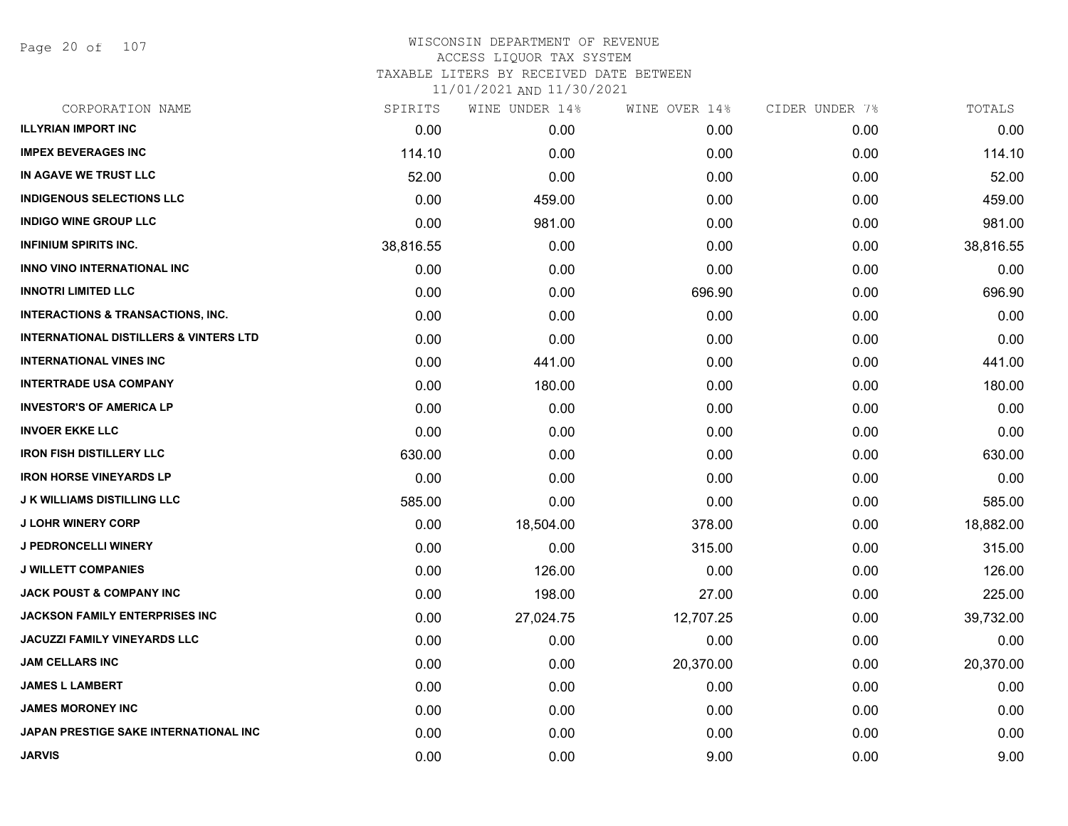# WISCONSIN DEPARTMENT OF REVENUE
## ACCESS LIQUOR TAX SYSTEM
### TAXABLE LITERS BY RECEIVED DATE BETWEEN 11/01/2021 AND 11/30/2021

| CORPORATION NAME | SPIRITS | WINE UNDER 14% | WINE OVER 14% | CIDER UNDER 7% | TOTALS |
|---|---|---|---|---|---|
| ILLYRIAN IMPORT INC | 0.00 | 0.00 | 0.00 | 0.00 | 0.00 |
| IMPEX BEVERAGES INC | 114.10 | 0.00 | 0.00 | 0.00 | 114.10 |
| IN AGAVE WE TRUST LLC | 52.00 | 0.00 | 0.00 | 0.00 | 52.00 |
| INDIGENOUS SELECTIONS LLC | 0.00 | 459.00 | 0.00 | 0.00 | 459.00 |
| INDIGO WINE GROUP LLC | 0.00 | 981.00 | 0.00 | 0.00 | 981.00 |
| INFINIUM SPIRITS INC. | 38,816.55 | 0.00 | 0.00 | 0.00 | 38,816.55 |
| INNO VINO INTERNATIONAL INC | 0.00 | 0.00 | 0.00 | 0.00 | 0.00 |
| INNOTRI LIMITED LLC | 0.00 | 0.00 | 696.90 | 0.00 | 696.90 |
| INTERACTIONS & TRANSACTIONS, INC. | 0.00 | 0.00 | 0.00 | 0.00 | 0.00 |
| INTERNATIONAL DISTILLERS & VINTERS LTD | 0.00 | 0.00 | 0.00 | 0.00 | 0.00 |
| INTERNATIONAL VINES INC | 0.00 | 441.00 | 0.00 | 0.00 | 441.00 |
| INTERTRADE USA COMPANY | 0.00 | 180.00 | 0.00 | 0.00 | 180.00 |
| INVESTOR'S OF AMERICA LP | 0.00 | 0.00 | 0.00 | 0.00 | 0.00 |
| INVOER EKKE LLC | 0.00 | 0.00 | 0.00 | 0.00 | 0.00 |
| IRON FISH DISTILLERY LLC | 630.00 | 0.00 | 0.00 | 0.00 | 630.00 |
| IRON HORSE VINEYARDS LP | 0.00 | 0.00 | 0.00 | 0.00 | 0.00 |
| J K WILLIAMS DISTILLING LLC | 585.00 | 0.00 | 0.00 | 0.00 | 585.00 |
| J LOHR WINERY CORP | 0.00 | 18,504.00 | 378.00 | 0.00 | 18,882.00 |
| J PEDRONCELLI WINERY | 0.00 | 0.00 | 315.00 | 0.00 | 315.00 |
| J WILLETT COMPANIES | 0.00 | 126.00 | 0.00 | 0.00 | 126.00 |
| JACK POUST & COMPANY INC | 0.00 | 198.00 | 27.00 | 0.00 | 225.00 |
| JACKSON FAMILY ENTERPRISES INC | 0.00 | 27,024.75 | 12,707.25 | 0.00 | 39,732.00 |
| JACUZZI FAMILY VINEYARDS LLC | 0.00 | 0.00 | 0.00 | 0.00 | 0.00 |
| JAM CELLARS INC | 0.00 | 0.00 | 20,370.00 | 0.00 | 20,370.00 |
| JAMES L LAMBERT | 0.00 | 0.00 | 0.00 | 0.00 | 0.00 |
| JAMES MORONEY INC | 0.00 | 0.00 | 0.00 | 0.00 | 0.00 |
| JAPAN PRESTIGE SAKE INTERNATIONAL INC | 0.00 | 0.00 | 0.00 | 0.00 | 0.00 |
| JARVIS | 0.00 | 0.00 | 9.00 | 0.00 | 9.00 |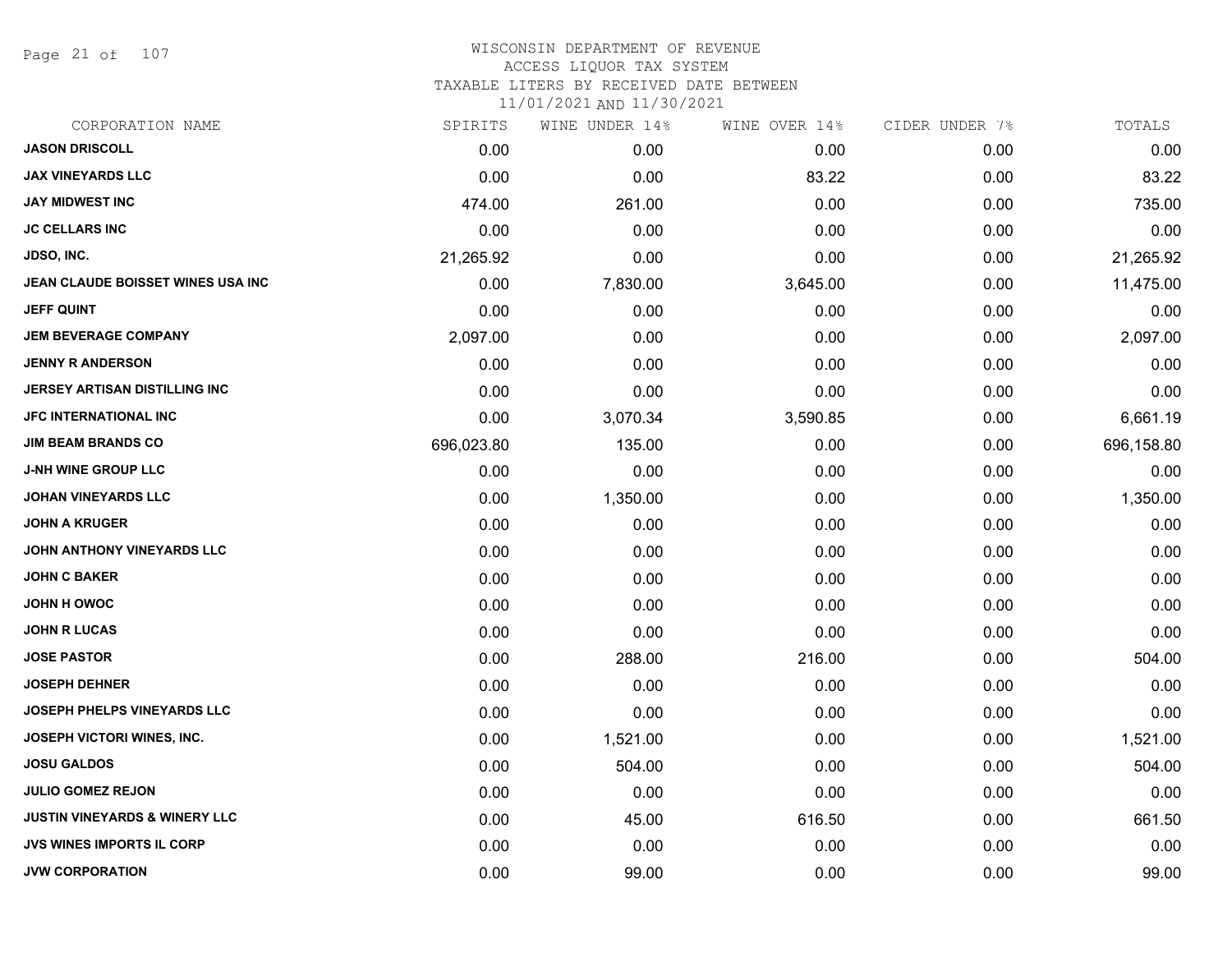WISCONSIN DEPARTMENT OF REVENUE
ACCESS LIQUOR TAX SYSTEM
TAXABLE LITERS BY RECEIVED DATE BETWEEN
11/01/2021 AND 11/30/2021

| CORPORATION NAME | SPIRITS | WINE UNDER 14% | WINE OVER 14% | CIDER UNDER 7% | TOTALS |
|---|---|---|---|---|---|
| **JASON DRISCOLL** | 0.00 | 0.00 | 0.00 | 0.00 | 0.00 |
| **JAX VINEYARDS LLC** | 0.00 | 0.00 | 83.22 | 0.00 | 83.22 |
| **JAY MIDWEST INC** | 474.00 | 261.00 | 0.00 | 0.00 | 735.00 |
| **JC CELLARS INC** | 0.00 | 0.00 | 0.00 | 0.00 | 0.00 |
| **JDSO, INC.** | 21,265.92 | 0.00 | 0.00 | 0.00 | 21,265.92 |
| **JEAN CLAUDE BOISSET WINES USA INC** | 0.00 | 7,830.00 | 3,645.00 | 0.00 | 11,475.00 |
| **JEFF QUINT** | 0.00 | 0.00 | 0.00 | 0.00 | 0.00 |
| **JEM BEVERAGE COMPANY** | 2,097.00 | 0.00 | 0.00 | 0.00 | 2,097.00 |
| **JENNY R ANDERSON** | 0.00 | 0.00 | 0.00 | 0.00 | 0.00 |
| **JERSEY ARTISAN DISTILLING INC** | 0.00 | 0.00 | 0.00 | 0.00 | 0.00 |
| **JFC INTERNATIONAL INC** | 0.00 | 3,070.34 | 3,590.85 | 0.00 | 6,661.19 |
| **JIM BEAM BRANDS CO** | 696,023.80 | 135.00 | 0.00 | 0.00 | 696,158.80 |
| **J-NH WINE GROUP LLC** | 0.00 | 0.00 | 0.00 | 0.00 | 0.00 |
| **JOHAN VINEYARDS LLC** | 0.00 | 1,350.00 | 0.00 | 0.00 | 1,350.00 |
| **JOHN A KRUGER** | 0.00 | 0.00 | 0.00 | 0.00 | 0.00 |
| **JOHN ANTHONY VINEYARDS LLC** | 0.00 | 0.00 | 0.00 | 0.00 | 0.00 |
| **JOHN C BAKER** | 0.00 | 0.00 | 0.00 | 0.00 | 0.00 |
| **JOHN H OWOC** | 0.00 | 0.00 | 0.00 | 0.00 | 0.00 |
| **JOHN R LUCAS** | 0.00 | 0.00 | 0.00 | 0.00 | 0.00 |
| **JOSE PASTOR** | 0.00 | 288.00 | 216.00 | 0.00 | 504.00 |
| **JOSEPH DEHNER** | 0.00 | 0.00 | 0.00 | 0.00 | 0.00 |
| **JOSEPH PHELPS VINEYARDS LLC** | 0.00 | 0.00 | 0.00 | 0.00 | 0.00 |
| **JOSEPH VICTORI WINES, INC.** | 0.00 | 1,521.00 | 0.00 | 0.00 | 1,521.00 |
| **JOSU GALDOS** | 0.00 | 504.00 | 0.00 | 0.00 | 504.00 |
| **JULIO GOMEZ REJON** | 0.00 | 0.00 | 0.00 | 0.00 | 0.00 |
| **JUSTIN VINEYARDS & WINERY LLC** | 0.00 | 45.00 | 616.50 | 0.00 | 661.50 |
| **JVS WINES IMPORTS IL CORP** | 0.00 | 0.00 | 0.00 | 0.00 | 0.00 |
| **JVW CORPORATION** | 0.00 | 99.00 | 0.00 | 0.00 | 99.00 |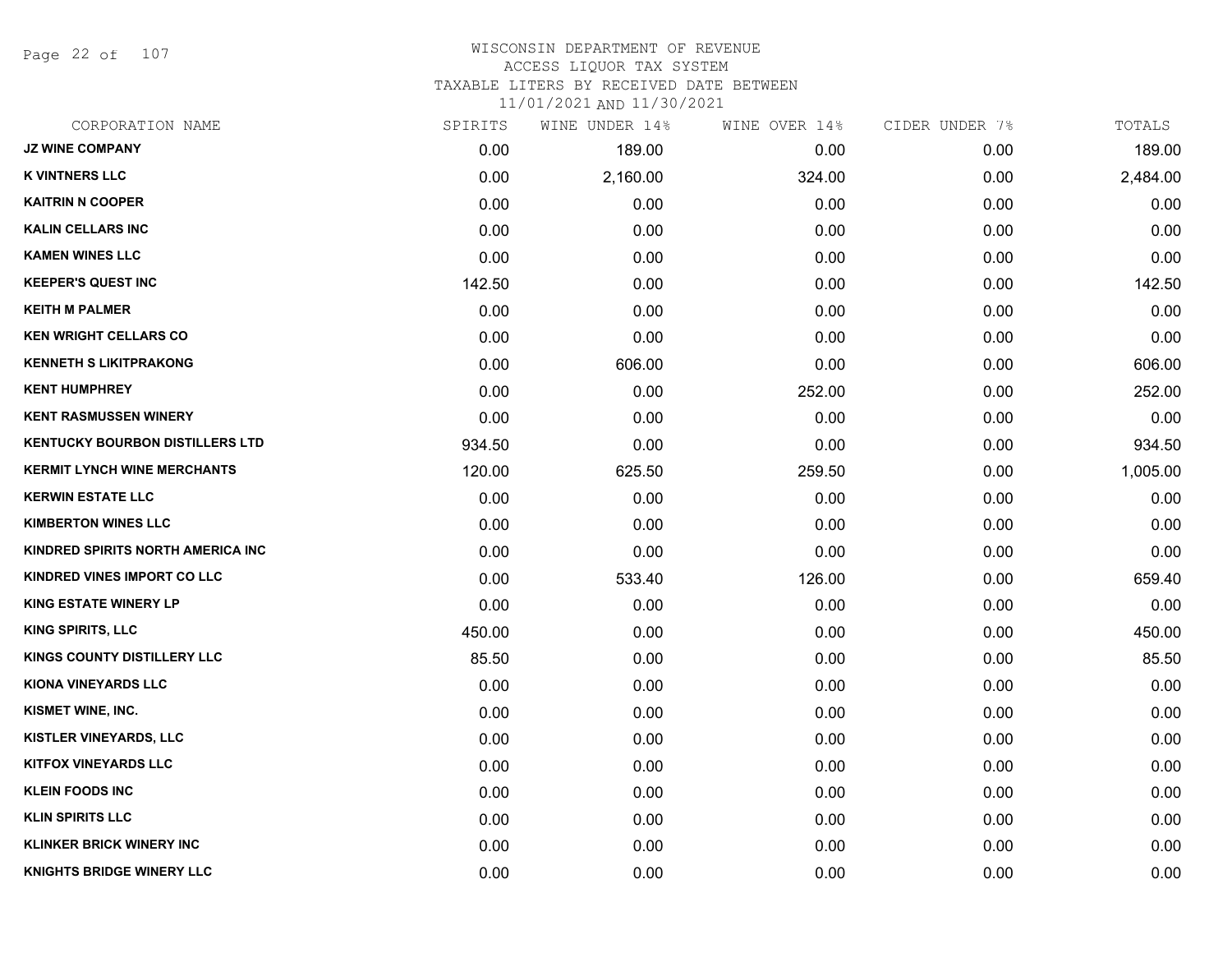# WISCONSIN DEPARTMENT OF REVENUE
## ACCESS LIQUOR TAX SYSTEM
### TAXABLE LITERS BY RECEIVED DATE BETWEEN 11/01/2021 AND 11/30/2021

| CORPORATION NAME | SPIRITS | WINE UNDER 14% | WINE OVER 14% | CIDER UNDER 7% | TOTALS |
|---|---|---|---|---|---|
| JZ WINE COMPANY | 0.00 | 189.00 | 0.00 | 0.00 | 189.00 |
| K VINTNERS LLC | 0.00 | 2,160.00 | 324.00 | 0.00 | 2,484.00 |
| KAITRIN N COOPER | 0.00 | 0.00 | 0.00 | 0.00 | 0.00 |
| KALIN CELLARS INC | 0.00 | 0.00 | 0.00 | 0.00 | 0.00 |
| KAMEN WINES LLC | 0.00 | 0.00 | 0.00 | 0.00 | 0.00 |
| KEEPER'S QUEST INC | 142.50 | 0.00 | 0.00 | 0.00 | 142.50 |
| KEITH M PALMER | 0.00 | 0.00 | 0.00 | 0.00 | 0.00 |
| KEN WRIGHT CELLARS CO | 0.00 | 0.00 | 0.00 | 0.00 | 0.00 |
| KENNETH S LIKITPRAKONG | 0.00 | 606.00 | 0.00 | 0.00 | 606.00 |
| KENT HUMPHREY | 0.00 | 0.00 | 252.00 | 0.00 | 252.00 |
| KENT RASMUSSEN WINERY | 0.00 | 0.00 | 0.00 | 0.00 | 0.00 |
| KENTUCKY BOURBON DISTILLERS LTD | 934.50 | 0.00 | 0.00 | 0.00 | 934.50 |
| KERMIT LYNCH WINE MERCHANTS | 120.00 | 625.50 | 259.50 | 0.00 | 1,005.00 |
| KERWIN ESTATE LLC | 0.00 | 0.00 | 0.00 | 0.00 | 0.00 |
| KIMBERTON WINES LLC | 0.00 | 0.00 | 0.00 | 0.00 | 0.00 |
| KINDRED SPIRITS NORTH AMERICA INC | 0.00 | 0.00 | 0.00 | 0.00 | 0.00 |
| KINDRED VINES IMPORT CO LLC | 0.00 | 533.40 | 126.00 | 0.00 | 659.40 |
| KING ESTATE WINERY LP | 0.00 | 0.00 | 0.00 | 0.00 | 0.00 |
| KING SPIRITS, LLC | 450.00 | 0.00 | 0.00 | 0.00 | 450.00 |
| KINGS COUNTY DISTILLERY LLC | 85.50 | 0.00 | 0.00 | 0.00 | 85.50 |
| KIONA VINEYARDS LLC | 0.00 | 0.00 | 0.00 | 0.00 | 0.00 |
| KISMET WINE, INC. | 0.00 | 0.00 | 0.00 | 0.00 | 0.00 |
| KISTLER VINEYARDS, LLC | 0.00 | 0.00 | 0.00 | 0.00 | 0.00 |
| KITFOX VINEYARDS LLC | 0.00 | 0.00 | 0.00 | 0.00 | 0.00 |
| KLEIN FOODS INC | 0.00 | 0.00 | 0.00 | 0.00 | 0.00 |
| KLIN SPIRITS LLC | 0.00 | 0.00 | 0.00 | 0.00 | 0.00 |
| KLINKER BRICK WINERY INC | 0.00 | 0.00 | 0.00 | 0.00 | 0.00 |
| KNIGHTS BRIDGE WINERY LLC | 0.00 | 0.00 | 0.00 | 0.00 | 0.00 |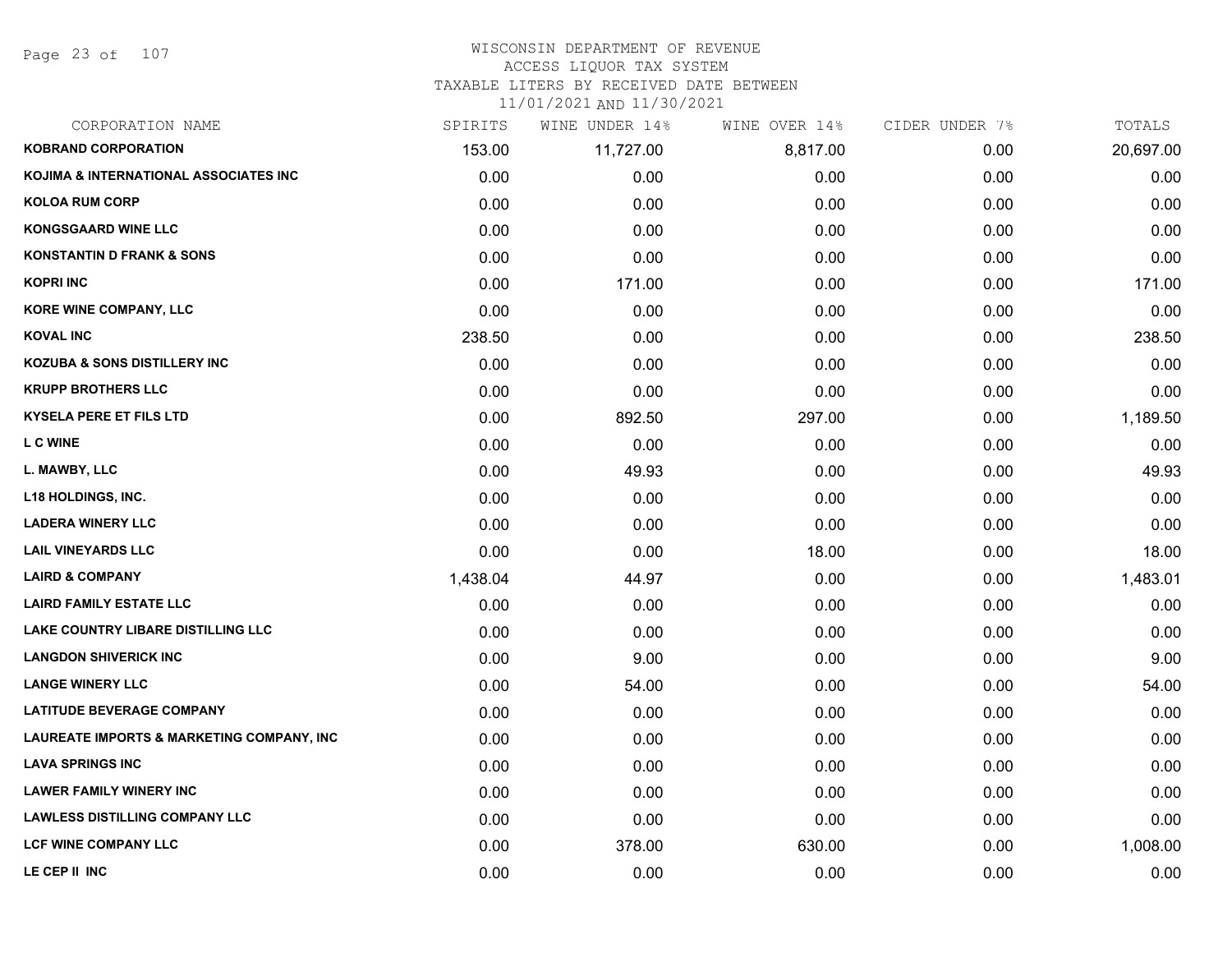# WISCONSIN DEPARTMENT OF REVENUE
## ACCESS LIQUOR TAX SYSTEM
## TAXABLE LITERS BY RECEIVED DATE BETWEEN
## 11/01/2021 AND 11/30/2021

| CORPORATION NAME | SPIRITS | WINE UNDER 14% | WINE OVER 14% | CIDER UNDER 7% | TOTALS |
|---|---|---|---|---|---|
| KOBRAND CORPORATION | 153.00 | 11,727.00 | 8,817.00 | 0.00 | 20,697.00 |
| KOJIMA & INTERNATIONAL ASSOCIATES INC | 0.00 | 0.00 | 0.00 | 0.00 | 0.00 |
| KOLOA RUM CORP | 0.00 | 0.00 | 0.00 | 0.00 | 0.00 |
| KONGSGAARD WINE LLC | 0.00 | 0.00 | 0.00 | 0.00 | 0.00 |
| KONSTANTIN D FRANK & SONS | 0.00 | 0.00 | 0.00 | 0.00 | 0.00 |
| KOPRI INC | 0.00 | 171.00 | 0.00 | 0.00 | 171.00 |
| KORE WINE COMPANY, LLC | 0.00 | 0.00 | 0.00 | 0.00 | 0.00 |
| KOVAL INC | 238.50 | 0.00 | 0.00 | 0.00 | 238.50 |
| KOZUBA & SONS DISTILLERY INC | 0.00 | 0.00 | 0.00 | 0.00 | 0.00 |
| KRUPP BROTHERS LLC | 0.00 | 0.00 | 0.00 | 0.00 | 0.00 |
| KYSELA PERE ET FILS LTD | 0.00 | 892.50 | 297.00 | 0.00 | 1,189.50 |
| L C WINE | 0.00 | 0.00 | 0.00 | 0.00 | 0.00 |
| L. MAWBY, LLC | 0.00 | 49.93 | 0.00 | 0.00 | 49.93 |
| L18 HOLDINGS, INC. | 0.00 | 0.00 | 0.00 | 0.00 | 0.00 |
| LADERA WINERY LLC | 0.00 | 0.00 | 0.00 | 0.00 | 0.00 |
| LAIL VINEYARDS LLC | 0.00 | 0.00 | 18.00 | 0.00 | 18.00 |
| LAIRD & COMPANY | 1,438.04 | 44.97 | 0.00 | 0.00 | 1,483.01 |
| LAIRD FAMILY ESTATE LLC | 0.00 | 0.00 | 0.00 | 0.00 | 0.00 |
| LAKE COUNTRY LIBARE DISTILLING LLC | 0.00 | 0.00 | 0.00 | 0.00 | 0.00 |
| LANGDON SHIVERICK INC | 0.00 | 9.00 | 0.00 | 0.00 | 9.00 |
| LANGE WINERY LLC | 0.00 | 54.00 | 0.00 | 0.00 | 54.00 |
| LATITUDE BEVERAGE COMPANY | 0.00 | 0.00 | 0.00 | 0.00 | 0.00 |
| LAUREATE IMPORTS & MARKETING COMPANY, INC | 0.00 | 0.00 | 0.00 | 0.00 | 0.00 |
| LAVA SPRINGS INC | 0.00 | 0.00 | 0.00 | 0.00 | 0.00 |
| LAWER FAMILY WINERY INC | 0.00 | 0.00 | 0.00 | 0.00 | 0.00 |
| LAWLESS DISTILLING COMPANY LLC | 0.00 | 0.00 | 0.00 | 0.00 | 0.00 |
| LCF WINE COMPANY LLC | 0.00 | 378.00 | 630.00 | 0.00 | 1,008.00 |
| LE CEP II INC | 0.00 | 0.00 | 0.00 | 0.00 | 0.00 |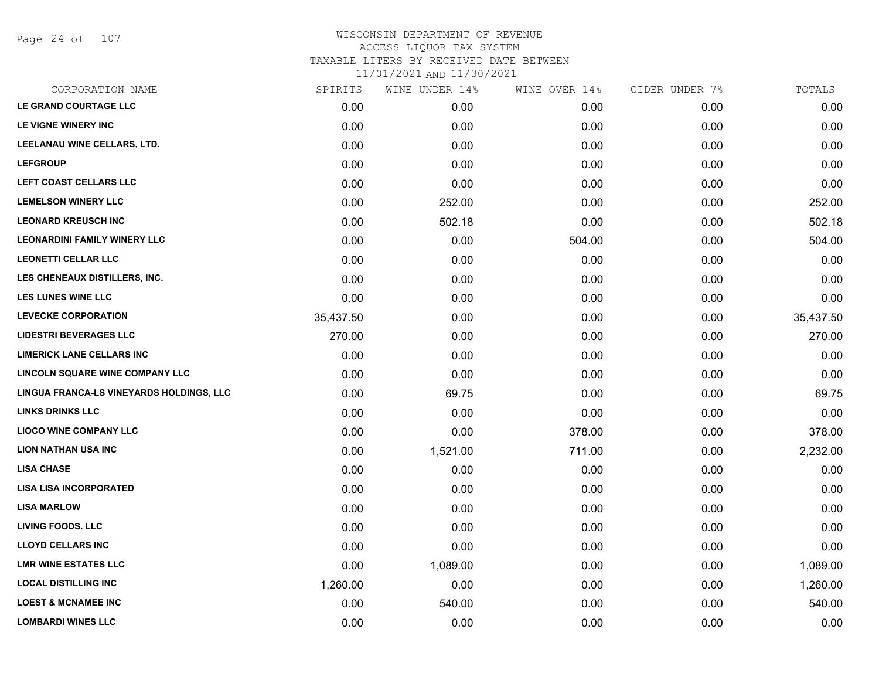# WISCONSIN DEPARTMENT OF REVENUE
## ACCESS LIQUOR TAX SYSTEM
### TAXABLE LITERS BY RECEIVED DATE BETWEEN 11/01/2021 AND 11/30/2021

| CORPORATION NAME | SPIRITS | WINE UNDER 14% | WINE OVER 14% | CIDER UNDER 7% | TOTALS |
|---|---|---|---|---|---|
| LE GRAND COURTAGE LLC | 0.00 | 0.00 | 0.00 | 0.00 | 0.00 |
| LE VIGNE WINERY INC | 0.00 | 0.00 | 0.00 | 0.00 | 0.00 |
| LEELANAU WINE CELLARS, LTD. | 0.00 | 0.00 | 0.00 | 0.00 | 0.00 |
| LEFGROUP | 0.00 | 0.00 | 0.00 | 0.00 | 0.00 |
| LEFT COAST CELLARS LLC | 0.00 | 0.00 | 0.00 | 0.00 | 0.00 |
| LEMELSON WINERY LLC | 0.00 | 252.00 | 0.00 | 0.00 | 252.00 |
| LEONARD KREUSCH INC | 0.00 | 502.18 | 0.00 | 0.00 | 502.18 |
| LEONARDINI FAMILY WINERY LLC | 0.00 | 0.00 | 504.00 | 0.00 | 504.00 |
| LEONETTI CELLAR LLC | 0.00 | 0.00 | 0.00 | 0.00 | 0.00 |
| LES CHENEAUX DISTILLERS, INC. | 0.00 | 0.00 | 0.00 | 0.00 | 0.00 |
| LES LUNES WINE LLC | 0.00 | 0.00 | 0.00 | 0.00 | 0.00 |
| LEVECKE CORPORATION | 35,437.50 | 0.00 | 0.00 | 0.00 | 35,437.50 |
| LIDESTRI BEVERAGES LLC | 270.00 | 0.00 | 0.00 | 0.00 | 270.00 |
| LIMERICK LANE CELLARS INC | 0.00 | 0.00 | 0.00 | 0.00 | 0.00 |
| LINCOLN SQUARE WINE COMPANY LLC | 0.00 | 0.00 | 0.00 | 0.00 | 0.00 |
| LINGUA FRANCA-LS VINEYARDS HOLDINGS, LLC | 0.00 | 69.75 | 0.00 | 0.00 | 69.75 |
| LINKS DRINKS LLC | 0.00 | 0.00 | 0.00 | 0.00 | 0.00 |
| LIOCO WINE COMPANY LLC | 0.00 | 0.00 | 378.00 | 0.00 | 378.00 |
| LION NATHAN USA INC | 0.00 | 1,521.00 | 711.00 | 0.00 | 2,232.00 |
| LISA CHASE | 0.00 | 0.00 | 0.00 | 0.00 | 0.00 |
| LISA LISA INCORPORATED | 0.00 | 0.00 | 0.00 | 0.00 | 0.00 |
| LISA MARLOW | 0.00 | 0.00 | 0.00 | 0.00 | 0.00 |
| LIVING FOODS. LLC | 0.00 | 0.00 | 0.00 | 0.00 | 0.00 |
| LLOYD CELLARS INC | 0.00 | 0.00 | 0.00 | 0.00 | 0.00 |
| LMR WINE ESTATES LLC | 0.00 | 1,089.00 | 0.00 | 0.00 | 1,089.00 |
| LOCAL DISTILLING INC | 1,260.00 | 0.00 | 0.00 | 0.00 | 1,260.00 |
| LOEST & MCNAMEE INC | 0.00 | 540.00 | 0.00 | 0.00 | 540.00 |
| LOMBARDI WINES LLC | 0.00 | 0.00 | 0.00 | 0.00 | 0.00 |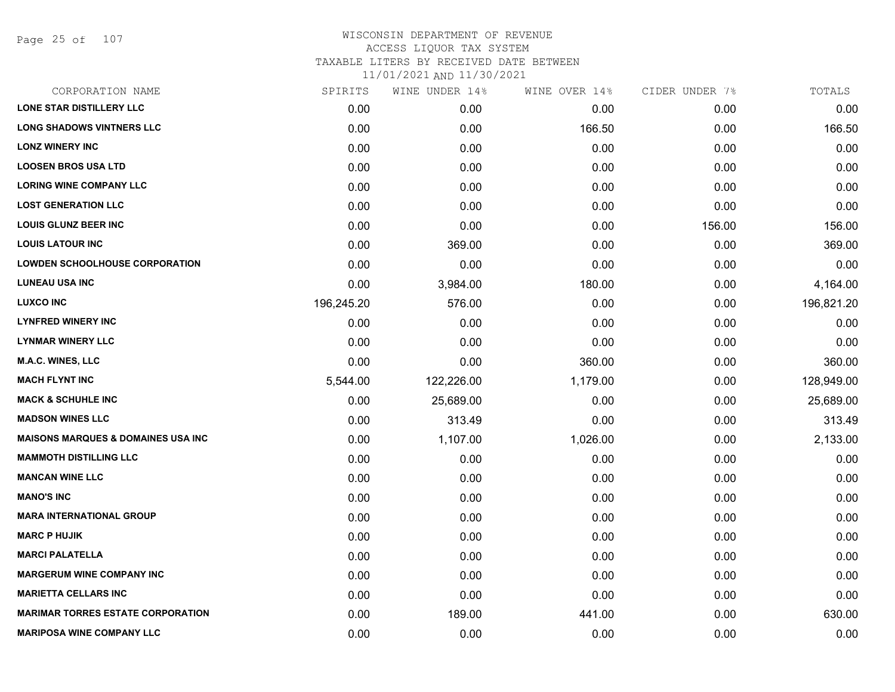# WISCONSIN DEPARTMENT OF REVENUE
## ACCESS LIQUOR TAX SYSTEM
### TAXABLE LITERS BY RECEIVED DATE BETWEEN 11/01/2021 AND 11/30/2021

| CORPORATION NAME | SPIRITS | WINE UNDER 14% | WINE OVER 14% | CIDER UNDER 7% | TOTALS |
|---|---|---|---|---|---|
| LONE STAR DISTILLERY LLC | 0.00 | 0.00 | 0.00 | 0.00 | 0.00 |
| LONG SHADOWS VINTNERS LLC | 0.00 | 0.00 | 166.50 | 0.00 | 166.50 |
| LONZ WINERY INC | 0.00 | 0.00 | 0.00 | 0.00 | 0.00 |
| LOOSEN BROS USA LTD | 0.00 | 0.00 | 0.00 | 0.00 | 0.00 |
| LORING WINE COMPANY LLC | 0.00 | 0.00 | 0.00 | 0.00 | 0.00 |
| LOST GENERATION LLC | 0.00 | 0.00 | 0.00 | 0.00 | 0.00 |
| LOUIS GLUNZ BEER INC | 0.00 | 0.00 | 0.00 | 156.00 | 156.00 |
| LOUIS LATOUR INC | 0.00 | 369.00 | 0.00 | 0.00 | 369.00 |
| LOWDEN SCHOOLHOUSE CORPORATION | 0.00 | 0.00 | 0.00 | 0.00 | 0.00 |
| LUNEAU USA INC | 0.00 | 3,984.00 | 180.00 | 0.00 | 4,164.00 |
| LUXCO INC | 196,245.20 | 576.00 | 0.00 | 0.00 | 196,821.20 |
| LYNFRED WINERY INC | 0.00 | 0.00 | 0.00 | 0.00 | 0.00 |
| LYNMAR WINERY LLC | 0.00 | 0.00 | 0.00 | 0.00 | 0.00 |
| M.A.C. WINES, LLC | 0.00 | 0.00 | 360.00 | 0.00 | 360.00 |
| MACH FLYNT INC | 5,544.00 | 122,226.00 | 1,179.00 | 0.00 | 128,949.00 |
| MACK & SCHUHLE INC | 0.00 | 25,689.00 | 0.00 | 0.00 | 25,689.00 |
| MADSON WINES LLC | 0.00 | 313.49 | 0.00 | 0.00 | 313.49 |
| MAISONS MARQUES & DOMAINES USA INC | 0.00 | 1,107.00 | 1,026.00 | 0.00 | 2,133.00 |
| MAMMOTH DISTILLING LLC | 0.00 | 0.00 | 0.00 | 0.00 | 0.00 |
| MANCAN WINE LLC | 0.00 | 0.00 | 0.00 | 0.00 | 0.00 |
| MANO'S INC | 0.00 | 0.00 | 0.00 | 0.00 | 0.00 |
| MARA INTERNATIONAL GROUP | 0.00 | 0.00 | 0.00 | 0.00 | 0.00 |
| MARC P HUJIK | 0.00 | 0.00 | 0.00 | 0.00 | 0.00 |
| MARCI PALATELLA | 0.00 | 0.00 | 0.00 | 0.00 | 0.00 |
| MARGERUM WINE COMPANY INC | 0.00 | 0.00 | 0.00 | 0.00 | 0.00 |
| MARIETTA CELLARS INC | 0.00 | 0.00 | 0.00 | 0.00 | 0.00 |
| MARIMAR TORRES ESTATE CORPORATION | 0.00 | 189.00 | 441.00 | 0.00 | 630.00 |
| MARIPOSA WINE COMPANY LLC | 0.00 | 0.00 | 0.00 | 0.00 | 0.00 |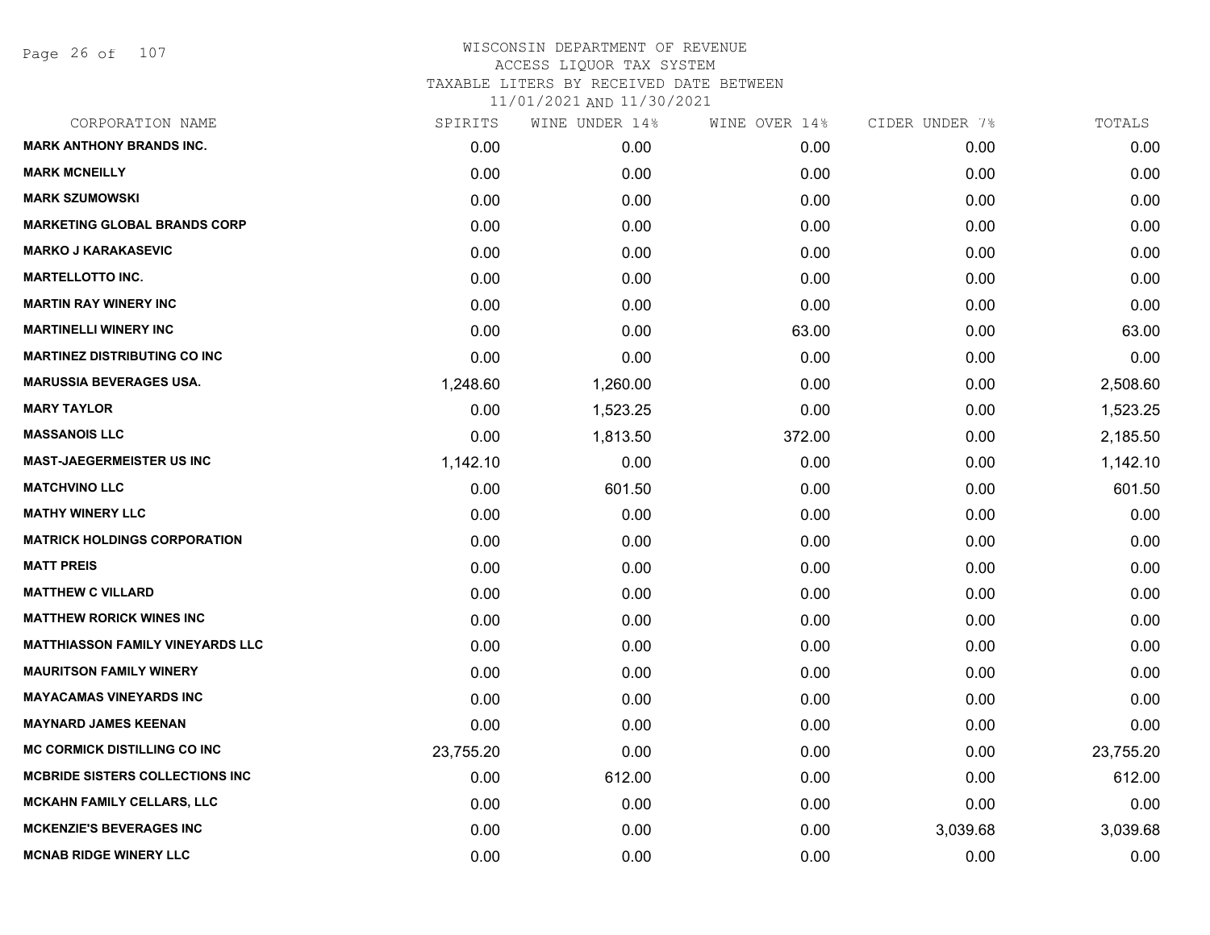# WISCONSIN DEPARTMENT OF REVENUE
## ACCESS LIQUOR TAX SYSTEM
## TAXABLE LITERS BY RECEIVED DATE BETWEEN 11/01/2021 AND 11/30/2021

| CORPORATION NAME | SPIRITS | WINE UNDER 14% | WINE OVER 14% | CIDER UNDER 7% | TOTALS |
|---|---|---|---|---|---|
| MARK ANTHONY BRANDS INC. | 0.00 | 0.00 | 0.00 | 0.00 | 0.00 |
| MARK MCNEILLY | 0.00 | 0.00 | 0.00 | 0.00 | 0.00 |
| MARK SZUMOWSKI | 0.00 | 0.00 | 0.00 | 0.00 | 0.00 |
| MARKETING GLOBAL BRANDS CORP | 0.00 | 0.00 | 0.00 | 0.00 | 0.00 |
| MARKO J KARAKASEVIC | 0.00 | 0.00 | 0.00 | 0.00 | 0.00 |
| MARTELLOTTO INC. | 0.00 | 0.00 | 0.00 | 0.00 | 0.00 |
| MARTIN RAY WINERY INC | 0.00 | 0.00 | 0.00 | 0.00 | 0.00 |
| MARTINELLI WINERY INC | 0.00 | 0.00 | 63.00 | 0.00 | 63.00 |
| MARTINEZ DISTRIBUTING CO INC | 0.00 | 0.00 | 0.00 | 0.00 | 0.00 |
| MARUSSIA BEVERAGES USA. | 1,248.60 | 1,260.00 | 0.00 | 0.00 | 2,508.60 |
| MARY TAYLOR | 0.00 | 1,523.25 | 0.00 | 0.00 | 1,523.25 |
| MASSANOIS LLC | 0.00 | 1,813.50 | 372.00 | 0.00 | 2,185.50 |
| MAST-JAEGERMEISTER US INC | 1,142.10 | 0.00 | 0.00 | 0.00 | 1,142.10 |
| MATCHVINO LLC | 0.00 | 601.50 | 0.00 | 0.00 | 601.50 |
| MATHY WINERY LLC | 0.00 | 0.00 | 0.00 | 0.00 | 0.00 |
| MATRICK HOLDINGS CORPORATION | 0.00 | 0.00 | 0.00 | 0.00 | 0.00 |
| MATT PREIS | 0.00 | 0.00 | 0.00 | 0.00 | 0.00 |
| MATTHEW C VILLARD | 0.00 | 0.00 | 0.00 | 0.00 | 0.00 |
| MATTHEW RORICK WINES INC | 0.00 | 0.00 | 0.00 | 0.00 | 0.00 |
| MATTHIASSON FAMILY VINEYARDS LLC | 0.00 | 0.00 | 0.00 | 0.00 | 0.00 |
| MAURITSON FAMILY WINERY | 0.00 | 0.00 | 0.00 | 0.00 | 0.00 |
| MAYACAMAS VINEYARDS INC | 0.00 | 0.00 | 0.00 | 0.00 | 0.00 |
| MAYNARD JAMES KEENAN | 0.00 | 0.00 | 0.00 | 0.00 | 0.00 |
| MC CORMICK DISTILLING CO INC | 23,755.20 | 0.00 | 0.00 | 0.00 | 23,755.20 |
| MCBRIDE SISTERS COLLECTIONS INC | 0.00 | 612.00 | 0.00 | 0.00 | 612.00 |
| MCKAHN FAMILY CELLARS, LLC | 0.00 | 0.00 | 0.00 | 0.00 | 0.00 |
| MCKENZIE'S BEVERAGES INC | 0.00 | 0.00 | 0.00 | 3,039.68 | 3,039.68 |
| MCNAB RIDGE WINERY LLC | 0.00 | 0.00 | 0.00 | 0.00 | 0.00 |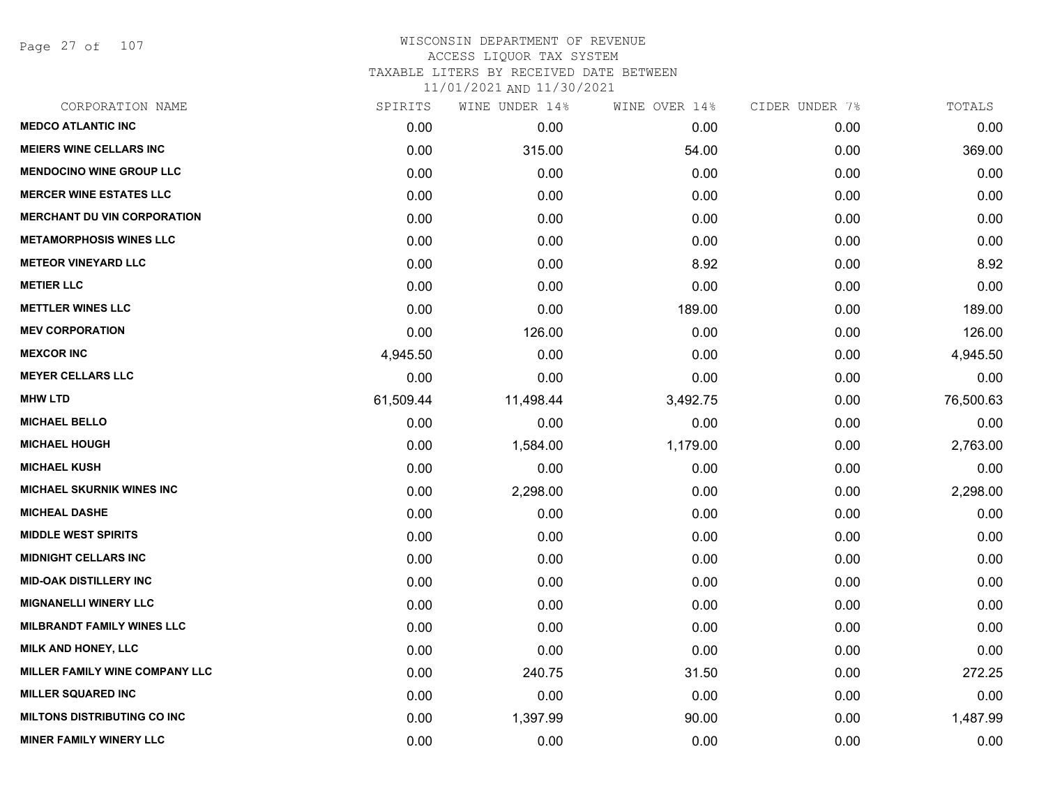# WISCONSIN DEPARTMENT OF REVENUE
## ACCESS LIQUOR TAX SYSTEM
### TAXABLE LITERS BY RECEIVED DATE BETWEEN 11/01/2021 AND 11/30/2021

| CORPORATION NAME | SPIRITS | WINE UNDER 14% | WINE OVER 14% | CIDER UNDER 7% | TOTALS |
|---|---|---|---|---|---|
| MEDCO ATLANTIC INC | 0.00 | 0.00 | 0.00 | 0.00 | 0.00 |
| MEIERS WINE CELLARS INC | 0.00 | 315.00 | 54.00 | 0.00 | 369.00 |
| MENDOCINO WINE GROUP LLC | 0.00 | 0.00 | 0.00 | 0.00 | 0.00 |
| MERCER WINE ESTATES LLC | 0.00 | 0.00 | 0.00 | 0.00 | 0.00 |
| MERCHANT DU VIN CORPORATION | 0.00 | 0.00 | 0.00 | 0.00 | 0.00 |
| METAMORPHOSIS WINES LLC | 0.00 | 0.00 | 0.00 | 0.00 | 0.00 |
| METEOR VINEYARD LLC | 0.00 | 0.00 | 8.92 | 0.00 | 8.92 |
| METIER LLC | 0.00 | 0.00 | 0.00 | 0.00 | 0.00 |
| METTLER WINES LLC | 0.00 | 0.00 | 189.00 | 0.00 | 189.00 |
| MEV CORPORATION | 0.00 | 126.00 | 0.00 | 0.00 | 126.00 |
| MEXCOR INC | 4,945.50 | 0.00 | 0.00 | 0.00 | 4,945.50 |
| MEYER CELLARS LLC | 0.00 | 0.00 | 0.00 | 0.00 | 0.00 |
| MHW LTD | 61,509.44 | 11,498.44 | 3,492.75 | 0.00 | 76,500.63 |
| MICHAEL BELLO | 0.00 | 0.00 | 0.00 | 0.00 | 0.00 |
| MICHAEL HOUGH | 0.00 | 1,584.00 | 1,179.00 | 0.00 | 2,763.00 |
| MICHAEL KUSH | 0.00 | 0.00 | 0.00 | 0.00 | 0.00 |
| MICHAEL SKURNIK WINES INC | 0.00 | 2,298.00 | 0.00 | 0.00 | 2,298.00 |
| MICHEAL DASHE | 0.00 | 0.00 | 0.00 | 0.00 | 0.00 |
| MIDDLE WEST SPIRITS | 0.00 | 0.00 | 0.00 | 0.00 | 0.00 |
| MIDNIGHT CELLARS INC | 0.00 | 0.00 | 0.00 | 0.00 | 0.00 |
| MID-OAK DISTILLERY INC | 0.00 | 0.00 | 0.00 | 0.00 | 0.00 |
| MIGNANELLI WINERY LLC | 0.00 | 0.00 | 0.00 | 0.00 | 0.00 |
| MILBRANDT FAMILY WINES LLC | 0.00 | 0.00 | 0.00 | 0.00 | 0.00 |
| MILK AND HONEY, LLC | 0.00 | 0.00 | 0.00 | 0.00 | 0.00 |
| MILLER FAMILY WINE COMPANY LLC | 0.00 | 240.75 | 31.50 | 0.00 | 272.25 |
| MILLER SQUARED INC | 0.00 | 0.00 | 0.00 | 0.00 | 0.00 |
| MILTONS DISTRIBUTING CO INC | 0.00 | 1,397.99 | 90.00 | 0.00 | 1,487.99 |
| MINER FAMILY WINERY LLC | 0.00 | 0.00 | 0.00 | 0.00 | 0.00 |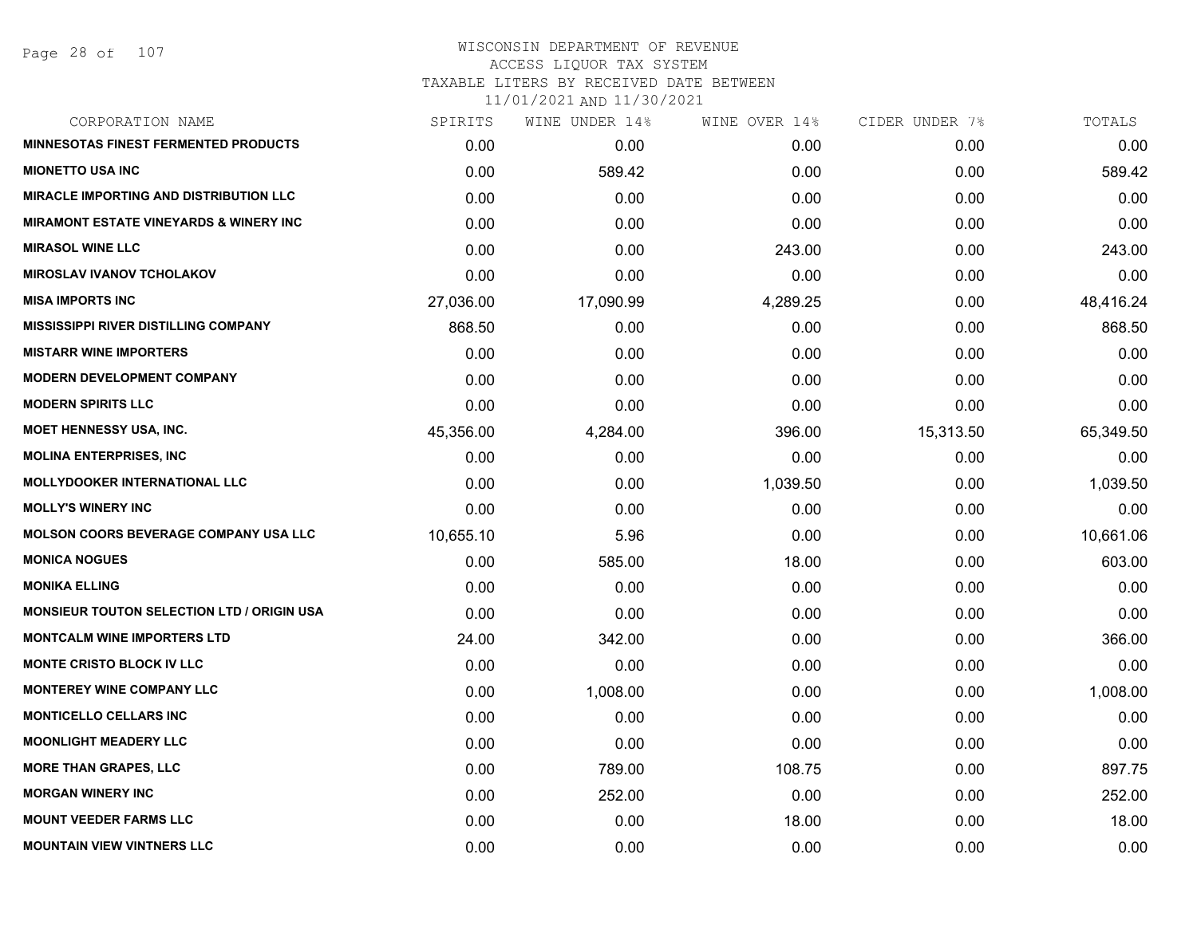# WISCONSIN DEPARTMENT OF REVENUE
## ACCESS LIQUOR TAX SYSTEM
### TAXABLE LITERS BY RECEIVED DATE BETWEEN 11/01/2021 AND 11/30/2021

| CORPORATION NAME | SPIRITS | WINE UNDER 14% | WINE OVER 14% | CIDER UNDER 7% | TOTALS |
|---|---|---|---|---|---|
| MINNESOTAS FINEST FERMENTED PRODUCTS | 0.00 | 0.00 | 0.00 | 0.00 | 0.00 |
| MIONETTO USA INC | 0.00 | 589.42 | 0.00 | 0.00 | 589.42 |
| MIRACLE IMPORTING AND DISTRIBUTION LLC | 0.00 | 0.00 | 0.00 | 0.00 | 0.00 |
| MIRAMONT ESTATE VINEYARDS & WINERY INC | 0.00 | 0.00 | 0.00 | 0.00 | 0.00 |
| MIRASOL WINE LLC | 0.00 | 0.00 | 243.00 | 0.00 | 243.00 |
| MIROSLAV IVANOV TCHOLAKOV | 0.00 | 0.00 | 0.00 | 0.00 | 0.00 |
| MISA IMPORTS INC | 27,036.00 | 17,090.99 | 4,289.25 | 0.00 | 48,416.24 |
| MISSISSIPPI RIVER DISTILLING COMPANY | 868.50 | 0.00 | 0.00 | 0.00 | 868.50 |
| MISTARR WINE IMPORTERS | 0.00 | 0.00 | 0.00 | 0.00 | 0.00 |
| MODERN DEVELOPMENT COMPANY | 0.00 | 0.00 | 0.00 | 0.00 | 0.00 |
| MODERN SPIRITS LLC | 0.00 | 0.00 | 0.00 | 0.00 | 0.00 |
| MOET HENNESSY USA, INC. | 45,356.00 | 4,284.00 | 396.00 | 15,313.50 | 65,349.50 |
| MOLINA ENTERPRISES, INC | 0.00 | 0.00 | 0.00 | 0.00 | 0.00 |
| MOLLYDOOKER INTERNATIONAL LLC | 0.00 | 0.00 | 1,039.50 | 0.00 | 1,039.50 |
| MOLLY'S WINERY INC | 0.00 | 0.00 | 0.00 | 0.00 | 0.00 |
| MOLSON COORS BEVERAGE COMPANY USA LLC | 10,655.10 | 5.96 | 0.00 | 0.00 | 10,661.06 |
| MONICA NOGUES | 0.00 | 585.00 | 18.00 | 0.00 | 603.00 |
| MONIKA ELLING | 0.00 | 0.00 | 0.00 | 0.00 | 0.00 |
| MONSIEUR TOUTON SELECTION LTD / ORIGIN USA | 0.00 | 0.00 | 0.00 | 0.00 | 0.00 |
| MONTCALM WINE IMPORTERS LTD | 24.00 | 342.00 | 0.00 | 0.00 | 366.00 |
| MONTE CRISTO BLOCK IV LLC | 0.00 | 0.00 | 0.00 | 0.00 | 0.00 |
| MONTEREY WINE COMPANY LLC | 0.00 | 1,008.00 | 0.00 | 0.00 | 1,008.00 |
| MONTICELLO CELLARS INC | 0.00 | 0.00 | 0.00 | 0.00 | 0.00 |
| MOONLIGHT MEADERY LLC | 0.00 | 0.00 | 0.00 | 0.00 | 0.00 |
| MORE THAN GRAPES, LLC | 0.00 | 789.00 | 108.75 | 0.00 | 897.75 |
| MORGAN WINERY INC | 0.00 | 252.00 | 0.00 | 0.00 | 252.00 |
| MOUNT VEEDER FARMS LLC | 0.00 | 0.00 | 18.00 | 0.00 | 18.00 |
| MOUNTAIN VIEW VINTNERS LLC | 0.00 | 0.00 | 0.00 | 0.00 | 0.00 |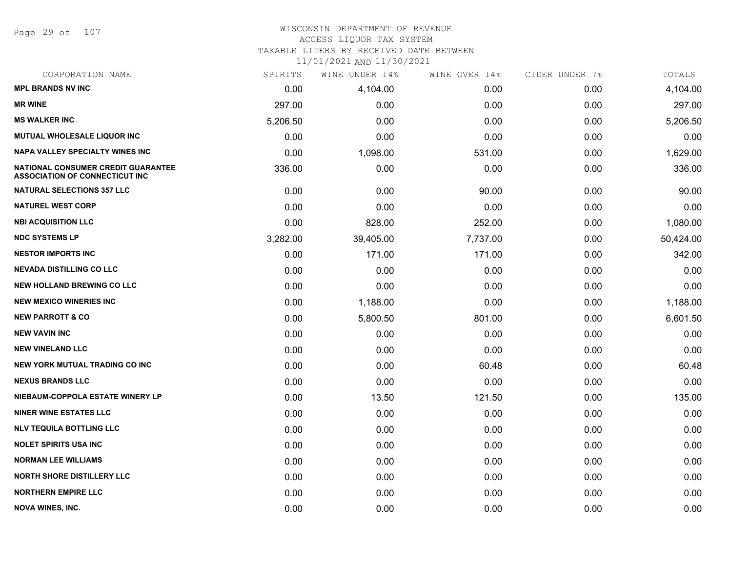# WISCONSIN DEPARTMENT OF REVENUE
## ACCESS LIQUOR TAX SYSTEM
### TAXABLE LITERS BY RECEIVED DATE BETWEEN 11/01/2021 AND 11/30/2021

| CORPORATION NAME | SPIRITS | WINE UNDER 14% | WINE OVER 14% | CIDER UNDER 7% | TOTALS |
|---|---|---|---|---|---|
| MPL BRANDS NV INC | 0.00 | 4,104.00 | 0.00 | 0.00 | 4,104.00 |
| MR WINE | 297.00 | 0.00 | 0.00 | 0.00 | 297.00 |
| MS WALKER INC | 5,206.50 | 0.00 | 0.00 | 0.00 | 5,206.50 |
| MUTUAL WHOLESALE LIQUOR INC | 0.00 | 0.00 | 0.00 | 0.00 | 0.00 |
| NAPA VALLEY SPECIALTY WINES INC | 0.00 | 1,098.00 | 531.00 | 0.00 | 1,629.00 |
| NATIONAL CONSUMER CREDIT GUARANTEE ASSOCIATION OF CONNECTICUT INC | 336.00 | 0.00 | 0.00 | 0.00 | 336.00 |
| NATURAL SELECTIONS 357 LLC | 0.00 | 0.00 | 90.00 | 0.00 | 90.00 |
| NATUREL WEST CORP | 0.00 | 0.00 | 0.00 | 0.00 | 0.00 |
| NBI ACQUISITION LLC | 0.00 | 828.00 | 252.00 | 0.00 | 1,080.00 |
| NDC SYSTEMS LP | 3,282.00 | 39,405.00 | 7,737.00 | 0.00 | 50,424.00 |
| NESTOR IMPORTS INC | 0.00 | 171.00 | 171.00 | 0.00 | 342.00 |
| NEVADA DISTILLING CO LLC | 0.00 | 0.00 | 0.00 | 0.00 | 0.00 |
| NEW HOLLAND BREWING CO LLC | 0.00 | 0.00 | 0.00 | 0.00 | 0.00 |
| NEW MEXICO WINERIES INC | 0.00 | 1,188.00 | 0.00 | 0.00 | 1,188.00 |
| NEW PARROTT & CO | 0.00 | 5,800.50 | 801.00 | 0.00 | 6,601.50 |
| NEW VAVIN INC | 0.00 | 0.00 | 0.00 | 0.00 | 0.00 |
| NEW VINELAND LLC | 0.00 | 0.00 | 0.00 | 0.00 | 0.00 |
| NEW YORK MUTUAL TRADING CO INC | 0.00 | 0.00 | 60.48 | 0.00 | 60.48 |
| NEXUS BRANDS LLC | 0.00 | 0.00 | 0.00 | 0.00 | 0.00 |
| NIEBAUM-COPPOLA ESTATE WINERY LP | 0.00 | 13.50 | 121.50 | 0.00 | 135.00 |
| NINER WINE ESTATES LLC | 0.00 | 0.00 | 0.00 | 0.00 | 0.00 |
| NLV TEQUILA BOTTLING LLC | 0.00 | 0.00 | 0.00 | 0.00 | 0.00 |
| NOLET SPIRITS USA INC | 0.00 | 0.00 | 0.00 | 0.00 | 0.00 |
| NORMAN LEE WILLIAMS | 0.00 | 0.00 | 0.00 | 0.00 | 0.00 |
| NORTH SHORE DISTILLERY LLC | 0.00 | 0.00 | 0.00 | 0.00 | 0.00 |
| NORTHERN EMPIRE LLC | 0.00 | 0.00 | 0.00 | 0.00 | 0.00 |
| NOVA WINES, INC. | 0.00 | 0.00 | 0.00 | 0.00 | 0.00 |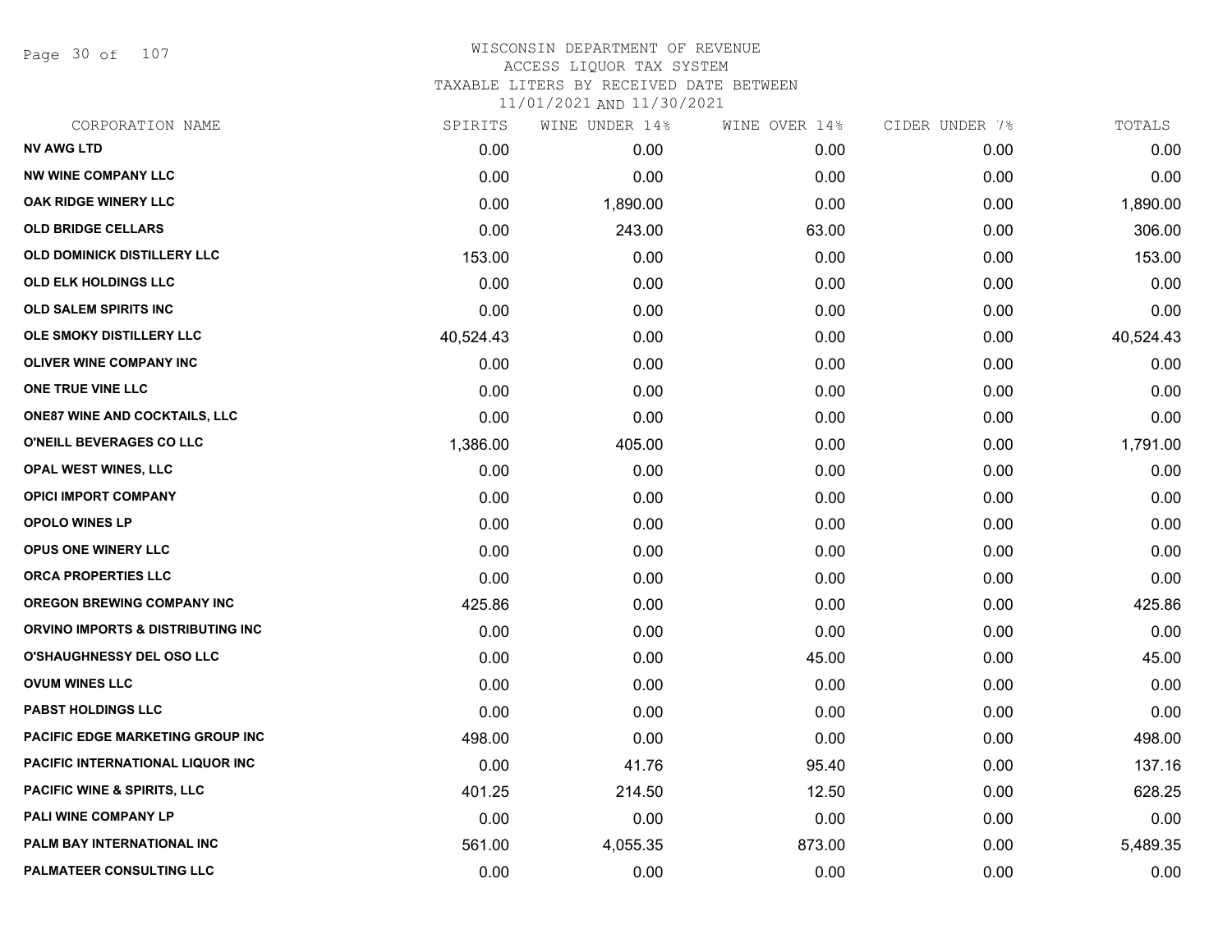# WISCONSIN DEPARTMENT OF REVENUE
## ACCESS LIQUOR TAX SYSTEM
### TAXABLE LITERS BY RECEIVED DATE BETWEEN 11/01/2021 AND 11/30/2021

| CORPORATION NAME | SPIRITS | WINE UNDER 14% | WINE OVER 14% | CIDER UNDER 7% | TOTALS |
|---|---|---|---|---|---|
| NV AWG LTD | 0.00 | 0.00 | 0.00 | 0.00 | 0.00 |
| NW WINE COMPANY LLC | 0.00 | 0.00 | 0.00 | 0.00 | 0.00 |
| OAK RIDGE WINERY LLC | 0.00 | 1,890.00 | 0.00 | 0.00 | 1,890.00 |
| OLD BRIDGE CELLARS | 0.00 | 243.00 | 63.00 | 0.00 | 306.00 |
| OLD DOMINICK DISTILLERY LLC | 153.00 | 0.00 | 0.00 | 0.00 | 153.00 |
| OLD ELK HOLDINGS LLC | 0.00 | 0.00 | 0.00 | 0.00 | 0.00 |
| OLD SALEM SPIRITS INC | 0.00 | 0.00 | 0.00 | 0.00 | 0.00 |
| OLE SMOKY DISTILLERY LLC | 40,524.43 | 0.00 | 0.00 | 0.00 | 40,524.43 |
| OLIVER WINE COMPANY INC | 0.00 | 0.00 | 0.00 | 0.00 | 0.00 |
| ONE TRUE VINE LLC | 0.00 | 0.00 | 0.00 | 0.00 | 0.00 |
| ONE87 WINE AND COCKTAILS, LLC | 0.00 | 0.00 | 0.00 | 0.00 | 0.00 |
| O'NEILL BEVERAGES CO LLC | 1,386.00 | 405.00 | 0.00 | 0.00 | 1,791.00 |
| OPAL WEST WINES, LLC | 0.00 | 0.00 | 0.00 | 0.00 | 0.00 |
| OPICI IMPORT COMPANY | 0.00 | 0.00 | 0.00 | 0.00 | 0.00 |
| OPOLO WINES LP | 0.00 | 0.00 | 0.00 | 0.00 | 0.00 |
| OPUS ONE WINERY LLC | 0.00 | 0.00 | 0.00 | 0.00 | 0.00 |
| ORCA PROPERTIES LLC | 0.00 | 0.00 | 0.00 | 0.00 | 0.00 |
| OREGON BREWING COMPANY INC | 425.86 | 0.00 | 0.00 | 0.00 | 425.86 |
| ORVINO IMPORTS & DISTRIBUTING INC | 0.00 | 0.00 | 0.00 | 0.00 | 0.00 |
| O'SHAUGHNESSY DEL OSO LLC | 0.00 | 0.00 | 45.00 | 0.00 | 45.00 |
| OVUM WINES LLC | 0.00 | 0.00 | 0.00 | 0.00 | 0.00 |
| PABST HOLDINGS LLC | 0.00 | 0.00 | 0.00 | 0.00 | 0.00 |
| PACIFIC EDGE MARKETING GROUP INC | 498.00 | 0.00 | 0.00 | 0.00 | 498.00 |
| PACIFIC INTERNATIONAL LIQUOR INC | 0.00 | 41.76 | 95.40 | 0.00 | 137.16 |
| PACIFIC WINE & SPIRITS, LLC | 401.25 | 214.50 | 12.50 | 0.00 | 628.25 |
| PALI WINE COMPANY LP | 0.00 | 0.00 | 0.00 | 0.00 | 0.00 |
| PALM BAY INTERNATIONAL INC | 561.00 | 4,055.35 | 873.00 | 0.00 | 5,489.35 |
| PALMATEER CONSULTING LLC | 0.00 | 0.00 | 0.00 | 0.00 | 0.00 |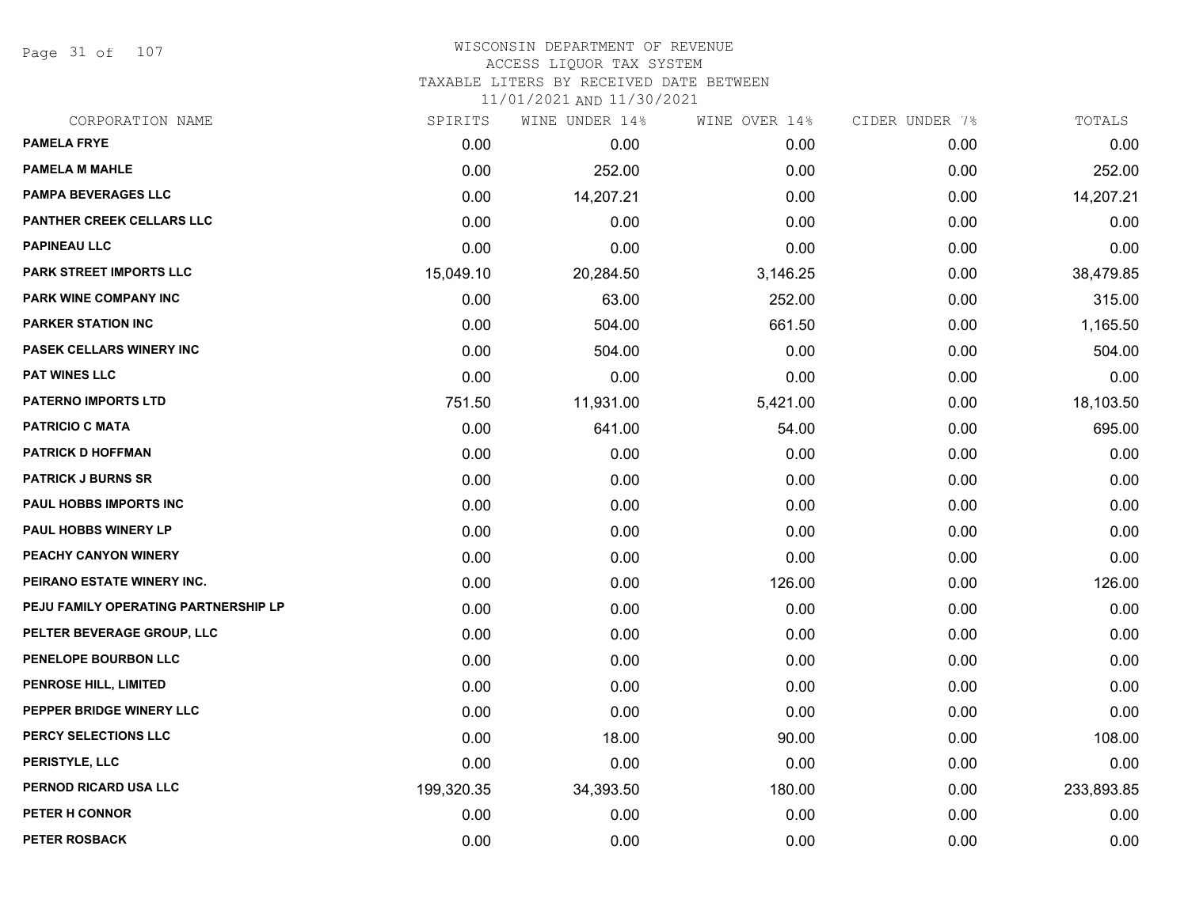WISCONSIN DEPARTMENT OF REVENUE
ACCESS LIQUOR TAX SYSTEM
TAXABLE LITERS BY RECEIVED DATE BETWEEN
11/01/2021 AND 11/30/2021

| CORPORATION NAME | SPIRITS | WINE UNDER 14% | WINE OVER 14% | CIDER UNDER 7% | TOTALS |
|---|---|---|---|---|---|
| PAMELA FRYE | 0.00 | 0.00 | 0.00 | 0.00 | 0.00 |
| PAMELA M MAHLE | 0.00 | 252.00 | 0.00 | 0.00 | 252.00 |
| PAMPA BEVERAGES LLC | 0.00 | 14,207.21 | 0.00 | 0.00 | 14,207.21 |
| PANTHER CREEK CELLARS LLC | 0.00 | 0.00 | 0.00 | 0.00 | 0.00 |
| PAPINEAU LLC | 0.00 | 0.00 | 0.00 | 0.00 | 0.00 |
| PARK STREET IMPORTS LLC | 15,049.10 | 20,284.50 | 3,146.25 | 0.00 | 38,479.85 |
| PARK WINE COMPANY INC | 0.00 | 63.00 | 252.00 | 0.00 | 315.00 |
| PARKER STATION INC | 0.00 | 504.00 | 661.50 | 0.00 | 1,165.50 |
| PASEK CELLARS WINERY INC | 0.00 | 504.00 | 0.00 | 0.00 | 504.00 |
| PAT WINES LLC | 0.00 | 0.00 | 0.00 | 0.00 | 0.00 |
| PATERNO IMPORTS LTD | 751.50 | 11,931.00 | 5,421.00 | 0.00 | 18,103.50 |
| PATRICIO C MATA | 0.00 | 641.00 | 54.00 | 0.00 | 695.00 |
| PATRICK D HOFFMAN | 0.00 | 0.00 | 0.00 | 0.00 | 0.00 |
| PATRICK J BURNS SR | 0.00 | 0.00 | 0.00 | 0.00 | 0.00 |
| PAUL HOBBS IMPORTS INC | 0.00 | 0.00 | 0.00 | 0.00 | 0.00 |
| PAUL HOBBS WINERY LP | 0.00 | 0.00 | 0.00 | 0.00 | 0.00 |
| PEACHY CANYON WINERY | 0.00 | 0.00 | 0.00 | 0.00 | 0.00 |
| PEIRANO ESTATE WINERY INC. | 0.00 | 0.00 | 126.00 | 0.00 | 126.00 |
| PEJU FAMILY OPERATING PARTNERSHIP LP | 0.00 | 0.00 | 0.00 | 0.00 | 0.00 |
| PELTER BEVERAGE GROUP, LLC | 0.00 | 0.00 | 0.00 | 0.00 | 0.00 |
| PENELOPE BOURBON LLC | 0.00 | 0.00 | 0.00 | 0.00 | 0.00 |
| PENROSE HILL, LIMITED | 0.00 | 0.00 | 0.00 | 0.00 | 0.00 |
| PEPPER BRIDGE WINERY LLC | 0.00 | 0.00 | 0.00 | 0.00 | 0.00 |
| PERCY SELECTIONS LLC | 0.00 | 18.00 | 90.00 | 0.00 | 108.00 |
| PERISTYLE, LLC | 0.00 | 0.00 | 0.00 | 0.00 | 0.00 |
| PERNOD RICARD USA LLC | 199,320.35 | 34,393.50 | 180.00 | 0.00 | 233,893.85 |
| PETER H CONNOR | 0.00 | 0.00 | 0.00 | 0.00 | 0.00 |
| PETER ROSBACK | 0.00 | 0.00 | 0.00 | 0.00 | 0.00 |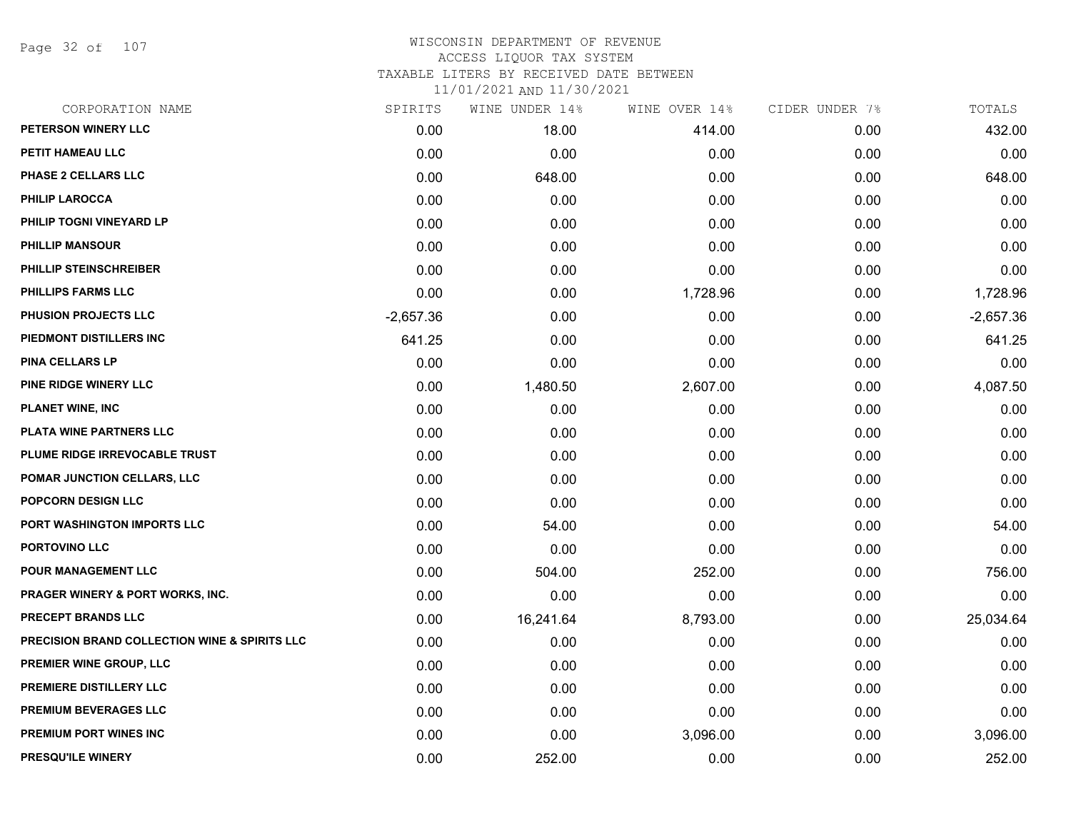# WISCONSIN DEPARTMENT OF REVENUE
## ACCESS LIQUOR TAX SYSTEM
### TAXABLE LITERS BY RECEIVED DATE BETWEEN 11/01/2021 AND 11/30/2021

| CORPORATION NAME | SPIRITS | WINE UNDER 14% | WINE OVER 14% | CIDER UNDER 7% | TOTALS |
|---|---|---|---|---|---|
| PETERSON WINERY LLC | 0.00 | 18.00 | 414.00 | 0.00 | 432.00 |
| PETIT HAMEAU LLC | 0.00 | 0.00 | 0.00 | 0.00 | 0.00 |
| PHASE 2 CELLARS LLC | 0.00 | 648.00 | 0.00 | 0.00 | 648.00 |
| PHILIP LAROCCA | 0.00 | 0.00 | 0.00 | 0.00 | 0.00 |
| PHILIP TOGNI VINEYARD LP | 0.00 | 0.00 | 0.00 | 0.00 | 0.00 |
| PHILLIP MANSOUR | 0.00 | 0.00 | 0.00 | 0.00 | 0.00 |
| PHILLIP STEINSCHREIBER | 0.00 | 0.00 | 0.00 | 0.00 | 0.00 |
| PHILLIPS FARMS LLC | 0.00 | 0.00 | 1,728.96 | 0.00 | 1,728.96 |
| PHUSION PROJECTS LLC | -2,657.36 | 0.00 | 0.00 | 0.00 | -2,657.36 |
| PIEDMONT DISTILLERS INC | 641.25 | 0.00 | 0.00 | 0.00 | 641.25 |
| PINA CELLARS LP | 0.00 | 0.00 | 0.00 | 0.00 | 0.00 |
| PINE RIDGE WINERY LLC | 0.00 | 1,480.50 | 2,607.00 | 0.00 | 4,087.50 |
| PLANET WINE, INC | 0.00 | 0.00 | 0.00 | 0.00 | 0.00 |
| PLATA WINE PARTNERS LLC | 0.00 | 0.00 | 0.00 | 0.00 | 0.00 |
| PLUME RIDGE IRREVOCABLE TRUST | 0.00 | 0.00 | 0.00 | 0.00 | 0.00 |
| POMAR JUNCTION CELLARS, LLC | 0.00 | 0.00 | 0.00 | 0.00 | 0.00 |
| POPCORN DESIGN LLC | 0.00 | 0.00 | 0.00 | 0.00 | 0.00 |
| PORT WASHINGTON IMPORTS LLC | 0.00 | 54.00 | 0.00 | 0.00 | 54.00 |
| PORTOVINO LLC | 0.00 | 0.00 | 0.00 | 0.00 | 0.00 |
| POUR MANAGEMENT LLC | 0.00 | 504.00 | 252.00 | 0.00 | 756.00 |
| PRAGER WINERY & PORT WORKS, INC. | 0.00 | 0.00 | 0.00 | 0.00 | 0.00 |
| PRECEPT BRANDS LLC | 0.00 | 16,241.64 | 8,793.00 | 0.00 | 25,034.64 |
| PRECISION BRAND COLLECTION WINE & SPIRITS LLC | 0.00 | 0.00 | 0.00 | 0.00 | 0.00 |
| PREMIER WINE GROUP, LLC | 0.00 | 0.00 | 0.00 | 0.00 | 0.00 |
| PREMIERE DISTILLERY LLC | 0.00 | 0.00 | 0.00 | 0.00 | 0.00 |
| PREMIUM BEVERAGES LLC | 0.00 | 0.00 | 0.00 | 0.00 | 0.00 |
| PREMIUM PORT WINES INC | 0.00 | 0.00 | 3,096.00 | 0.00 | 3,096.00 |
| PRESQU'ILE WINERY | 0.00 | 252.00 | 0.00 | 0.00 | 252.00 |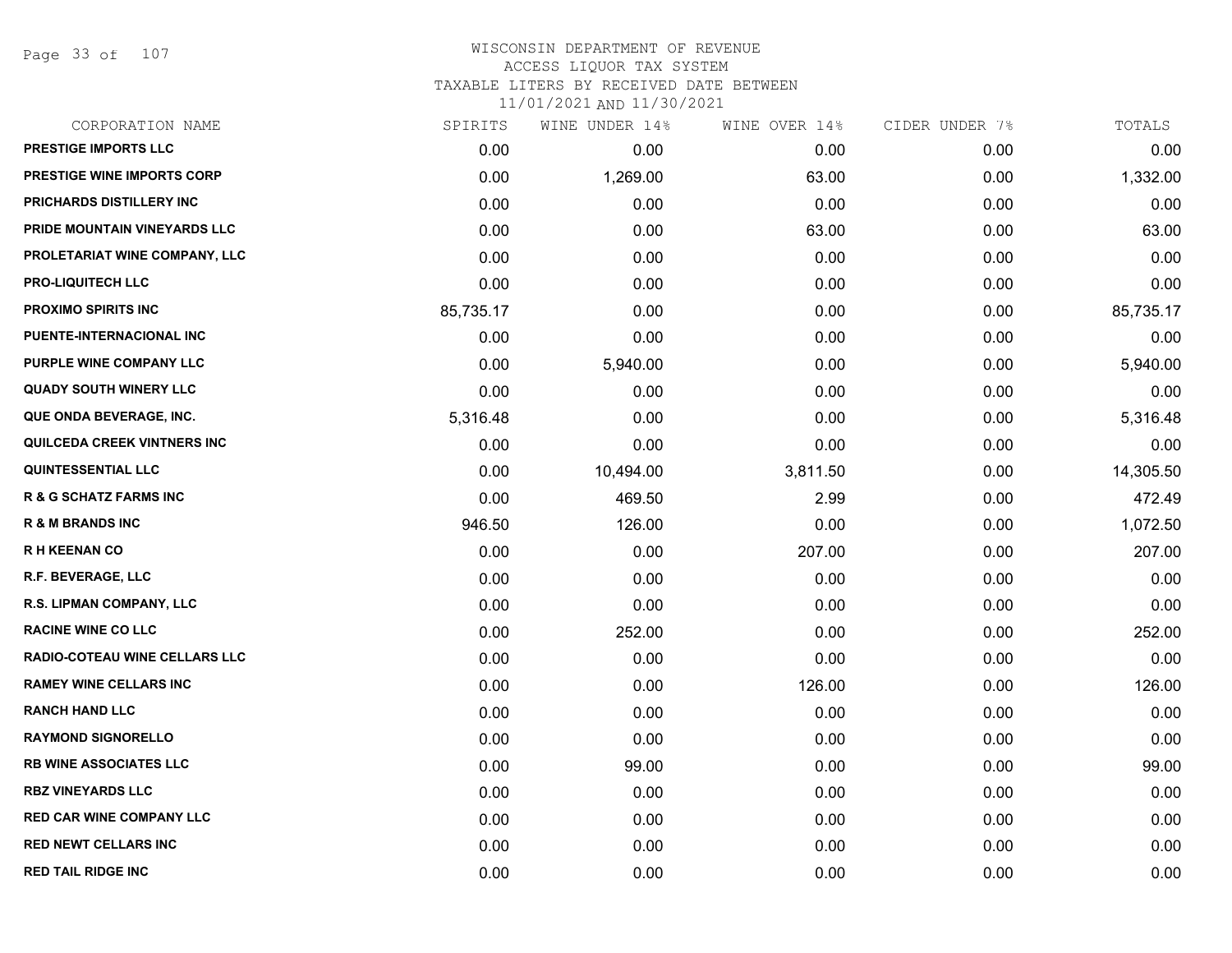WISCONSIN DEPARTMENT OF REVENUE
ACCESS LIQUOR TAX SYSTEM
TAXABLE LITERS BY RECEIVED DATE BETWEEN
11/01/2021 AND 11/30/2021

| CORPORATION NAME | SPIRITS | WINE UNDER 14% | WINE OVER 14% | CIDER UNDER 7% | TOTALS |
|---|---|---|---|---|---|
| PRESTIGE IMPORTS LLC | 0.00 | 0.00 | 0.00 | 0.00 | 0.00 |
| PRESTIGE WINE IMPORTS CORP | 0.00 | 1,269.00 | 63.00 | 0.00 | 1,332.00 |
| PRICHARDS DISTILLERY INC | 0.00 | 0.00 | 0.00 | 0.00 | 0.00 |
| PRIDE MOUNTAIN VINEYARDS LLC | 0.00 | 0.00 | 63.00 | 0.00 | 63.00 |
| PROLETARIAT WINE COMPANY, LLC | 0.00 | 0.00 | 0.00 | 0.00 | 0.00 |
| PRO-LIQUITECH LLC | 0.00 | 0.00 | 0.00 | 0.00 | 0.00 |
| PROXIMO SPIRITS INC | 85,735.17 | 0.00 | 0.00 | 0.00 | 85,735.17 |
| PUENTE-INTERNACIONAL INC | 0.00 | 0.00 | 0.00 | 0.00 | 0.00 |
| PURPLE WINE COMPANY LLC | 0.00 | 5,940.00 | 0.00 | 0.00 | 5,940.00 |
| QUADY SOUTH WINERY LLC | 0.00 | 0.00 | 0.00 | 0.00 | 0.00 |
| QUE ONDA BEVERAGE, INC. | 5,316.48 | 0.00 | 0.00 | 0.00 | 5,316.48 |
| QUILCEDA CREEK VINTNERS INC | 0.00 | 0.00 | 0.00 | 0.00 | 0.00 |
| QUINTESSENTIAL LLC | 0.00 | 10,494.00 | 3,811.50 | 0.00 | 14,305.50 |
| R & G SCHATZ FARMS INC | 0.00 | 469.50 | 2.99 | 0.00 | 472.49 |
| R & M BRANDS INC | 946.50 | 126.00 | 0.00 | 0.00 | 1,072.50 |
| R H KEENAN CO | 0.00 | 0.00 | 207.00 | 0.00 | 207.00 |
| R.F. BEVERAGE, LLC | 0.00 | 0.00 | 0.00 | 0.00 | 0.00 |
| R.S. LIPMAN COMPANY, LLC | 0.00 | 0.00 | 0.00 | 0.00 | 0.00 |
| RACINE WINE CO LLC | 0.00 | 252.00 | 0.00 | 0.00 | 252.00 |
| RADIO-COTEAU WINE CELLARS LLC | 0.00 | 0.00 | 0.00 | 0.00 | 0.00 |
| RAMEY WINE CELLARS INC | 0.00 | 0.00 | 126.00 | 0.00 | 126.00 |
| RANCH HAND LLC | 0.00 | 0.00 | 0.00 | 0.00 | 0.00 |
| RAYMOND SIGNORELLO | 0.00 | 0.00 | 0.00 | 0.00 | 0.00 |
| RB WINE ASSOCIATES LLC | 0.00 | 99.00 | 0.00 | 0.00 | 99.00 |
| RBZ VINEYARDS LLC | 0.00 | 0.00 | 0.00 | 0.00 | 0.00 |
| RED CAR WINE COMPANY LLC | 0.00 | 0.00 | 0.00 | 0.00 | 0.00 |
| RED NEWT CELLARS INC | 0.00 | 0.00 | 0.00 | 0.00 | 0.00 |
| RED TAIL RIDGE INC | 0.00 | 0.00 | 0.00 | 0.00 | 0.00 |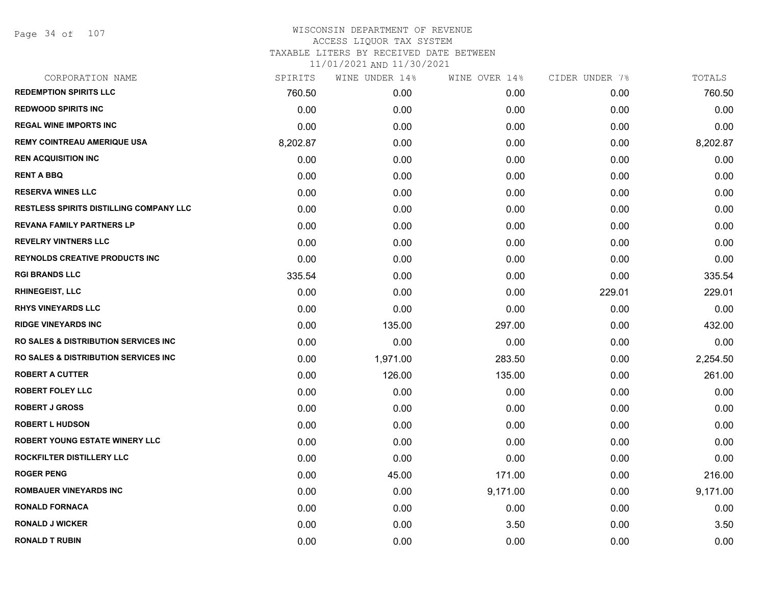WISCONSIN DEPARTMENT OF REVENUE
ACCESS LIQUOR TAX SYSTEM
TAXABLE LITERS BY RECEIVED DATE BETWEEN
11/01/2021 AND 11/30/2021

| CORPORATION NAME | SPIRITS | WINE UNDER 14% | WINE OVER 14% | CIDER UNDER 7% | TOTALS |
|---|---|---|---|---|---|
| REDEMPTION SPIRITS LLC | 760.50 | 0.00 | 0.00 | 0.00 | 760.50 |
| REDWOOD SPIRITS INC | 0.00 | 0.00 | 0.00 | 0.00 | 0.00 |
| REGAL WINE IMPORTS INC | 0.00 | 0.00 | 0.00 | 0.00 | 0.00 |
| REMY COINTREAU AMERIQUE USA | 8,202.87 | 0.00 | 0.00 | 0.00 | 8,202.87 |
| REN ACQUISITION INC | 0.00 | 0.00 | 0.00 | 0.00 | 0.00 |
| RENT A BBQ | 0.00 | 0.00 | 0.00 | 0.00 | 0.00 |
| RESERVA WINES LLC | 0.00 | 0.00 | 0.00 | 0.00 | 0.00 |
| RESTLESS SPIRITS DISTILLING COMPANY LLC | 0.00 | 0.00 | 0.00 | 0.00 | 0.00 |
| REVANA FAMILY PARTNERS LP | 0.00 | 0.00 | 0.00 | 0.00 | 0.00 |
| REVELRY VINTNERS LLC | 0.00 | 0.00 | 0.00 | 0.00 | 0.00 |
| REYNOLDS CREATIVE PRODUCTS INC | 0.00 | 0.00 | 0.00 | 0.00 | 0.00 |
| RGI BRANDS LLC | 335.54 | 0.00 | 0.00 | 0.00 | 335.54 |
| RHINEGEIST, LLC | 0.00 | 0.00 | 0.00 | 229.01 | 229.01 |
| RHYS VINEYARDS LLC | 0.00 | 0.00 | 0.00 | 0.00 | 0.00 |
| RIDGE VINEYARDS INC | 0.00 | 135.00 | 297.00 | 0.00 | 432.00 |
| RO SALES & DISTRIBUTION SERVICES INC | 0.00 | 0.00 | 0.00 | 0.00 | 0.00 |
| RO SALES & DISTRIBUTION SERVICES INC | 0.00 | 1,971.00 | 283.50 | 0.00 | 2,254.50 |
| ROBERT A CUTTER | 0.00 | 126.00 | 135.00 | 0.00 | 261.00 |
| ROBERT FOLEY LLC | 0.00 | 0.00 | 0.00 | 0.00 | 0.00 |
| ROBERT J GROSS | 0.00 | 0.00 | 0.00 | 0.00 | 0.00 |
| ROBERT L HUDSON | 0.00 | 0.00 | 0.00 | 0.00 | 0.00 |
| ROBERT YOUNG ESTATE WINERY LLC | 0.00 | 0.00 | 0.00 | 0.00 | 0.00 |
| ROCKFILTER DISTILLERY LLC | 0.00 | 0.00 | 0.00 | 0.00 | 0.00 |
| ROGER PENG | 0.00 | 45.00 | 171.00 | 0.00 | 216.00 |
| ROMBAUER VINEYARDS INC | 0.00 | 0.00 | 9,171.00 | 0.00 | 9,171.00 |
| RONALD FORNACA | 0.00 | 0.00 | 0.00 | 0.00 | 0.00 |
| RONALD J WICKER | 0.00 | 0.00 | 3.50 | 0.00 | 3.50 |
| RONALD T RUBIN | 0.00 | 0.00 | 0.00 | 0.00 | 0.00 |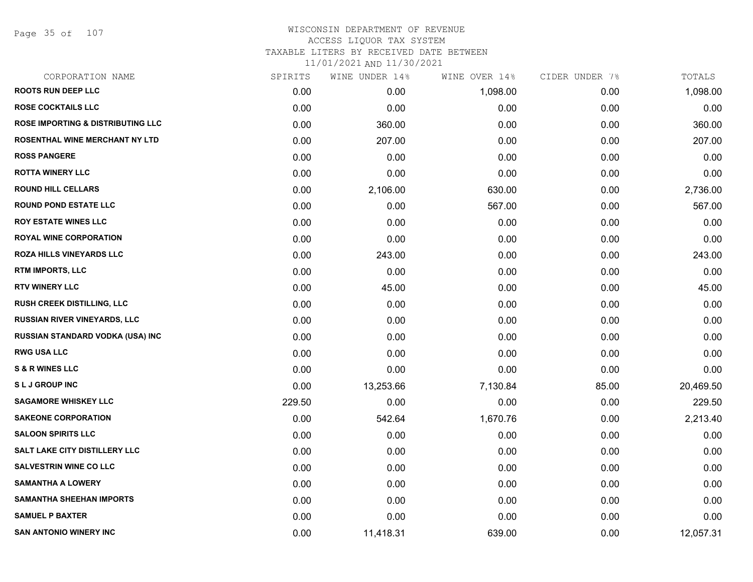WISCONSIN DEPARTMENT OF REVENUE
ACCESS LIQUOR TAX SYSTEM
TAXABLE LITERS BY RECEIVED DATE BETWEEN
11/01/2021 AND 11/30/2021

| CORPORATION NAME | SPIRITS | WINE UNDER 14% | WINE OVER 14% | CIDER UNDER 7% | TOTALS |
|---|---|---|---|---|---|
| ROOTS RUN DEEP LLC | 0.00 | 0.00 | 1,098.00 | 0.00 | 1,098.00 |
| ROSE COCKTAILS LLC | 0.00 | 0.00 | 0.00 | 0.00 | 0.00 |
| ROSE IMPORTING & DISTRIBUTING LLC | 0.00 | 360.00 | 0.00 | 0.00 | 360.00 |
| ROSENTHAL WINE MERCHANT NY LTD | 0.00 | 207.00 | 0.00 | 0.00 | 207.00 |
| ROSS PANGERE | 0.00 | 0.00 | 0.00 | 0.00 | 0.00 |
| ROTTA WINERY LLC | 0.00 | 0.00 | 0.00 | 0.00 | 0.00 |
| ROUND HILL CELLARS | 0.00 | 2,106.00 | 630.00 | 0.00 | 2,736.00 |
| ROUND POND ESTATE LLC | 0.00 | 0.00 | 567.00 | 0.00 | 567.00 |
| ROY ESTATE WINES LLC | 0.00 | 0.00 | 0.00 | 0.00 | 0.00 |
| ROYAL WINE CORPORATION | 0.00 | 0.00 | 0.00 | 0.00 | 0.00 |
| ROZA HILLS VINEYARDS LLC | 0.00 | 243.00 | 0.00 | 0.00 | 243.00 |
| RTM IMPORTS, LLC | 0.00 | 0.00 | 0.00 | 0.00 | 0.00 |
| RTV WINERY LLC | 0.00 | 45.00 | 0.00 | 0.00 | 45.00 |
| RUSH CREEK DISTILLING, LLC | 0.00 | 0.00 | 0.00 | 0.00 | 0.00 |
| RUSSIAN RIVER VINEYARDS, LLC | 0.00 | 0.00 | 0.00 | 0.00 | 0.00 |
| RUSSIAN STANDARD VODKA (USA) INC | 0.00 | 0.00 | 0.00 | 0.00 | 0.00 |
| RWG USA LLC | 0.00 | 0.00 | 0.00 | 0.00 | 0.00 |
| S & R WINES LLC | 0.00 | 0.00 | 0.00 | 0.00 | 0.00 |
| S L J GROUP INC | 0.00 | 13,253.66 | 7,130.84 | 85.00 | 20,469.50 |
| SAGAMORE WHISKEY LLC | 229.50 | 0.00 | 0.00 | 0.00 | 229.50 |
| SAKEONE CORPORATION | 0.00 | 542.64 | 1,670.76 | 0.00 | 2,213.40 |
| SALOON SPIRITS LLC | 0.00 | 0.00 | 0.00 | 0.00 | 0.00 |
| SALT LAKE CITY DISTILLERY LLC | 0.00 | 0.00 | 0.00 | 0.00 | 0.00 |
| SALVESTRIN WINE CO LLC | 0.00 | 0.00 | 0.00 | 0.00 | 0.00 |
| SAMANTHA A LOWERY | 0.00 | 0.00 | 0.00 | 0.00 | 0.00 |
| SAMANTHA SHEEHAN IMPORTS | 0.00 | 0.00 | 0.00 | 0.00 | 0.00 |
| SAMUEL P BAXTER | 0.00 | 0.00 | 0.00 | 0.00 | 0.00 |
| SAN ANTONIO WINERY INC | 0.00 | 11,418.31 | 639.00 | 0.00 | 12,057.31 |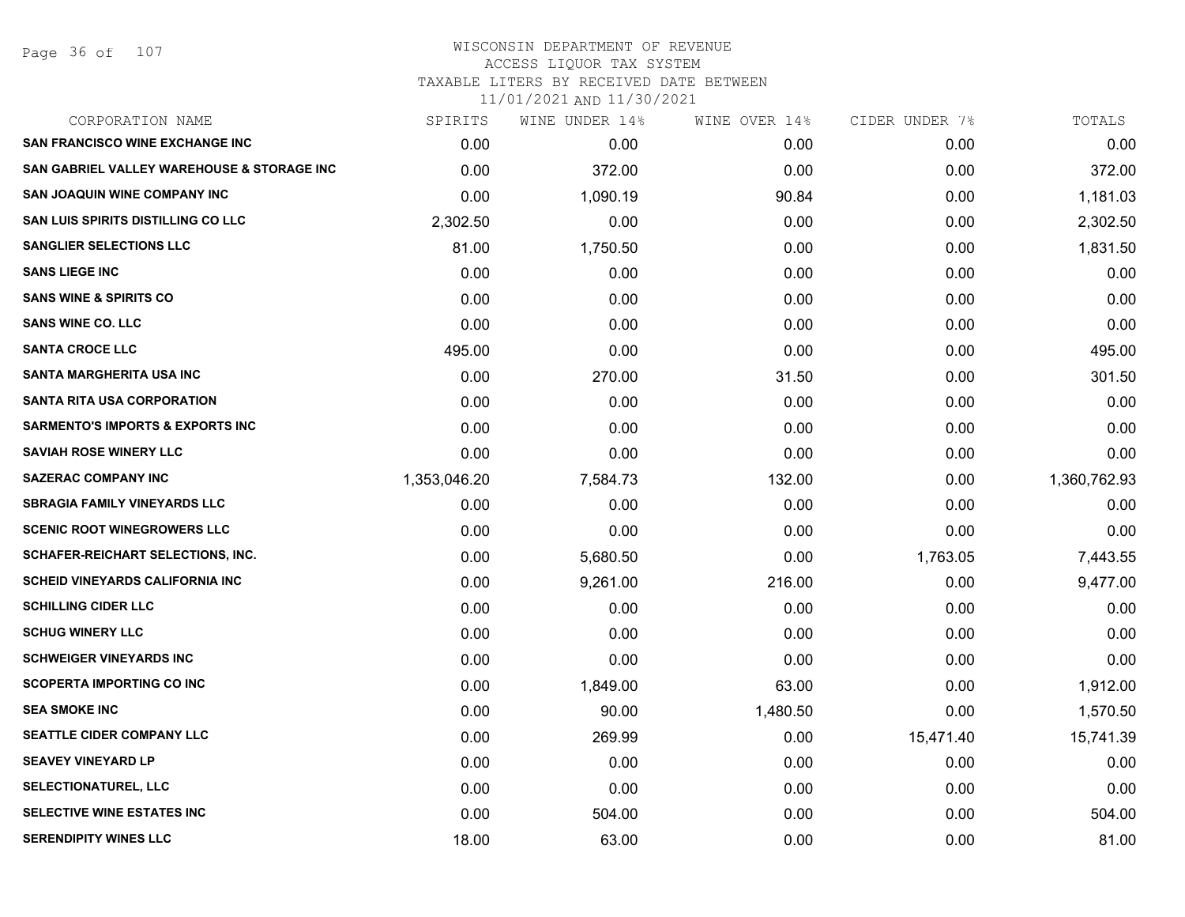WISCONSIN DEPARTMENT OF REVENUE
ACCESS LIQUOR TAX SYSTEM
TAXABLE LITERS BY RECEIVED DATE BETWEEN
11/01/2021 AND 11/30/2021

| CORPORATION NAME | SPIRITS | WINE UNDER 14% | WINE OVER 14% | CIDER UNDER 7% | TOTALS |
|---|---|---|---|---|---|
| SAN FRANCISCO WINE EXCHANGE INC | 0.00 | 0.00 | 0.00 | 0.00 | 0.00 |
| SAN GABRIEL VALLEY WAREHOUSE & STORAGE INC | 0.00 | 372.00 | 0.00 | 0.00 | 372.00 |
| SAN JOAQUIN WINE COMPANY INC | 0.00 | 1,090.19 | 90.84 | 0.00 | 1,181.03 |
| SAN LUIS SPIRITS DISTILLING CO LLC | 2,302.50 | 0.00 | 0.00 | 0.00 | 2,302.50 |
| SANGLIER SELECTIONS LLC | 81.00 | 1,750.50 | 0.00 | 0.00 | 1,831.50 |
| SANS LIEGE INC | 0.00 | 0.00 | 0.00 | 0.00 | 0.00 |
| SANS WINE & SPIRITS CO | 0.00 | 0.00 | 0.00 | 0.00 | 0.00 |
| SANS WINE CO. LLC | 0.00 | 0.00 | 0.00 | 0.00 | 0.00 |
| SANTA CROCE LLC | 495.00 | 0.00 | 0.00 | 0.00 | 495.00 |
| SANTA MARGHERITA USA INC | 0.00 | 270.00 | 31.50 | 0.00 | 301.50 |
| SANTA RITA USA CORPORATION | 0.00 | 0.00 | 0.00 | 0.00 | 0.00 |
| SARMENTO'S IMPORTS & EXPORTS INC | 0.00 | 0.00 | 0.00 | 0.00 | 0.00 |
| SAVIAH ROSE WINERY LLC | 0.00 | 0.00 | 0.00 | 0.00 | 0.00 |
| SAZERAC COMPANY INC | 1,353,046.20 | 7,584.73 | 132.00 | 0.00 | 1,360,762.93 |
| SBRAGIA FAMILY VINEYARDS LLC | 0.00 | 0.00 | 0.00 | 0.00 | 0.00 |
| SCENIC ROOT WINEGROWERS LLC | 0.00 | 0.00 | 0.00 | 0.00 | 0.00 |
| SCHAFER-REICHART SELECTIONS, INC. | 0.00 | 5,680.50 | 0.00 | 1,763.05 | 7,443.55 |
| SCHEID VINEYARDS CALIFORNIA INC | 0.00 | 9,261.00 | 216.00 | 0.00 | 9,477.00 |
| SCHILLING CIDER LLC | 0.00 | 0.00 | 0.00 | 0.00 | 0.00 |
| SCHUG WINERY LLC | 0.00 | 0.00 | 0.00 | 0.00 | 0.00 |
| SCHWEIGER VINEYARDS INC | 0.00 | 0.00 | 0.00 | 0.00 | 0.00 |
| SCOPERTA IMPORTING CO INC | 0.00 | 1,849.00 | 63.00 | 0.00 | 1,912.00 |
| SEA SMOKE INC | 0.00 | 90.00 | 1,480.50 | 0.00 | 1,570.50 |
| SEATTLE CIDER COMPANY LLC | 0.00 | 269.99 | 0.00 | 15,471.40 | 15,741.39 |
| SEAVEY VINEYARD LP | 0.00 | 0.00 | 0.00 | 0.00 | 0.00 |
| SELECTIONATUREL, LLC | 0.00 | 0.00 | 0.00 | 0.00 | 0.00 |
| SELECTIVE WINE ESTATES INC | 0.00 | 504.00 | 0.00 | 0.00 | 504.00 |
| SERENDIPITY WINES LLC | 18.00 | 63.00 | 0.00 | 0.00 | 81.00 |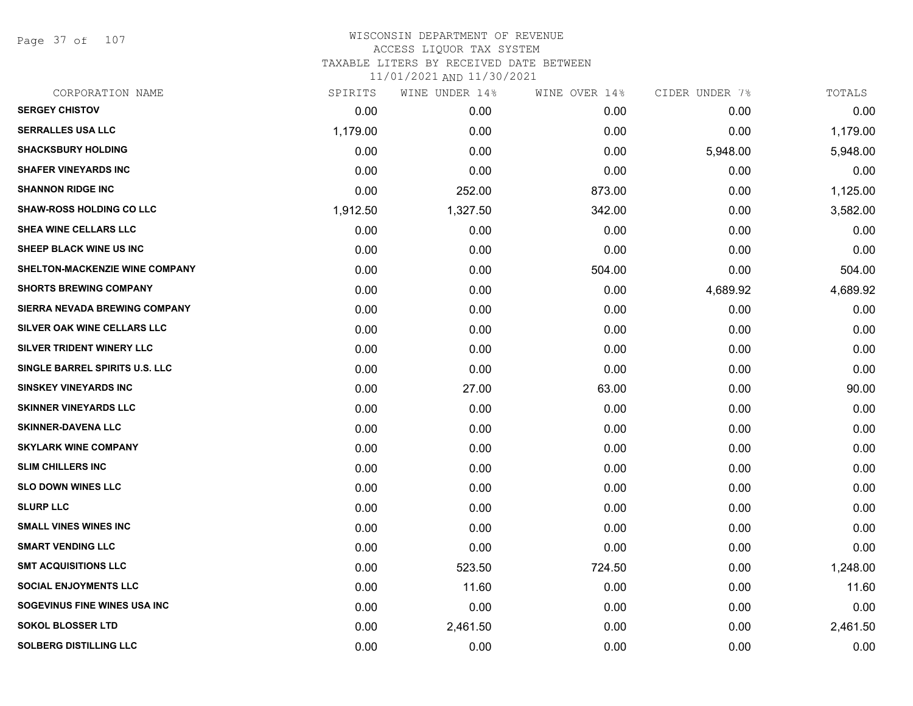WISCONSIN DEPARTMENT OF REVENUE
ACCESS LIQUOR TAX SYSTEM
TAXABLE LITERS BY RECEIVED DATE BETWEEN
11/01/2021 AND 11/30/2021

| CORPORATION NAME | SPIRITS | WINE UNDER 14% | WINE OVER 14% | CIDER UNDER 7% | TOTALS |
|---|---|---|---|---|---|
| SERGEY CHISTOV | 0.00 | 0.00 | 0.00 | 0.00 | 0.00 |
| SERRALLES USA LLC | 1,179.00 | 0.00 | 0.00 | 0.00 | 1,179.00 |
| SHACKSBURY HOLDING | 0.00 | 0.00 | 0.00 | 5,948.00 | 5,948.00 |
| SHAFER VINEYARDS INC | 0.00 | 0.00 | 0.00 | 0.00 | 0.00 |
| SHANNON RIDGE INC | 0.00 | 252.00 | 873.00 | 0.00 | 1,125.00 |
| SHAW-ROSS HOLDING CO LLC | 1,912.50 | 1,327.50 | 342.00 | 0.00 | 3,582.00 |
| SHEA WINE CELLARS LLC | 0.00 | 0.00 | 0.00 | 0.00 | 0.00 |
| SHEEP BLACK WINE US INC | 0.00 | 0.00 | 0.00 | 0.00 | 0.00 |
| SHELTON-MACKENZIE WINE COMPANY | 0.00 | 0.00 | 504.00 | 0.00 | 504.00 |
| SHORTS BREWING COMPANY | 0.00 | 0.00 | 0.00 | 4,689.92 | 4,689.92 |
| SIERRA NEVADA BREWING COMPANY | 0.00 | 0.00 | 0.00 | 0.00 | 0.00 |
| SILVER OAK WINE CELLARS LLC | 0.00 | 0.00 | 0.00 | 0.00 | 0.00 |
| SILVER TRIDENT WINERY LLC | 0.00 | 0.00 | 0.00 | 0.00 | 0.00 |
| SINGLE BARREL SPIRITS U.S. LLC | 0.00 | 0.00 | 0.00 | 0.00 | 0.00 |
| SINSKEY VINEYARDS INC | 0.00 | 27.00 | 63.00 | 0.00 | 90.00 |
| SKINNER VINEYARDS LLC | 0.00 | 0.00 | 0.00 | 0.00 | 0.00 |
| SKINNER-DAVENA LLC | 0.00 | 0.00 | 0.00 | 0.00 | 0.00 |
| SKYLARK WINE COMPANY | 0.00 | 0.00 | 0.00 | 0.00 | 0.00 |
| SLIM CHILLERS INC | 0.00 | 0.00 | 0.00 | 0.00 | 0.00 |
| SLO DOWN WINES LLC | 0.00 | 0.00 | 0.00 | 0.00 | 0.00 |
| SLURP LLC | 0.00 | 0.00 | 0.00 | 0.00 | 0.00 |
| SMALL VINES WINES INC | 0.00 | 0.00 | 0.00 | 0.00 | 0.00 |
| SMART VENDING LLC | 0.00 | 0.00 | 0.00 | 0.00 | 0.00 |
| SMT ACQUISITIONS LLC | 0.00 | 523.50 | 724.50 | 0.00 | 1,248.00 |
| SOCIAL ENJOYMENTS LLC | 0.00 | 11.60 | 0.00 | 0.00 | 11.60 |
| SOGEVINUS FINE WINES USA INC | 0.00 | 0.00 | 0.00 | 0.00 | 0.00 |
| SOKOL BLOSSER LTD | 0.00 | 2,461.50 | 0.00 | 0.00 | 2,461.50 |
| SOLBERG DISTILLING LLC | 0.00 | 0.00 | 0.00 | 0.00 | 0.00 |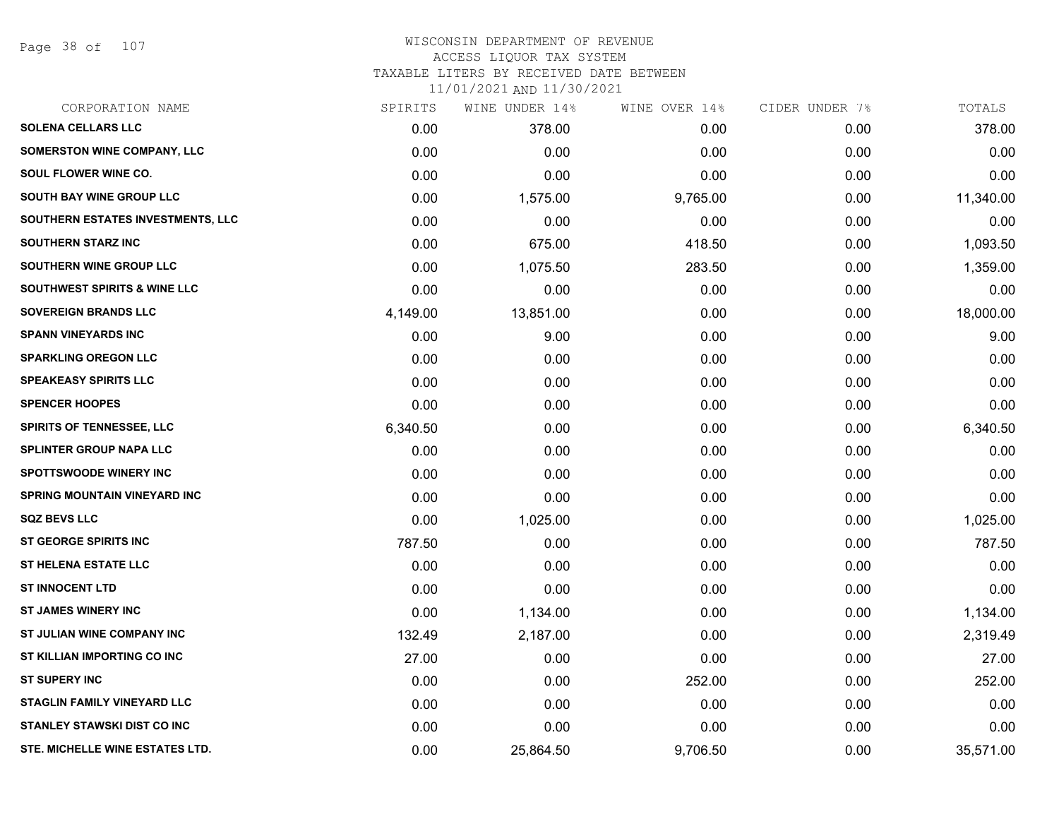# WISCONSIN DEPARTMENT OF REVENUE
## ACCESS LIQUOR TAX SYSTEM
## TAXABLE LITERS BY RECEIVED DATE BETWEEN 11/01/2021 AND 11/30/2021

| CORPORATION NAME | SPIRITS | WINE UNDER 14% | WINE OVER 14% | CIDER UNDER 7% | TOTALS |
|---|---|---|---|---|---|
| SOLENA CELLARS LLC | 0.00 | 378.00 | 0.00 | 0.00 | 378.00 |
| SOMERSTON WINE COMPANY, LLC | 0.00 | 0.00 | 0.00 | 0.00 | 0.00 |
| SOUL FLOWER WINE CO. | 0.00 | 0.00 | 0.00 | 0.00 | 0.00 |
| SOUTH BAY WINE GROUP LLC | 0.00 | 1,575.00 | 9,765.00 | 0.00 | 11,340.00 |
| SOUTHERN ESTATES INVESTMENTS, LLC | 0.00 | 0.00 | 0.00 | 0.00 | 0.00 |
| SOUTHERN STARZ INC | 0.00 | 675.00 | 418.50 | 0.00 | 1,093.50 |
| SOUTHERN WINE GROUP LLC | 0.00 | 1,075.50 | 283.50 | 0.00 | 1,359.00 |
| SOUTHWEST SPIRITS & WINE LLC | 0.00 | 0.00 | 0.00 | 0.00 | 0.00 |
| SOVEREIGN BRANDS LLC | 4,149.00 | 13,851.00 | 0.00 | 0.00 | 18,000.00 |
| SPANN VINEYARDS INC | 0.00 | 9.00 | 0.00 | 0.00 | 9.00 |
| SPARKLING OREGON LLC | 0.00 | 0.00 | 0.00 | 0.00 | 0.00 |
| SPEAKEASY SPIRITS LLC | 0.00 | 0.00 | 0.00 | 0.00 | 0.00 |
| SPENCER HOOPES | 0.00 | 0.00 | 0.00 | 0.00 | 0.00 |
| SPIRITS OF TENNESSEE, LLC | 6,340.50 | 0.00 | 0.00 | 0.00 | 6,340.50 |
| SPLINTER GROUP NAPA LLC | 0.00 | 0.00 | 0.00 | 0.00 | 0.00 |
| SPOTTSWOODE WINERY INC | 0.00 | 0.00 | 0.00 | 0.00 | 0.00 |
| SPRING MOUNTAIN VINEYARD INC | 0.00 | 0.00 | 0.00 | 0.00 | 0.00 |
| SQZ BEVS LLC | 0.00 | 1,025.00 | 0.00 | 0.00 | 1,025.00 |
| ST GEORGE SPIRITS INC | 787.50 | 0.00 | 0.00 | 0.00 | 787.50 |
| ST HELENA ESTATE LLC | 0.00 | 0.00 | 0.00 | 0.00 | 0.00 |
| ST INNOCENT LTD | 0.00 | 0.00 | 0.00 | 0.00 | 0.00 |
| ST JAMES WINERY INC | 0.00 | 1,134.00 | 0.00 | 0.00 | 1,134.00 |
| ST JULIAN WINE COMPANY INC | 132.49 | 2,187.00 | 0.00 | 0.00 | 2,319.49 |
| ST KILLIAN IMPORTING CO INC | 27.00 | 0.00 | 0.00 | 0.00 | 27.00 |
| ST SUPERY INC | 0.00 | 0.00 | 252.00 | 0.00 | 252.00 |
| STAGLIN FAMILY VINEYARD LLC | 0.00 | 0.00 | 0.00 | 0.00 | 0.00 |
| STANLEY STAWSKI DIST CO INC | 0.00 | 0.00 | 0.00 | 0.00 | 0.00 |
| STE. MICHELLE WINE ESTATES LTD. | 0.00 | 25,864.50 | 9,706.50 | 0.00 | 35,571.00 |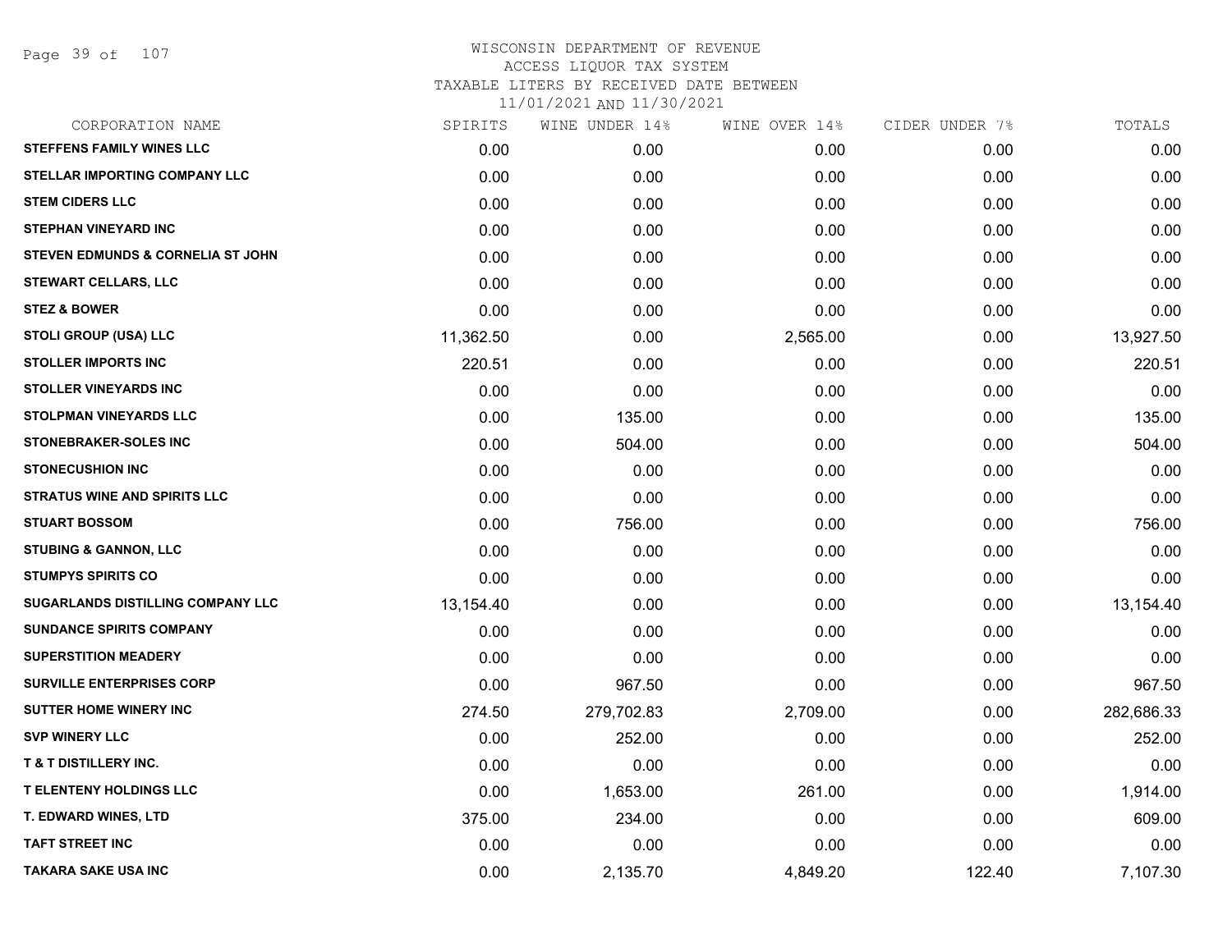# WISCONSIN DEPARTMENT OF REVENUE
ACCESS LIQUOR TAX SYSTEM
TAXABLE LITERS BY RECEIVED DATE BETWEEN
11/01/2021 AND 11/30/2021

| CORPORATION NAME | SPIRITS | WINE UNDER 14% | WINE OVER 14% | CIDER UNDER 7% | TOTALS |
|---|---|---|---|---|---|
| STEFFENS FAMILY WINES LLC | 0.00 | 0.00 | 0.00 | 0.00 | 0.00 |
| STELLAR IMPORTING COMPANY LLC | 0.00 | 0.00 | 0.00 | 0.00 | 0.00 |
| STEM CIDERS LLC | 0.00 | 0.00 | 0.00 | 0.00 | 0.00 |
| STEPHAN VINEYARD INC | 0.00 | 0.00 | 0.00 | 0.00 | 0.00 |
| STEVEN EDMUNDS & CORNELIA ST JOHN | 0.00 | 0.00 | 0.00 | 0.00 | 0.00 |
| STEWART CELLARS, LLC | 0.00 | 0.00 | 0.00 | 0.00 | 0.00 |
| STEZ & BOWER | 0.00 | 0.00 | 0.00 | 0.00 | 0.00 |
| STOLI GROUP (USA) LLC | 11,362.50 | 0.00 | 2,565.00 | 0.00 | 13,927.50 |
| STOLLER IMPORTS INC | 220.51 | 0.00 | 0.00 | 0.00 | 220.51 |
| STOLLER VINEYARDS INC | 0.00 | 0.00 | 0.00 | 0.00 | 0.00 |
| STOLPMAN VINEYARDS LLC | 0.00 | 135.00 | 0.00 | 0.00 | 135.00 |
| STONEBRAKER-SOLES INC | 0.00 | 504.00 | 0.00 | 0.00 | 504.00 |
| STONECUSHION INC | 0.00 | 0.00 | 0.00 | 0.00 | 0.00 |
| STRATUS WINE AND SPIRITS LLC | 0.00 | 0.00 | 0.00 | 0.00 | 0.00 |
| STUART BOSSOM | 0.00 | 756.00 | 0.00 | 0.00 | 756.00 |
| STUBING & GANNON, LLC | 0.00 | 0.00 | 0.00 | 0.00 | 0.00 |
| STUMPYS SPIRITS CO | 0.00 | 0.00 | 0.00 | 0.00 | 0.00 |
| SUGARLANDS DISTILLING COMPANY LLC | 13,154.40 | 0.00 | 0.00 | 0.00 | 13,154.40 |
| SUNDANCE SPIRITS COMPANY | 0.00 | 0.00 | 0.00 | 0.00 | 0.00 |
| SUPERSTITION MEADERY | 0.00 | 0.00 | 0.00 | 0.00 | 0.00 |
| SURVILLE ENTERPRISES CORP | 0.00 | 967.50 | 0.00 | 0.00 | 967.50 |
| SUTTER HOME WINERY INC | 274.50 | 279,702.83 | 2,709.00 | 0.00 | 282,686.33 |
| SVP WINERY LLC | 0.00 | 252.00 | 0.00 | 0.00 | 252.00 |
| T & T DISTILLERY INC. | 0.00 | 0.00 | 0.00 | 0.00 | 0.00 |
| T ELENTENY HOLDINGS LLC | 0.00 | 1,653.00 | 261.00 | 0.00 | 1,914.00 |
| T. EDWARD WINES, LTD | 375.00 | 234.00 | 0.00 | 0.00 | 609.00 |
| TAFT STREET INC | 0.00 | 0.00 | 0.00 | 0.00 | 0.00 |
| TAKARA SAKE USA INC | 0.00 | 2,135.70 | 4,849.20 | 122.40 | 7,107.30 |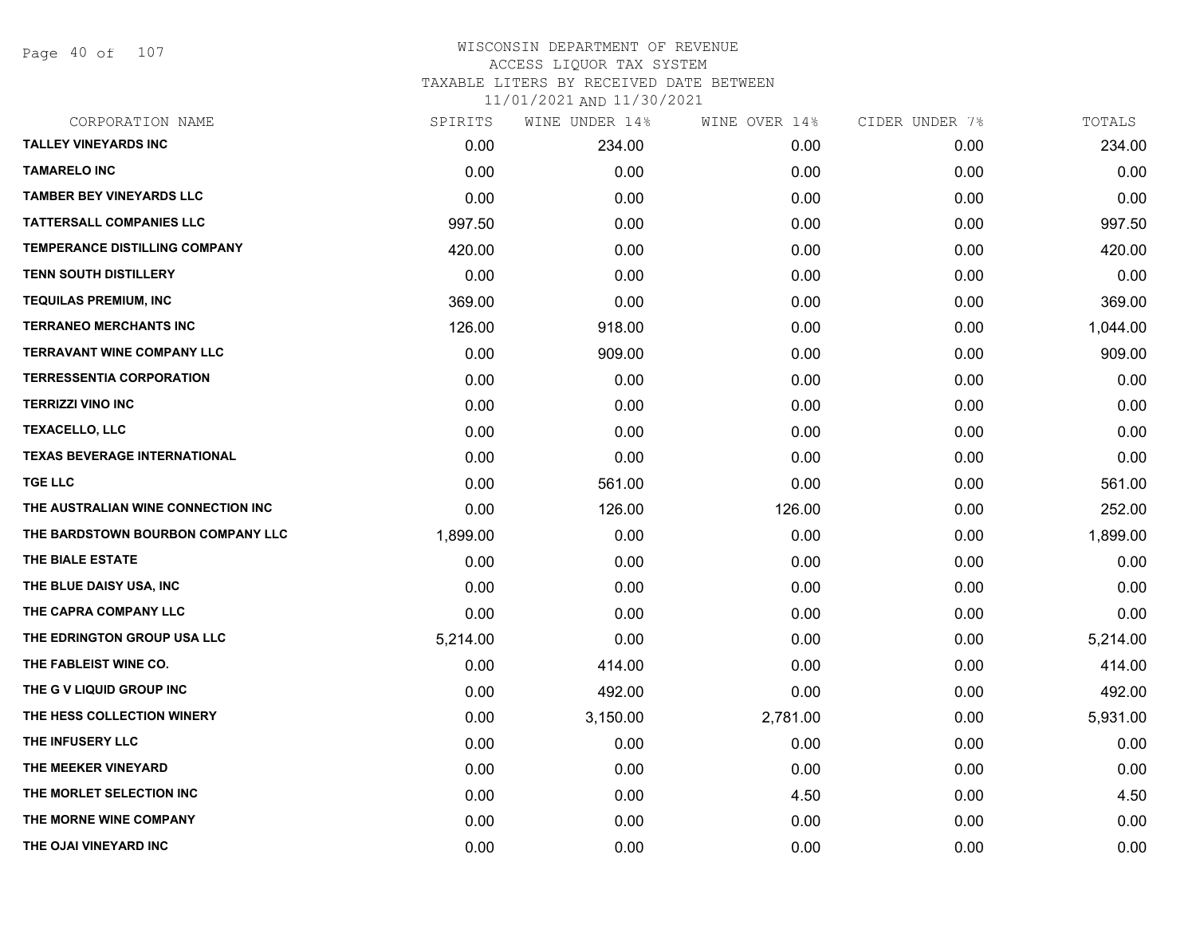# WISCONSIN DEPARTMENT OF REVENUE
## ACCESS LIQUOR TAX SYSTEM
## TAXABLE LITERS BY RECEIVED DATE BETWEEN
## 11/01/2021 AND 11/30/2021

| CORPORATION NAME | SPIRITS | WINE UNDER 14% | WINE OVER 14% | CIDER UNDER 7% | TOTALS |
|---|---|---|---|---|---|
| TALLEY VINEYARDS INC | 0.00 | 234.00 | 0.00 | 0.00 | 234.00 |
| TAMARELO INC | 0.00 | 0.00 | 0.00 | 0.00 | 0.00 |
| TAMBER BEY VINEYARDS LLC | 0.00 | 0.00 | 0.00 | 0.00 | 0.00 |
| TATTERSALL COMPANIES LLC | 997.50 | 0.00 | 0.00 | 0.00 | 997.50 |
| TEMPERANCE DISTILLING COMPANY | 420.00 | 0.00 | 0.00 | 0.00 | 420.00 |
| TENN SOUTH DISTILLERY | 0.00 | 0.00 | 0.00 | 0.00 | 0.00 |
| TEQUILAS PREMIUM, INC | 369.00 | 0.00 | 0.00 | 0.00 | 369.00 |
| TERRANEO MERCHANTS INC | 126.00 | 918.00 | 0.00 | 0.00 | 1,044.00 |
| TERRAVANT WINE COMPANY LLC | 0.00 | 909.00 | 0.00 | 0.00 | 909.00 |
| TERRESSENTIA CORPORATION | 0.00 | 0.00 | 0.00 | 0.00 | 0.00 |
| TERRIZZI VINO INC | 0.00 | 0.00 | 0.00 | 0.00 | 0.00 |
| TEXACELLO, LLC | 0.00 | 0.00 | 0.00 | 0.00 | 0.00 |
| TEXAS BEVERAGE INTERNATIONAL | 0.00 | 0.00 | 0.00 | 0.00 | 0.00 |
| TGE LLC | 0.00 | 561.00 | 0.00 | 0.00 | 561.00 |
| THE AUSTRALIAN WINE CONNECTION INC | 0.00 | 126.00 | 126.00 | 0.00 | 252.00 |
| THE BARDSTOWN BOURBON COMPANY LLC | 1,899.00 | 0.00 | 0.00 | 0.00 | 1,899.00 |
| THE BIALE ESTATE | 0.00 | 0.00 | 0.00 | 0.00 | 0.00 |
| THE BLUE DAISY USA, INC | 0.00 | 0.00 | 0.00 | 0.00 | 0.00 |
| THE CAPRA COMPANY LLC | 0.00 | 0.00 | 0.00 | 0.00 | 0.00 |
| THE EDRINGTON GROUP USA LLC | 5,214.00 | 0.00 | 0.00 | 0.00 | 5,214.00 |
| THE FABLEIST WINE CO. | 0.00 | 414.00 | 0.00 | 0.00 | 414.00 |
| THE G V LIQUID GROUP INC | 0.00 | 492.00 | 0.00 | 0.00 | 492.00 |
| THE HESS COLLECTION WINERY | 0.00 | 3,150.00 | 2,781.00 | 0.00 | 5,931.00 |
| THE INFUSERY LLC | 0.00 | 0.00 | 0.00 | 0.00 | 0.00 |
| THE MEEKER VINEYARD | 0.00 | 0.00 | 0.00 | 0.00 | 0.00 |
| THE MORLET SELECTION INC | 0.00 | 0.00 | 4.50 | 0.00 | 4.50 |
| THE MORNE WINE COMPANY | 0.00 | 0.00 | 0.00 | 0.00 | 0.00 |
| THE OJAI VINEYARD INC | 0.00 | 0.00 | 0.00 | 0.00 | 0.00 |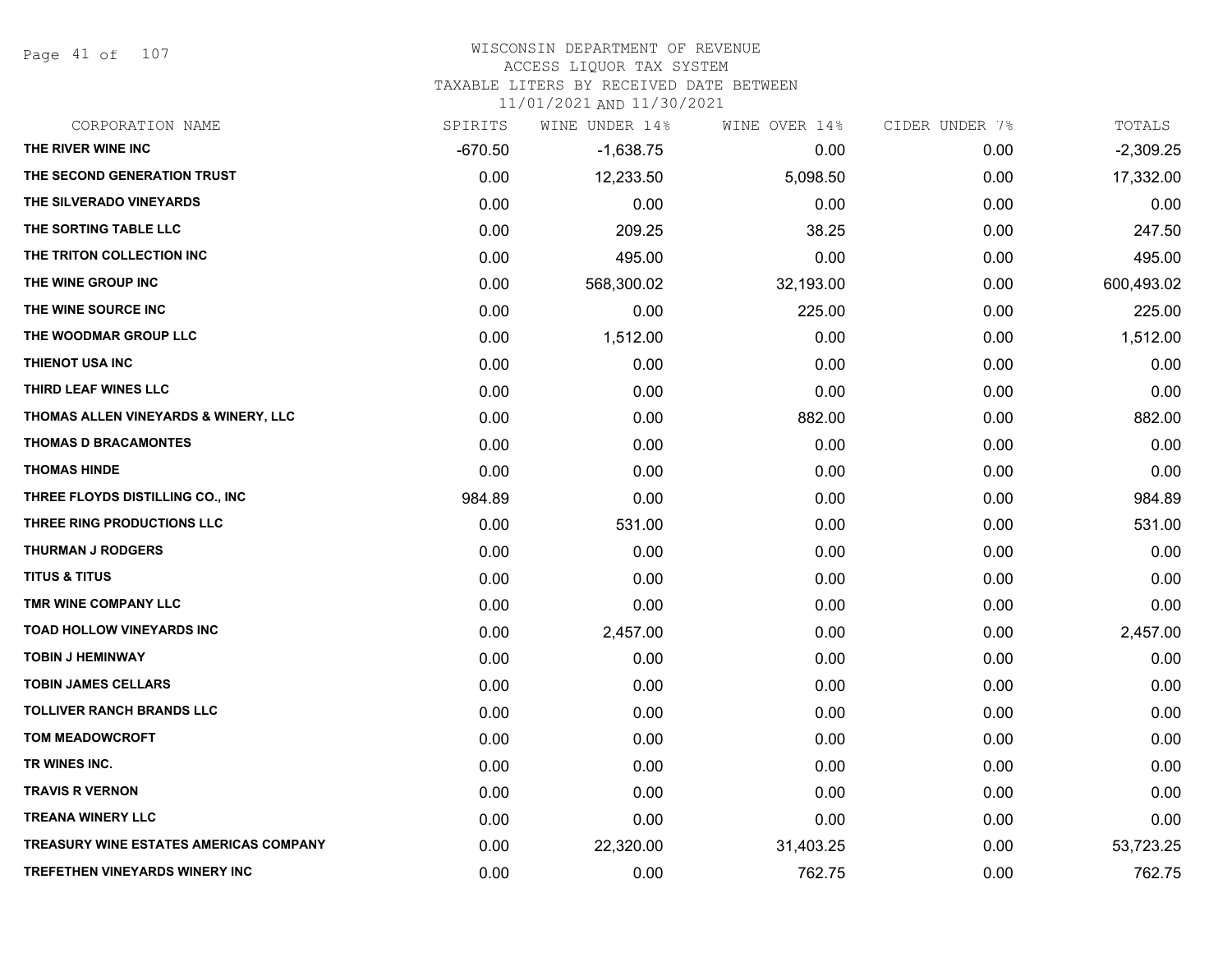# WISCONSIN DEPARTMENT OF REVENUE
## ACCESS LIQUOR TAX SYSTEM
### TAXABLE LITERS BY RECEIVED DATE BETWEEN 11/01/2021 AND 11/30/2021

| CORPORATION NAME | SPIRITS | WINE UNDER 14% | WINE OVER 14% | CIDER UNDER 7% | TOTALS |
|---|---|---|---|---|---|
| THE RIVER WINE INC | -670.50 | -1,638.75 | 0.00 | 0.00 | -2,309.25 |
| THE SECOND GENERATION TRUST | 0.00 | 12,233.50 | 5,098.50 | 0.00 | 17,332.00 |
| THE SILVERADO VINEYARDS | 0.00 | 0.00 | 0.00 | 0.00 | 0.00 |
| THE SORTING TABLE LLC | 0.00 | 209.25 | 38.25 | 0.00 | 247.50 |
| THE TRITON COLLECTION INC | 0.00 | 495.00 | 0.00 | 0.00 | 495.00 |
| THE WINE GROUP INC | 0.00 | 568,300.02 | 32,193.00 | 0.00 | 600,493.02 |
| THE WINE SOURCE INC | 0.00 | 0.00 | 225.00 | 0.00 | 225.00 |
| THE WOODMAR GROUP LLC | 0.00 | 1,512.00 | 0.00 | 0.00 | 1,512.00 |
| THIENOT USA INC | 0.00 | 0.00 | 0.00 | 0.00 | 0.00 |
| THIRD LEAF WINES LLC | 0.00 | 0.00 | 0.00 | 0.00 | 0.00 |
| THOMAS ALLEN VINEYARDS & WINERY, LLC | 0.00 | 0.00 | 882.00 | 0.00 | 882.00 |
| THOMAS D BRACAMONTES | 0.00 | 0.00 | 0.00 | 0.00 | 0.00 |
| THOMAS HINDE | 0.00 | 0.00 | 0.00 | 0.00 | 0.00 |
| THREE FLOYDS DISTILLING CO., INC | 984.89 | 0.00 | 0.00 | 0.00 | 984.89 |
| THREE RING PRODUCTIONS LLC | 0.00 | 531.00 | 0.00 | 0.00 | 531.00 |
| THURMAN J RODGERS | 0.00 | 0.00 | 0.00 | 0.00 | 0.00 |
| TITUS & TITUS | 0.00 | 0.00 | 0.00 | 0.00 | 0.00 |
| TMR WINE COMPANY LLC | 0.00 | 0.00 | 0.00 | 0.00 | 0.00 |
| TOAD HOLLOW VINEYARDS INC | 0.00 | 2,457.00 | 0.00 | 0.00 | 2,457.00 |
| TOBIN J HEMINWAY | 0.00 | 0.00 | 0.00 | 0.00 | 0.00 |
| TOBIN JAMES CELLARS | 0.00 | 0.00 | 0.00 | 0.00 | 0.00 |
| TOLLIVER RANCH BRANDS LLC | 0.00 | 0.00 | 0.00 | 0.00 | 0.00 |
| TOM MEADOWCROFT | 0.00 | 0.00 | 0.00 | 0.00 | 0.00 |
| TR WINES INC. | 0.00 | 0.00 | 0.00 | 0.00 | 0.00 |
| TRAVIS R VERNON | 0.00 | 0.00 | 0.00 | 0.00 | 0.00 |
| TREANA WINERY LLC | 0.00 | 0.00 | 0.00 | 0.00 | 0.00 |
| TREASURY WINE ESTATES AMERICAS COMPANY | 0.00 | 22,320.00 | 31,403.25 | 0.00 | 53,723.25 |
| TREFETHEN VINEYARDS WINERY INC | 0.00 | 0.00 | 762.75 | 0.00 | 762.75 |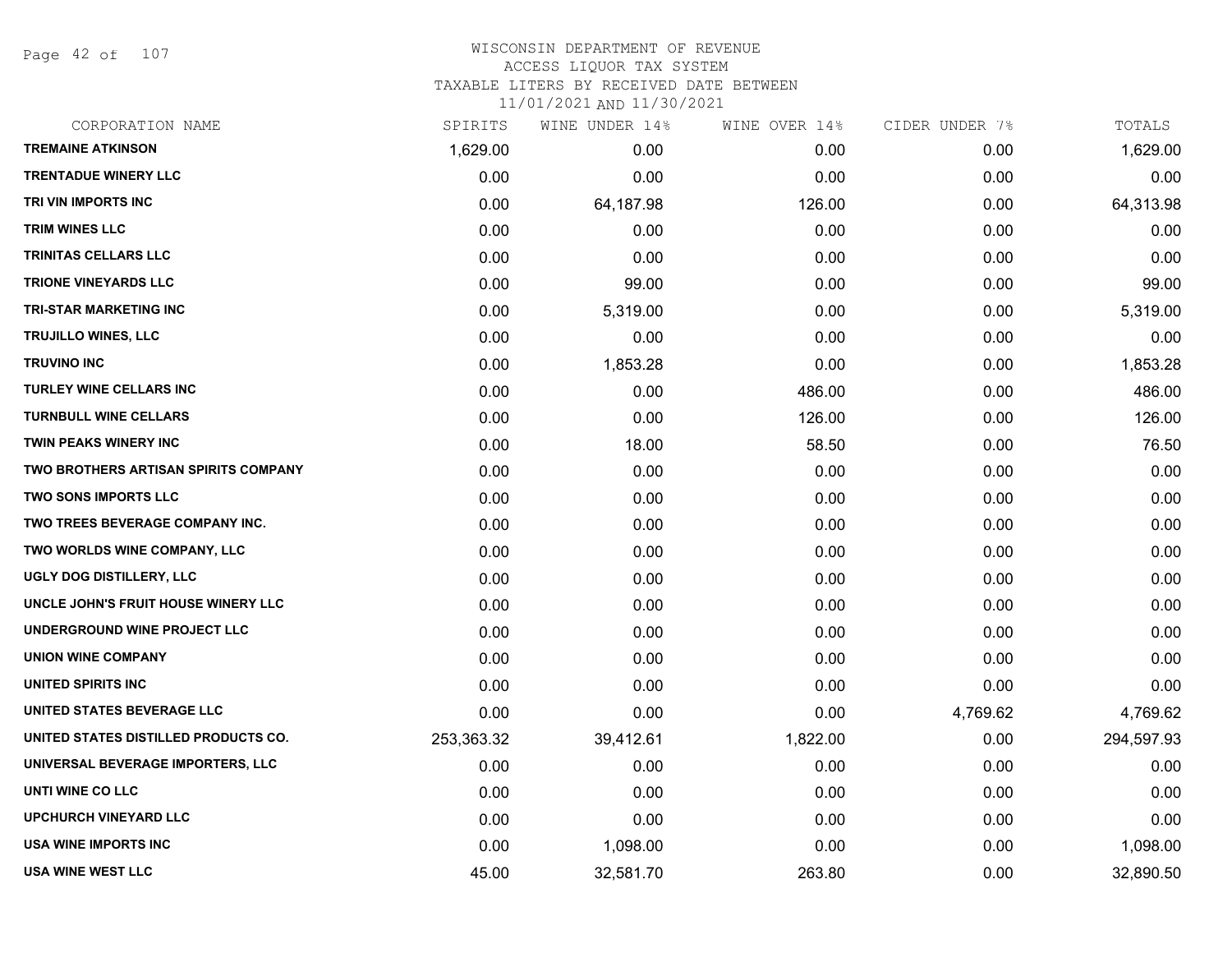# WISCONSIN DEPARTMENT OF REVENUE
## ACCESS LIQUOR TAX SYSTEM
### TAXABLE LITERS BY RECEIVED DATE BETWEEN 11/01/2021 AND 11/30/2021

| CORPORATION NAME | SPIRITS | WINE UNDER 14% | WINE OVER 14% | CIDER UNDER 7% | TOTALS |
|---|---|---|---|---|---|
| TREMAINE ATKINSON | 1,629.00 | 0.00 | 0.00 | 0.00 | 1,629.00 |
| TRENTADUE WINERY LLC | 0.00 | 0.00 | 0.00 | 0.00 | 0.00 |
| TRI VIN IMPORTS INC | 0.00 | 64,187.98 | 126.00 | 0.00 | 64,313.98 |
| TRIM WINES LLC | 0.00 | 0.00 | 0.00 | 0.00 | 0.00 |
| TRINITAS CELLARS LLC | 0.00 | 0.00 | 0.00 | 0.00 | 0.00 |
| TRIONE VINEYARDS LLC | 0.00 | 99.00 | 0.00 | 0.00 | 99.00 |
| TRI-STAR MARKETING INC | 0.00 | 5,319.00 | 0.00 | 0.00 | 5,319.00 |
| TRUJILLO WINES, LLC | 0.00 | 0.00 | 0.00 | 0.00 | 0.00 |
| TRUVINO INC | 0.00 | 1,853.28 | 0.00 | 0.00 | 1,853.28 |
| TURLEY WINE CELLARS INC | 0.00 | 0.00 | 486.00 | 0.00 | 486.00 |
| TURNBULL WINE CELLARS | 0.00 | 0.00 | 126.00 | 0.00 | 126.00 |
| TWIN PEAKS WINERY INC | 0.00 | 18.00 | 58.50 | 0.00 | 76.50 |
| TWO BROTHERS ARTISAN SPIRITS COMPANY | 0.00 | 0.00 | 0.00 | 0.00 | 0.00 |
| TWO SONS IMPORTS LLC | 0.00 | 0.00 | 0.00 | 0.00 | 0.00 |
| TWO TREES BEVERAGE COMPANY INC. | 0.00 | 0.00 | 0.00 | 0.00 | 0.00 |
| TWO WORLDS WINE COMPANY, LLC | 0.00 | 0.00 | 0.00 | 0.00 | 0.00 |
| UGLY DOG DISTILLERY, LLC | 0.00 | 0.00 | 0.00 | 0.00 | 0.00 |
| UNCLE JOHN'S FRUIT HOUSE WINERY LLC | 0.00 | 0.00 | 0.00 | 0.00 | 0.00 |
| UNDERGROUND WINE PROJECT LLC | 0.00 | 0.00 | 0.00 | 0.00 | 0.00 |
| UNION WINE COMPANY | 0.00 | 0.00 | 0.00 | 0.00 | 0.00 |
| UNITED SPIRITS INC | 0.00 | 0.00 | 0.00 | 0.00 | 0.00 |
| UNITED STATES BEVERAGE LLC | 0.00 | 0.00 | 0.00 | 4,769.62 | 4,769.62 |
| UNITED STATES DISTILLED PRODUCTS CO. | 253,363.32 | 39,412.61 | 1,822.00 | 0.00 | 294,597.93 |
| UNIVERSAL BEVERAGE IMPORTERS, LLC | 0.00 | 0.00 | 0.00 | 0.00 | 0.00 |
| UNTI WINE CO LLC | 0.00 | 0.00 | 0.00 | 0.00 | 0.00 |
| UPCHURCH VINEYARD LLC | 0.00 | 0.00 | 0.00 | 0.00 | 0.00 |
| USA WINE IMPORTS INC | 0.00 | 1,098.00 | 0.00 | 0.00 | 1,098.00 |
| USA WINE WEST LLC | 45.00 | 32,581.70 | 263.80 | 0.00 | 32,890.50 |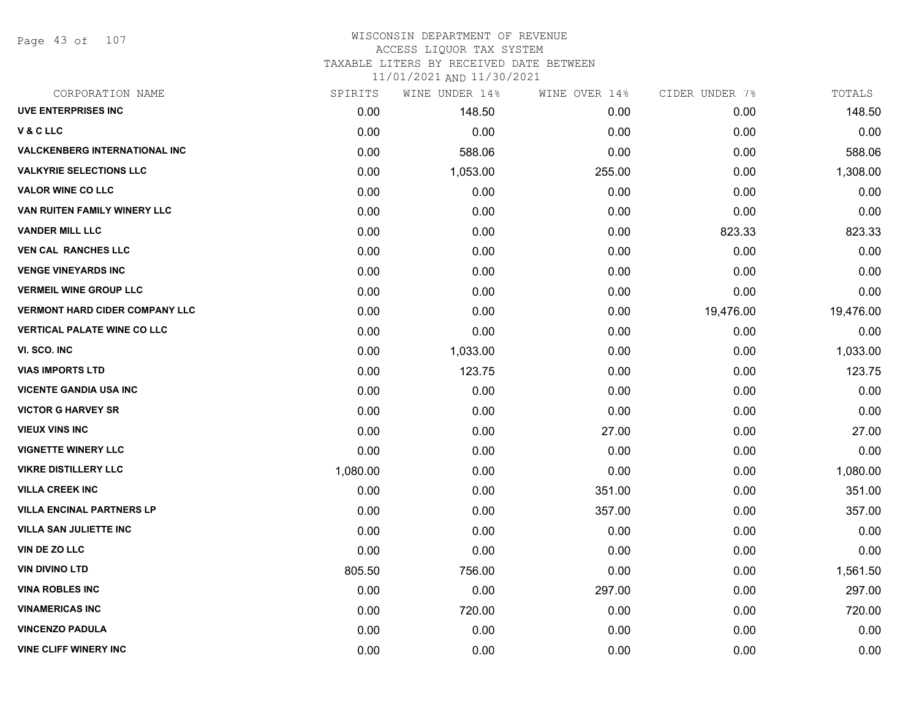# WISCONSIN DEPARTMENT OF REVENUE
## ACCESS LIQUOR TAX SYSTEM
### TAXABLE LITERS BY RECEIVED DATE BETWEEN 11/01/2021 AND 11/30/2021

| CORPORATION NAME | SPIRITS | WINE UNDER 14% | WINE OVER 14% | CIDER UNDER 7% | TOTALS |
|---|---|---|---|---|---|
| UVE ENTERPRISES INC | 0.00 | 148.50 | 0.00 | 0.00 | 148.50 |
| V & C LLC | 0.00 | 0.00 | 0.00 | 0.00 | 0.00 |
| VALCKENBERG INTERNATIONAL INC | 0.00 | 588.06 | 0.00 | 0.00 | 588.06 |
| VALKYRIE SELECTIONS LLC | 0.00 | 1,053.00 | 255.00 | 0.00 | 1,308.00 |
| VALOR WINE CO LLC | 0.00 | 0.00 | 0.00 | 0.00 | 0.00 |
| VAN RUITEN FAMILY WINERY LLC | 0.00 | 0.00 | 0.00 | 0.00 | 0.00 |
| VANDER MILL LLC | 0.00 | 0.00 | 0.00 | 823.33 | 823.33 |
| VEN CAL RANCHES LLC | 0.00 | 0.00 | 0.00 | 0.00 | 0.00 |
| VENGE VINEYARDS INC | 0.00 | 0.00 | 0.00 | 0.00 | 0.00 |
| VERMEIL WINE GROUP LLC | 0.00 | 0.00 | 0.00 | 0.00 | 0.00 |
| VERMONT HARD CIDER COMPANY LLC | 0.00 | 0.00 | 0.00 | 19,476.00 | 19,476.00 |
| VERTICAL PALATE WINE CO LLC | 0.00 | 0.00 | 0.00 | 0.00 | 0.00 |
| VI. SCO. INC | 0.00 | 1,033.00 | 0.00 | 0.00 | 1,033.00 |
| VIAS IMPORTS LTD | 0.00 | 123.75 | 0.00 | 0.00 | 123.75 |
| VICENTE GANDIA USA INC | 0.00 | 0.00 | 0.00 | 0.00 | 0.00 |
| VICTOR G HARVEY SR | 0.00 | 0.00 | 0.00 | 0.00 | 0.00 |
| VIEUX VINS INC | 0.00 | 0.00 | 27.00 | 0.00 | 27.00 |
| VIGNETTE WINERY LLC | 0.00 | 0.00 | 0.00 | 0.00 | 0.00 |
| VIKRE DISTILLERY LLC | 1,080.00 | 0.00 | 0.00 | 0.00 | 1,080.00 |
| VILLA CREEK INC | 0.00 | 0.00 | 351.00 | 0.00 | 351.00 |
| VILLA ENCINAL PARTNERS LP | 0.00 | 0.00 | 357.00 | 0.00 | 357.00 |
| VILLA SAN JULIETTE INC | 0.00 | 0.00 | 0.00 | 0.00 | 0.00 |
| VIN DE ZO LLC | 0.00 | 0.00 | 0.00 | 0.00 | 0.00 |
| VIN DIVINO LTD | 805.50 | 756.00 | 0.00 | 0.00 | 1,561.50 |
| VINA ROBLES INC | 0.00 | 0.00 | 297.00 | 0.00 | 297.00 |
| VINAMERICAS INC | 0.00 | 720.00 | 0.00 | 0.00 | 720.00 |
| VINCENZO PADULA | 0.00 | 0.00 | 0.00 | 0.00 | 0.00 |
| VINE CLIFF WINERY INC | 0.00 | 0.00 | 0.00 | 0.00 | 0.00 |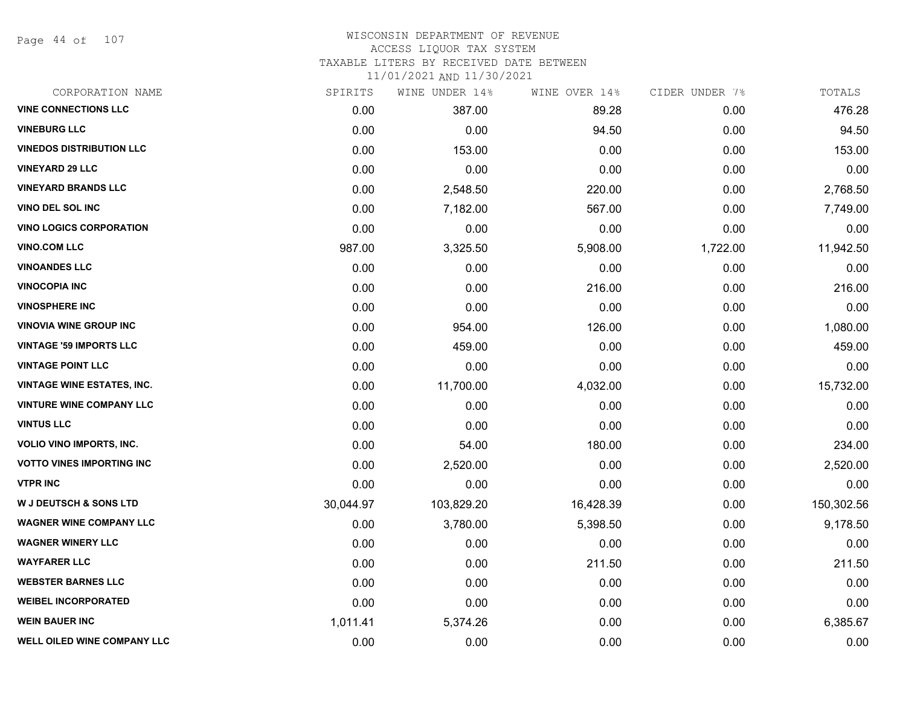# WISCONSIN DEPARTMENT OF REVENUE
ACCESS LIQUOR TAX SYSTEM
TAXABLE LITERS BY RECEIVED DATE BETWEEN
11/01/2021 AND 11/30/2021

| CORPORATION NAME | SPIRITS | WINE UNDER 14% | WINE OVER 14% | CIDER UNDER 7% | TOTALS |
|---|---|---|---|---|---|
| VINE CONNECTIONS LLC | 0.00 | 387.00 | 89.28 | 0.00 | 476.28 |
| VINEBURG LLC | 0.00 | 0.00 | 94.50 | 0.00 | 94.50 |
| VINEDOS DISTRIBUTION LLC | 0.00 | 153.00 | 0.00 | 0.00 | 153.00 |
| VINEYARD 29 LLC | 0.00 | 0.00 | 0.00 | 0.00 | 0.00 |
| VINEYARD BRANDS LLC | 0.00 | 2,548.50 | 220.00 | 0.00 | 2,768.50 |
| VINO DEL SOL INC | 0.00 | 7,182.00 | 567.00 | 0.00 | 7,749.00 |
| VINO LOGICS CORPORATION | 0.00 | 0.00 | 0.00 | 0.00 | 0.00 |
| VINO.COM LLC | 987.00 | 3,325.50 | 5,908.00 | 1,722.00 | 11,942.50 |
| VINOANDES LLC | 0.00 | 0.00 | 0.00 | 0.00 | 0.00 |
| VINOCOPIA INC | 0.00 | 0.00 | 216.00 | 0.00 | 216.00 |
| VINOSPHERE INC | 0.00 | 0.00 | 0.00 | 0.00 | 0.00 |
| VINOVIA WINE GROUP INC | 0.00 | 954.00 | 126.00 | 0.00 | 1,080.00 |
| VINTAGE '59 IMPORTS LLC | 0.00 | 459.00 | 0.00 | 0.00 | 459.00 |
| VINTAGE POINT LLC | 0.00 | 0.00 | 0.00 | 0.00 | 0.00 |
| VINTAGE WINE ESTATES, INC. | 0.00 | 11,700.00 | 4,032.00 | 0.00 | 15,732.00 |
| VINTURE WINE COMPANY LLC | 0.00 | 0.00 | 0.00 | 0.00 | 0.00 |
| VINTUS LLC | 0.00 | 0.00 | 0.00 | 0.00 | 0.00 |
| VOLIO VINO IMPORTS, INC. | 0.00 | 54.00 | 180.00 | 0.00 | 234.00 |
| VOTTO VINES IMPORTING INC | 0.00 | 2,520.00 | 0.00 | 0.00 | 2,520.00 |
| VTPR INC | 0.00 | 0.00 | 0.00 | 0.00 | 0.00 |
| W J DEUTSCH & SONS LTD | 30,044.97 | 103,829.20 | 16,428.39 | 0.00 | 150,302.56 |
| WAGNER WINE COMPANY LLC | 0.00 | 3,780.00 | 5,398.50 | 0.00 | 9,178.50 |
| WAGNER WINERY LLC | 0.00 | 0.00 | 0.00 | 0.00 | 0.00 |
| WAYFARER LLC | 0.00 | 0.00 | 211.50 | 0.00 | 211.50 |
| WEBSTER BARNES LLC | 0.00 | 0.00 | 0.00 | 0.00 | 0.00 |
| WEIBEL INCORPORATED | 0.00 | 0.00 | 0.00 | 0.00 | 0.00 |
| WEIN BAUER INC | 1,011.41 | 5,374.26 | 0.00 | 0.00 | 6,385.67 |
| WELL OILED WINE COMPANY LLC | 0.00 | 0.00 | 0.00 | 0.00 | 0.00 |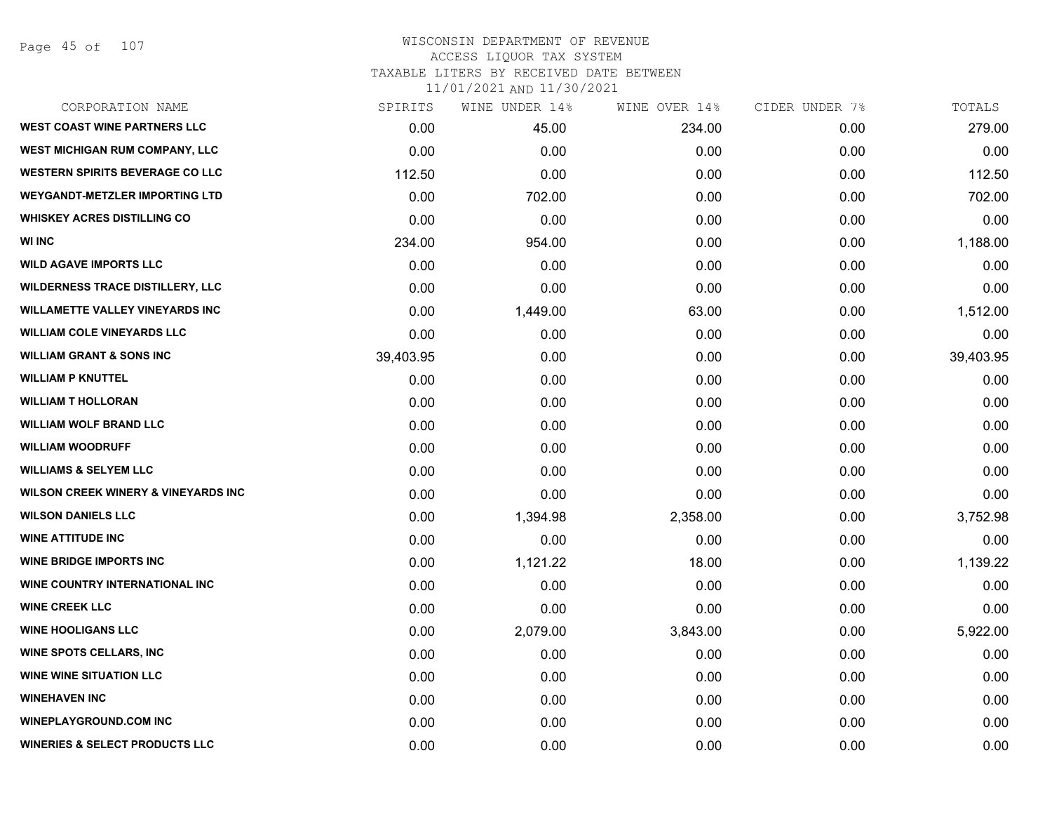WISCONSIN DEPARTMENT OF REVENUE
ACCESS LIQUOR TAX SYSTEM
TAXABLE LITERS BY RECEIVED DATE BETWEEN
11/01/2021 AND 11/30/2021

| CORPORATION NAME | SPIRITS | WINE UNDER 14% | WINE OVER 14% | CIDER UNDER 7% | TOTALS |
|---|---|---|---|---|---|
| WEST COAST WINE PARTNERS LLC | 0.00 | 45.00 | 234.00 | 0.00 | 279.00 |
| WEST MICHIGAN RUM COMPANY, LLC | 0.00 | 0.00 | 0.00 | 0.00 | 0.00 |
| WESTERN SPIRITS BEVERAGE CO LLC | 112.50 | 0.00 | 0.00 | 0.00 | 112.50 |
| WEYGANDT-METZLER IMPORTING LTD | 0.00 | 702.00 | 0.00 | 0.00 | 702.00 |
| WHISKEY ACRES DISTILLING CO | 0.00 | 0.00 | 0.00 | 0.00 | 0.00 |
| WI INC | 234.00 | 954.00 | 0.00 | 0.00 | 1,188.00 |
| WILD AGAVE IMPORTS LLC | 0.00 | 0.00 | 0.00 | 0.00 | 0.00 |
| WILDERNESS TRACE DISTILLERY, LLC | 0.00 | 0.00 | 0.00 | 0.00 | 0.00 |
| WILLAMETTE VALLEY VINEYARDS INC | 0.00 | 1,449.00 | 63.00 | 0.00 | 1,512.00 |
| WILLIAM COLE VINEYARDS LLC | 0.00 | 0.00 | 0.00 | 0.00 | 0.00 |
| WILLIAM GRANT & SONS INC | 39,403.95 | 0.00 | 0.00 | 0.00 | 39,403.95 |
| WILLIAM P KNUTTEL | 0.00 | 0.00 | 0.00 | 0.00 | 0.00 |
| WILLIAM T HOLLORAN | 0.00 | 0.00 | 0.00 | 0.00 | 0.00 |
| WILLIAM WOLF BRAND LLC | 0.00 | 0.00 | 0.00 | 0.00 | 0.00 |
| WILLIAM WOODRUFF | 0.00 | 0.00 | 0.00 | 0.00 | 0.00 |
| WILLIAMS & SELYEM LLC | 0.00 | 0.00 | 0.00 | 0.00 | 0.00 |
| WILSON CREEK WINERY & VINEYARDS INC | 0.00 | 0.00 | 0.00 | 0.00 | 0.00 |
| WILSON DANIELS LLC | 0.00 | 1,394.98 | 2,358.00 | 0.00 | 3,752.98 |
| WINE ATTITUDE INC | 0.00 | 0.00 | 0.00 | 0.00 | 0.00 |
| WINE BRIDGE IMPORTS INC | 0.00 | 1,121.22 | 18.00 | 0.00 | 1,139.22 |
| WINE COUNTRY INTERNATIONAL INC | 0.00 | 0.00 | 0.00 | 0.00 | 0.00 |
| WINE CREEK LLC | 0.00 | 0.00 | 0.00 | 0.00 | 0.00 |
| WINE HOOLIGANS LLC | 0.00 | 2,079.00 | 3,843.00 | 0.00 | 5,922.00 |
| WINE SPOTS CELLARS, INC | 0.00 | 0.00 | 0.00 | 0.00 | 0.00 |
| WINE WINE SITUATION LLC | 0.00 | 0.00 | 0.00 | 0.00 | 0.00 |
| WINEHAVEN INC | 0.00 | 0.00 | 0.00 | 0.00 | 0.00 |
| WINEPLAYGROUND.COM INC | 0.00 | 0.00 | 0.00 | 0.00 | 0.00 |
| WINERIES & SELECT PRODUCTS LLC | 0.00 | 0.00 | 0.00 | 0.00 | 0.00 |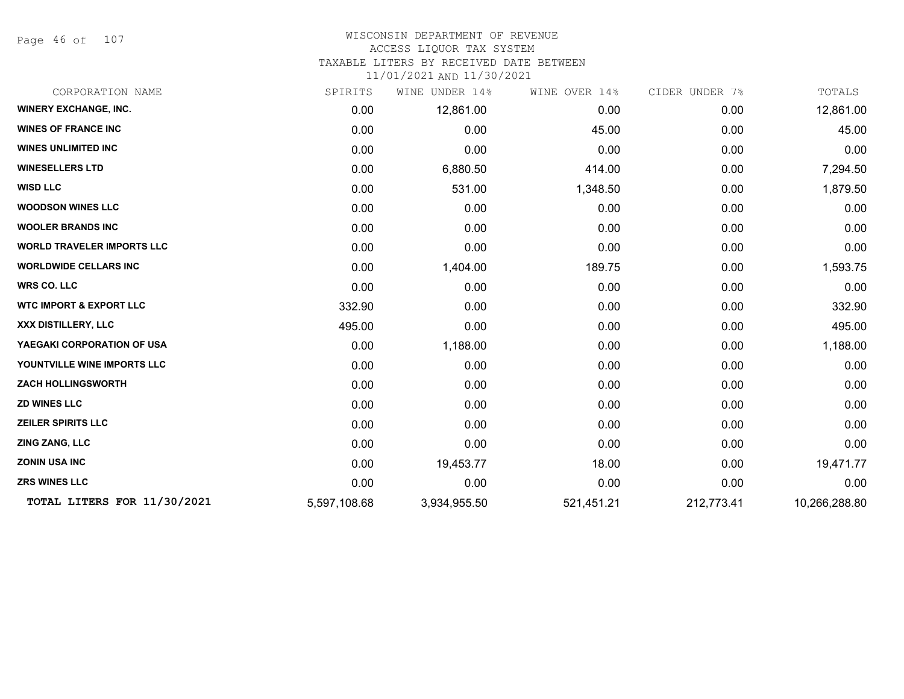# WISCONSIN DEPARTMENT OF REVENUE
## ACCESS LIQUOR TAX SYSTEM
### TAXABLE LITERS BY RECEIVED DATE BETWEEN 11/01/2021 AND 11/30/2021

| CORPORATION NAME | SPIRITS | WINE UNDER 14% | WINE OVER 14% | CIDER UNDER 7% | TOTALS |
|---|---|---|---|---|---|
| **WINERY EXCHANGE, INC.** | 0.00 | 12,861.00 | 0.00 | 0.00 | 12,861.00 |
| **WINES OF FRANCE INC** | 0.00 | 0.00 | 45.00 | 0.00 | 45.00 |
| **WINES UNLIMITED INC** | 0.00 | 0.00 | 0.00 | 0.00 | 0.00 |
| **WINESELLERS LTD** | 0.00 | 6,880.50 | 414.00 | 0.00 | 7,294.50 |
| **WISD LLC** | 0.00 | 531.00 | 1,348.50 | 0.00 | 1,879.50 |
| **WOODSON WINES LLC** | 0.00 | 0.00 | 0.00 | 0.00 | 0.00 |
| **WOOLER BRANDS INC** | 0.00 | 0.00 | 0.00 | 0.00 | 0.00 |
| **WORLD TRAVELER IMPORTS LLC** | 0.00 | 0.00 | 0.00 | 0.00 | 0.00 |
| **WORLDWIDE CELLARS INC** | 0.00 | 1,404.00 | 189.75 | 0.00 | 1,593.75 |
| **WRS CO. LLC** | 0.00 | 0.00 | 0.00 | 0.00 | 0.00 |
| **WTC IMPORT & EXPORT LLC** | 332.90 | 0.00 | 0.00 | 0.00 | 332.90 |
| **XXX DISTILLERY, LLC** | 495.00 | 0.00 | 0.00 | 0.00 | 495.00 |
| **YAEGAKI CORPORATION OF USA** | 0.00 | 1,188.00 | 0.00 | 0.00 | 1,188.00 |
| **YOUNTVILLE WINE IMPORTS LLC** | 0.00 | 0.00 | 0.00 | 0.00 | 0.00 |
| **ZACH HOLLINGSWORTH** | 0.00 | 0.00 | 0.00 | 0.00 | 0.00 |
| **ZD WINES LLC** | 0.00 | 0.00 | 0.00 | 0.00 | 0.00 |
| **ZEILER SPIRITS LLC** | 0.00 | 0.00 | 0.00 | 0.00 | 0.00 |
| **ZING ZANG, LLC** | 0.00 | 0.00 | 0.00 | 0.00 | 0.00 |
| **ZONIN USA INC** | 0.00 | 19,453.77 | 18.00 | 0.00 | 19,471.77 |
| **ZRS WINES LLC** | 0.00 | 0.00 | 0.00 | 0.00 | 0.00 |
| **TOTAL LITERS FOR 11/30/2021** | 5,597,108.68 | 3,934,955.50 | 521,451.21 | 212,773.41 | 10,266,288.80 |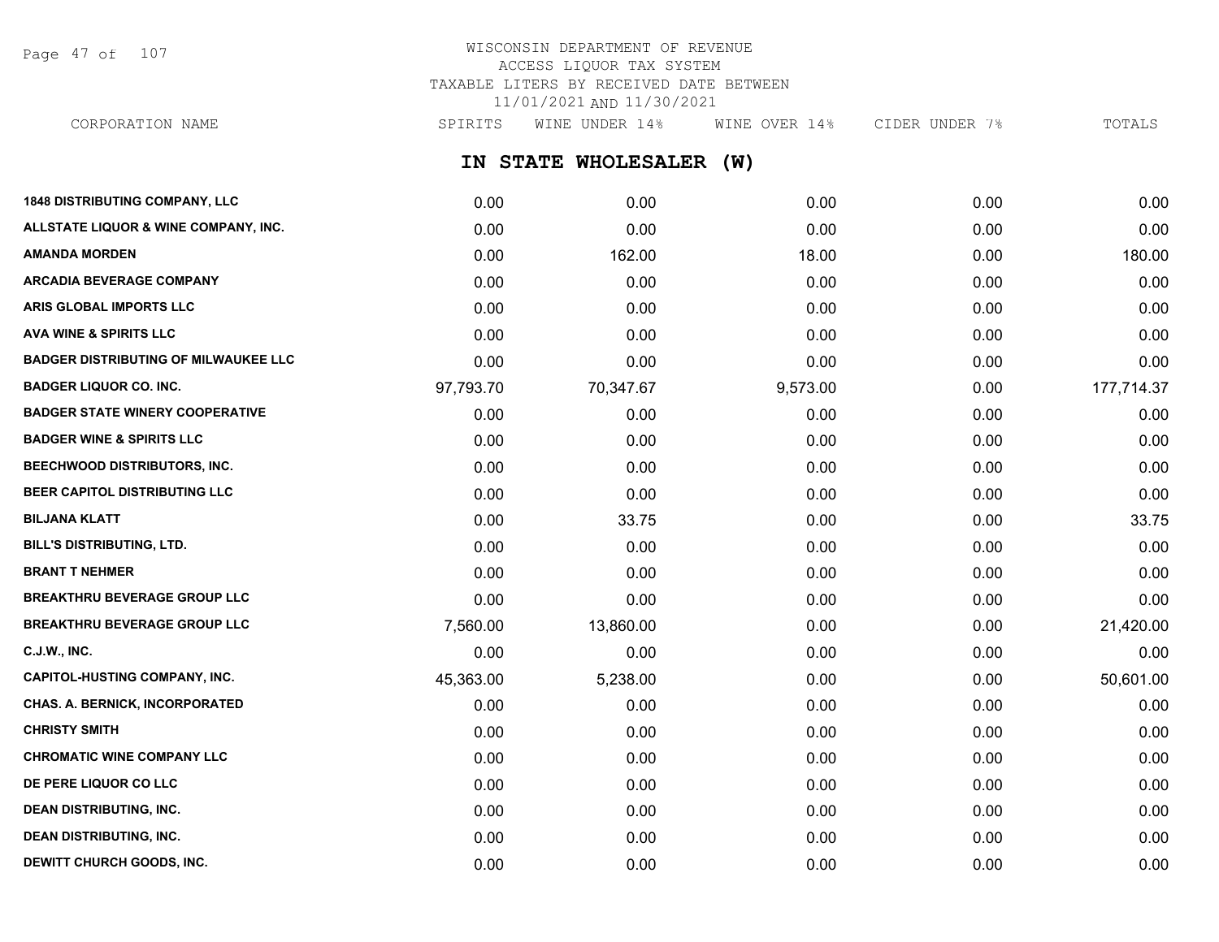# WISCONSIN DEPARTMENT OF REVENUE
ACCESS LIQUOR TAX SYSTEM
TAXABLE LITERS BY RECEIVED DATE BETWEEN
11/01/2021 AND 11/30/2021

## IN STATE WHOLESALER (W)

| CORPORATION NAME | SPIRITS | WINE UNDER 14% | WINE OVER 14% | CIDER UNDER 7% | TOTALS |
|---|---|---|---|---|---|
| 1848 DISTRIBUTING COMPANY, LLC | 0.00 | 0.00 | 0.00 | 0.00 | 0.00 |
| ALLSTATE LIQUOR & WINE COMPANY, INC. | 0.00 | 0.00 | 0.00 | 0.00 | 0.00 |
| AMANDA MORDEN | 0.00 | 162.00 | 18.00 | 0.00 | 180.00 |
| ARCADIA BEVERAGE COMPANY | 0.00 | 0.00 | 0.00 | 0.00 | 0.00 |
| ARIS GLOBAL IMPORTS LLC | 0.00 | 0.00 | 0.00 | 0.00 | 0.00 |
| AVA WINE & SPIRITS LLC | 0.00 | 0.00 | 0.00 | 0.00 | 0.00 |
| BADGER DISTRIBUTING OF MILWAUKEE LLC | 0.00 | 0.00 | 0.00 | 0.00 | 0.00 |
| BADGER LIQUOR CO. INC. | 97,793.70 | 70,347.67 | 9,573.00 | 0.00 | 177,714.37 |
| BADGER STATE WINERY COOPERATIVE | 0.00 | 0.00 | 0.00 | 0.00 | 0.00 |
| BADGER WINE & SPIRITS LLC | 0.00 | 0.00 | 0.00 | 0.00 | 0.00 |
| BEECHWOOD DISTRIBUTORS, INC. | 0.00 | 0.00 | 0.00 | 0.00 | 0.00 |
| BEER CAPITOL DISTRIBUTING LLC | 0.00 | 0.00 | 0.00 | 0.00 | 0.00 |
| BILJANA KLATT | 0.00 | 33.75 | 0.00 | 0.00 | 33.75 |
| BILL'S DISTRIBUTING, LTD. | 0.00 | 0.00 | 0.00 | 0.00 | 0.00 |
| BRANT T NEHMER | 0.00 | 0.00 | 0.00 | 0.00 | 0.00 |
| BREAKTHRU BEVERAGE GROUP LLC | 0.00 | 0.00 | 0.00 | 0.00 | 0.00 |
| BREAKTHRU BEVERAGE GROUP LLC | 7,560.00 | 13,860.00 | 0.00 | 0.00 | 21,420.00 |
| C.J.W., INC. | 0.00 | 0.00 | 0.00 | 0.00 | 0.00 |
| CAPITOL-HUSTING COMPANY, INC. | 45,363.00 | 5,238.00 | 0.00 | 0.00 | 50,601.00 |
| CHAS. A. BERNICK, INCORPORATED | 0.00 | 0.00 | 0.00 | 0.00 | 0.00 |
| CHRISTY SMITH | 0.00 | 0.00 | 0.00 | 0.00 | 0.00 |
| CHROMATIC WINE COMPANY LLC | 0.00 | 0.00 | 0.00 | 0.00 | 0.00 |
| DE PERE LIQUOR CO LLC | 0.00 | 0.00 | 0.00 | 0.00 | 0.00 |
| DEAN DISTRIBUTING, INC. | 0.00 | 0.00 | 0.00 | 0.00 | 0.00 |
| DEAN DISTRIBUTING, INC. | 0.00 | 0.00 | 0.00 | 0.00 | 0.00 |
| DEWITT CHURCH GOODS, INC. | 0.00 | 0.00 | 0.00 | 0.00 | 0.00 |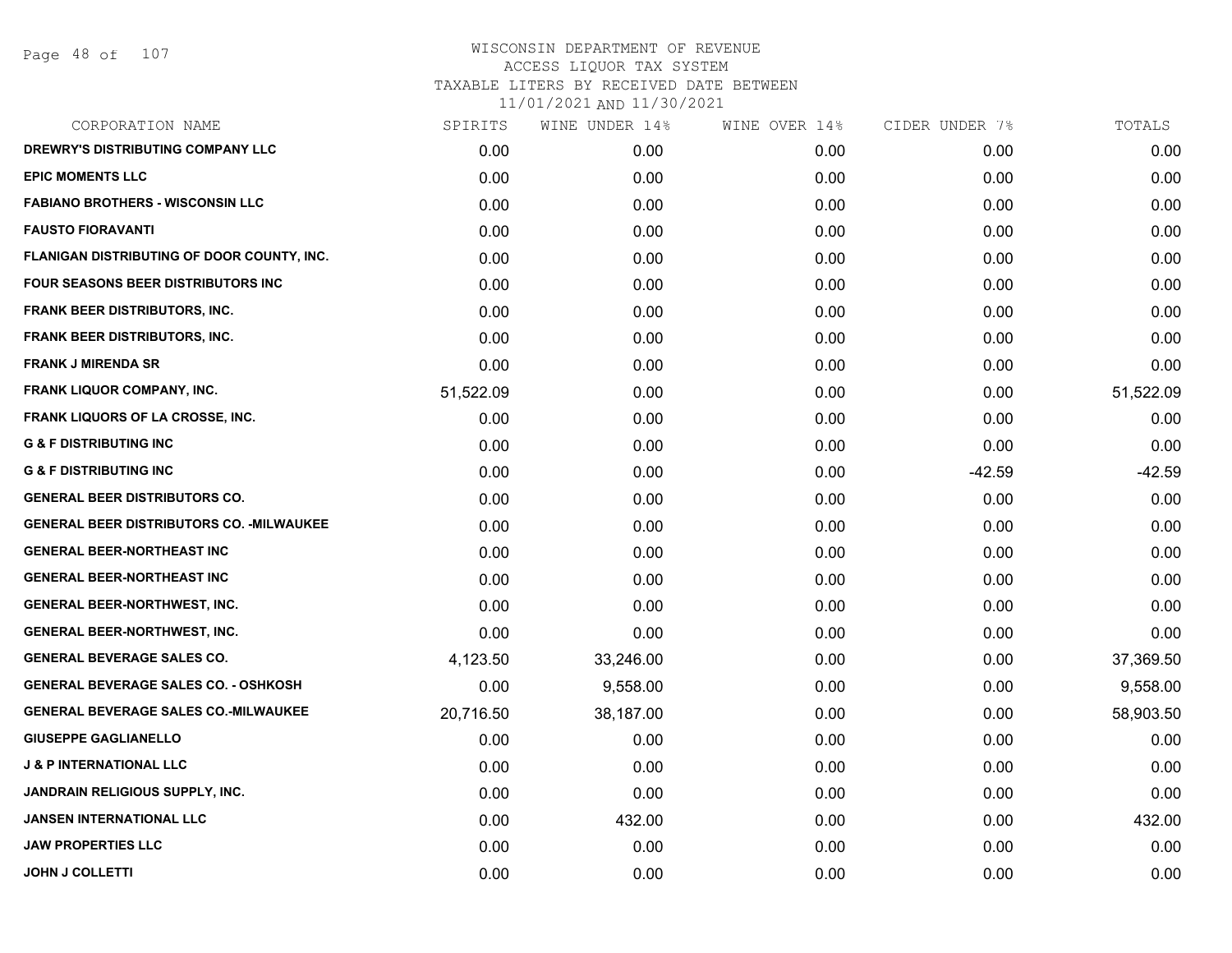WISCONSIN DEPARTMENT OF REVENUE
ACCESS LIQUOR TAX SYSTEM
TAXABLE LITERS BY RECEIVED DATE BETWEEN
11/01/2021 AND 11/30/2021

| CORPORATION NAME | SPIRITS | WINE UNDER 14% | WINE OVER 14% | CIDER UNDER 7% | TOTALS |
|---|---|---|---|---|---|
| DREWRY'S DISTRIBUTING COMPANY LLC | 0.00 | 0.00 | 0.00 | 0.00 | 0.00 |
| EPIC MOMENTS LLC | 0.00 | 0.00 | 0.00 | 0.00 | 0.00 |
| FABIANO BROTHERS - WISCONSIN LLC | 0.00 | 0.00 | 0.00 | 0.00 | 0.00 |
| FAUSTO FIORAVANTI | 0.00 | 0.00 | 0.00 | 0.00 | 0.00 |
| FLANIGAN DISTRIBUTING OF DOOR COUNTY, INC. | 0.00 | 0.00 | 0.00 | 0.00 | 0.00 |
| FOUR SEASONS BEER DISTRIBUTORS INC | 0.00 | 0.00 | 0.00 | 0.00 | 0.00 |
| FRANK BEER DISTRIBUTORS, INC. | 0.00 | 0.00 | 0.00 | 0.00 | 0.00 |
| FRANK BEER DISTRIBUTORS, INC. | 0.00 | 0.00 | 0.00 | 0.00 | 0.00 |
| FRANK J MIRENDA SR | 0.00 | 0.00 | 0.00 | 0.00 | 0.00 |
| FRANK LIQUOR COMPANY, INC. | 51,522.09 | 0.00 | 0.00 | 0.00 | 51,522.09 |
| FRANK LIQUORS OF LA CROSSE, INC. | 0.00 | 0.00 | 0.00 | 0.00 | 0.00 |
| G & F DISTRIBUTING INC | 0.00 | 0.00 | 0.00 | 0.00 | 0.00 |
| G & F DISTRIBUTING INC | 0.00 | 0.00 | 0.00 | -42.59 | -42.59 |
| GENERAL BEER DISTRIBUTORS CO. | 0.00 | 0.00 | 0.00 | 0.00 | 0.00 |
| GENERAL BEER DISTRIBUTORS CO. -MILWAUKEE | 0.00 | 0.00 | 0.00 | 0.00 | 0.00 |
| GENERAL BEER-NORTHEAST INC | 0.00 | 0.00 | 0.00 | 0.00 | 0.00 |
| GENERAL BEER-NORTHEAST INC | 0.00 | 0.00 | 0.00 | 0.00 | 0.00 |
| GENERAL BEER-NORTHWEST, INC. | 0.00 | 0.00 | 0.00 | 0.00 | 0.00 |
| GENERAL BEER-NORTHWEST, INC. | 0.00 | 0.00 | 0.00 | 0.00 | 0.00 |
| GENERAL BEVERAGE SALES CO. | 4,123.50 | 33,246.00 | 0.00 | 0.00 | 37,369.50 |
| GENERAL BEVERAGE SALES CO. - OSHKOSH | 0.00 | 9,558.00 | 0.00 | 0.00 | 9,558.00 |
| GENERAL BEVERAGE SALES CO.-MILWAUKEE | 20,716.50 | 38,187.00 | 0.00 | 0.00 | 58,903.50 |
| GIUSEPPE GAGLIANELLO | 0.00 | 0.00 | 0.00 | 0.00 | 0.00 |
| J & P INTERNATIONAL LLC | 0.00 | 0.00 | 0.00 | 0.00 | 0.00 |
| JANDRAIN RELIGIOUS SUPPLY, INC. | 0.00 | 0.00 | 0.00 | 0.00 | 0.00 |
| JANSEN INTERNATIONAL LLC | 0.00 | 432.00 | 0.00 | 0.00 | 432.00 |
| JAW PROPERTIES LLC | 0.00 | 0.00 | 0.00 | 0.00 | 0.00 |
| JOHN J COLLETTI | 0.00 | 0.00 | 0.00 | 0.00 | 0.00 |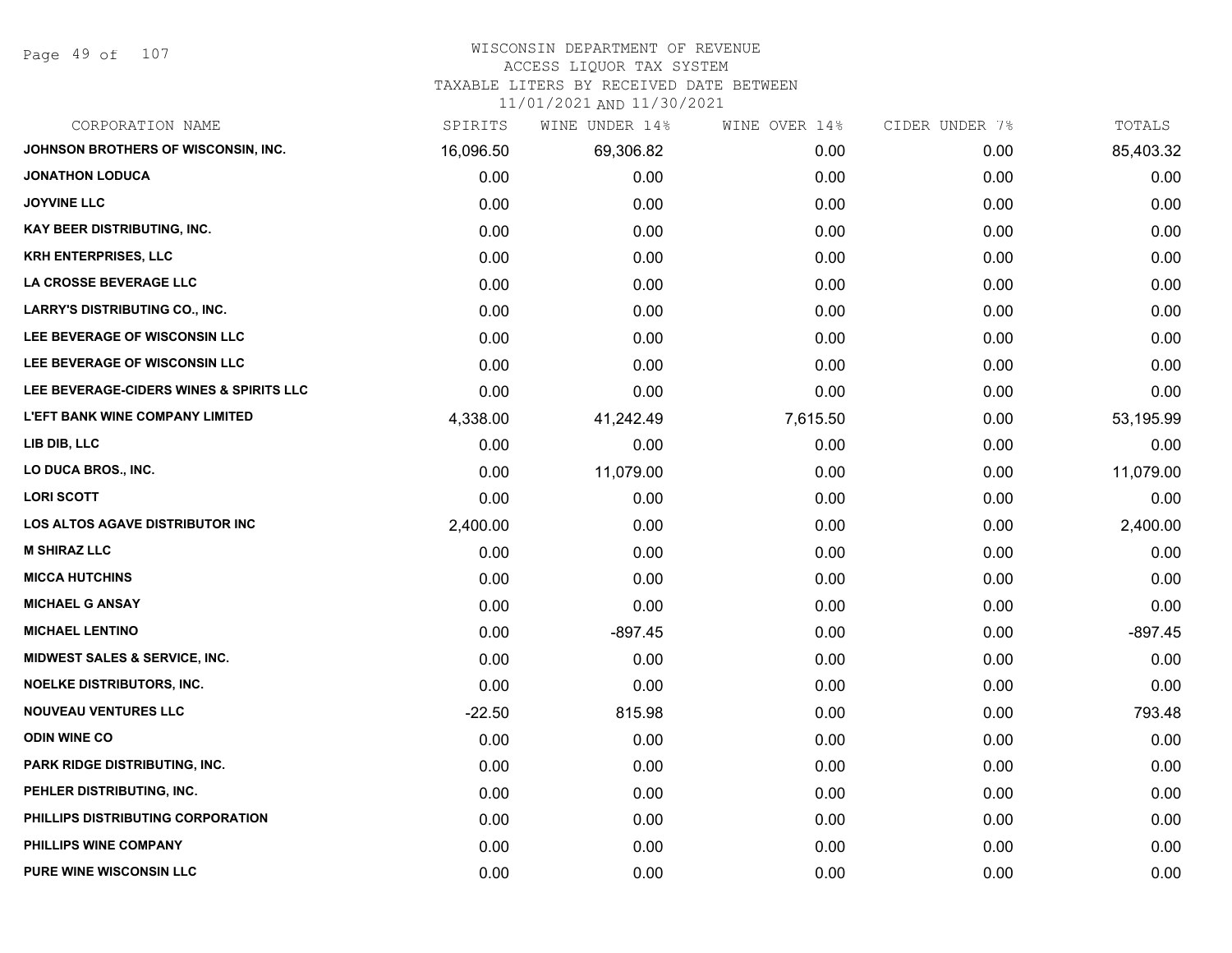WISCONSIN DEPARTMENT OF REVENUE
ACCESS LIQUOR TAX SYSTEM
TAXABLE LITERS BY RECEIVED DATE BETWEEN
11/01/2021 AND 11/30/2021

| CORPORATION NAME | SPIRITS | WINE UNDER 14% | WINE OVER 14% | CIDER UNDER 7% | TOTALS |
|---|---|---|---|---|---|
| JOHNSON BROTHERS OF WISCONSIN, INC. | 16,096.50 | 69,306.82 | 0.00 | 0.00 | 85,403.32 |
| JONATHON LODUCA | 0.00 | 0.00 | 0.00 | 0.00 | 0.00 |
| JOYVINE LLC | 0.00 | 0.00 | 0.00 | 0.00 | 0.00 |
| KAY BEER DISTRIBUTING, INC. | 0.00 | 0.00 | 0.00 | 0.00 | 0.00 |
| KRH ENTERPRISES, LLC | 0.00 | 0.00 | 0.00 | 0.00 | 0.00 |
| LA CROSSE BEVERAGE LLC | 0.00 | 0.00 | 0.00 | 0.00 | 0.00 |
| LARRY'S DISTRIBUTING CO., INC. | 0.00 | 0.00 | 0.00 | 0.00 | 0.00 |
| LEE BEVERAGE OF WISCONSIN LLC | 0.00 | 0.00 | 0.00 | 0.00 | 0.00 |
| LEE BEVERAGE OF WISCONSIN LLC | 0.00 | 0.00 | 0.00 | 0.00 | 0.00 |
| LEE BEVERAGE-CIDERS WINES & SPIRITS LLC | 0.00 | 0.00 | 0.00 | 0.00 | 0.00 |
| L'EFT BANK WINE COMPANY LIMITED | 4,338.00 | 41,242.49 | 7,615.50 | 0.00 | 53,195.99 |
| LIB DIB, LLC | 0.00 | 0.00 | 0.00 | 0.00 | 0.00 |
| LO DUCA BROS., INC. | 0.00 | 11,079.00 | 0.00 | 0.00 | 11,079.00 |
| LORI SCOTT | 0.00 | 0.00 | 0.00 | 0.00 | 0.00 |
| LOS ALTOS AGAVE DISTRIBUTOR INC | 2,400.00 | 0.00 | 0.00 | 0.00 | 2,400.00 |
| M SHIRAZ LLC | 0.00 | 0.00 | 0.00 | 0.00 | 0.00 |
| MICCA HUTCHINS | 0.00 | 0.00 | 0.00 | 0.00 | 0.00 |
| MICHAEL G ANSAY | 0.00 | 0.00 | 0.00 | 0.00 | 0.00 |
| MICHAEL LENTINO | 0.00 | -897.45 | 0.00 | 0.00 | -897.45 |
| MIDWEST SALES & SERVICE, INC. | 0.00 | 0.00 | 0.00 | 0.00 | 0.00 |
| NOELKE DISTRIBUTORS, INC. | 0.00 | 0.00 | 0.00 | 0.00 | 0.00 |
| NOUVEAU VENTURES LLC | -22.50 | 815.98 | 0.00 | 0.00 | 793.48 |
| ODIN WINE CO | 0.00 | 0.00 | 0.00 | 0.00 | 0.00 |
| PARK RIDGE DISTRIBUTING, INC. | 0.00 | 0.00 | 0.00 | 0.00 | 0.00 |
| PEHLER DISTRIBUTING, INC. | 0.00 | 0.00 | 0.00 | 0.00 | 0.00 |
| PHILLIPS DISTRIBUTING CORPORATION | 0.00 | 0.00 | 0.00 | 0.00 | 0.00 |
| PHILLIPS WINE COMPANY | 0.00 | 0.00 | 0.00 | 0.00 | 0.00 |
| PURE WINE WISCONSIN LLC | 0.00 | 0.00 | 0.00 | 0.00 | 0.00 |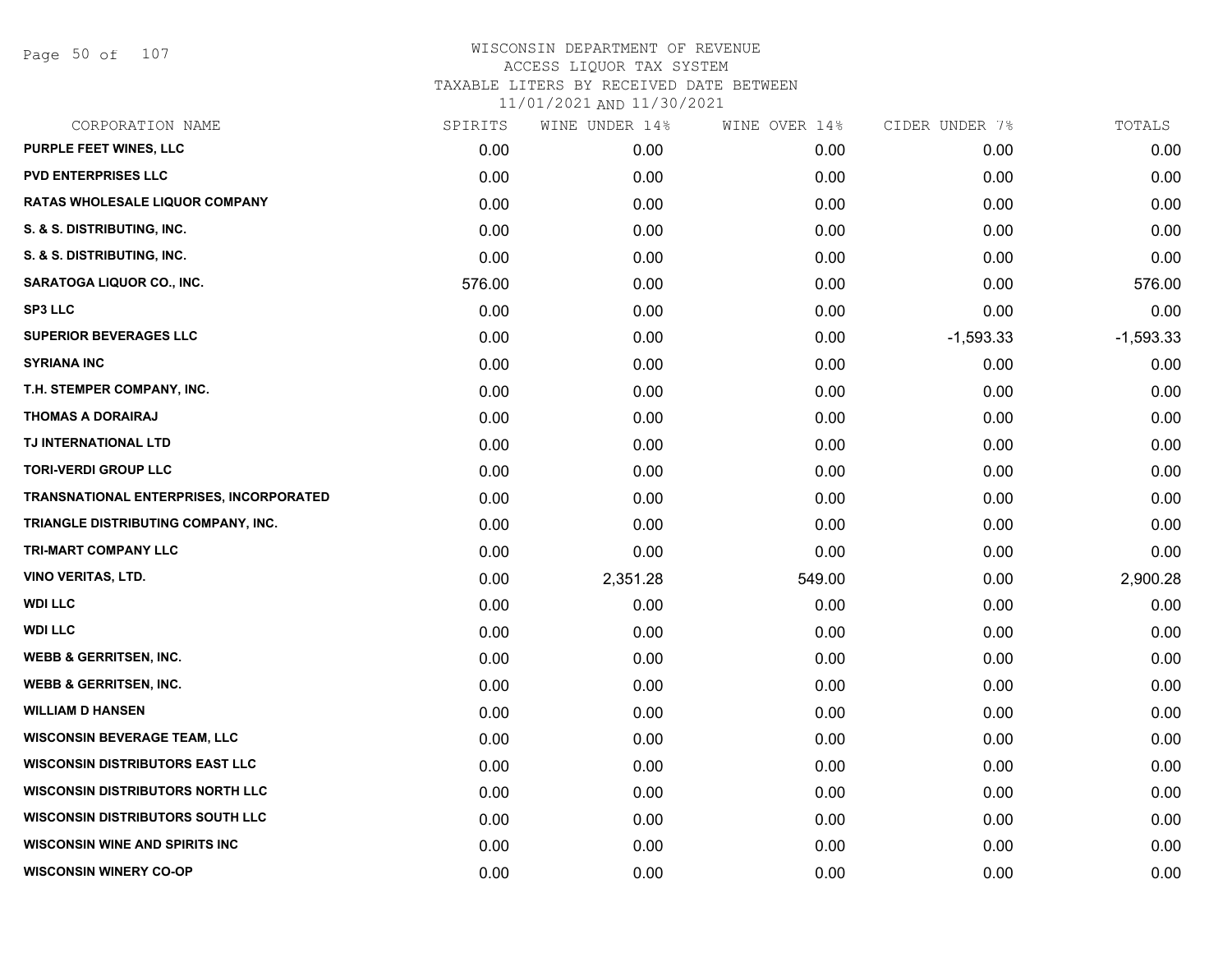# WISCONSIN DEPARTMENT OF REVENUE
## ACCESS LIQUOR TAX SYSTEM
## TAXABLE LITERS BY RECEIVED DATE BETWEEN
## 11/01/2021 AND 11/30/2021

| CORPORATION NAME | SPIRITS | WINE UNDER 14% | WINE OVER 14% | CIDER UNDER 7% | TOTALS |
|---|---|---|---|---|---|
| PURPLE FEET WINES, LLC | 0.00 | 0.00 | 0.00 | 0.00 | 0.00 |
| PVD ENTERPRISES LLC | 0.00 | 0.00 | 0.00 | 0.00 | 0.00 |
| RATAS WHOLESALE LIQUOR COMPANY | 0.00 | 0.00 | 0.00 | 0.00 | 0.00 |
| S. & S. DISTRIBUTING, INC. | 0.00 | 0.00 | 0.00 | 0.00 | 0.00 |
| S. & S. DISTRIBUTING, INC. | 0.00 | 0.00 | 0.00 | 0.00 | 0.00 |
| SARATOGA LIQUOR CO., INC. | 576.00 | 0.00 | 0.00 | 0.00 | 576.00 |
| SP3 LLC | 0.00 | 0.00 | 0.00 | 0.00 | 0.00 |
| SUPERIOR BEVERAGES LLC | 0.00 | 0.00 | 0.00 | -1,593.33 | -1,593.33 |
| SYRIANA INC | 0.00 | 0.00 | 0.00 | 0.00 | 0.00 |
| T.H. STEMPER COMPANY, INC. | 0.00 | 0.00 | 0.00 | 0.00 | 0.00 |
| THOMAS A DORAIRAJ | 0.00 | 0.00 | 0.00 | 0.00 | 0.00 |
| TJ INTERNATIONAL LTD | 0.00 | 0.00 | 0.00 | 0.00 | 0.00 |
| TORI-VERDI GROUP LLC | 0.00 | 0.00 | 0.00 | 0.00 | 0.00 |
| TRANSNATIONAL ENTERPRISES, INCORPORATED | 0.00 | 0.00 | 0.00 | 0.00 | 0.00 |
| TRIANGLE DISTRIBUTING COMPANY, INC. | 0.00 | 0.00 | 0.00 | 0.00 | 0.00 |
| TRI-MART COMPANY LLC | 0.00 | 0.00 | 0.00 | 0.00 | 0.00 |
| VINO VERITAS, LTD. | 0.00 | 2,351.28 | 549.00 | 0.00 | 2,900.28 |
| WDI LLC | 0.00 | 0.00 | 0.00 | 0.00 | 0.00 |
| WDI LLC | 0.00 | 0.00 | 0.00 | 0.00 | 0.00 |
| WEBB & GERRITSEN, INC. | 0.00 | 0.00 | 0.00 | 0.00 | 0.00 |
| WEBB & GERRITSEN, INC. | 0.00 | 0.00 | 0.00 | 0.00 | 0.00 |
| WILLIAM D HANSEN | 0.00 | 0.00 | 0.00 | 0.00 | 0.00 |
| WISCONSIN BEVERAGE TEAM, LLC | 0.00 | 0.00 | 0.00 | 0.00 | 0.00 |
| WISCONSIN DISTRIBUTORS EAST LLC | 0.00 | 0.00 | 0.00 | 0.00 | 0.00 |
| WISCONSIN DISTRIBUTORS NORTH LLC | 0.00 | 0.00 | 0.00 | 0.00 | 0.00 |
| WISCONSIN DISTRIBUTORS SOUTH LLC | 0.00 | 0.00 | 0.00 | 0.00 | 0.00 |
| WISCONSIN WINE AND SPIRITS INC | 0.00 | 0.00 | 0.00 | 0.00 | 0.00 |
| WISCONSIN WINERY CO-OP | 0.00 | 0.00 | 0.00 | 0.00 | 0.00 |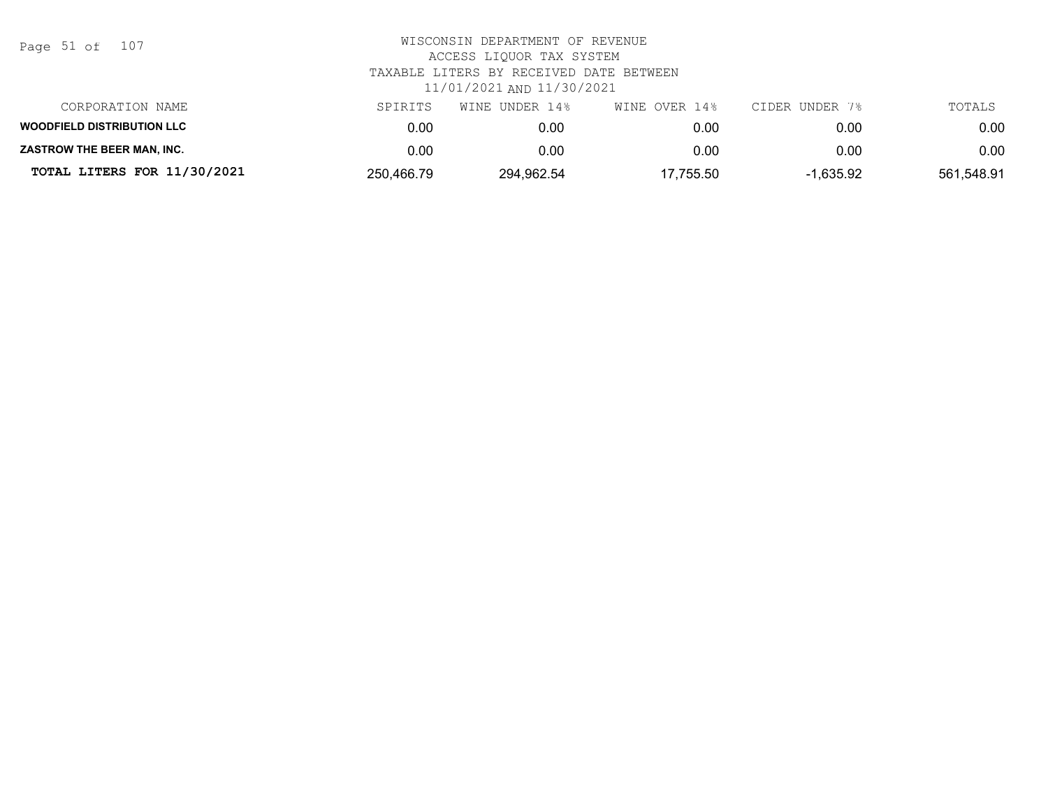WISCONSIN DEPARTMENT OF REVENUE
ACCESS LIQUOR TAX SYSTEM
TAXABLE LITERS BY RECEIVED DATE BETWEEN
11/01/2021 AND 11/30/2021

| CORPORATION NAME | SPIRITS | WINE UNDER 14% | WINE OVER 14% | CIDER UNDER 7% | TOTALS |
|---|---|---|---|---|---|
| **WOODFIELD DISTRIBUTION LLC** | 0.00 | 0.00 | 0.00 | 0.00 | 0.00 |
| **ZASTROW THE BEER MAN, INC.** | 0.00 | 0.00 | 0.00 | 0.00 | 0.00 |
| **TOTAL LITERS FOR 11/30/2021** | 250,466.79 | 294,962.54 | 17,755.50 | -1,635.92 | 561,548.91 |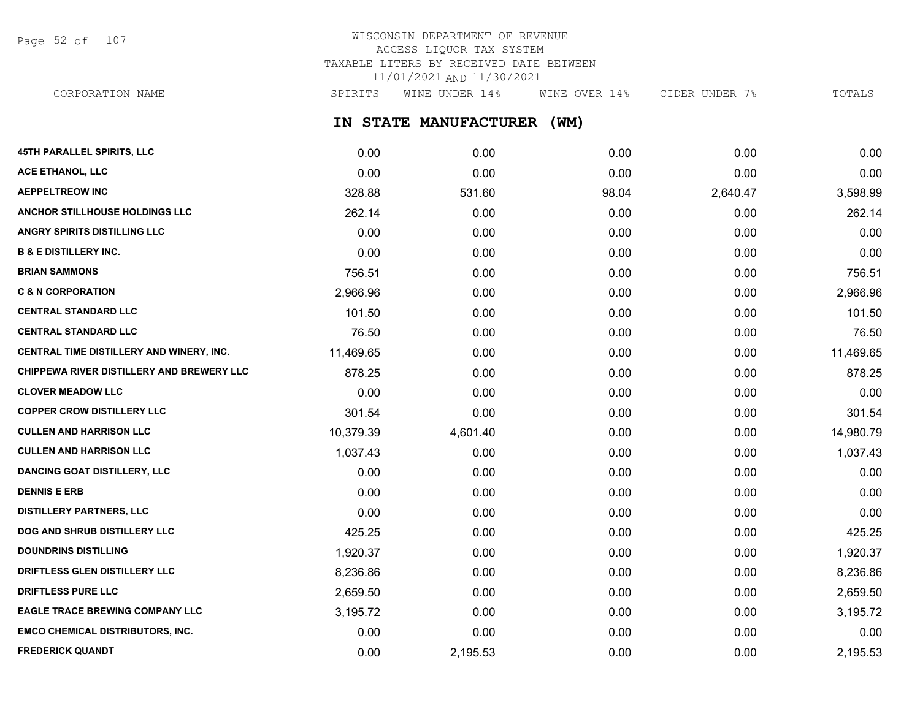WISCONSIN DEPARTMENT OF REVENUE
ACCESS LIQUOR TAX SYSTEM
TAXABLE LITERS BY RECEIVED DATE BETWEEN
11/01/2021 AND 11/30/2021

## IN STATE MANUFACTURER (WM)

| CORPORATION NAME | SPIRITS | WINE UNDER 14% | WINE OVER 14% | CIDER UNDER 7% | TOTALS |
|---|---|---|---|---|---|
| 45TH PARALLEL SPIRITS, LLC | 0.00 | 0.00 | 0.00 | 0.00 | 0.00 |
| ACE ETHANOL, LLC | 0.00 | 0.00 | 0.00 | 0.00 | 0.00 |
| AEPPELTREOW INC | 328.88 | 531.60 | 98.04 | 2,640.47 | 3,598.99 |
| ANCHOR STILLHOUSE HOLDINGS LLC | 262.14 | 0.00 | 0.00 | 0.00 | 262.14 |
| ANGRY SPIRITS DISTILLING LLC | 0.00 | 0.00 | 0.00 | 0.00 | 0.00 |
| B & E DISTILLERY INC. | 0.00 | 0.00 | 0.00 | 0.00 | 0.00 |
| BRIAN SAMMONS | 756.51 | 0.00 | 0.00 | 0.00 | 756.51 |
| C & N CORPORATION | 2,966.96 | 0.00 | 0.00 | 0.00 | 2,966.96 |
| CENTRAL STANDARD LLC | 101.50 | 0.00 | 0.00 | 0.00 | 101.50 |
| CENTRAL STANDARD LLC | 76.50 | 0.00 | 0.00 | 0.00 | 76.50 |
| CENTRAL TIME DISTILLERY AND WINERY, INC. | 11,469.65 | 0.00 | 0.00 | 0.00 | 11,469.65 |
| CHIPPEWA RIVER DISTILLERY AND BREWERY LLC | 878.25 | 0.00 | 0.00 | 0.00 | 878.25 |
| CLOVER MEADOW LLC | 0.00 | 0.00 | 0.00 | 0.00 | 0.00 |
| COPPER CROW DISTILLERY LLC | 301.54 | 0.00 | 0.00 | 0.00 | 301.54 |
| CULLEN AND HARRISON LLC | 10,379.39 | 4,601.40 | 0.00 | 0.00 | 14,980.79 |
| CULLEN AND HARRISON LLC | 1,037.43 | 0.00 | 0.00 | 0.00 | 1,037.43 |
| DANCING GOAT DISTILLERY, LLC | 0.00 | 0.00 | 0.00 | 0.00 | 0.00 |
| DENNIS E ERB | 0.00 | 0.00 | 0.00 | 0.00 | 0.00 |
| DISTILLERY PARTNERS, LLC | 0.00 | 0.00 | 0.00 | 0.00 | 0.00 |
| DOG AND SHRUB DISTILLERY LLC | 425.25 | 0.00 | 0.00 | 0.00 | 425.25 |
| DOUNDRINS DISTILLING | 1,920.37 | 0.00 | 0.00 | 0.00 | 1,920.37 |
| DRIFTLESS GLEN DISTILLERY LLC | 8,236.86 | 0.00 | 0.00 | 0.00 | 8,236.86 |
| DRIFTLESS PURE LLC | 2,659.50 | 0.00 | 0.00 | 0.00 | 2,659.50 |
| EAGLE TRACE BREWING COMPANY LLC | 3,195.72 | 0.00 | 0.00 | 0.00 | 3,195.72 |
| EMCO CHEMICAL DISTRIBUTORS, INC. | 0.00 | 0.00 | 0.00 | 0.00 | 0.00 |
| FREDERICK QUANDT | 0.00 | 2,195.53 | 0.00 | 0.00 | 2,195.53 |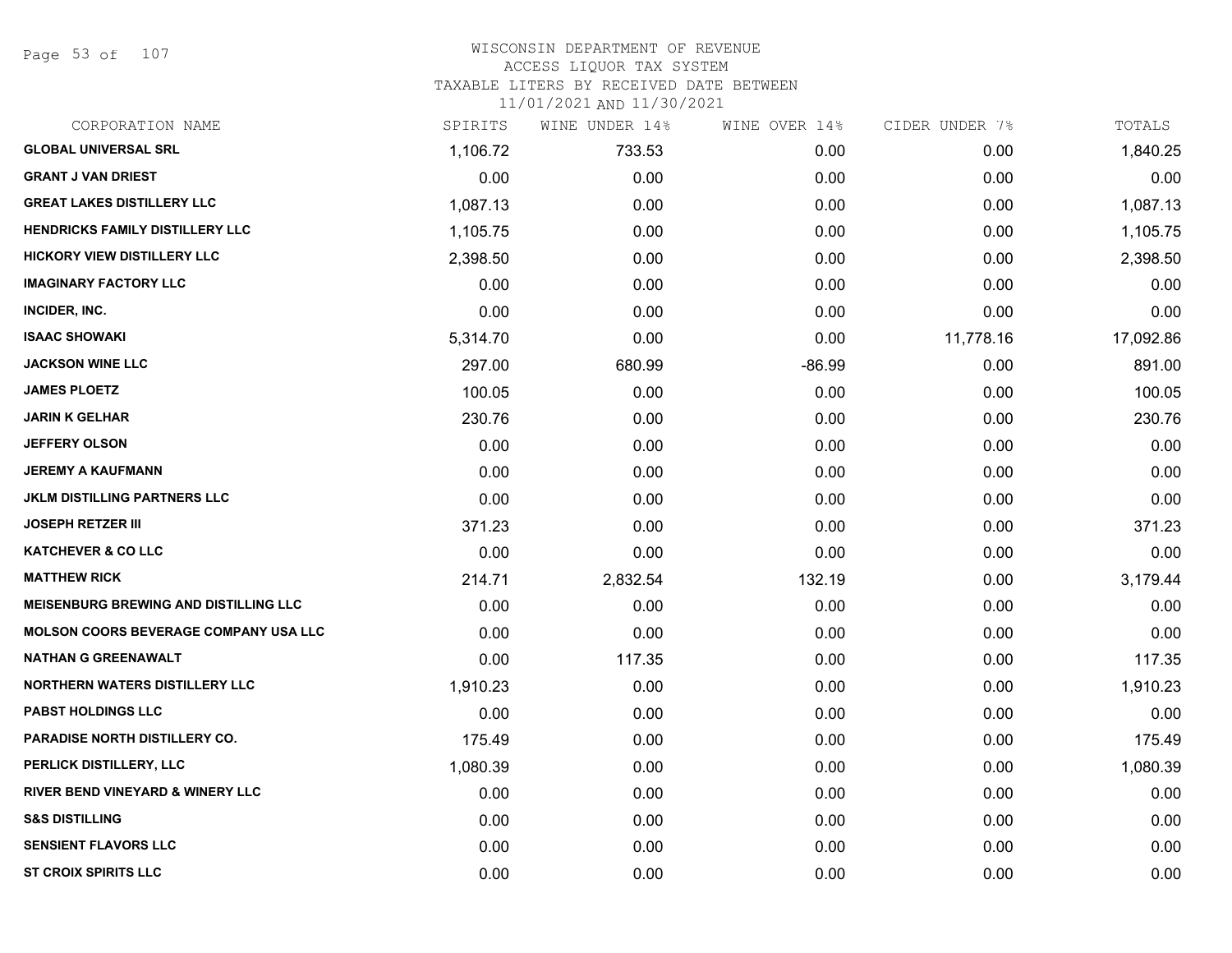# WISCONSIN DEPARTMENT OF REVENUE
## ACCESS LIQUOR TAX SYSTEM
### TAXABLE LITERS BY RECEIVED DATE BETWEEN 11/01/2021 AND 11/30/2021

| CORPORATION NAME | SPIRITS | WINE UNDER 14% | WINE OVER 14% | CIDER UNDER 7% | TOTALS |
|---|---|---|---|---|---|
| GLOBAL UNIVERSAL SRL | 1,106.72 | 733.53 | 0.00 | 0.00 | 1,840.25 |
| GRANT J VAN DRIEST | 0.00 | 0.00 | 0.00 | 0.00 | 0.00 |
| GREAT LAKES DISTILLERY LLC | 1,087.13 | 0.00 | 0.00 | 0.00 | 1,087.13 |
| HENDRICKS FAMILY DISTILLERY LLC | 1,105.75 | 0.00 | 0.00 | 0.00 | 1,105.75 |
| HICKORY VIEW DISTILLERY LLC | 2,398.50 | 0.00 | 0.00 | 0.00 | 2,398.50 |
| IMAGINARY FACTORY LLC | 0.00 | 0.00 | 0.00 | 0.00 | 0.00 |
| INCIDER, INC. | 0.00 | 0.00 | 0.00 | 0.00 | 0.00 |
| ISAAC SHOWAKI | 5,314.70 | 0.00 | 0.00 | 11,778.16 | 17,092.86 |
| JACKSON WINE LLC | 297.00 | 680.99 | -86.99 | 0.00 | 891.00 |
| JAMES PLOETZ | 100.05 | 0.00 | 0.00 | 0.00 | 100.05 |
| JARIN K GELHAR | 230.76 | 0.00 | 0.00 | 0.00 | 230.76 |
| JEFFERY OLSON | 0.00 | 0.00 | 0.00 | 0.00 | 0.00 |
| JEREMY A KAUFMANN | 0.00 | 0.00 | 0.00 | 0.00 | 0.00 |
| JKLM DISTILLING PARTNERS LLC | 0.00 | 0.00 | 0.00 | 0.00 | 0.00 |
| JOSEPH RETZER III | 371.23 | 0.00 | 0.00 | 0.00 | 371.23 |
| KATCHEVER & CO LLC | 0.00 | 0.00 | 0.00 | 0.00 | 0.00 |
| MATTHEW RICK | 214.71 | 2,832.54 | 132.19 | 0.00 | 3,179.44 |
| MEISENBURG BREWING AND DISTILLING LLC | 0.00 | 0.00 | 0.00 | 0.00 | 0.00 |
| MOLSON COORS BEVERAGE COMPANY USA LLC | 0.00 | 0.00 | 0.00 | 0.00 | 0.00 |
| NATHAN G GREENAWALT | 0.00 | 117.35 | 0.00 | 0.00 | 117.35 |
| NORTHERN WATERS DISTILLERY LLC | 1,910.23 | 0.00 | 0.00 | 0.00 | 1,910.23 |
| PABST HOLDINGS LLC | 0.00 | 0.00 | 0.00 | 0.00 | 0.00 |
| PARADISE NORTH DISTILLERY CO. | 175.49 | 0.00 | 0.00 | 0.00 | 175.49 |
| PERLICK DISTILLERY, LLC | 1,080.39 | 0.00 | 0.00 | 0.00 | 1,080.39 |
| RIVER BEND VINEYARD & WINERY LLC | 0.00 | 0.00 | 0.00 | 0.00 | 0.00 |
| S&S DISTILLING | 0.00 | 0.00 | 0.00 | 0.00 | 0.00 |
| SENSIENT FLAVORS LLC | 0.00 | 0.00 | 0.00 | 0.00 | 0.00 |
| ST CROIX SPIRITS LLC | 0.00 | 0.00 | 0.00 | 0.00 | 0.00 |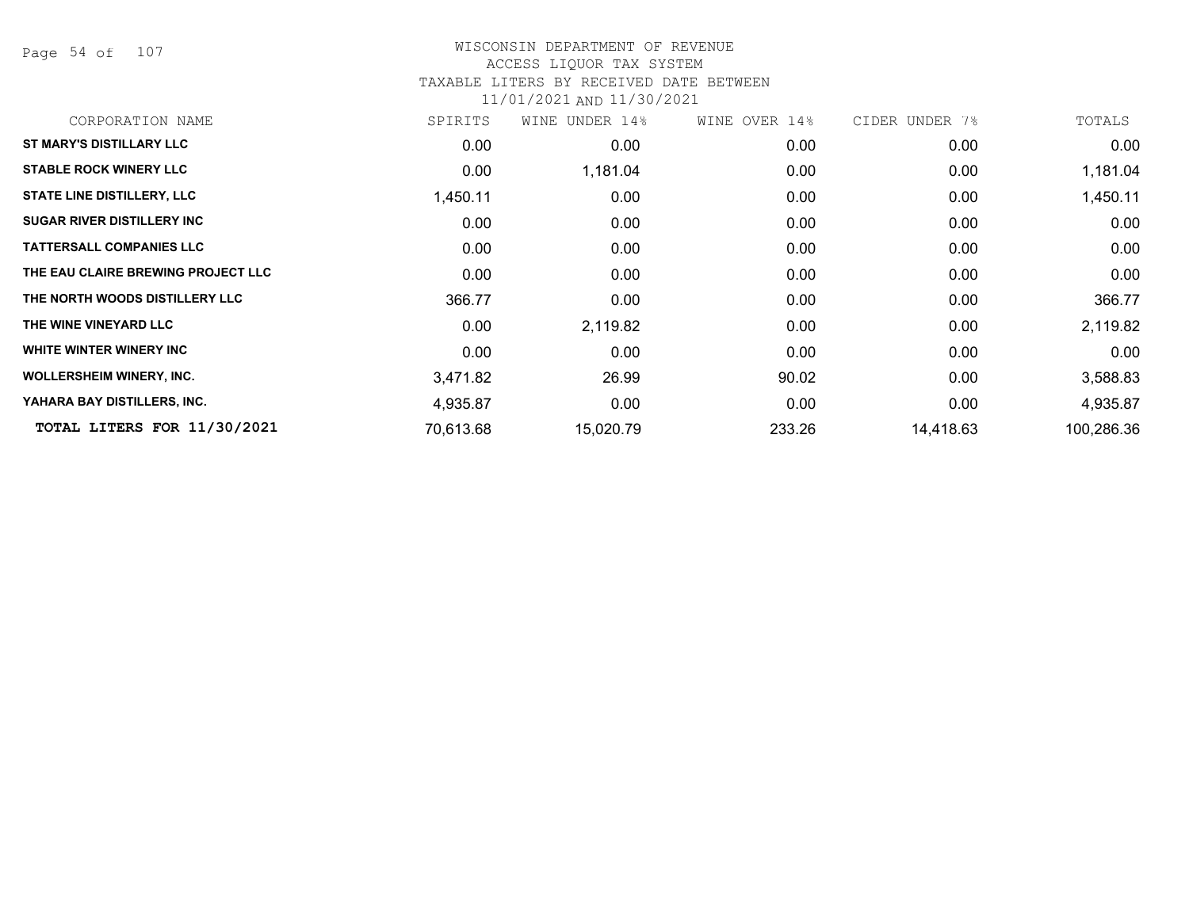WISCONSIN DEPARTMENT OF REVENUE
ACCESS LIQUOR TAX SYSTEM
TAXABLE LITERS BY RECEIVED DATE BETWEEN
11/01/2021 AND 11/30/2021

| CORPORATION NAME | SPIRITS | WINE UNDER 14% | WINE OVER 14% | CIDER UNDER 7% | TOTALS |
|---|---|---|---|---|---|
| ST MARY'S DISTILLARY LLC | 0.00 | 0.00 | 0.00 | 0.00 | 0.00 |
| STABLE ROCK WINERY LLC | 0.00 | 1,181.04 | 0.00 | 0.00 | 1,181.04 |
| STATE LINE DISTILLERY, LLC | 1,450.11 | 0.00 | 0.00 | 0.00 | 1,450.11 |
| SUGAR RIVER DISTILLERY INC | 0.00 | 0.00 | 0.00 | 0.00 | 0.00 |
| TATTERSALL COMPANIES LLC | 0.00 | 0.00 | 0.00 | 0.00 | 0.00 |
| THE EAU CLAIRE BREWING PROJECT LLC | 0.00 | 0.00 | 0.00 | 0.00 | 0.00 |
| THE NORTH WOODS DISTILLERY LLC | 366.77 | 0.00 | 0.00 | 0.00 | 366.77 |
| THE WINE VINEYARD LLC | 0.00 | 2,119.82 | 0.00 | 0.00 | 2,119.82 |
| WHITE WINTER WINERY INC | 0.00 | 0.00 | 0.00 | 0.00 | 0.00 |
| WOLLERSHEIM WINERY, INC. | 3,471.82 | 26.99 | 90.02 | 0.00 | 3,588.83 |
| YAHARA BAY DISTILLERS, INC. | 4,935.87 | 0.00 | 0.00 | 0.00 | 4,935.87 |
| **TOTAL LITERS FOR 11/30/2021** | 70,613.68 | 15,020.79 | 233.26 | 14,418.63 | 100,286.36 |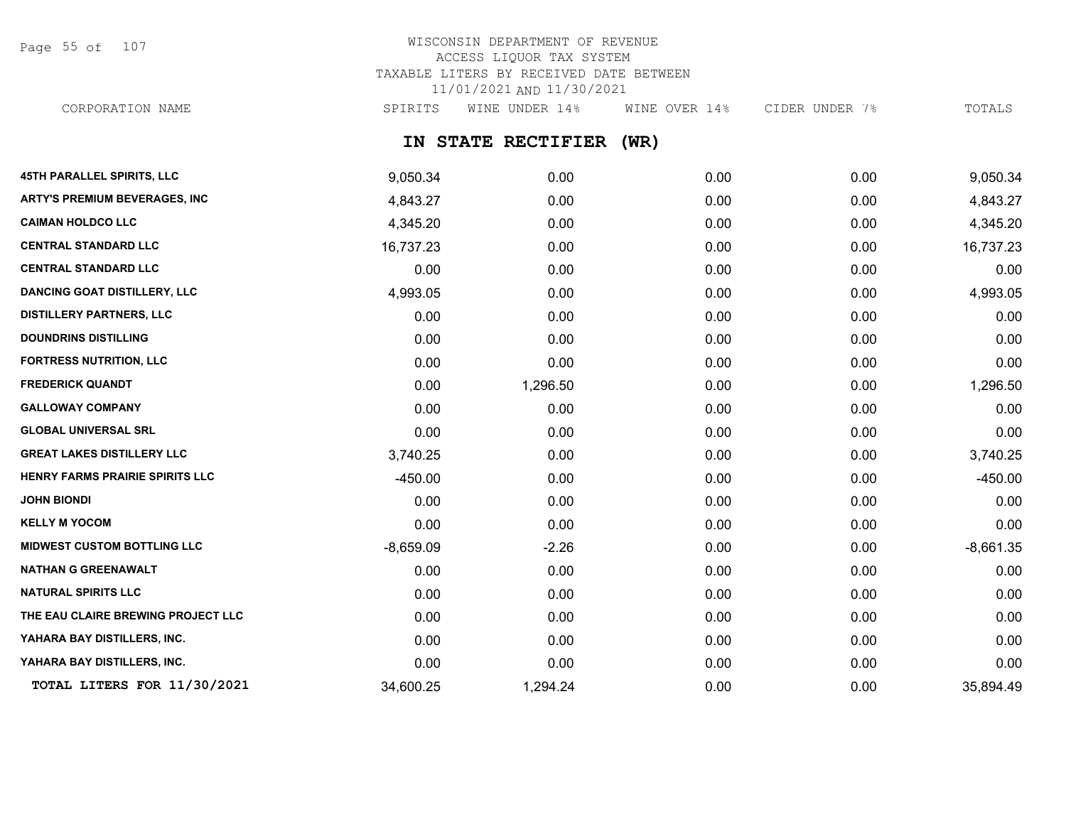WISCONSIN DEPARTMENT OF REVENUE
ACCESS LIQUOR TAX SYSTEM
TAXABLE LITERS BY RECEIVED DATE BETWEEN
11/01/2021 AND 11/30/2021

## IN STATE RECTIFIER (WR)

| CORPORATION NAME | SPIRITS | WINE UNDER 14% | WINE OVER 14% | CIDER UNDER 7% | TOTALS |
|---|---|---|---|---|---|
| 45TH PARALLEL SPIRITS, LLC | 9,050.34 | 0.00 | 0.00 | 0.00 | 9,050.34 |
| ARTY'S PREMIUM BEVERAGES, INC | 4,843.27 | 0.00 | 0.00 | 0.00 | 4,843.27 |
| CAIMAN HOLDCO LLC | 4,345.20 | 0.00 | 0.00 | 0.00 | 4,345.20 |
| CENTRAL STANDARD LLC | 16,737.23 | 0.00 | 0.00 | 0.00 | 16,737.23 |
| CENTRAL STANDARD LLC | 0.00 | 0.00 | 0.00 | 0.00 | 0.00 |
| DANCING GOAT DISTILLERY, LLC | 4,993.05 | 0.00 | 0.00 | 0.00 | 4,993.05 |
| DISTILLERY PARTNERS, LLC | 0.00 | 0.00 | 0.00 | 0.00 | 0.00 |
| DOUNDRINS DISTILLING | 0.00 | 0.00 | 0.00 | 0.00 | 0.00 |
| FORTRESS NUTRITION, LLC | 0.00 | 0.00 | 0.00 | 0.00 | 0.00 |
| FREDERICK QUANDT | 0.00 | 1,296.50 | 0.00 | 0.00 | 1,296.50 |
| GALLOWAY COMPANY | 0.00 | 0.00 | 0.00 | 0.00 | 0.00 |
| GLOBAL UNIVERSAL SRL | 0.00 | 0.00 | 0.00 | 0.00 | 0.00 |
| GREAT LAKES DISTILLERY LLC | 3,740.25 | 0.00 | 0.00 | 0.00 | 3,740.25 |
| HENRY FARMS PRAIRIE SPIRITS LLC | -450.00 | 0.00 | 0.00 | 0.00 | -450.00 |
| JOHN BIONDI | 0.00 | 0.00 | 0.00 | 0.00 | 0.00 |
| KELLY M YOCOM | 0.00 | 0.00 | 0.00 | 0.00 | 0.00 |
| MIDWEST CUSTOM BOTTLING LLC | -8,659.09 | -2.26 | 0.00 | 0.00 | -8,661.35 |
| NATHAN G GREENAWALT | 0.00 | 0.00 | 0.00 | 0.00 | 0.00 |
| NATURAL SPIRITS LLC | 0.00 | 0.00 | 0.00 | 0.00 | 0.00 |
| THE EAU CLAIRE BREWING PROJECT LLC | 0.00 | 0.00 | 0.00 | 0.00 | 0.00 |
| YAHARA BAY DISTILLERS, INC. | 0.00 | 0.00 | 0.00 | 0.00 | 0.00 |
| YAHARA BAY DISTILLERS, INC. | 0.00 | 0.00 | 0.00 | 0.00 | 0.00 |
| TOTAL LITERS FOR 11/30/2021 | 34,600.25 | 1,294.24 | 0.00 | 0.00 | 35,894.49 |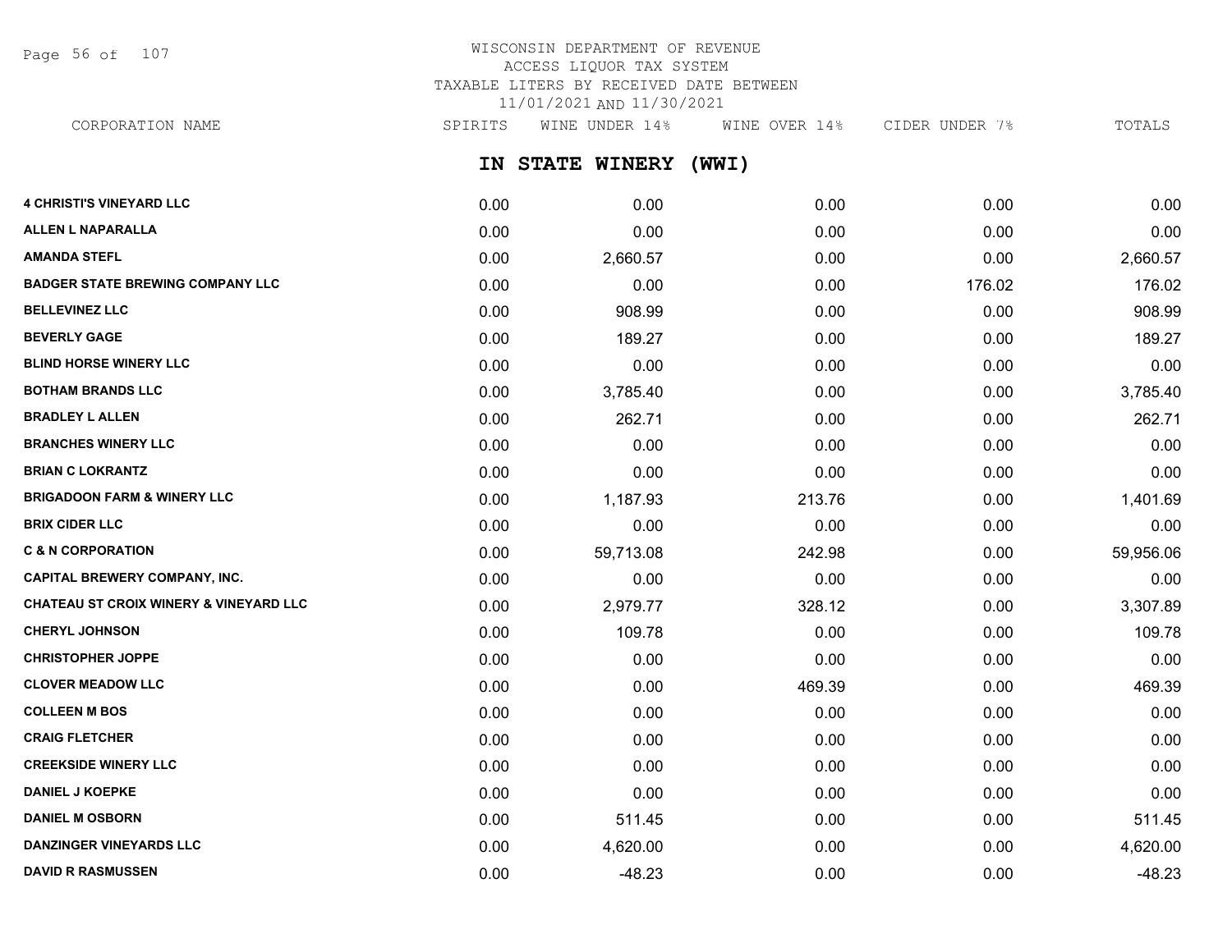WISCONSIN DEPARTMENT OF REVENUE
ACCESS LIQUOR TAX SYSTEM
TAXABLE LITERS BY RECEIVED DATE BETWEEN
11/01/2021 AND 11/30/2021

## IN STATE WINERY (WWI)

| CORPORATION NAME | SPIRITS | WINE UNDER 14% | WINE OVER 14% | CIDER UNDER 7% | TOTALS |
|---|---|---|---|---|---|
| 4 CHRISTI'S VINEYARD LLC | 0.00 | 0.00 | 0.00 | 0.00 | 0.00 |
| ALLEN L NAPARALLA | 0.00 | 0.00 | 0.00 | 0.00 | 0.00 |
| AMANDA STEFL | 0.00 | 2,660.57 | 0.00 | 0.00 | 2,660.57 |
| BADGER STATE BREWING COMPANY LLC | 0.00 | 0.00 | 0.00 | 176.02 | 176.02 |
| BELLEVINEZ LLC | 0.00 | 908.99 | 0.00 | 0.00 | 908.99 |
| BEVERLY GAGE | 0.00 | 189.27 | 0.00 | 0.00 | 189.27 |
| BLIND HORSE WINERY LLC | 0.00 | 0.00 | 0.00 | 0.00 | 0.00 |
| BOTHAM BRANDS LLC | 0.00 | 3,785.40 | 0.00 | 0.00 | 3,785.40 |
| BRADLEY L ALLEN | 0.00 | 262.71 | 0.00 | 0.00 | 262.71 |
| BRANCHES WINERY LLC | 0.00 | 0.00 | 0.00 | 0.00 | 0.00 |
| BRIAN C LOKRANTZ | 0.00 | 0.00 | 0.00 | 0.00 | 0.00 |
| BRIGADOON FARM & WINERY LLC | 0.00 | 1,187.93 | 213.76 | 0.00 | 1,401.69 |
| BRIX CIDER LLC | 0.00 | 0.00 | 0.00 | 0.00 | 0.00 |
| C & N CORPORATION | 0.00 | 59,713.08 | 242.98 | 0.00 | 59,956.06 |
| CAPITAL BREWERY COMPANY, INC. | 0.00 | 0.00 | 0.00 | 0.00 | 0.00 |
| CHATEAU ST CROIX WINERY & VINEYARD LLC | 0.00 | 2,979.77 | 328.12 | 0.00 | 3,307.89 |
| CHERYL JOHNSON | 0.00 | 109.78 | 0.00 | 0.00 | 109.78 |
| CHRISTOPHER JOPPE | 0.00 | 0.00 | 0.00 | 0.00 | 0.00 |
| CLOVER MEADOW LLC | 0.00 | 0.00 | 469.39 | 0.00 | 469.39 |
| COLLEEN M BOS | 0.00 | 0.00 | 0.00 | 0.00 | 0.00 |
| CRAIG FLETCHER | 0.00 | 0.00 | 0.00 | 0.00 | 0.00 |
| CREEKSIDE WINERY LLC | 0.00 | 0.00 | 0.00 | 0.00 | 0.00 |
| DANIEL J KOEPKE | 0.00 | 0.00 | 0.00 | 0.00 | 0.00 |
| DANIEL M OSBORN | 0.00 | 511.45 | 0.00 | 0.00 | 511.45 |
| DANZINGER VINEYARDS LLC | 0.00 | 4,620.00 | 0.00 | 0.00 | 4,620.00 |
| DAVID R RASMUSSEN | 0.00 | -48.23 | 0.00 | 0.00 | -48.23 |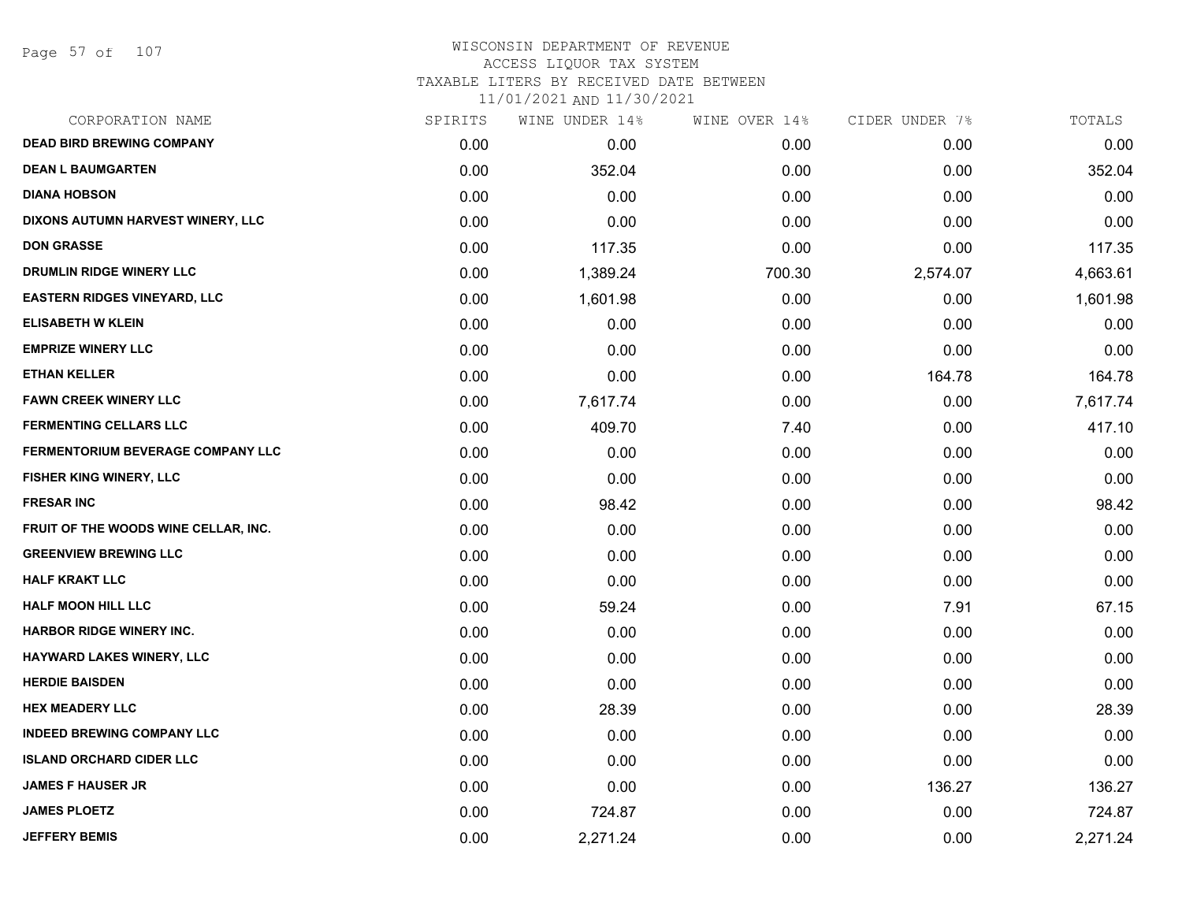WISCONSIN DEPARTMENT OF REVENUE
ACCESS LIQUOR TAX SYSTEM
TAXABLE LITERS BY RECEIVED DATE BETWEEN
11/01/2021 AND 11/30/2021

| CORPORATION NAME | SPIRITS | WINE UNDER 14% | WINE OVER 14% | CIDER UNDER 7% | TOTALS |
|---|---|---|---|---|---|
| **DEAD BIRD BREWING COMPANY** | 0.00 | 0.00 | 0.00 | 0.00 | 0.00 |
| **DEAN L BAUMGARTEN** | 0.00 | 352.04 | 0.00 | 0.00 | 352.04 |
| **DIANA HOBSON** | 0.00 | 0.00 | 0.00 | 0.00 | 0.00 |
| **DIXONS AUTUMN HARVEST WINERY, LLC** | 0.00 | 0.00 | 0.00 | 0.00 | 0.00 |
| **DON GRASSE** | 0.00 | 117.35 | 0.00 | 0.00 | 117.35 |
| **DRUMLIN RIDGE WINERY LLC** | 0.00 | 1,389.24 | 700.30 | 2,574.07 | 4,663.61 |
| **EASTERN RIDGES VINEYARD, LLC** | 0.00 | 1,601.98 | 0.00 | 0.00 | 1,601.98 |
| **ELISABETH W KLEIN** | 0.00 | 0.00 | 0.00 | 0.00 | 0.00 |
| **EMPRIZE WINERY LLC** | 0.00 | 0.00 | 0.00 | 0.00 | 0.00 |
| **ETHAN KELLER** | 0.00 | 0.00 | 0.00 | 164.78 | 164.78 |
| **FAWN CREEK WINERY LLC** | 0.00 | 7,617.74 | 0.00 | 0.00 | 7,617.74 |
| **FERMENTING CELLARS LLC** | 0.00 | 409.70 | 7.40 | 0.00 | 417.10 |
| **FERMENTORIUM BEVERAGE COMPANY LLC** | 0.00 | 0.00 | 0.00 | 0.00 | 0.00 |
| **FISHER KING WINERY, LLC** | 0.00 | 0.00 | 0.00 | 0.00 | 0.00 |
| **FRESAR INC** | 0.00 | 98.42 | 0.00 | 0.00 | 98.42 |
| **FRUIT OF THE WOODS WINE CELLAR, INC.** | 0.00 | 0.00 | 0.00 | 0.00 | 0.00 |
| **GREENVIEW BREWING LLC** | 0.00 | 0.00 | 0.00 | 0.00 | 0.00 |
| **HALF KRAKT LLC** | 0.00 | 0.00 | 0.00 | 0.00 | 0.00 |
| **HALF MOON HILL LLC** | 0.00 | 59.24 | 0.00 | 7.91 | 67.15 |
| **HARBOR RIDGE WINERY INC.** | 0.00 | 0.00 | 0.00 | 0.00 | 0.00 |
| **HAYWARD LAKES WINERY, LLC** | 0.00 | 0.00 | 0.00 | 0.00 | 0.00 |
| **HERDIE BAISDEN** | 0.00 | 0.00 | 0.00 | 0.00 | 0.00 |
| **HEX MEADERY LLC** | 0.00 | 28.39 | 0.00 | 0.00 | 28.39 |
| **INDEED BREWING COMPANY LLC** | 0.00 | 0.00 | 0.00 | 0.00 | 0.00 |
| **ISLAND ORCHARD CIDER LLC** | 0.00 | 0.00 | 0.00 | 0.00 | 0.00 |
| **JAMES F HAUSER JR** | 0.00 | 0.00 | 0.00 | 136.27 | 136.27 |
| **JAMES PLOETZ** | 0.00 | 724.87 | 0.00 | 0.00 | 724.87 |
| **JEFFERY BEMIS** | 0.00 | 2,271.24 | 0.00 | 0.00 | 2,271.24 |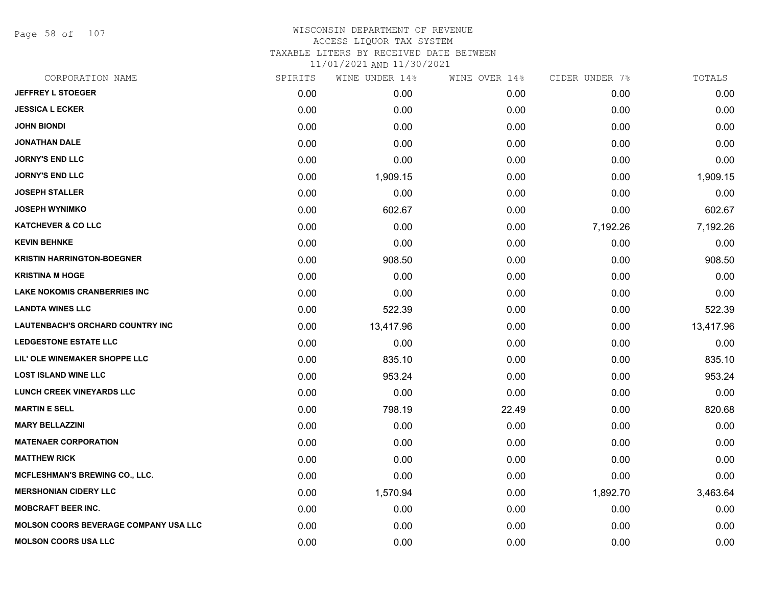# WISCONSIN DEPARTMENT OF REVENUE
## ACCESS LIQUOR TAX SYSTEM
### TAXABLE LITERS BY RECEIVED DATE BETWEEN 11/01/2021 AND 11/30/2021

| CORPORATION NAME | SPIRITS | WINE UNDER 14% | WINE OVER 14% | CIDER UNDER 7% | TOTALS |
|---|---|---|---|---|---|
| JEFFREY L STOEGER | 0.00 | 0.00 | 0.00 | 0.00 | 0.00 |
| JESSICA L ECKER | 0.00 | 0.00 | 0.00 | 0.00 | 0.00 |
| JOHN BIONDI | 0.00 | 0.00 | 0.00 | 0.00 | 0.00 |
| JONATHAN DALE | 0.00 | 0.00 | 0.00 | 0.00 | 0.00 |
| JORNY'S END LLC | 0.00 | 0.00 | 0.00 | 0.00 | 0.00 |
| JORNY'S END LLC | 0.00 | 1,909.15 | 0.00 | 0.00 | 1,909.15 |
| JOSEPH STALLER | 0.00 | 0.00 | 0.00 | 0.00 | 0.00 |
| JOSEPH WYNIMKO | 0.00 | 602.67 | 0.00 | 0.00 | 602.67 |
| KATCHEVER & CO LLC | 0.00 | 0.00 | 0.00 | 7,192.26 | 7,192.26 |
| KEVIN BEHNKE | 0.00 | 0.00 | 0.00 | 0.00 | 0.00 |
| KRISTIN HARRINGTON-BOEGNER | 0.00 | 908.50 | 0.00 | 0.00 | 908.50 |
| KRISTINA M HOGE | 0.00 | 0.00 | 0.00 | 0.00 | 0.00 |
| LAKE NOKOMIS CRANBERRIES INC | 0.00 | 0.00 | 0.00 | 0.00 | 0.00 |
| LANDTA WINES LLC | 0.00 | 522.39 | 0.00 | 0.00 | 522.39 |
| LAUTENBACH'S ORCHARD COUNTRY INC | 0.00 | 13,417.96 | 0.00 | 0.00 | 13,417.96 |
| LEDGESTONE ESTATE LLC | 0.00 | 0.00 | 0.00 | 0.00 | 0.00 |
| LIL' OLE WINEMAKER SHOPPE LLC | 0.00 | 835.10 | 0.00 | 0.00 | 835.10 |
| LOST ISLAND WINE LLC | 0.00 | 953.24 | 0.00 | 0.00 | 953.24 |
| LUNCH CREEK VINEYARDS LLC | 0.00 | 0.00 | 0.00 | 0.00 | 0.00 |
| MARTIN E SELL | 0.00 | 798.19 | 22.49 | 0.00 | 820.68 |
| MARY BELLAZZINI | 0.00 | 0.00 | 0.00 | 0.00 | 0.00 |
| MATENAER CORPORATION | 0.00 | 0.00 | 0.00 | 0.00 | 0.00 |
| MATTHEW RICK | 0.00 | 0.00 | 0.00 | 0.00 | 0.00 |
| MCFLESHMAN'S BREWING CO., LLC. | 0.00 | 0.00 | 0.00 | 0.00 | 0.00 |
| MERSHONIAN CIDERY LLC | 0.00 | 1,570.94 | 0.00 | 1,892.70 | 3,463.64 |
| MOBCRAFT BEER INC. | 0.00 | 0.00 | 0.00 | 0.00 | 0.00 |
| MOLSON COORS BEVERAGE COMPANY USA LLC | 0.00 | 0.00 | 0.00 | 0.00 | 0.00 |
| MOLSON COORS USA LLC | 0.00 | 0.00 | 0.00 | 0.00 | 0.00 |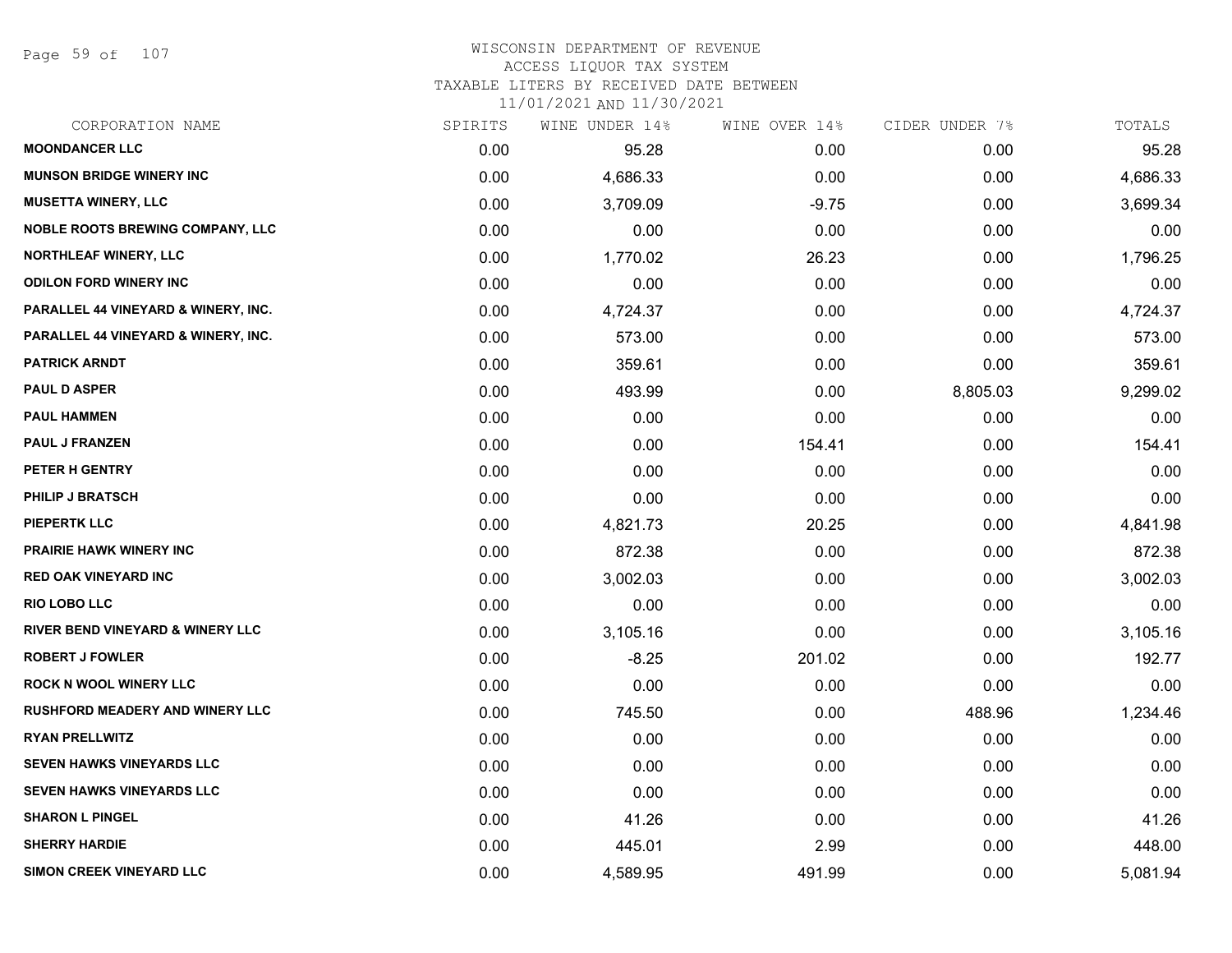WISCONSIN DEPARTMENT OF REVENUE
ACCESS LIQUOR TAX SYSTEM
TAXABLE LITERS BY RECEIVED DATE BETWEEN
11/01/2021 AND 11/30/2021

| CORPORATION NAME | SPIRITS | WINE UNDER 14% | WINE OVER 14% | CIDER UNDER 7% | TOTALS |
|---|---|---|---|---|---|
| MOONDANCER LLC | 0.00 | 95.28 | 0.00 | 0.00 | 95.28 |
| MUNSON BRIDGE WINERY INC | 0.00 | 4,686.33 | 0.00 | 0.00 | 4,686.33 |
| MUSETTA WINERY, LLC | 0.00 | 3,709.09 | -9.75 | 0.00 | 3,699.34 |
| NOBLE ROOTS BREWING COMPANY, LLC | 0.00 | 0.00 | 0.00 | 0.00 | 0.00 |
| NORTHLEAF WINERY, LLC | 0.00 | 1,770.02 | 26.23 | 0.00 | 1,796.25 |
| ODILON FORD WINERY INC | 0.00 | 0.00 | 0.00 | 0.00 | 0.00 |
| PARALLEL 44 VINEYARD & WINERY, INC. | 0.00 | 4,724.37 | 0.00 | 0.00 | 4,724.37 |
| PARALLEL 44 VINEYARD & WINERY, INC. | 0.00 | 573.00 | 0.00 | 0.00 | 573.00 |
| PATRICK ARNDT | 0.00 | 359.61 | 0.00 | 0.00 | 359.61 |
| PAUL D ASPER | 0.00 | 493.99 | 0.00 | 8,805.03 | 9,299.02 |
| PAUL HAMMEN | 0.00 | 0.00 | 0.00 | 0.00 | 0.00 |
| PAUL J FRANZEN | 0.00 | 0.00 | 154.41 | 0.00 | 154.41 |
| PETER H GENTRY | 0.00 | 0.00 | 0.00 | 0.00 | 0.00 |
| PHILIP J BRATSCH | 0.00 | 0.00 | 0.00 | 0.00 | 0.00 |
| PIEPERTK LLC | 0.00 | 4,821.73 | 20.25 | 0.00 | 4,841.98 |
| PRAIRIE HAWK WINERY INC | 0.00 | 872.38 | 0.00 | 0.00 | 872.38 |
| RED OAK VINEYARD INC | 0.00 | 3,002.03 | 0.00 | 0.00 | 3,002.03 |
| RIO LOBO LLC | 0.00 | 0.00 | 0.00 | 0.00 | 0.00 |
| RIVER BEND VINEYARD & WINERY LLC | 0.00 | 3,105.16 | 0.00 | 0.00 | 3,105.16 |
| ROBERT J FOWLER | 0.00 | -8.25 | 201.02 | 0.00 | 192.77 |
| ROCK N WOOL WINERY LLC | 0.00 | 0.00 | 0.00 | 0.00 | 0.00 |
| RUSHFORD MEADERY AND WINERY LLC | 0.00 | 745.50 | 0.00 | 488.96 | 1,234.46 |
| RYAN PRELLWITZ | 0.00 | 0.00 | 0.00 | 0.00 | 0.00 |
| SEVEN HAWKS VINEYARDS LLC | 0.00 | 0.00 | 0.00 | 0.00 | 0.00 |
| SEVEN HAWKS VINEYARDS LLC | 0.00 | 0.00 | 0.00 | 0.00 | 0.00 |
| SHARON L PINGEL | 0.00 | 41.26 | 0.00 | 0.00 | 41.26 |
| SHERRY HARDIE | 0.00 | 445.01 | 2.99 | 0.00 | 448.00 |
| SIMON CREEK VINEYARD LLC | 0.00 | 4,589.95 | 491.99 | 0.00 | 5,081.94 |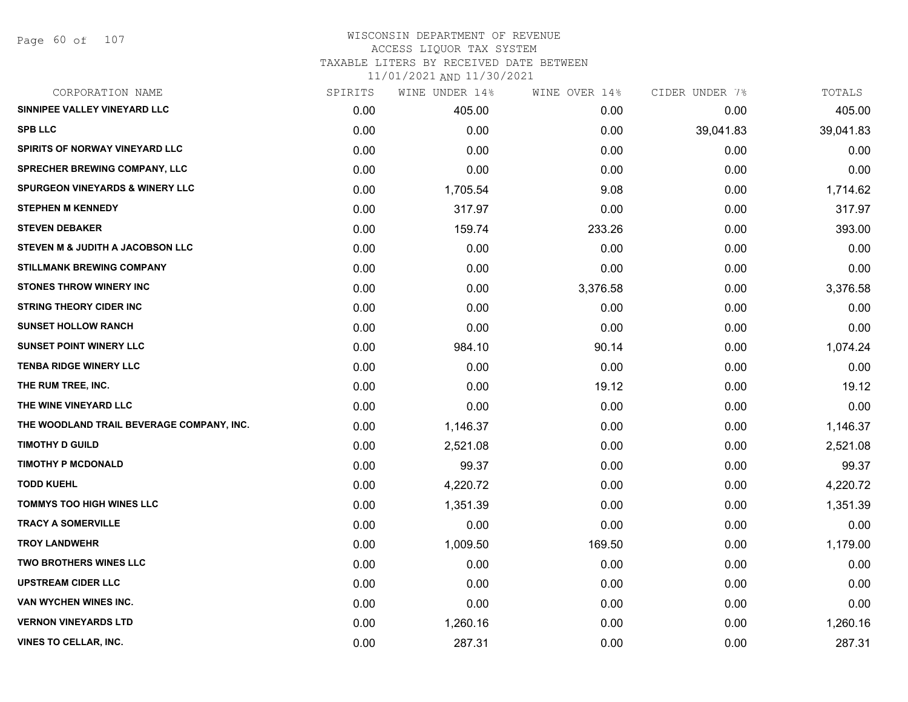# WISCONSIN DEPARTMENT OF REVENUE
## ACCESS LIQUOR TAX SYSTEM
### TAXABLE LITERS BY RECEIVED DATE BETWEEN 11/01/2021 AND 11/30/2021

| CORPORATION NAME | SPIRITS | WINE UNDER 14% | WINE OVER 14% | CIDER UNDER 7% | TOTALS |
|---|---|---|---|---|---|
| SINNIPEE VALLEY VINEYARD LLC | 0.00 | 405.00 | 0.00 | 0.00 | 405.00 |
| SPB LLC | 0.00 | 0.00 | 0.00 | 39,041.83 | 39,041.83 |
| SPIRITS OF NORWAY VINEYARD LLC | 0.00 | 0.00 | 0.00 | 0.00 | 0.00 |
| SPRECHER BREWING COMPANY, LLC | 0.00 | 0.00 | 0.00 | 0.00 | 0.00 |
| SPURGEON VINEYARDS & WINERY LLC | 0.00 | 1,705.54 | 9.08 | 0.00 | 1,714.62 |
| STEPHEN M KENNEDY | 0.00 | 317.97 | 0.00 | 0.00 | 317.97 |
| STEVEN DEBAKER | 0.00 | 159.74 | 233.26 | 0.00 | 393.00 |
| STEVEN M & JUDITH A JACOBSON LLC | 0.00 | 0.00 | 0.00 | 0.00 | 0.00 |
| STILLMANK BREWING COMPANY | 0.00 | 0.00 | 0.00 | 0.00 | 0.00 |
| STONES THROW WINERY INC | 0.00 | 0.00 | 3,376.58 | 0.00 | 3,376.58 |
| STRING THEORY CIDER INC | 0.00 | 0.00 | 0.00 | 0.00 | 0.00 |
| SUNSET HOLLOW RANCH | 0.00 | 0.00 | 0.00 | 0.00 | 0.00 |
| SUNSET POINT WINERY LLC | 0.00 | 984.10 | 90.14 | 0.00 | 1,074.24 |
| TENBA RIDGE WINERY LLC | 0.00 | 0.00 | 0.00 | 0.00 | 0.00 |
| THE RUM TREE, INC. | 0.00 | 0.00 | 19.12 | 0.00 | 19.12 |
| THE WINE VINEYARD LLC | 0.00 | 0.00 | 0.00 | 0.00 | 0.00 |
| THE WOODLAND TRAIL BEVERAGE COMPANY, INC. | 0.00 | 1,146.37 | 0.00 | 0.00 | 1,146.37 |
| TIMOTHY D GUILD | 0.00 | 2,521.08 | 0.00 | 0.00 | 2,521.08 |
| TIMOTHY P MCDONALD | 0.00 | 99.37 | 0.00 | 0.00 | 99.37 |
| TODD KUEHL | 0.00 | 4,220.72 | 0.00 | 0.00 | 4,220.72 |
| TOMMYS TOO HIGH WINES LLC | 0.00 | 1,351.39 | 0.00 | 0.00 | 1,351.39 |
| TRACY A SOMERVILLE | 0.00 | 0.00 | 0.00 | 0.00 | 0.00 |
| TROY LANDWEHR | 0.00 | 1,009.50 | 169.50 | 0.00 | 1,179.00 |
| TWO BROTHERS WINES LLC | 0.00 | 0.00 | 0.00 | 0.00 | 0.00 |
| UPSTREAM CIDER LLC | 0.00 | 0.00 | 0.00 | 0.00 | 0.00 |
| VAN WYCHEN WINES INC. | 0.00 | 0.00 | 0.00 | 0.00 | 0.00 |
| VERNON VINEYARDS LTD | 0.00 | 1,260.16 | 0.00 | 0.00 | 1,260.16 |
| VINES TO CELLAR, INC. | 0.00 | 287.31 | 0.00 | 0.00 | 287.31 |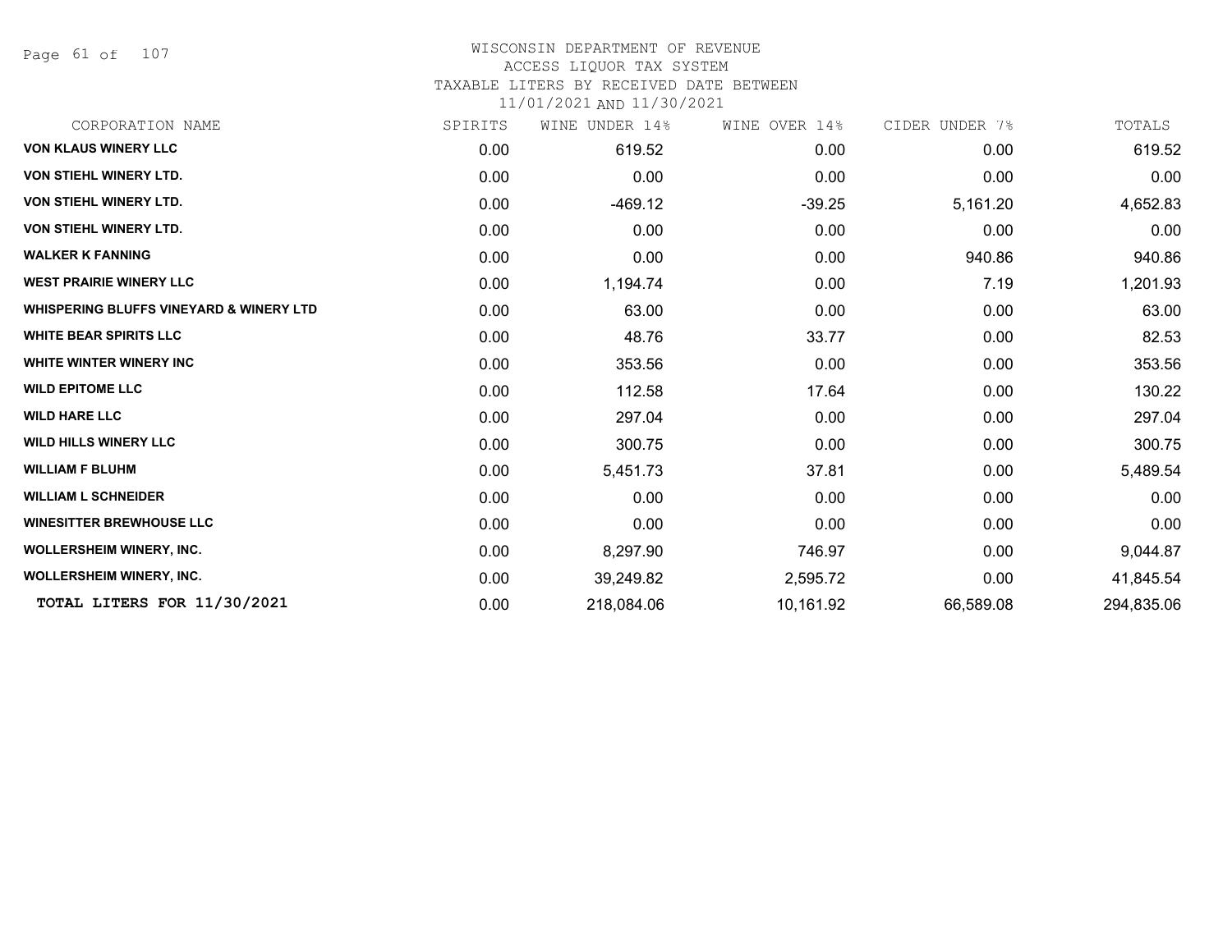WISCONSIN DEPARTMENT OF REVENUE
ACCESS LIQUOR TAX SYSTEM
TAXABLE LITERS BY RECEIVED DATE BETWEEN
11/01/2021 AND 11/30/2021

| CORPORATION NAME | SPIRITS | WINE UNDER 14% | WINE OVER 14% | CIDER UNDER 7% | TOTALS |
|---|---|---|---|---|---|
| VON KLAUS WINERY LLC | 0.00 | 619.52 | 0.00 | 0.00 | 619.52 |
| VON STIEHL WINERY LTD. | 0.00 | 0.00 | 0.00 | 0.00 | 0.00 |
| VON STIEHL WINERY LTD. | 0.00 | -469.12 | -39.25 | 5,161.20 | 4,652.83 |
| VON STIEHL WINERY LTD. | 0.00 | 0.00 | 0.00 | 0.00 | 0.00 |
| WALKER K FANNING | 0.00 | 0.00 | 0.00 | 940.86 | 940.86 |
| WEST PRAIRIE WINERY LLC | 0.00 | 1,194.74 | 0.00 | 7.19 | 1,201.93 |
| WHISPERING BLUFFS VINEYARD & WINERY LTD | 0.00 | 63.00 | 0.00 | 0.00 | 63.00 |
| WHITE BEAR SPIRITS LLC | 0.00 | 48.76 | 33.77 | 0.00 | 82.53 |
| WHITE WINTER WINERY INC | 0.00 | 353.56 | 0.00 | 0.00 | 353.56 |
| WILD EPITOME LLC | 0.00 | 112.58 | 17.64 | 0.00 | 130.22 |
| WILD HARE LLC | 0.00 | 297.04 | 0.00 | 0.00 | 297.04 |
| WILD HILLS WINERY LLC | 0.00 | 300.75 | 0.00 | 0.00 | 300.75 |
| WILLIAM F BLUHM | 0.00 | 5,451.73 | 37.81 | 0.00 | 5,489.54 |
| WILLIAM L SCHNEIDER | 0.00 | 0.00 | 0.00 | 0.00 | 0.00 |
| WINESITTER BREWHOUSE LLC | 0.00 | 0.00 | 0.00 | 0.00 | 0.00 |
| WOLLERSHEIM WINERY, INC. | 0.00 | 8,297.90 | 746.97 | 0.00 | 9,044.87 |
| WOLLERSHEIM WINERY, INC. | 0.00 | 39,249.82 | 2,595.72 | 0.00 | 41,845.54 |
| **TOTAL LITERS FOR 11/30/2021** | 0.00 | 218,084.06 | 10,161.92 | 66,589.08 | 294,835.06 |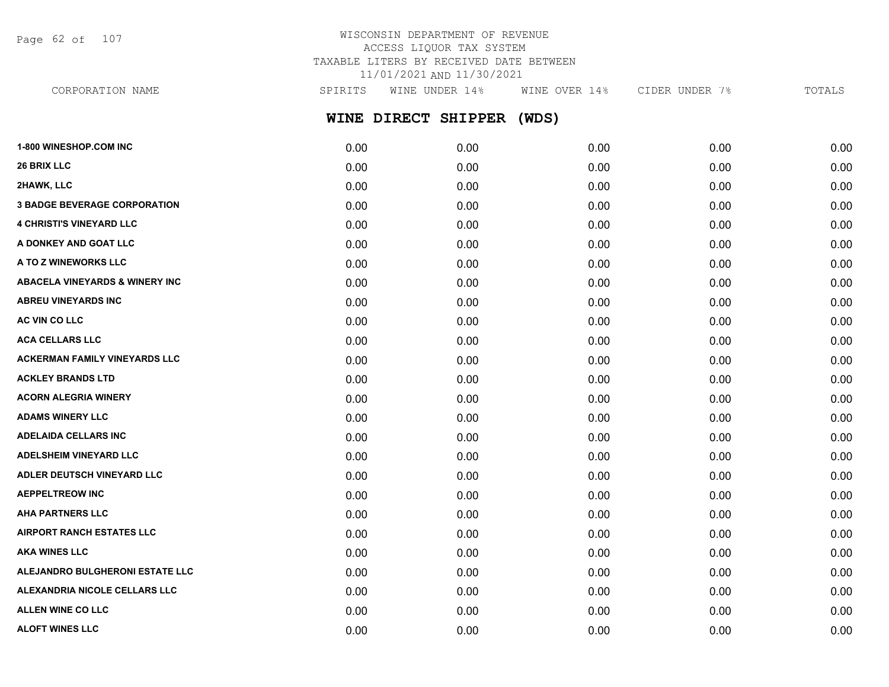WISCONSIN DEPARTMENT OF REVENUE
ACCESS LIQUOR TAX SYSTEM
TAXABLE LITERS BY RECEIVED DATE BETWEEN
11/01/2021 AND 11/30/2021

## WINE DIRECT SHIPPER (WDS)

| CORPORATION NAME | SPIRITS | WINE UNDER 14% | WINE OVER 14% | CIDER UNDER 7% | TOTALS |
|---|---|---|---|---|---|
| 1-800 WINESHOP.COM INC | 0.00 | 0.00 | 0.00 | 0.00 | 0.00 |
| 26 BRIX LLC | 0.00 | 0.00 | 0.00 | 0.00 | 0.00 |
| 2HAWK, LLC | 0.00 | 0.00 | 0.00 | 0.00 | 0.00 |
| 3 BADGE BEVERAGE CORPORATION | 0.00 | 0.00 | 0.00 | 0.00 | 0.00 |
| 4 CHRISTI'S VINEYARD LLC | 0.00 | 0.00 | 0.00 | 0.00 | 0.00 |
| A DONKEY AND GOAT LLC | 0.00 | 0.00 | 0.00 | 0.00 | 0.00 |
| A TO Z WINEWORKS LLC | 0.00 | 0.00 | 0.00 | 0.00 | 0.00 |
| ABACELA VINEYARDS & WINERY INC | 0.00 | 0.00 | 0.00 | 0.00 | 0.00 |
| ABREU VINEYARDS INC | 0.00 | 0.00 | 0.00 | 0.00 | 0.00 |
| AC VIN CO LLC | 0.00 | 0.00 | 0.00 | 0.00 | 0.00 |
| ACA CELLARS LLC | 0.00 | 0.00 | 0.00 | 0.00 | 0.00 |
| ACKERMAN FAMILY VINEYARDS LLC | 0.00 | 0.00 | 0.00 | 0.00 | 0.00 |
| ACKLEY BRANDS LTD | 0.00 | 0.00 | 0.00 | 0.00 | 0.00 |
| ACORN ALEGRIA WINERY | 0.00 | 0.00 | 0.00 | 0.00 | 0.00 |
| ADAMS WINERY LLC | 0.00 | 0.00 | 0.00 | 0.00 | 0.00 |
| ADELAIDA CELLARS INC | 0.00 | 0.00 | 0.00 | 0.00 | 0.00 |
| ADELSHEIM VINEYARD LLC | 0.00 | 0.00 | 0.00 | 0.00 | 0.00 |
| ADLER DEUTSCH VINEYARD LLC | 0.00 | 0.00 | 0.00 | 0.00 | 0.00 |
| AEPPELTREOW INC | 0.00 | 0.00 | 0.00 | 0.00 | 0.00 |
| AHA PARTNERS LLC | 0.00 | 0.00 | 0.00 | 0.00 | 0.00 |
| AIRPORT RANCH ESTATES LLC | 0.00 | 0.00 | 0.00 | 0.00 | 0.00 |
| AKA WINES LLC | 0.00 | 0.00 | 0.00 | 0.00 | 0.00 |
| ALEJANDRO BULGHERONI ESTATE LLC | 0.00 | 0.00 | 0.00 | 0.00 | 0.00 |
| ALEXANDRIA NICOLE CELLARS LLC | 0.00 | 0.00 | 0.00 | 0.00 | 0.00 |
| ALLEN WINE CO LLC | 0.00 | 0.00 | 0.00 | 0.00 | 0.00 |
| ALOFT WINES LLC | 0.00 | 0.00 | 0.00 | 0.00 | 0.00 |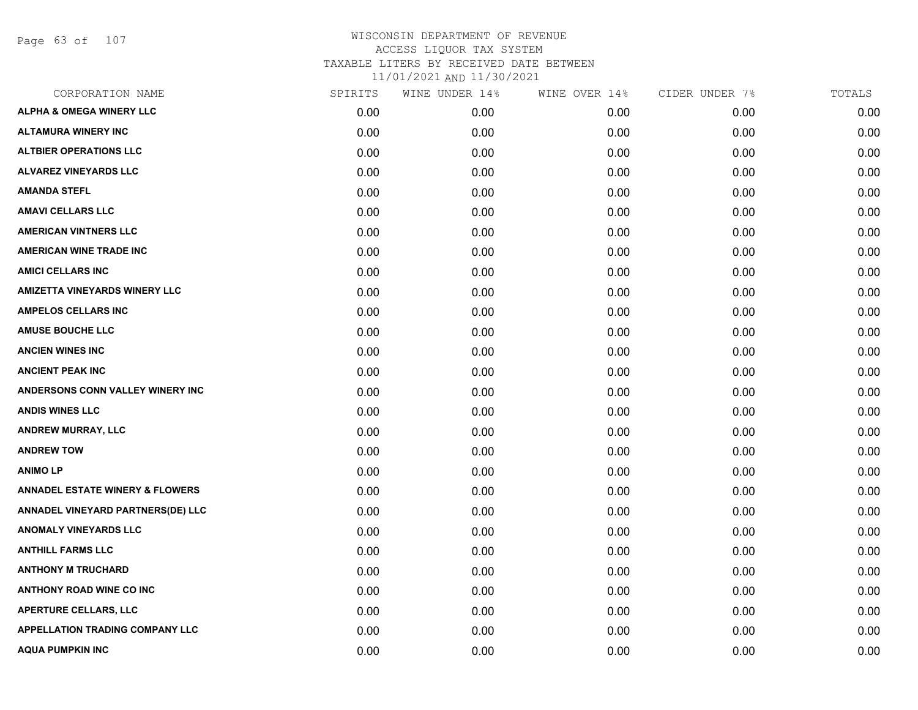# WISCONSIN DEPARTMENT OF REVENUE
## ACCESS LIQUOR TAX SYSTEM
## TAXABLE LITERS BY RECEIVED DATE BETWEEN
## 11/01/2021 AND 11/30/2021

| CORPORATION NAME | SPIRITS | WINE UNDER 14% | WINE OVER 14% | CIDER UNDER 7% | TOTALS |
|---|---|---|---|---|---|
| ALPHA & OMEGA WINERY LLC | 0.00 | 0.00 | 0.00 | 0.00 | 0.00 |
| ALTAMURA WINERY INC | 0.00 | 0.00 | 0.00 | 0.00 | 0.00 |
| ALTBIER OPERATIONS LLC | 0.00 | 0.00 | 0.00 | 0.00 | 0.00 |
| ALVAREZ VINEYARDS LLC | 0.00 | 0.00 | 0.00 | 0.00 | 0.00 |
| AMANDA STEFL | 0.00 | 0.00 | 0.00 | 0.00 | 0.00 |
| AMAVI CELLARS LLC | 0.00 | 0.00 | 0.00 | 0.00 | 0.00 |
| AMERICAN VINTNERS LLC | 0.00 | 0.00 | 0.00 | 0.00 | 0.00 |
| AMERICAN WINE TRADE INC | 0.00 | 0.00 | 0.00 | 0.00 | 0.00 |
| AMICI CELLARS INC | 0.00 | 0.00 | 0.00 | 0.00 | 0.00 |
| AMIZETTA VINEYARDS WINERY LLC | 0.00 | 0.00 | 0.00 | 0.00 | 0.00 |
| AMPELOS CELLARS INC | 0.00 | 0.00 | 0.00 | 0.00 | 0.00 |
| AMUSE BOUCHE LLC | 0.00 | 0.00 | 0.00 | 0.00 | 0.00 |
| ANCIEN WINES INC | 0.00 | 0.00 | 0.00 | 0.00 | 0.00 |
| ANCIENT PEAK INC | 0.00 | 0.00 | 0.00 | 0.00 | 0.00 |
| ANDERSONS CONN VALLEY WINERY INC | 0.00 | 0.00 | 0.00 | 0.00 | 0.00 |
| ANDIS WINES LLC | 0.00 | 0.00 | 0.00 | 0.00 | 0.00 |
| ANDREW MURRAY, LLC | 0.00 | 0.00 | 0.00 | 0.00 | 0.00 |
| ANDREW TOW | 0.00 | 0.00 | 0.00 | 0.00 | 0.00 |
| ANIMO LP | 0.00 | 0.00 | 0.00 | 0.00 | 0.00 |
| ANNADEL ESTATE WINERY & FLOWERS | 0.00 | 0.00 | 0.00 | 0.00 | 0.00 |
| ANNADEL VINEYARD PARTNERS(DE) LLC | 0.00 | 0.00 | 0.00 | 0.00 | 0.00 |
| ANOMALY VINEYARDS LLC | 0.00 | 0.00 | 0.00 | 0.00 | 0.00 |
| ANTHILL FARMS LLC | 0.00 | 0.00 | 0.00 | 0.00 | 0.00 |
| ANTHONY M TRUCHARD | 0.00 | 0.00 | 0.00 | 0.00 | 0.00 |
| ANTHONY ROAD WINE CO INC | 0.00 | 0.00 | 0.00 | 0.00 | 0.00 |
| APERTURE CELLARS, LLC | 0.00 | 0.00 | 0.00 | 0.00 | 0.00 |
| APPELLATION TRADING COMPANY LLC | 0.00 | 0.00 | 0.00 | 0.00 | 0.00 |
| AQUA PUMPKIN INC | 0.00 | 0.00 | 0.00 | 0.00 | 0.00 |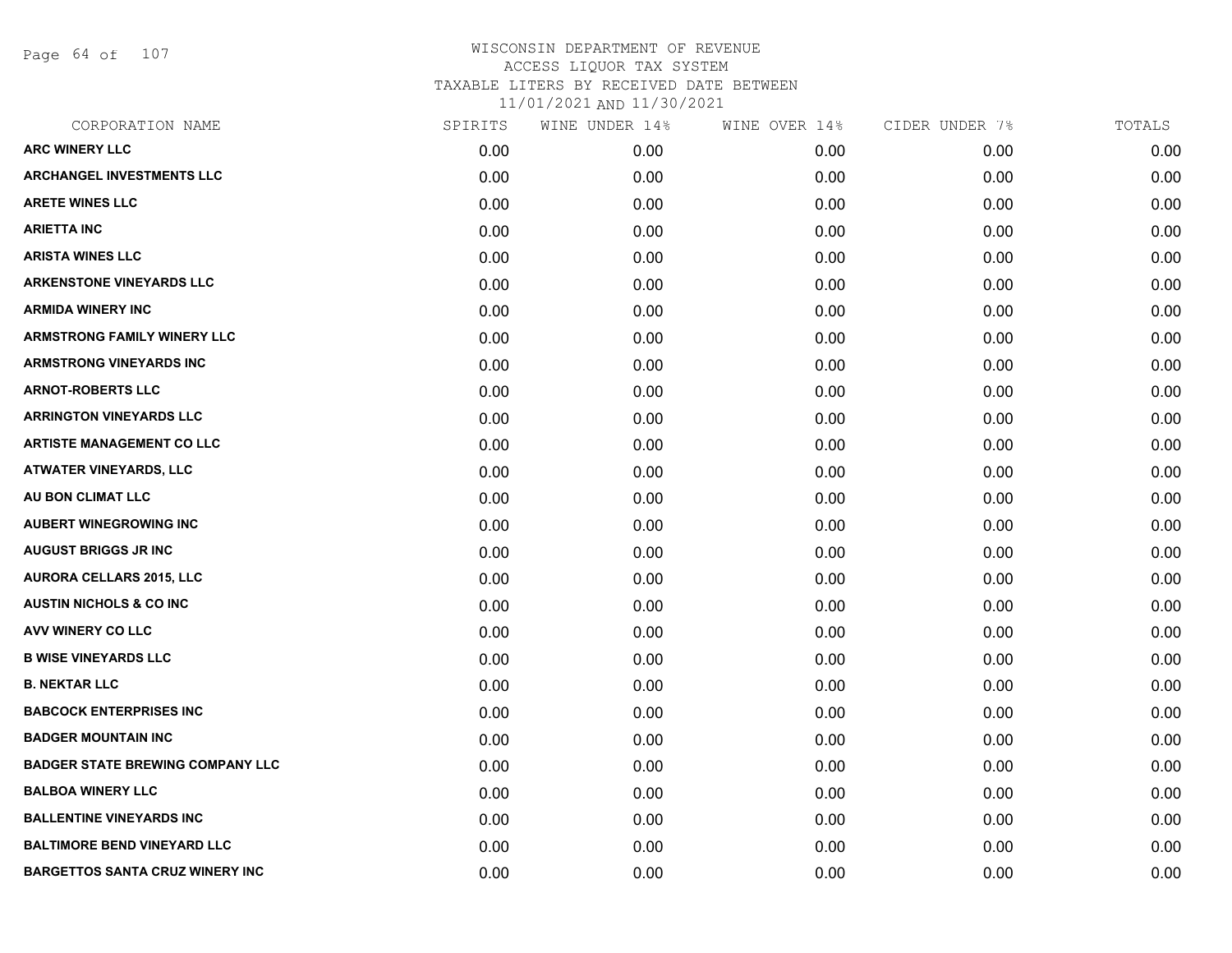# WISCONSIN DEPARTMENT OF REVENUE
## ACCESS LIQUOR TAX SYSTEM
### TAXABLE LITERS BY RECEIVED DATE BETWEEN 11/01/2021 AND 11/30/2021

| CORPORATION NAME | SPIRITS | WINE UNDER 14% | WINE OVER 14% | CIDER UNDER 7% | TOTALS |
|---|---|---|---|---|---|
| ARC WINERY LLC | 0.00 | 0.00 | 0.00 | 0.00 | 0.00 |
| ARCHANGEL INVESTMENTS LLC | 0.00 | 0.00 | 0.00 | 0.00 | 0.00 |
| ARETE WINES LLC | 0.00 | 0.00 | 0.00 | 0.00 | 0.00 |
| ARIETTA INC | 0.00 | 0.00 | 0.00 | 0.00 | 0.00 |
| ARISTA WINES LLC | 0.00 | 0.00 | 0.00 | 0.00 | 0.00 |
| ARKENSTONE VINEYARDS LLC | 0.00 | 0.00 | 0.00 | 0.00 | 0.00 |
| ARMIDA WINERY INC | 0.00 | 0.00 | 0.00 | 0.00 | 0.00 |
| ARMSTRONG FAMILY WINERY LLC | 0.00 | 0.00 | 0.00 | 0.00 | 0.00 |
| ARMSTRONG VINEYARDS INC | 0.00 | 0.00 | 0.00 | 0.00 | 0.00 |
| ARNOT-ROBERTS LLC | 0.00 | 0.00 | 0.00 | 0.00 | 0.00 |
| ARRINGTON VINEYARDS LLC | 0.00 | 0.00 | 0.00 | 0.00 | 0.00 |
| ARTISTE MANAGEMENT CO LLC | 0.00 | 0.00 | 0.00 | 0.00 | 0.00 |
| ATWATER VINEYARDS, LLC | 0.00 | 0.00 | 0.00 | 0.00 | 0.00 |
| AU BON CLIMAT LLC | 0.00 | 0.00 | 0.00 | 0.00 | 0.00 |
| AUBERT WINEGROWING INC | 0.00 | 0.00 | 0.00 | 0.00 | 0.00 |
| AUGUST BRIGGS JR INC | 0.00 | 0.00 | 0.00 | 0.00 | 0.00 |
| AURORA CELLARS 2015, LLC | 0.00 | 0.00 | 0.00 | 0.00 | 0.00 |
| AUSTIN NICHOLS & CO INC | 0.00 | 0.00 | 0.00 | 0.00 | 0.00 |
| AVV WINERY CO LLC | 0.00 | 0.00 | 0.00 | 0.00 | 0.00 |
| B WISE VINEYARDS LLC | 0.00 | 0.00 | 0.00 | 0.00 | 0.00 |
| B. NEKTAR LLC | 0.00 | 0.00 | 0.00 | 0.00 | 0.00 |
| BABCOCK ENTERPRISES INC | 0.00 | 0.00 | 0.00 | 0.00 | 0.00 |
| BADGER MOUNTAIN INC | 0.00 | 0.00 | 0.00 | 0.00 | 0.00 |
| BADGER STATE BREWING COMPANY LLC | 0.00 | 0.00 | 0.00 | 0.00 | 0.00 |
| BALBOA WINERY LLC | 0.00 | 0.00 | 0.00 | 0.00 | 0.00 |
| BALLENTINE VINEYARDS INC | 0.00 | 0.00 | 0.00 | 0.00 | 0.00 |
| BALTIMORE BEND VINEYARD LLC | 0.00 | 0.00 | 0.00 | 0.00 | 0.00 |
| BARGETTOS SANTA CRUZ WINERY INC | 0.00 | 0.00 | 0.00 | 0.00 | 0.00 |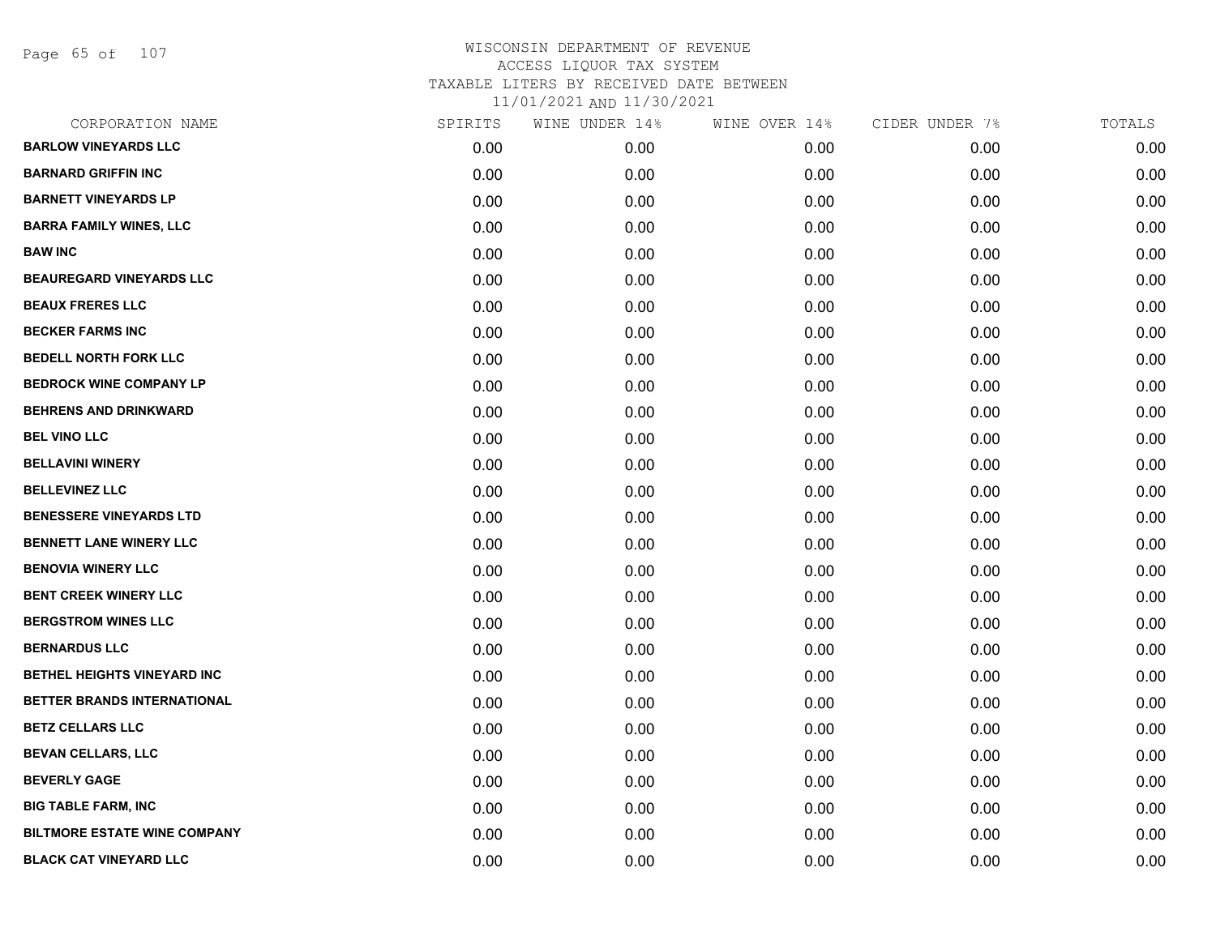# WISCONSIN DEPARTMENT OF REVENUE
## ACCESS LIQUOR TAX SYSTEM
### TAXABLE LITERS BY RECEIVED DATE BETWEEN 11/01/2021 AND 11/30/2021

| CORPORATION NAME | SPIRITS | WINE UNDER 14% | WINE OVER 14% | CIDER UNDER 7% | TOTALS |
|---|---|---|---|---|---|
| BARLOW VINEYARDS LLC | 0.00 | 0.00 | 0.00 | 0.00 | 0.00 |
| BARNARD GRIFFIN INC | 0.00 | 0.00 | 0.00 | 0.00 | 0.00 |
| BARNETT VINEYARDS LP | 0.00 | 0.00 | 0.00 | 0.00 | 0.00 |
| BARRA FAMILY WINES, LLC | 0.00 | 0.00 | 0.00 | 0.00 | 0.00 |
| BAW INC | 0.00 | 0.00 | 0.00 | 0.00 | 0.00 |
| BEAUREGARD VINEYARDS LLC | 0.00 | 0.00 | 0.00 | 0.00 | 0.00 |
| BEAUX FRERES LLC | 0.00 | 0.00 | 0.00 | 0.00 | 0.00 |
| BECKER FARMS INC | 0.00 | 0.00 | 0.00 | 0.00 | 0.00 |
| BEDELL NORTH FORK LLC | 0.00 | 0.00 | 0.00 | 0.00 | 0.00 |
| BEDROCK WINE COMPANY LP | 0.00 | 0.00 | 0.00 | 0.00 | 0.00 |
| BEHRENS AND DRINKWARD | 0.00 | 0.00 | 0.00 | 0.00 | 0.00 |
| BEL VINO LLC | 0.00 | 0.00 | 0.00 | 0.00 | 0.00 |
| BELLAVINI WINERY | 0.00 | 0.00 | 0.00 | 0.00 | 0.00 |
| BELLEVINEZ LLC | 0.00 | 0.00 | 0.00 | 0.00 | 0.00 |
| BENESSERE VINEYARDS LTD | 0.00 | 0.00 | 0.00 | 0.00 | 0.00 |
| BENNETT LANE WINERY LLC | 0.00 | 0.00 | 0.00 | 0.00 | 0.00 |
| BENOVIA WINERY LLC | 0.00 | 0.00 | 0.00 | 0.00 | 0.00 |
| BENT CREEK WINERY LLC | 0.00 | 0.00 | 0.00 | 0.00 | 0.00 |
| BERGSTROM WINES LLC | 0.00 | 0.00 | 0.00 | 0.00 | 0.00 |
| BERNARDUS LLC | 0.00 | 0.00 | 0.00 | 0.00 | 0.00 |
| BETHEL HEIGHTS VINEYARD INC | 0.00 | 0.00 | 0.00 | 0.00 | 0.00 |
| BETTER BRANDS INTERNATIONAL | 0.00 | 0.00 | 0.00 | 0.00 | 0.00 |
| BETZ CELLARS LLC | 0.00 | 0.00 | 0.00 | 0.00 | 0.00 |
| BEVAN CELLARS, LLC | 0.00 | 0.00 | 0.00 | 0.00 | 0.00 |
| BEVERLY GAGE | 0.00 | 0.00 | 0.00 | 0.00 | 0.00 |
| BIG TABLE FARM, INC | 0.00 | 0.00 | 0.00 | 0.00 | 0.00 |
| BILTMORE ESTATE WINE COMPANY | 0.00 | 0.00 | 0.00 | 0.00 | 0.00 |
| BLACK CAT VINEYARD LLC | 0.00 | 0.00 | 0.00 | 0.00 | 0.00 |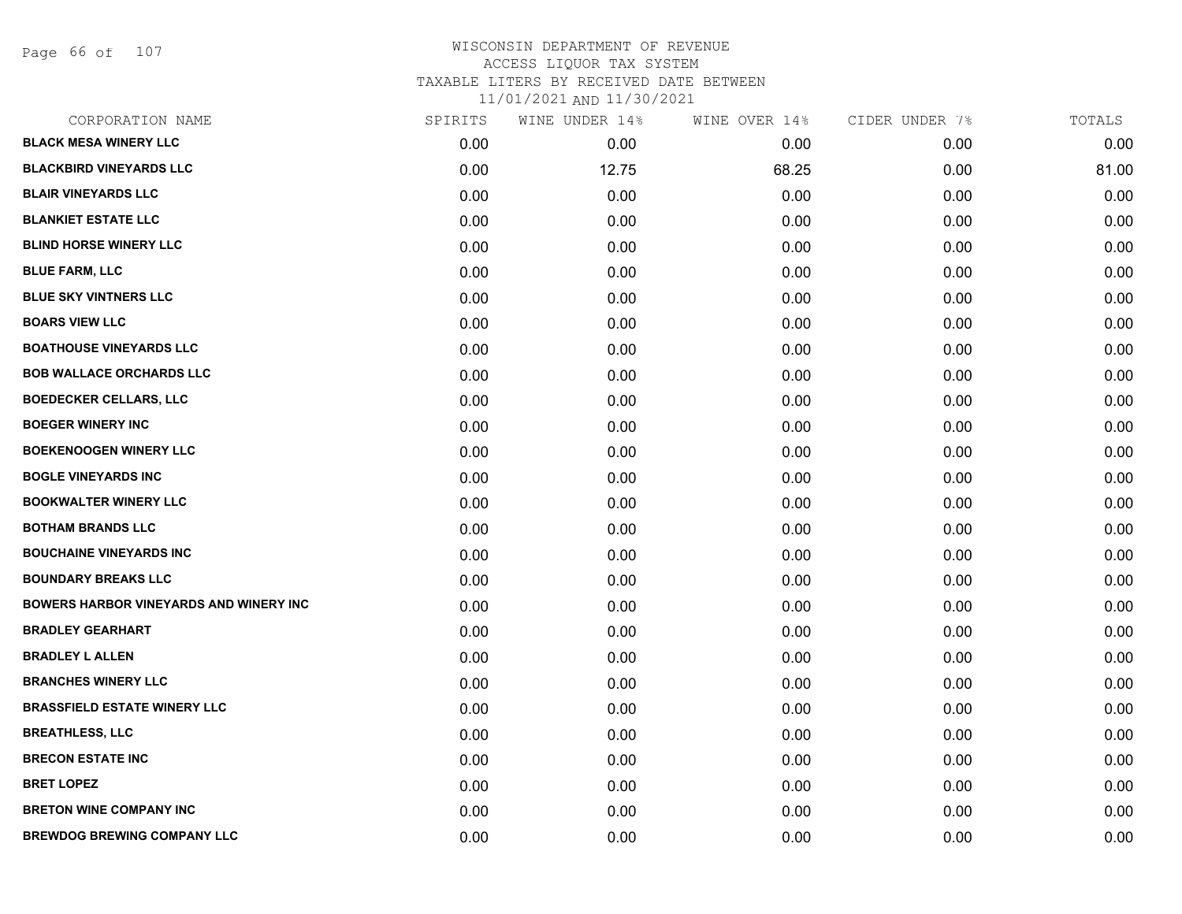# WISCONSIN DEPARTMENT OF REVENUE
## ACCESS LIQUOR TAX SYSTEM
### TAXABLE LITERS BY RECEIVED DATE BETWEEN 11/01/2021 AND 11/30/2021

| CORPORATION NAME | SPIRITS | WINE UNDER 14% | WINE OVER 14% | CIDER UNDER 7% | TOTALS |
|---|---|---|---|---|---|
| BLACK MESA WINERY LLC | 0.00 | 0.00 | 0.00 | 0.00 | 0.00 |
| BLACKBIRD VINEYARDS LLC | 0.00 | 12.75 | 68.25 | 0.00 | 81.00 |
| BLAIR VINEYARDS LLC | 0.00 | 0.00 | 0.00 | 0.00 | 0.00 |
| BLANKIET ESTATE LLC | 0.00 | 0.00 | 0.00 | 0.00 | 0.00 |
| BLIND HORSE WINERY LLC | 0.00 | 0.00 | 0.00 | 0.00 | 0.00 |
| BLUE FARM, LLC | 0.00 | 0.00 | 0.00 | 0.00 | 0.00 |
| BLUE SKY VINTNERS LLC | 0.00 | 0.00 | 0.00 | 0.00 | 0.00 |
| BOARS VIEW LLC | 0.00 | 0.00 | 0.00 | 0.00 | 0.00 |
| BOATHOUSE VINEYARDS LLC | 0.00 | 0.00 | 0.00 | 0.00 | 0.00 |
| BOB WALLACE ORCHARDS LLC | 0.00 | 0.00 | 0.00 | 0.00 | 0.00 |
| BOEDECKER CELLARS, LLC | 0.00 | 0.00 | 0.00 | 0.00 | 0.00 |
| BOEGER WINERY INC | 0.00 | 0.00 | 0.00 | 0.00 | 0.00 |
| BOEKENOOGEN WINERY LLC | 0.00 | 0.00 | 0.00 | 0.00 | 0.00 |
| BOGLE VINEYARDS INC | 0.00 | 0.00 | 0.00 | 0.00 | 0.00 |
| BOOKWALTER WINERY LLC | 0.00 | 0.00 | 0.00 | 0.00 | 0.00 |
| BOTHAM BRANDS LLC | 0.00 | 0.00 | 0.00 | 0.00 | 0.00 |
| BOUCHAINE VINEYARDS INC | 0.00 | 0.00 | 0.00 | 0.00 | 0.00 |
| BOUNDARY BREAKS LLC | 0.00 | 0.00 | 0.00 | 0.00 | 0.00 |
| BOWERS HARBOR VINEYARDS AND WINERY INC | 0.00 | 0.00 | 0.00 | 0.00 | 0.00 |
| BRADLEY GEARHART | 0.00 | 0.00 | 0.00 | 0.00 | 0.00 |
| BRADLEY L ALLEN | 0.00 | 0.00 | 0.00 | 0.00 | 0.00 |
| BRANCHES WINERY LLC | 0.00 | 0.00 | 0.00 | 0.00 | 0.00 |
| BRASSFIELD ESTATE WINERY LLC | 0.00 | 0.00 | 0.00 | 0.00 | 0.00 |
| BREATHLESS, LLC | 0.00 | 0.00 | 0.00 | 0.00 | 0.00 |
| BRECON ESTATE INC | 0.00 | 0.00 | 0.00 | 0.00 | 0.00 |
| BRET LOPEZ | 0.00 | 0.00 | 0.00 | 0.00 | 0.00 |
| BRETON WINE COMPANY INC | 0.00 | 0.00 | 0.00 | 0.00 | 0.00 |
| BREWDOG BREWING COMPANY LLC | 0.00 | 0.00 | 0.00 | 0.00 | 0.00 |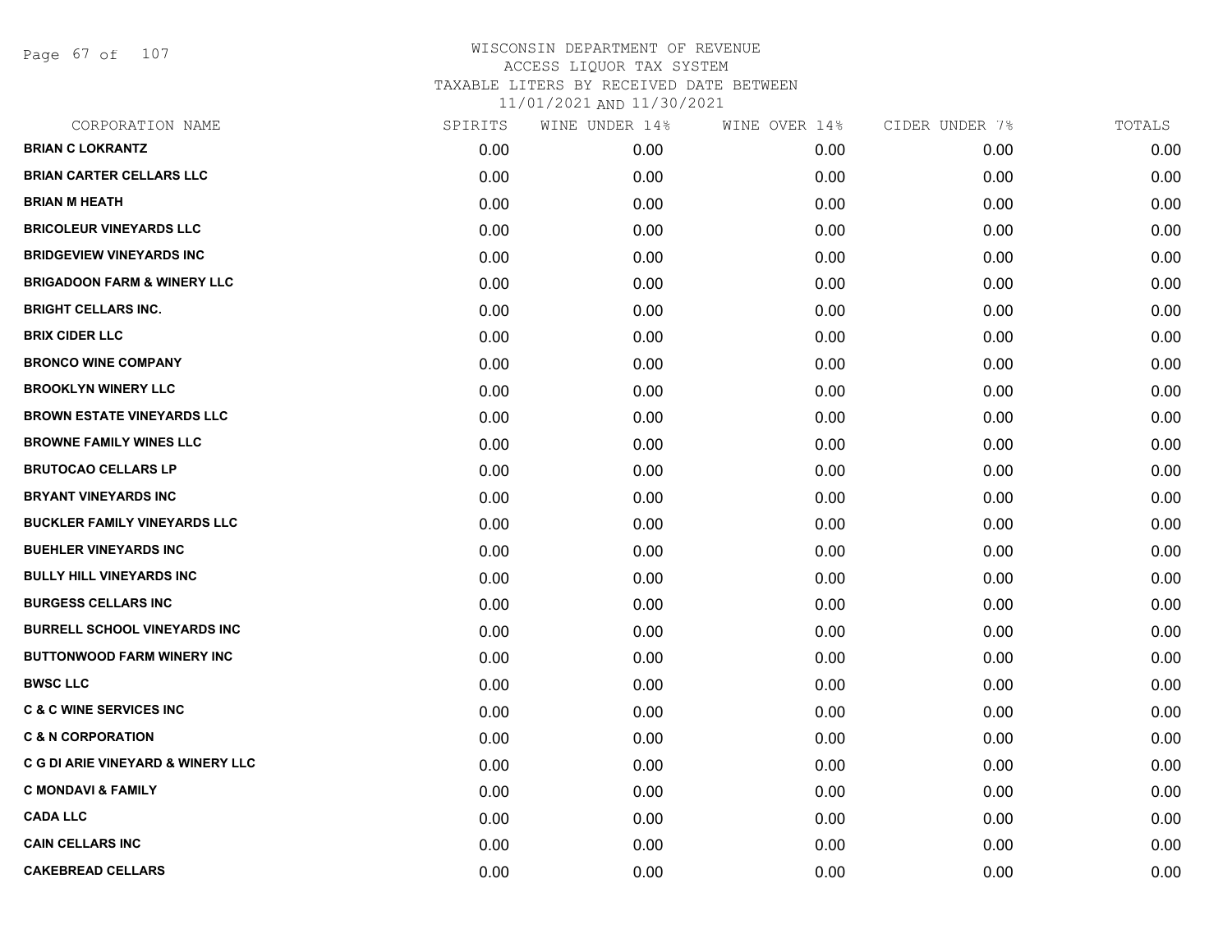WISCONSIN DEPARTMENT OF REVENUE
ACCESS LIQUOR TAX SYSTEM
TAXABLE LITERS BY RECEIVED DATE BETWEEN
11/01/2021 AND 11/30/2021

| CORPORATION NAME | SPIRITS | WINE UNDER 14% | WINE OVER 14% | CIDER UNDER 7% | TOTALS |
|---|---|---|---|---|---|
| BRIAN C LOKRANTZ | 0.00 | 0.00 | 0.00 | 0.00 | 0.00 |
| BRIAN CARTER CELLARS LLC | 0.00 | 0.00 | 0.00 | 0.00 | 0.00 |
| BRIAN M HEATH | 0.00 | 0.00 | 0.00 | 0.00 | 0.00 |
| BRICOLEUR VINEYARDS LLC | 0.00 | 0.00 | 0.00 | 0.00 | 0.00 |
| BRIDGEVIEW VINEYARDS INC | 0.00 | 0.00 | 0.00 | 0.00 | 0.00 |
| BRIGADOON FARM & WINERY LLC | 0.00 | 0.00 | 0.00 | 0.00 | 0.00 |
| BRIGHT CELLARS INC. | 0.00 | 0.00 | 0.00 | 0.00 | 0.00 |
| BRIX CIDER LLC | 0.00 | 0.00 | 0.00 | 0.00 | 0.00 |
| BRONCO WINE COMPANY | 0.00 | 0.00 | 0.00 | 0.00 | 0.00 |
| BROOKLYN WINERY LLC | 0.00 | 0.00 | 0.00 | 0.00 | 0.00 |
| BROWN ESTATE VINEYARDS LLC | 0.00 | 0.00 | 0.00 | 0.00 | 0.00 |
| BROWNE FAMILY WINES LLC | 0.00 | 0.00 | 0.00 | 0.00 | 0.00 |
| BRUTOCAO CELLARS LP | 0.00 | 0.00 | 0.00 | 0.00 | 0.00 |
| BRYANT VINEYARDS INC | 0.00 | 0.00 | 0.00 | 0.00 | 0.00 |
| BUCKLER FAMILY VINEYARDS LLC | 0.00 | 0.00 | 0.00 | 0.00 | 0.00 |
| BUEHLER VINEYARDS INC | 0.00 | 0.00 | 0.00 | 0.00 | 0.00 |
| BULLY HILL VINEYARDS INC | 0.00 | 0.00 | 0.00 | 0.00 | 0.00 |
| BURGESS CELLARS INC | 0.00 | 0.00 | 0.00 | 0.00 | 0.00 |
| BURRELL SCHOOL VINEYARDS INC | 0.00 | 0.00 | 0.00 | 0.00 | 0.00 |
| BUTTONWOOD FARM WINERY INC | 0.00 | 0.00 | 0.00 | 0.00 | 0.00 |
| BWSC LLC | 0.00 | 0.00 | 0.00 | 0.00 | 0.00 |
| C & C WINE SERVICES INC | 0.00 | 0.00 | 0.00 | 0.00 | 0.00 |
| C & N CORPORATION | 0.00 | 0.00 | 0.00 | 0.00 | 0.00 |
| C G DI ARIE VINEYARD & WINERY LLC | 0.00 | 0.00 | 0.00 | 0.00 | 0.00 |
| C MONDAVI & FAMILY | 0.00 | 0.00 | 0.00 | 0.00 | 0.00 |
| CADA LLC | 0.00 | 0.00 | 0.00 | 0.00 | 0.00 |
| CAIN CELLARS INC | 0.00 | 0.00 | 0.00 | 0.00 | 0.00 |
| CAKEBREAD CELLARS | 0.00 | 0.00 | 0.00 | 0.00 | 0.00 |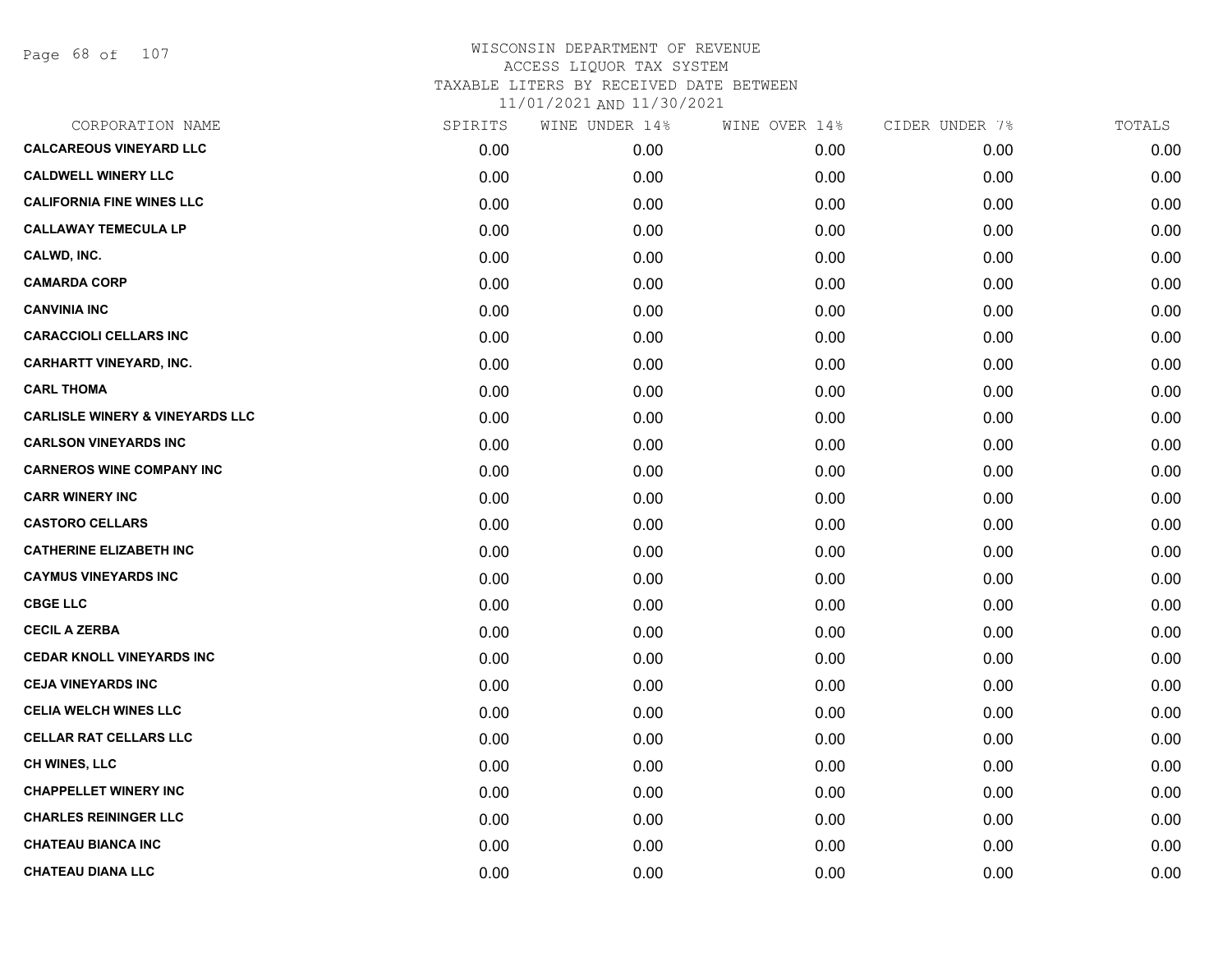WISCONSIN DEPARTMENT OF REVENUE
ACCESS LIQUOR TAX SYSTEM
TAXABLE LITERS BY RECEIVED DATE BETWEEN
11/01/2021 AND 11/30/2021

| CORPORATION NAME | SPIRITS | WINE UNDER 14% | WINE OVER 14% | CIDER UNDER 7% | TOTALS |
|---|---|---|---|---|---|
| CALCAREOUS VINEYARD LLC | 0.00 | 0.00 | 0.00 | 0.00 | 0.00 |
| CALDWELL WINERY LLC | 0.00 | 0.00 | 0.00 | 0.00 | 0.00 |
| CALIFORNIA FINE WINES LLC | 0.00 | 0.00 | 0.00 | 0.00 | 0.00 |
| CALLAWAY TEMECULA LP | 0.00 | 0.00 | 0.00 | 0.00 | 0.00 |
| CALWD, INC. | 0.00 | 0.00 | 0.00 | 0.00 | 0.00 |
| CAMARDA CORP | 0.00 | 0.00 | 0.00 | 0.00 | 0.00 |
| CANVINIA INC | 0.00 | 0.00 | 0.00 | 0.00 | 0.00 |
| CARACCIOLI CELLARS INC | 0.00 | 0.00 | 0.00 | 0.00 | 0.00 |
| CARHARTT VINEYARD, INC. | 0.00 | 0.00 | 0.00 | 0.00 | 0.00 |
| CARL THOMA | 0.00 | 0.00 | 0.00 | 0.00 | 0.00 |
| CARLISLE WINERY & VINEYARDS LLC | 0.00 | 0.00 | 0.00 | 0.00 | 0.00 |
| CARLSON VINEYARDS INC | 0.00 | 0.00 | 0.00 | 0.00 | 0.00 |
| CARNEROS WINE COMPANY INC | 0.00 | 0.00 | 0.00 | 0.00 | 0.00 |
| CARR WINERY INC | 0.00 | 0.00 | 0.00 | 0.00 | 0.00 |
| CASTORO CELLARS | 0.00 | 0.00 | 0.00 | 0.00 | 0.00 |
| CATHERINE ELIZABETH INC | 0.00 | 0.00 | 0.00 | 0.00 | 0.00 |
| CAYMUS VINEYARDS INC | 0.00 | 0.00 | 0.00 | 0.00 | 0.00 |
| CBGE LLC | 0.00 | 0.00 | 0.00 | 0.00 | 0.00 |
| CECIL A ZERBA | 0.00 | 0.00 | 0.00 | 0.00 | 0.00 |
| CEDAR KNOLL VINEYARDS INC | 0.00 | 0.00 | 0.00 | 0.00 | 0.00 |
| CEJA VINEYARDS INC | 0.00 | 0.00 | 0.00 | 0.00 | 0.00 |
| CELIA WELCH WINES LLC | 0.00 | 0.00 | 0.00 | 0.00 | 0.00 |
| CELLAR RAT CELLARS LLC | 0.00 | 0.00 | 0.00 | 0.00 | 0.00 |
| CH WINES, LLC | 0.00 | 0.00 | 0.00 | 0.00 | 0.00 |
| CHAPPELLET WINERY INC | 0.00 | 0.00 | 0.00 | 0.00 | 0.00 |
| CHARLES REININGER LLC | 0.00 | 0.00 | 0.00 | 0.00 | 0.00 |
| CHATEAU BIANCA INC | 0.00 | 0.00 | 0.00 | 0.00 | 0.00 |
| CHATEAU DIANA LLC | 0.00 | 0.00 | 0.00 | 0.00 | 0.00 |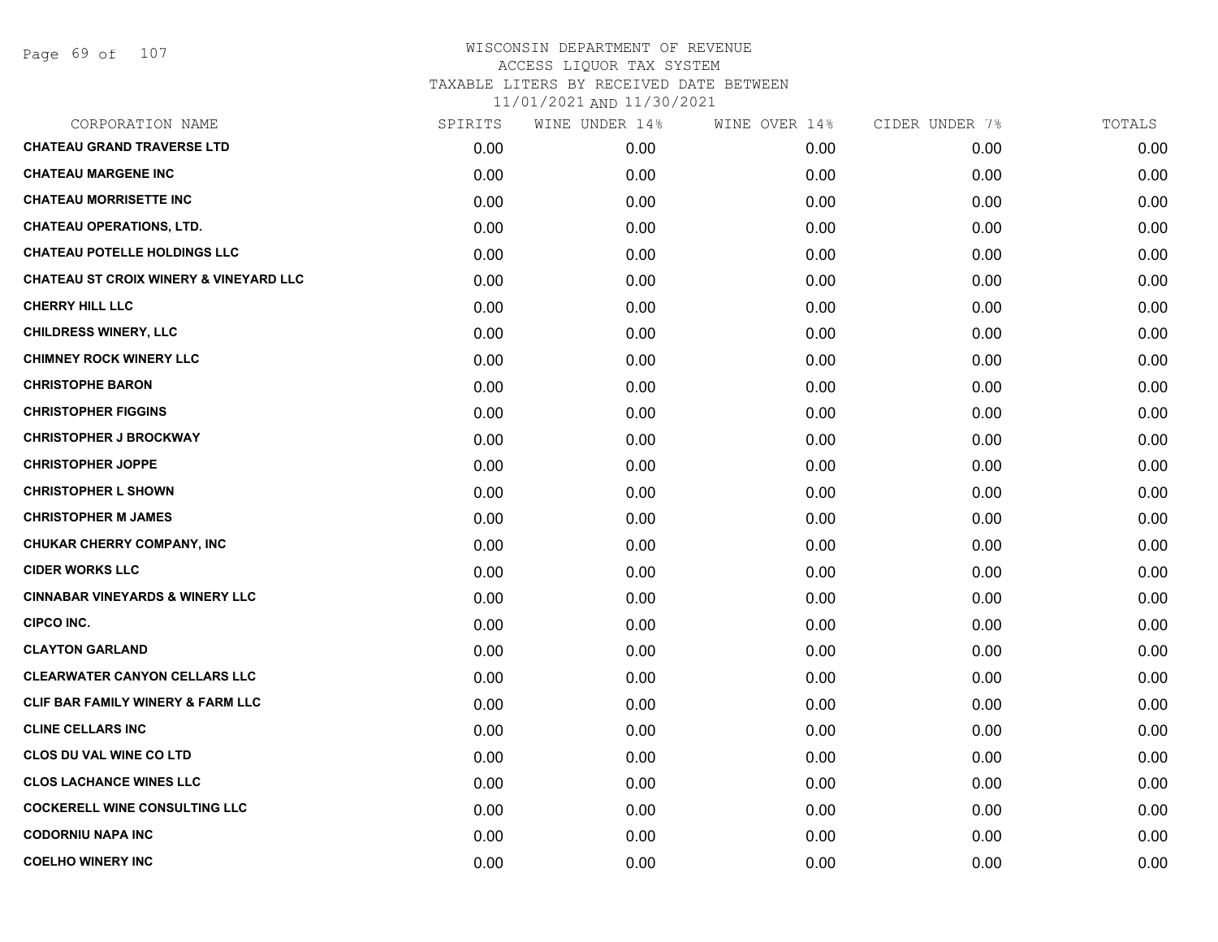WISCONSIN DEPARTMENT OF REVENUE
ACCESS LIQUOR TAX SYSTEM
TAXABLE LITERS BY RECEIVED DATE BETWEEN
11/01/2021 AND 11/30/2021

| CORPORATION NAME | SPIRITS | WINE UNDER 14% | WINE OVER 14% | CIDER UNDER 7% | TOTALS |
|---|---|---|---|---|---|
| **CHATEAU GRAND TRAVERSE LTD** | 0.00 | 0.00 | 0.00 | 0.00 | 0.00 |
| **CHATEAU MARGENE INC** | 0.00 | 0.00 | 0.00 | 0.00 | 0.00 |
| **CHATEAU MORRISETTE INC** | 0.00 | 0.00 | 0.00 | 0.00 | 0.00 |
| **CHATEAU OPERATIONS, LTD.** | 0.00 | 0.00 | 0.00 | 0.00 | 0.00 |
| **CHATEAU POTELLE HOLDINGS LLC** | 0.00 | 0.00 | 0.00 | 0.00 | 0.00 |
| **CHATEAU ST CROIX WINERY & VINEYARD LLC** | 0.00 | 0.00 | 0.00 | 0.00 | 0.00 |
| **CHERRY HILL LLC** | 0.00 | 0.00 | 0.00 | 0.00 | 0.00 |
| **CHILDRESS WINERY, LLC** | 0.00 | 0.00 | 0.00 | 0.00 | 0.00 |
| **CHIMNEY ROCK WINERY LLC** | 0.00 | 0.00 | 0.00 | 0.00 | 0.00 |
| **CHRISTOPHE BARON** | 0.00 | 0.00 | 0.00 | 0.00 | 0.00 |
| **CHRISTOPHER FIGGINS** | 0.00 | 0.00 | 0.00 | 0.00 | 0.00 |
| **CHRISTOPHER J BROCKWAY** | 0.00 | 0.00 | 0.00 | 0.00 | 0.00 |
| **CHRISTOPHER JOPPE** | 0.00 | 0.00 | 0.00 | 0.00 | 0.00 |
| **CHRISTOPHER L SHOWN** | 0.00 | 0.00 | 0.00 | 0.00 | 0.00 |
| **CHRISTOPHER M JAMES** | 0.00 | 0.00 | 0.00 | 0.00 | 0.00 |
| **CHUKAR CHERRY COMPANY, INC** | 0.00 | 0.00 | 0.00 | 0.00 | 0.00 |
| **CIDER WORKS LLC** | 0.00 | 0.00 | 0.00 | 0.00 | 0.00 |
| **CINNABAR VINEYARDS & WINERY LLC** | 0.00 | 0.00 | 0.00 | 0.00 | 0.00 |
| **CIPCO INC.** | 0.00 | 0.00 | 0.00 | 0.00 | 0.00 |
| **CLAYTON GARLAND** | 0.00 | 0.00 | 0.00 | 0.00 | 0.00 |
| **CLEARWATER CANYON CELLARS LLC** | 0.00 | 0.00 | 0.00 | 0.00 | 0.00 |
| **CLIF BAR FAMILY WINERY & FARM LLC** | 0.00 | 0.00 | 0.00 | 0.00 | 0.00 |
| **CLINE CELLARS INC** | 0.00 | 0.00 | 0.00 | 0.00 | 0.00 |
| **CLOS DU VAL WINE CO LTD** | 0.00 | 0.00 | 0.00 | 0.00 | 0.00 |
| **CLOS LACHANCE WINES LLC** | 0.00 | 0.00 | 0.00 | 0.00 | 0.00 |
| **COCKERELL WINE CONSULTING LLC** | 0.00 | 0.00 | 0.00 | 0.00 | 0.00 |
| **CODORNIU NAPA INC** | 0.00 | 0.00 | 0.00 | 0.00 | 0.00 |
| **COELHO WINERY INC** | 0.00 | 0.00 | 0.00 | 0.00 | 0.00 |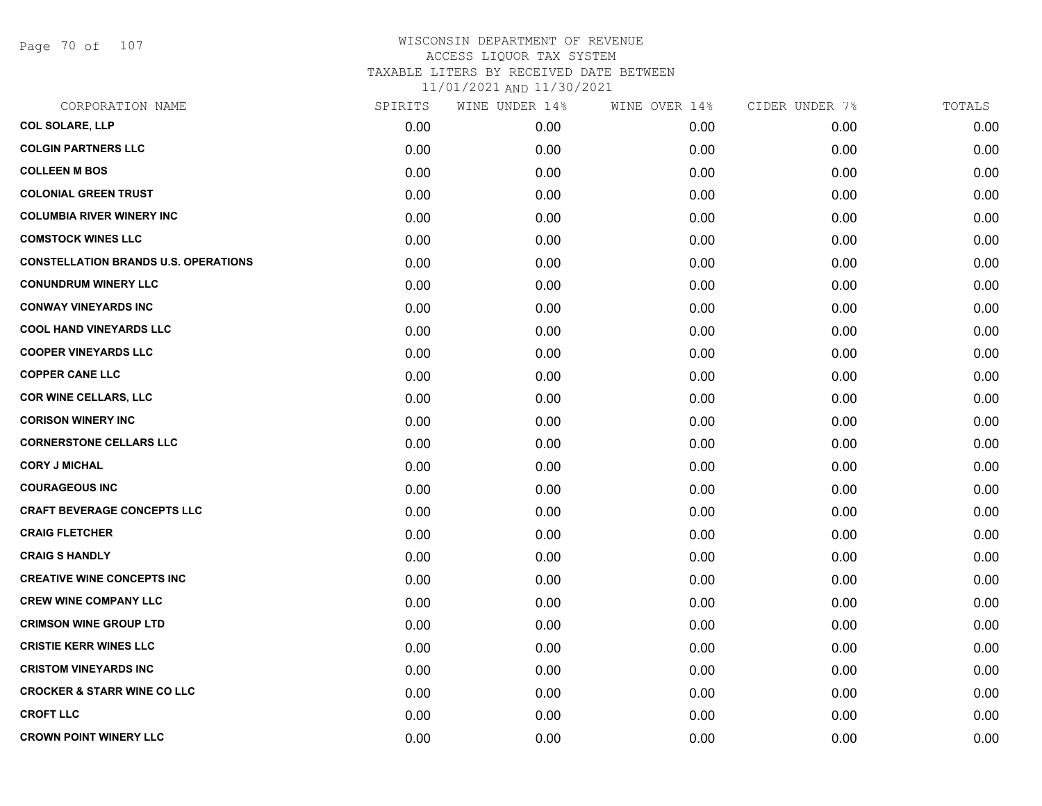WISCONSIN DEPARTMENT OF REVENUE
ACCESS LIQUOR TAX SYSTEM
TAXABLE LITERS BY RECEIVED DATE BETWEEN
11/01/2021 AND 11/30/2021

| CORPORATION NAME | SPIRITS | WINE UNDER 14% | WINE OVER 14% | CIDER UNDER 7% | TOTALS |
|---|---|---|---|---|---|
| **COL SOLARE, LLP** | 0.00 | 0.00 | 0.00 | 0.00 | 0.00 |
| **COLGIN PARTNERS LLC** | 0.00 | 0.00 | 0.00 | 0.00 | 0.00 |
| **COLLEEN M BOS** | 0.00 | 0.00 | 0.00 | 0.00 | 0.00 |
| **COLONIAL GREEN TRUST** | 0.00 | 0.00 | 0.00 | 0.00 | 0.00 |
| **COLUMBIA RIVER WINERY INC** | 0.00 | 0.00 | 0.00 | 0.00 | 0.00 |
| **COMSTOCK WINES LLC** | 0.00 | 0.00 | 0.00 | 0.00 | 0.00 |
| **CONSTELLATION BRANDS U.S. OPERATIONS** | 0.00 | 0.00 | 0.00 | 0.00 | 0.00 |
| **CONUNDRUM WINERY LLC** | 0.00 | 0.00 | 0.00 | 0.00 | 0.00 |
| **CONWAY VINEYARDS INC** | 0.00 | 0.00 | 0.00 | 0.00 | 0.00 |
| **COOL HAND VINEYARDS LLC** | 0.00 | 0.00 | 0.00 | 0.00 | 0.00 |
| **COOPER VINEYARDS LLC** | 0.00 | 0.00 | 0.00 | 0.00 | 0.00 |
| **COPPER CANE LLC** | 0.00 | 0.00 | 0.00 | 0.00 | 0.00 |
| **COR WINE CELLARS, LLC** | 0.00 | 0.00 | 0.00 | 0.00 | 0.00 |
| **CORISON WINERY INC** | 0.00 | 0.00 | 0.00 | 0.00 | 0.00 |
| **CORNERSTONE CELLARS LLC** | 0.00 | 0.00 | 0.00 | 0.00 | 0.00 |
| **CORY J MICHAL** | 0.00 | 0.00 | 0.00 | 0.00 | 0.00 |
| **COURAGEOUS INC** | 0.00 | 0.00 | 0.00 | 0.00 | 0.00 |
| **CRAFT BEVERAGE CONCEPTS LLC** | 0.00 | 0.00 | 0.00 | 0.00 | 0.00 |
| **CRAIG FLETCHER** | 0.00 | 0.00 | 0.00 | 0.00 | 0.00 |
| **CRAIG S HANDLY** | 0.00 | 0.00 | 0.00 | 0.00 | 0.00 |
| **CREATIVE WINE CONCEPTS INC** | 0.00 | 0.00 | 0.00 | 0.00 | 0.00 |
| **CREW WINE COMPANY LLC** | 0.00 | 0.00 | 0.00 | 0.00 | 0.00 |
| **CRIMSON WINE GROUP LTD** | 0.00 | 0.00 | 0.00 | 0.00 | 0.00 |
| **CRISTIE KERR WINES LLC** | 0.00 | 0.00 | 0.00 | 0.00 | 0.00 |
| **CRISTOM VINEYARDS INC** | 0.00 | 0.00 | 0.00 | 0.00 | 0.00 |
| **CROCKER & STARR WINE CO LLC** | 0.00 | 0.00 | 0.00 | 0.00 | 0.00 |
| **CROFT LLC** | 0.00 | 0.00 | 0.00 | 0.00 | 0.00 |
| **CROWN POINT WINERY LLC** | 0.00 | 0.00 | 0.00 | 0.00 | 0.00 |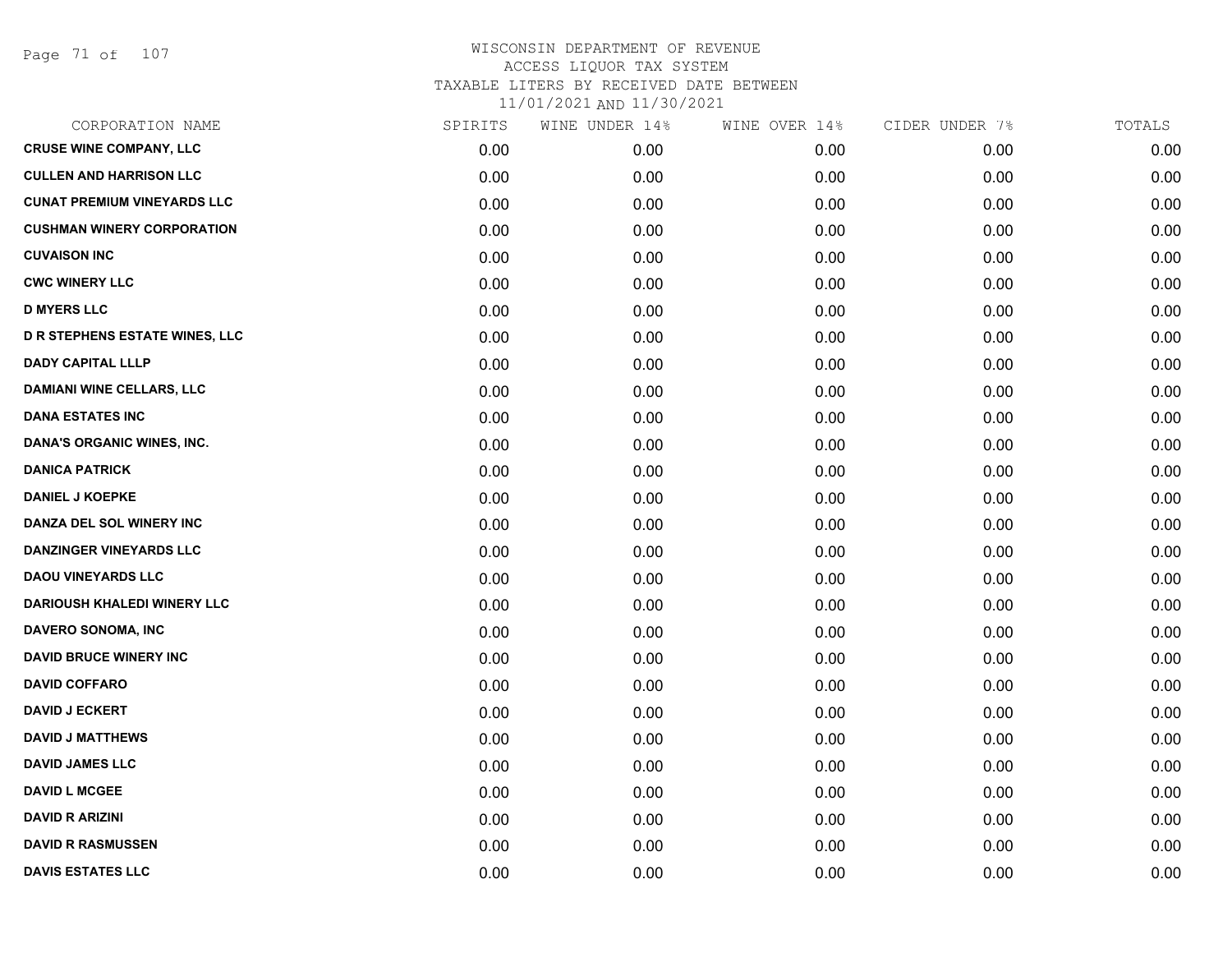WISCONSIN DEPARTMENT OF REVENUE
ACCESS LIQUOR TAX SYSTEM
TAXABLE LITERS BY RECEIVED DATE BETWEEN
11/01/2021 AND 11/30/2021

| CORPORATION NAME | SPIRITS | WINE UNDER 14% | WINE OVER 14% | CIDER UNDER 7% | TOTALS |
|---|---|---|---|---|---|
| CRUSE WINE COMPANY, LLC | 0.00 | 0.00 | 0.00 | 0.00 | 0.00 |
| CULLEN AND HARRISON LLC | 0.00 | 0.00 | 0.00 | 0.00 | 0.00 |
| CUNAT PREMIUM VINEYARDS LLC | 0.00 | 0.00 | 0.00 | 0.00 | 0.00 |
| CUSHMAN WINERY CORPORATION | 0.00 | 0.00 | 0.00 | 0.00 | 0.00 |
| CUVAISON INC | 0.00 | 0.00 | 0.00 | 0.00 | 0.00 |
| CWC WINERY LLC | 0.00 | 0.00 | 0.00 | 0.00 | 0.00 |
| D MYERS LLC | 0.00 | 0.00 | 0.00 | 0.00 | 0.00 |
| D R STEPHENS ESTATE WINES, LLC | 0.00 | 0.00 | 0.00 | 0.00 | 0.00 |
| DADY CAPITAL LLLP | 0.00 | 0.00 | 0.00 | 0.00 | 0.00 |
| DAMIANI WINE CELLARS, LLC | 0.00 | 0.00 | 0.00 | 0.00 | 0.00 |
| DANA ESTATES INC | 0.00 | 0.00 | 0.00 | 0.00 | 0.00 |
| DANA'S ORGANIC WINES, INC. | 0.00 | 0.00 | 0.00 | 0.00 | 0.00 |
| DANICA PATRICK | 0.00 | 0.00 | 0.00 | 0.00 | 0.00 |
| DANIEL J KOEPKE | 0.00 | 0.00 | 0.00 | 0.00 | 0.00 |
| DANZA DEL SOL WINERY INC | 0.00 | 0.00 | 0.00 | 0.00 | 0.00 |
| DANZINGER VINEYARDS LLC | 0.00 | 0.00 | 0.00 | 0.00 | 0.00 |
| DAOU VINEYARDS LLC | 0.00 | 0.00 | 0.00 | 0.00 | 0.00 |
| DARIOUSH KHALEDI WINERY LLC | 0.00 | 0.00 | 0.00 | 0.00 | 0.00 |
| DAVERO SONOMA, INC | 0.00 | 0.00 | 0.00 | 0.00 | 0.00 |
| DAVID BRUCE WINERY INC | 0.00 | 0.00 | 0.00 | 0.00 | 0.00 |
| DAVID COFFARO | 0.00 | 0.00 | 0.00 | 0.00 | 0.00 |
| DAVID J ECKERT | 0.00 | 0.00 | 0.00 | 0.00 | 0.00 |
| DAVID J MATTHEWS | 0.00 | 0.00 | 0.00 | 0.00 | 0.00 |
| DAVID JAMES LLC | 0.00 | 0.00 | 0.00 | 0.00 | 0.00 |
| DAVID L MCGEE | 0.00 | 0.00 | 0.00 | 0.00 | 0.00 |
| DAVID R ARIZINI | 0.00 | 0.00 | 0.00 | 0.00 | 0.00 |
| DAVID R RASMUSSEN | 0.00 | 0.00 | 0.00 | 0.00 | 0.00 |
| DAVIS ESTATES LLC | 0.00 | 0.00 | 0.00 | 0.00 | 0.00 |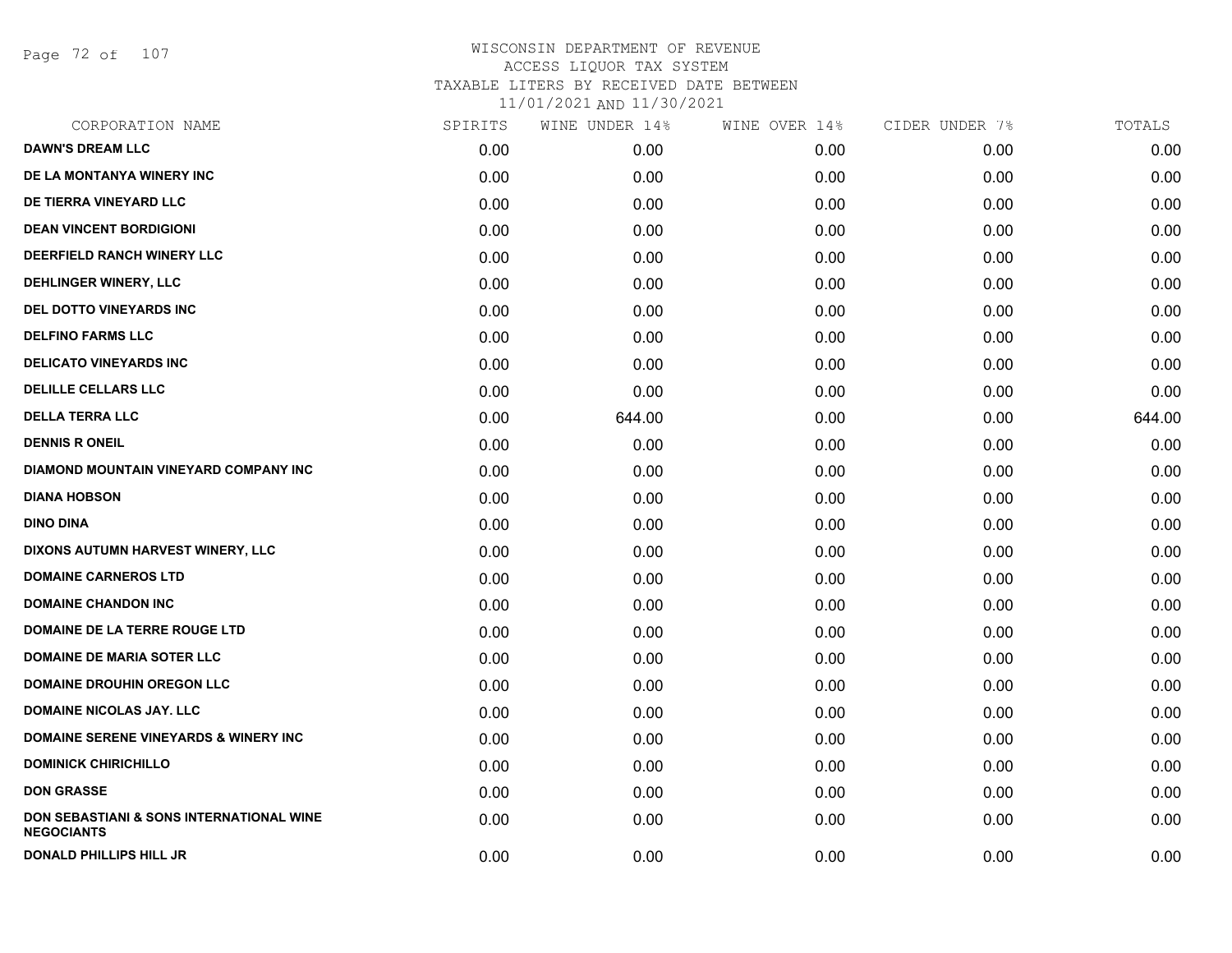# WISCONSIN DEPARTMENT OF REVENUE
## ACCESS LIQUOR TAX SYSTEM
## TAXABLE LITERS BY RECEIVED DATE BETWEEN
## 11/01/2021 AND 11/30/2021

| CORPORATION NAME | SPIRITS | WINE UNDER 14% | WINE OVER 14% | CIDER UNDER 7% | TOTALS |
|---|---|---|---|---|---|
| DAWN'S DREAM LLC | 0.00 | 0.00 | 0.00 | 0.00 | 0.00 |
| DE LA MONTANYA WINERY INC | 0.00 | 0.00 | 0.00 | 0.00 | 0.00 |
| DE TIERRA VINEYARD LLC | 0.00 | 0.00 | 0.00 | 0.00 | 0.00 |
| DEAN VINCENT BORDIGIONI | 0.00 | 0.00 | 0.00 | 0.00 | 0.00 |
| DEERFIELD RANCH WINERY LLC | 0.00 | 0.00 | 0.00 | 0.00 | 0.00 |
| DEHLINGER WINERY, LLC | 0.00 | 0.00 | 0.00 | 0.00 | 0.00 |
| DEL DOTTO VINEYARDS INC | 0.00 | 0.00 | 0.00 | 0.00 | 0.00 |
| DELFINO FARMS LLC | 0.00 | 0.00 | 0.00 | 0.00 | 0.00 |
| DELICATO VINEYARDS INC | 0.00 | 0.00 | 0.00 | 0.00 | 0.00 |
| DELILLE CELLARS LLC | 0.00 | 0.00 | 0.00 | 0.00 | 0.00 |
| DELLA TERRA LLC | 0.00 | 644.00 | 0.00 | 0.00 | 644.00 |
| DENNIS R ONEIL | 0.00 | 0.00 | 0.00 | 0.00 | 0.00 |
| DIAMOND MOUNTAIN VINEYARD COMPANY INC | 0.00 | 0.00 | 0.00 | 0.00 | 0.00 |
| DIANA HOBSON | 0.00 | 0.00 | 0.00 | 0.00 | 0.00 |
| DINO DINA | 0.00 | 0.00 | 0.00 | 0.00 | 0.00 |
| DIXONS AUTUMN HARVEST WINERY, LLC | 0.00 | 0.00 | 0.00 | 0.00 | 0.00 |
| DOMAINE CARNEROS LTD | 0.00 | 0.00 | 0.00 | 0.00 | 0.00 |
| DOMAINE CHANDON INC | 0.00 | 0.00 | 0.00 | 0.00 | 0.00 |
| DOMAINE DE LA TERRE ROUGE LTD | 0.00 | 0.00 | 0.00 | 0.00 | 0.00 |
| DOMAINE DE MARIA SOTER LLC | 0.00 | 0.00 | 0.00 | 0.00 | 0.00 |
| DOMAINE DROUHIN OREGON LLC | 0.00 | 0.00 | 0.00 | 0.00 | 0.00 |
| DOMAINE NICOLAS JAY. LLC | 0.00 | 0.00 | 0.00 | 0.00 | 0.00 |
| DOMAINE SERENE VINEYARDS & WINERY INC | 0.00 | 0.00 | 0.00 | 0.00 | 0.00 |
| DOMINICK CHIRICHILLO | 0.00 | 0.00 | 0.00 | 0.00 | 0.00 |
| DON GRASSE | 0.00 | 0.00 | 0.00 | 0.00 | 0.00 |
| DON SEBASTIANI & SONS INTERNATIONAL WINE NEGOCIANTS | 0.00 | 0.00 | 0.00 | 0.00 | 0.00 |
| DONALD PHILLIPS HILL JR | 0.00 | 0.00 | 0.00 | 0.00 | 0.00 |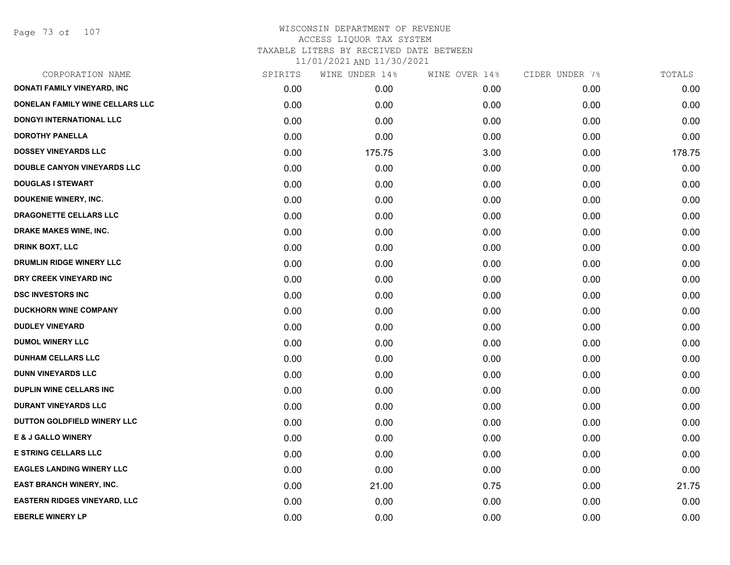WISCONSIN DEPARTMENT OF REVENUE
ACCESS LIQUOR TAX SYSTEM
TAXABLE LITERS BY RECEIVED DATE BETWEEN
11/01/2021 AND 11/30/2021

| CORPORATION NAME | SPIRITS | WINE UNDER 14% | WINE OVER 14% | CIDER UNDER 7% | TOTALS |
|---|---|---|---|---|---|
| DONATI FAMILY VINEYARD, INC | 0.00 | 0.00 | 0.00 | 0.00 | 0.00 |
| DONELAN FAMILY WINE CELLARS LLC | 0.00 | 0.00 | 0.00 | 0.00 | 0.00 |
| DONGYI INTERNATIONAL LLC | 0.00 | 0.00 | 0.00 | 0.00 | 0.00 |
| DOROTHY PANELLA | 0.00 | 0.00 | 0.00 | 0.00 | 0.00 |
| DOSSEY VINEYARDS LLC | 0.00 | 175.75 | 3.00 | 0.00 | 178.75 |
| DOUBLE CANYON VINEYARDS LLC | 0.00 | 0.00 | 0.00 | 0.00 | 0.00 |
| DOUGLAS I STEWART | 0.00 | 0.00 | 0.00 | 0.00 | 0.00 |
| DOUKENIE WINERY, INC. | 0.00 | 0.00 | 0.00 | 0.00 | 0.00 |
| DRAGONETTE CELLARS LLC | 0.00 | 0.00 | 0.00 | 0.00 | 0.00 |
| DRAKE MAKES WINE, INC. | 0.00 | 0.00 | 0.00 | 0.00 | 0.00 |
| DRINK BOXT, LLC | 0.00 | 0.00 | 0.00 | 0.00 | 0.00 |
| DRUMLIN RIDGE WINERY LLC | 0.00 | 0.00 | 0.00 | 0.00 | 0.00 |
| DRY CREEK VINEYARD INC | 0.00 | 0.00 | 0.00 | 0.00 | 0.00 |
| DSC INVESTORS INC | 0.00 | 0.00 | 0.00 | 0.00 | 0.00 |
| DUCKHORN WINE COMPANY | 0.00 | 0.00 | 0.00 | 0.00 | 0.00 |
| DUDLEY VINEYARD | 0.00 | 0.00 | 0.00 | 0.00 | 0.00 |
| DUMOL WINERY LLC | 0.00 | 0.00 | 0.00 | 0.00 | 0.00 |
| DUNHAM CELLARS LLC | 0.00 | 0.00 | 0.00 | 0.00 | 0.00 |
| DUNN VINEYARDS LLC | 0.00 | 0.00 | 0.00 | 0.00 | 0.00 |
| DUPLIN WINE CELLARS INC | 0.00 | 0.00 | 0.00 | 0.00 | 0.00 |
| DURANT VINEYARDS LLC | 0.00 | 0.00 | 0.00 | 0.00 | 0.00 |
| DUTTON GOLDFIELD WINERY LLC | 0.00 | 0.00 | 0.00 | 0.00 | 0.00 |
| E & J GALLO WINERY | 0.00 | 0.00 | 0.00 | 0.00 | 0.00 |
| E STRING CELLARS LLC | 0.00 | 0.00 | 0.00 | 0.00 | 0.00 |
| EAGLES LANDING WINERY LLC | 0.00 | 0.00 | 0.00 | 0.00 | 0.00 |
| EAST BRANCH WINERY, INC. | 0.00 | 21.00 | 0.75 | 0.00 | 21.75 |
| EASTERN RIDGES VINEYARD, LLC | 0.00 | 0.00 | 0.00 | 0.00 | 0.00 |
| EBERLE WINERY LP | 0.00 | 0.00 | 0.00 | 0.00 | 0.00 |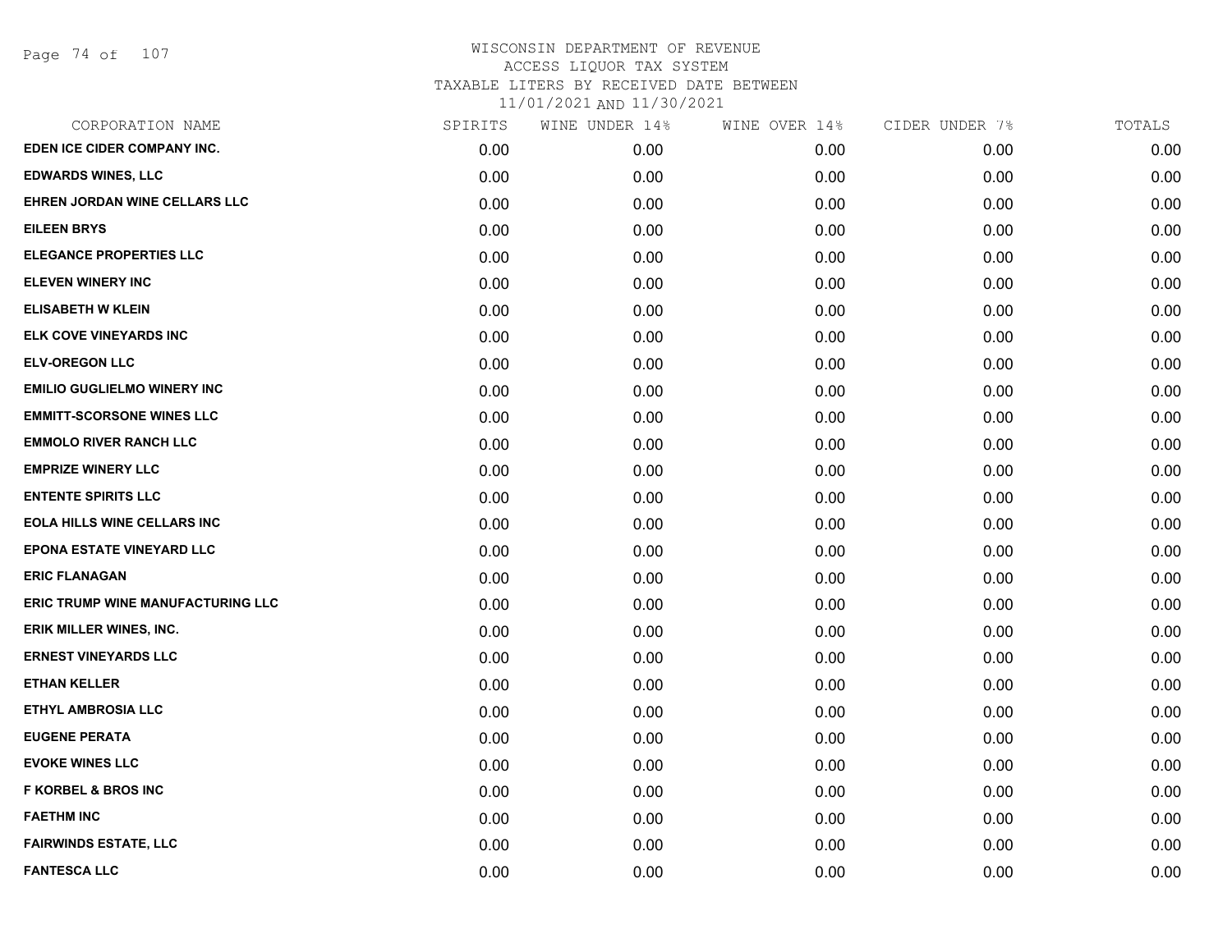# WISCONSIN DEPARTMENT OF REVENUE
## ACCESS LIQUOR TAX SYSTEM
### TAXABLE LITERS BY RECEIVED DATE BETWEEN 11/01/2021 AND 11/30/2021

| CORPORATION NAME | SPIRITS | WINE UNDER 14% | WINE OVER 14% | CIDER UNDER 7% | TOTALS |
|---|---|---|---|---|---|
| EDEN ICE CIDER COMPANY INC. | 0.00 | 0.00 | 0.00 | 0.00 | 0.00 |
| EDWARDS WINES, LLC | 0.00 | 0.00 | 0.00 | 0.00 | 0.00 |
| EHREN JORDAN WINE CELLARS LLC | 0.00 | 0.00 | 0.00 | 0.00 | 0.00 |
| EILEEN BRYS | 0.00 | 0.00 | 0.00 | 0.00 | 0.00 |
| ELEGANCE PROPERTIES LLC | 0.00 | 0.00 | 0.00 | 0.00 | 0.00 |
| ELEVEN WINERY INC | 0.00 | 0.00 | 0.00 | 0.00 | 0.00 |
| ELISABETH W KLEIN | 0.00 | 0.00 | 0.00 | 0.00 | 0.00 |
| ELK COVE VINEYARDS INC | 0.00 | 0.00 | 0.00 | 0.00 | 0.00 |
| ELV-OREGON LLC | 0.00 | 0.00 | 0.00 | 0.00 | 0.00 |
| EMILIO GUGLIELMO WINERY INC | 0.00 | 0.00 | 0.00 | 0.00 | 0.00 |
| EMMITT-SCORSONE WINES LLC | 0.00 | 0.00 | 0.00 | 0.00 | 0.00 |
| EMMOLO RIVER RANCH LLC | 0.00 | 0.00 | 0.00 | 0.00 | 0.00 |
| EMPRIZE WINERY LLC | 0.00 | 0.00 | 0.00 | 0.00 | 0.00 |
| ENTENTE SPIRITS LLC | 0.00 | 0.00 | 0.00 | 0.00 | 0.00 |
| EOLA HILLS WINE CELLARS INC | 0.00 | 0.00 | 0.00 | 0.00 | 0.00 |
| EPONA ESTATE VINEYARD LLC | 0.00 | 0.00 | 0.00 | 0.00 | 0.00 |
| ERIC FLANAGAN | 0.00 | 0.00 | 0.00 | 0.00 | 0.00 |
| ERIC TRUMP WINE MANUFACTURING LLC | 0.00 | 0.00 | 0.00 | 0.00 | 0.00 |
| ERIK MILLER WINES, INC. | 0.00 | 0.00 | 0.00 | 0.00 | 0.00 |
| ERNEST VINEYARDS LLC | 0.00 | 0.00 | 0.00 | 0.00 | 0.00 |
| ETHAN KELLER | 0.00 | 0.00 | 0.00 | 0.00 | 0.00 |
| ETHYL AMBROSIA LLC | 0.00 | 0.00 | 0.00 | 0.00 | 0.00 |
| EUGENE PERATA | 0.00 | 0.00 | 0.00 | 0.00 | 0.00 |
| EVOKE WINES LLC | 0.00 | 0.00 | 0.00 | 0.00 | 0.00 |
| F KORBEL & BROS INC | 0.00 | 0.00 | 0.00 | 0.00 | 0.00 |
| FAETHM INC | 0.00 | 0.00 | 0.00 | 0.00 | 0.00 |
| FAIRWINDS ESTATE, LLC | 0.00 | 0.00 | 0.00 | 0.00 | 0.00 |
| FANTESCA LLC | 0.00 | 0.00 | 0.00 | 0.00 | 0.00 |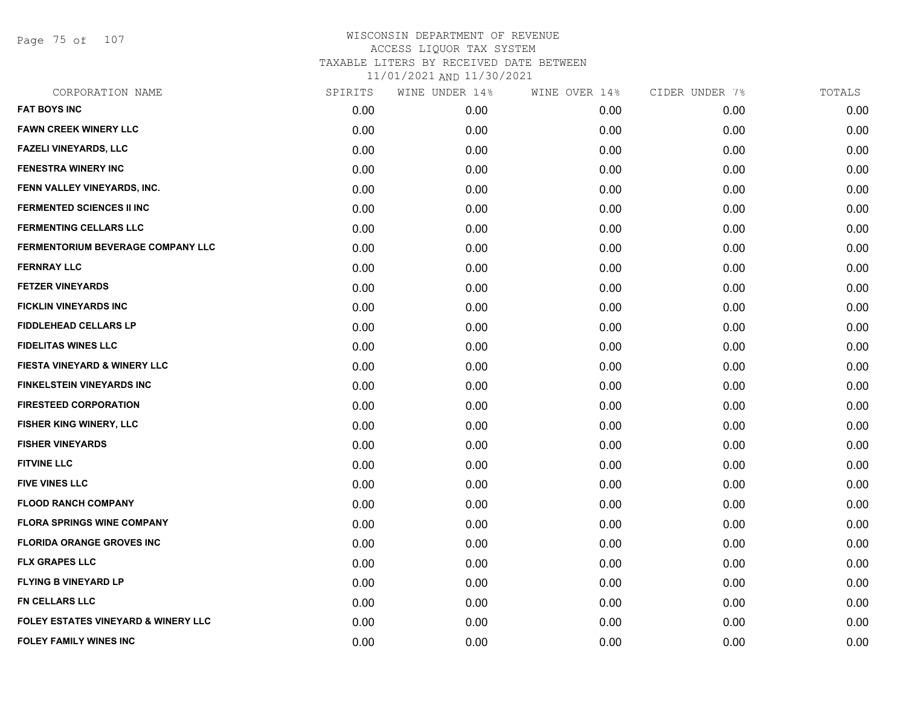# WISCONSIN DEPARTMENT OF REVENUE
## ACCESS LIQUOR TAX SYSTEM
### TAXABLE LITERS BY RECEIVED DATE BETWEEN 11/01/2021 AND 11/30/2021

| CORPORATION NAME | SPIRITS | WINE UNDER 14% | WINE OVER 14% | CIDER UNDER 7% | TOTALS |
|---|---|---|---|---|---|
| FAT BOYS INC | 0.00 | 0.00 | 0.00 | 0.00 | 0.00 |
| FAWN CREEK WINERY LLC | 0.00 | 0.00 | 0.00 | 0.00 | 0.00 |
| FAZELI VINEYARDS, LLC | 0.00 | 0.00 | 0.00 | 0.00 | 0.00 |
| FENESTRA WINERY INC | 0.00 | 0.00 | 0.00 | 0.00 | 0.00 |
| FENN VALLEY VINEYARDS, INC. | 0.00 | 0.00 | 0.00 | 0.00 | 0.00 |
| FERMENTED SCIENCES II INC | 0.00 | 0.00 | 0.00 | 0.00 | 0.00 |
| FERMENTING CELLARS LLC | 0.00 | 0.00 | 0.00 | 0.00 | 0.00 |
| FERMENTORIUM BEVERAGE COMPANY LLC | 0.00 | 0.00 | 0.00 | 0.00 | 0.00 |
| FERNRAY LLC | 0.00 | 0.00 | 0.00 | 0.00 | 0.00 |
| FETZER VINEYARDS | 0.00 | 0.00 | 0.00 | 0.00 | 0.00 |
| FICKLIN VINEYARDS INC | 0.00 | 0.00 | 0.00 | 0.00 | 0.00 |
| FIDDLEHEAD CELLARS LP | 0.00 | 0.00 | 0.00 | 0.00 | 0.00 |
| FIDELITAS WINES LLC | 0.00 | 0.00 | 0.00 | 0.00 | 0.00 |
| FIESTA VINEYARD & WINERY LLC | 0.00 | 0.00 | 0.00 | 0.00 | 0.00 |
| FINKELSTEIN VINEYARDS INC | 0.00 | 0.00 | 0.00 | 0.00 | 0.00 |
| FIRESTEED CORPORATION | 0.00 | 0.00 | 0.00 | 0.00 | 0.00 |
| FISHER KING WINERY, LLC | 0.00 | 0.00 | 0.00 | 0.00 | 0.00 |
| FISHER VINEYARDS | 0.00 | 0.00 | 0.00 | 0.00 | 0.00 |
| FITVINE LLC | 0.00 | 0.00 | 0.00 | 0.00 | 0.00 |
| FIVE VINES LLC | 0.00 | 0.00 | 0.00 | 0.00 | 0.00 |
| FLOOD RANCH COMPANY | 0.00 | 0.00 | 0.00 | 0.00 | 0.00 |
| FLORA SPRINGS WINE COMPANY | 0.00 | 0.00 | 0.00 | 0.00 | 0.00 |
| FLORIDA ORANGE GROVES INC | 0.00 | 0.00 | 0.00 | 0.00 | 0.00 |
| FLX GRAPES LLC | 0.00 | 0.00 | 0.00 | 0.00 | 0.00 |
| FLYING B VINEYARD LP | 0.00 | 0.00 | 0.00 | 0.00 | 0.00 |
| FN CELLARS LLC | 0.00 | 0.00 | 0.00 | 0.00 | 0.00 |
| FOLEY ESTATES VINEYARD & WINERY LLC | 0.00 | 0.00 | 0.00 | 0.00 | 0.00 |
| FOLEY FAMILY WINES INC | 0.00 | 0.00 | 0.00 | 0.00 | 0.00 |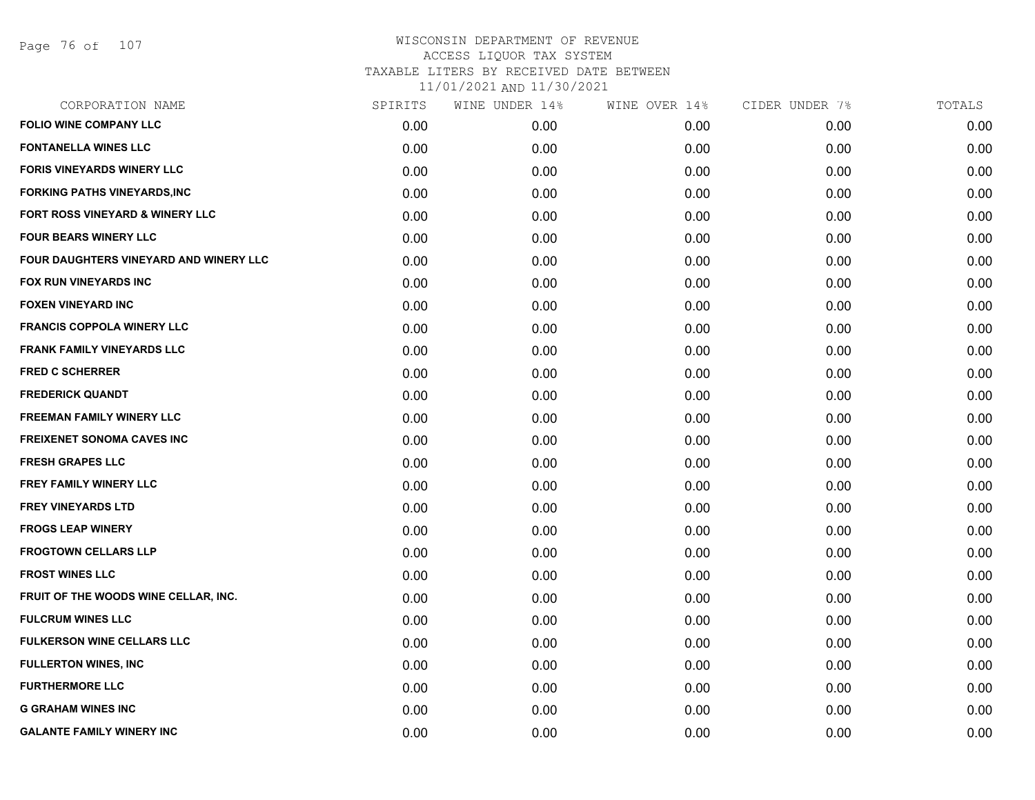# WISCONSIN DEPARTMENT OF REVENUE
## ACCESS LIQUOR TAX SYSTEM
### TAXABLE LITERS BY RECEIVED DATE BETWEEN 11/01/2021 AND 11/30/2021

| CORPORATION NAME | SPIRITS | WINE UNDER 14% | WINE OVER 14% | CIDER UNDER 7% | TOTALS |
|---|---|---|---|---|---|
| FOLIO WINE COMPANY LLC | 0.00 | 0.00 | 0.00 | 0.00 | 0.00 |
| FONTANELLA WINES LLC | 0.00 | 0.00 | 0.00 | 0.00 | 0.00 |
| FORIS VINEYARDS WINERY LLC | 0.00 | 0.00 | 0.00 | 0.00 | 0.00 |
| FORKING PATHS VINEYARDS,INC | 0.00 | 0.00 | 0.00 | 0.00 | 0.00 |
| FORT ROSS VINEYARD & WINERY LLC | 0.00 | 0.00 | 0.00 | 0.00 | 0.00 |
| FOUR BEARS WINERY LLC | 0.00 | 0.00 | 0.00 | 0.00 | 0.00 |
| FOUR DAUGHTERS VINEYARD AND WINERY LLC | 0.00 | 0.00 | 0.00 | 0.00 | 0.00 |
| FOX RUN VINEYARDS INC | 0.00 | 0.00 | 0.00 | 0.00 | 0.00 |
| FOXEN VINEYARD INC | 0.00 | 0.00 | 0.00 | 0.00 | 0.00 |
| FRANCIS COPPOLA WINERY LLC | 0.00 | 0.00 | 0.00 | 0.00 | 0.00 |
| FRANK FAMILY VINEYARDS LLC | 0.00 | 0.00 | 0.00 | 0.00 | 0.00 |
| FRED C SCHERRER | 0.00 | 0.00 | 0.00 | 0.00 | 0.00 |
| FREDERICK QUANDT | 0.00 | 0.00 | 0.00 | 0.00 | 0.00 |
| FREEMAN FAMILY WINERY LLC | 0.00 | 0.00 | 0.00 | 0.00 | 0.00 |
| FREIXENET SONOMA CAVES INC | 0.00 | 0.00 | 0.00 | 0.00 | 0.00 |
| FRESH GRAPES LLC | 0.00 | 0.00 | 0.00 | 0.00 | 0.00 |
| FREY FAMILY WINERY LLC | 0.00 | 0.00 | 0.00 | 0.00 | 0.00 |
| FREY VINEYARDS LTD | 0.00 | 0.00 | 0.00 | 0.00 | 0.00 |
| FROGS LEAP WINERY | 0.00 | 0.00 | 0.00 | 0.00 | 0.00 |
| FROGTOWN CELLARS LLP | 0.00 | 0.00 | 0.00 | 0.00 | 0.00 |
| FROST WINES LLC | 0.00 | 0.00 | 0.00 | 0.00 | 0.00 |
| FRUIT OF THE WOODS WINE CELLAR, INC. | 0.00 | 0.00 | 0.00 | 0.00 | 0.00 |
| FULCRUM WINES LLC | 0.00 | 0.00 | 0.00 | 0.00 | 0.00 |
| FULKERSON WINE CELLARS LLC | 0.00 | 0.00 | 0.00 | 0.00 | 0.00 |
| FULLERTON WINES, INC | 0.00 | 0.00 | 0.00 | 0.00 | 0.00 |
| FURTHERMORE LLC | 0.00 | 0.00 | 0.00 | 0.00 | 0.00 |
| G GRAHAM WINES INC | 0.00 | 0.00 | 0.00 | 0.00 | 0.00 |
| GALANTE FAMILY WINERY INC | 0.00 | 0.00 | 0.00 | 0.00 | 0.00 |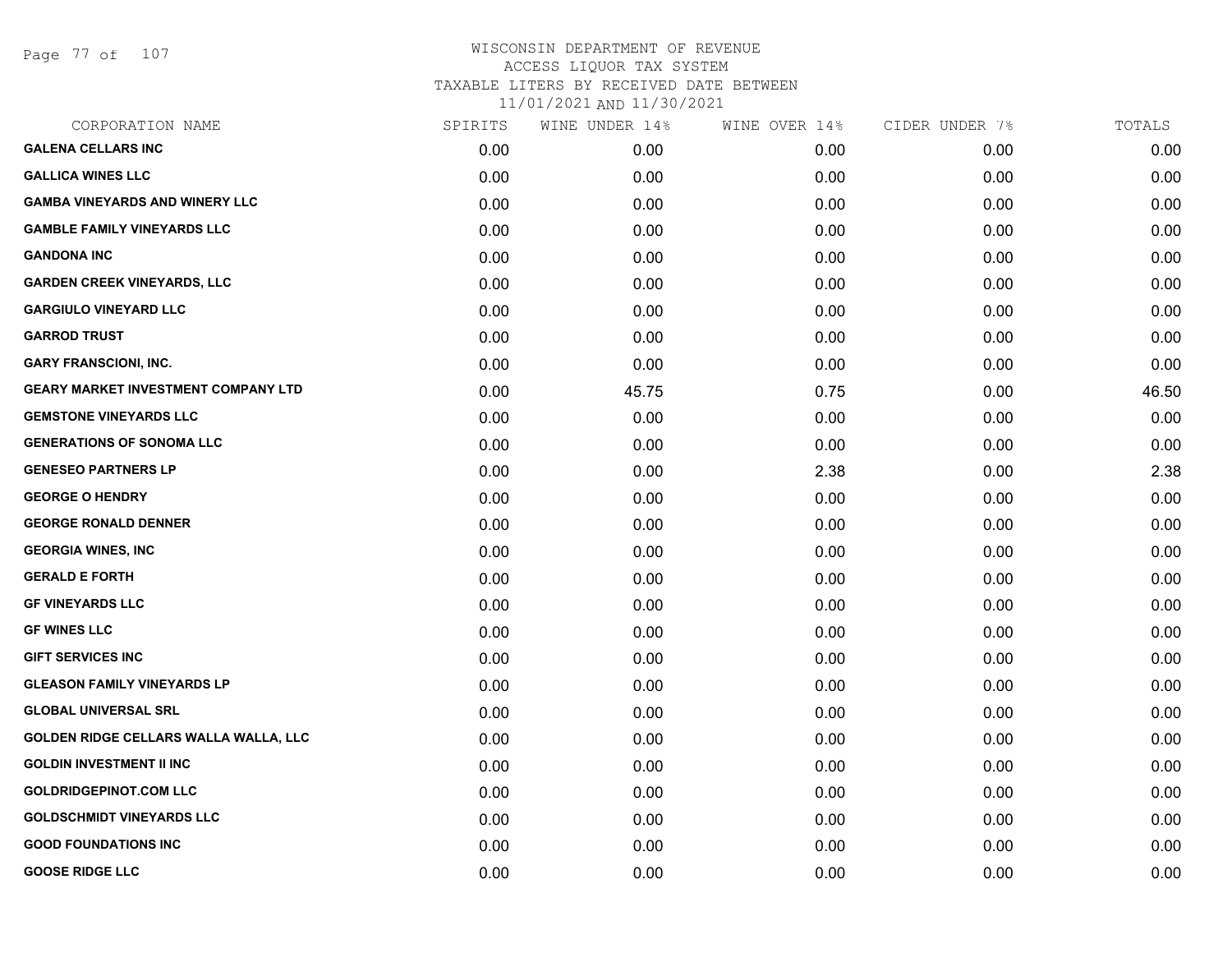# WISCONSIN DEPARTMENT OF REVENUE
## ACCESS LIQUOR TAX SYSTEM
### TAXABLE LITERS BY RECEIVED DATE BETWEEN 11/01/2021 AND 11/30/2021

| CORPORATION NAME | SPIRITS | WINE UNDER 14% | WINE OVER 14% | CIDER UNDER 7% | TOTALS |
|---|---|---|---|---|---|
| **GALENA CELLARS INC** | 0.00 | 0.00 | 0.00 | 0.00 | 0.00 |
| **GALLICA WINES LLC** | 0.00 | 0.00 | 0.00 | 0.00 | 0.00 |
| **GAMBA VINEYARDS AND WINERY LLC** | 0.00 | 0.00 | 0.00 | 0.00 | 0.00 |
| **GAMBLE FAMILY VINEYARDS LLC** | 0.00 | 0.00 | 0.00 | 0.00 | 0.00 |
| **GANDONA INC** | 0.00 | 0.00 | 0.00 | 0.00 | 0.00 |
| **GARDEN CREEK VINEYARDS, LLC** | 0.00 | 0.00 | 0.00 | 0.00 | 0.00 |
| **GARGIULO VINEYARD LLC** | 0.00 | 0.00 | 0.00 | 0.00 | 0.00 |
| **GARROD TRUST** | 0.00 | 0.00 | 0.00 | 0.00 | 0.00 |
| **GARY FRANSCIONI, INC.** | 0.00 | 0.00 | 0.00 | 0.00 | 0.00 |
| **GEARY MARKET INVESTMENT COMPANY LTD** | 0.00 | 45.75 | 0.75 | 0.00 | 46.50 |
| **GEMSTONE VINEYARDS LLC** | 0.00 | 0.00 | 0.00 | 0.00 | 0.00 |
| **GENERATIONS OF SONOMA LLC** | 0.00 | 0.00 | 0.00 | 0.00 | 0.00 |
| **GENESEO PARTNERS LP** | 0.00 | 0.00 | 2.38 | 0.00 | 2.38 |
| **GEORGE O HENDRY** | 0.00 | 0.00 | 0.00 | 0.00 | 0.00 |
| **GEORGE RONALD DENNER** | 0.00 | 0.00 | 0.00 | 0.00 | 0.00 |
| **GEORGIA WINES, INC** | 0.00 | 0.00 | 0.00 | 0.00 | 0.00 |
| **GERALD E FORTH** | 0.00 | 0.00 | 0.00 | 0.00 | 0.00 |
| **GF VINEYARDS LLC** | 0.00 | 0.00 | 0.00 | 0.00 | 0.00 |
| **GF WINES LLC** | 0.00 | 0.00 | 0.00 | 0.00 | 0.00 |
| **GIFT SERVICES INC** | 0.00 | 0.00 | 0.00 | 0.00 | 0.00 |
| **GLEASON FAMILY VINEYARDS LP** | 0.00 | 0.00 | 0.00 | 0.00 | 0.00 |
| **GLOBAL UNIVERSAL SRL** | 0.00 | 0.00 | 0.00 | 0.00 | 0.00 |
| **GOLDEN RIDGE CELLARS WALLA WALLA, LLC** | 0.00 | 0.00 | 0.00 | 0.00 | 0.00 |
| **GOLDIN INVESTMENT II INC** | 0.00 | 0.00 | 0.00 | 0.00 | 0.00 |
| **GOLDRIDGEPINOT.COM LLC** | 0.00 | 0.00 | 0.00 | 0.00 | 0.00 |
| **GOLDSCHMIDT VINEYARDS LLC** | 0.00 | 0.00 | 0.00 | 0.00 | 0.00 |
| **GOOD FOUNDATIONS INC** | 0.00 | 0.00 | 0.00 | 0.00 | 0.00 |
| **GOOSE RIDGE LLC** | 0.00 | 0.00 | 0.00 | 0.00 | 0.00 |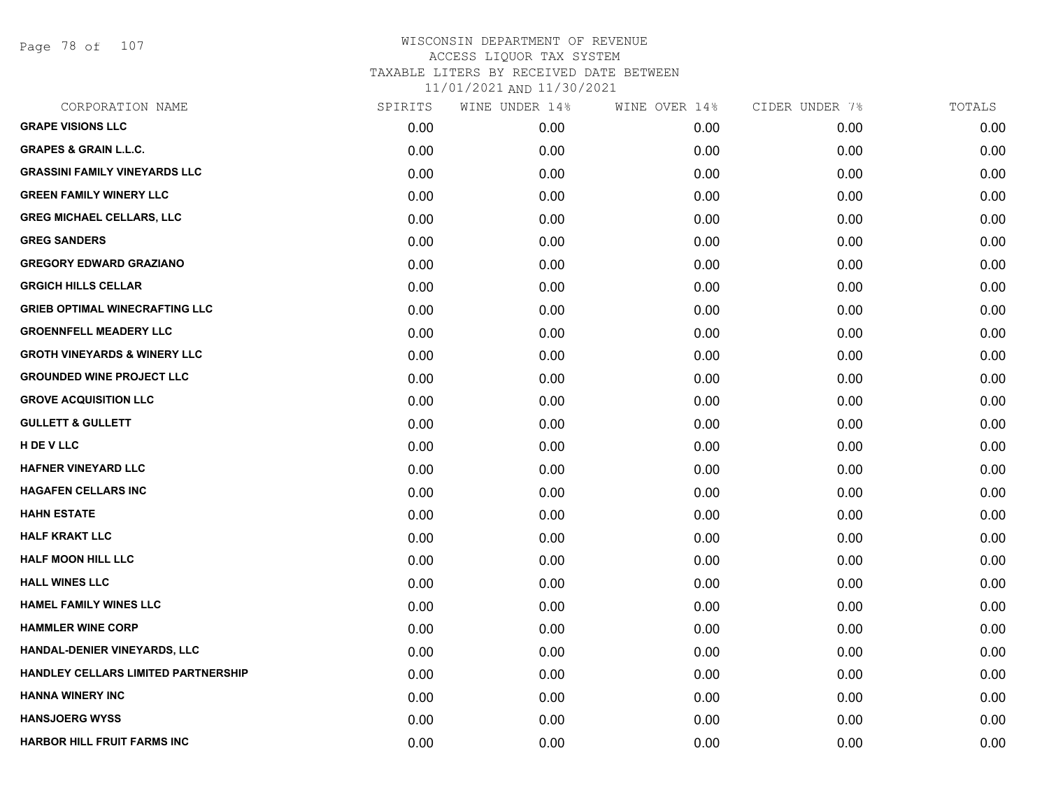# WISCONSIN DEPARTMENT OF REVENUE
## ACCESS LIQUOR TAX SYSTEM
## TAXABLE LITERS BY RECEIVED DATE BETWEEN
## 11/01/2021 AND 11/30/2021

| CORPORATION NAME | SPIRITS | WINE UNDER 14% | WINE OVER 14% | CIDER UNDER 7% | TOTALS |
|---|---|---|---|---|---|
| **GRAPE VISIONS LLC** | 0.00 | 0.00 | 0.00 | 0.00 | 0.00 |
| **GRAPES & GRAIN L.L.C.** | 0.00 | 0.00 | 0.00 | 0.00 | 0.00 |
| **GRASSINI FAMILY VINEYARDS LLC** | 0.00 | 0.00 | 0.00 | 0.00 | 0.00 |
| **GREEN FAMILY WINERY LLC** | 0.00 | 0.00 | 0.00 | 0.00 | 0.00 |
| **GREG MICHAEL CELLARS, LLC** | 0.00 | 0.00 | 0.00 | 0.00 | 0.00 |
| **GREG SANDERS** | 0.00 | 0.00 | 0.00 | 0.00 | 0.00 |
| **GREGORY EDWARD GRAZIANO** | 0.00 | 0.00 | 0.00 | 0.00 | 0.00 |
| **GRGICH HILLS CELLAR** | 0.00 | 0.00 | 0.00 | 0.00 | 0.00 |
| **GRIEB OPTIMAL WINECRAFTING LLC** | 0.00 | 0.00 | 0.00 | 0.00 | 0.00 |
| **GROENNFELL MEADERY LLC** | 0.00 | 0.00 | 0.00 | 0.00 | 0.00 |
| **GROTH VINEYARDS & WINERY LLC** | 0.00 | 0.00 | 0.00 | 0.00 | 0.00 |
| **GROUNDED WINE PROJECT LLC** | 0.00 | 0.00 | 0.00 | 0.00 | 0.00 |
| **GROVE ACQUISITION LLC** | 0.00 | 0.00 | 0.00 | 0.00 | 0.00 |
| **GULLETT & GULLETT** | 0.00 | 0.00 | 0.00 | 0.00 | 0.00 |
| **H DE V LLC** | 0.00 | 0.00 | 0.00 | 0.00 | 0.00 |
| **HAFNER VINEYARD LLC** | 0.00 | 0.00 | 0.00 | 0.00 | 0.00 |
| **HAGAFEN CELLARS INC** | 0.00 | 0.00 | 0.00 | 0.00 | 0.00 |
| **HAHN ESTATE** | 0.00 | 0.00 | 0.00 | 0.00 | 0.00 |
| **HALF KRAKT LLC** | 0.00 | 0.00 | 0.00 | 0.00 | 0.00 |
| **HALF MOON HILL LLC** | 0.00 | 0.00 | 0.00 | 0.00 | 0.00 |
| **HALL WINES LLC** | 0.00 | 0.00 | 0.00 | 0.00 | 0.00 |
| **HAMEL FAMILY WINES LLC** | 0.00 | 0.00 | 0.00 | 0.00 | 0.00 |
| **HAMMLER WINE CORP** | 0.00 | 0.00 | 0.00 | 0.00 | 0.00 |
| **HANDAL-DENIER VINEYARDS, LLC** | 0.00 | 0.00 | 0.00 | 0.00 | 0.00 |
| **HANDLEY CELLARS LIMITED PARTNERSHIP** | 0.00 | 0.00 | 0.00 | 0.00 | 0.00 |
| **HANNA WINERY INC** | 0.00 | 0.00 | 0.00 | 0.00 | 0.00 |
| **HANSJOERG WYSS** | 0.00 | 0.00 | 0.00 | 0.00 | 0.00 |
| **HARBOR HILL FRUIT FARMS INC** | 0.00 | 0.00 | 0.00 | 0.00 | 0.00 |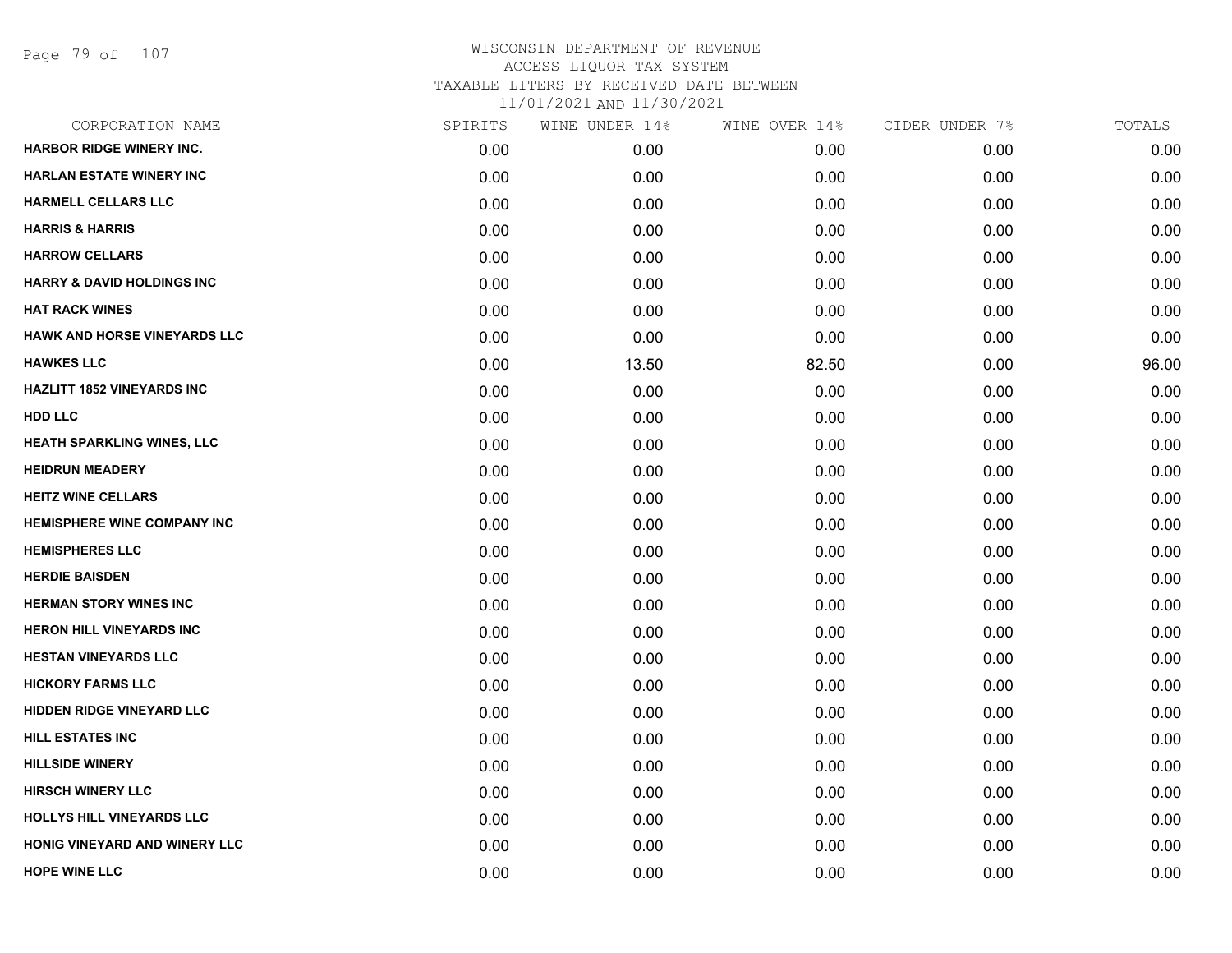# WISCONSIN DEPARTMENT OF REVENUE
## ACCESS LIQUOR TAX SYSTEM
### TAXABLE LITERS BY RECEIVED DATE BETWEEN 11/01/2021 AND 11/30/2021

| CORPORATION NAME | SPIRITS | WINE UNDER 14% | WINE OVER 14% | CIDER UNDER 7% | TOTALS |
|---|---|---|---|---|---|
| HARBOR RIDGE WINERY INC. | 0.00 | 0.00 | 0.00 | 0.00 | 0.00 |
| HARLAN ESTATE WINERY INC | 0.00 | 0.00 | 0.00 | 0.00 | 0.00 |
| HARMELL CELLARS LLC | 0.00 | 0.00 | 0.00 | 0.00 | 0.00 |
| HARRIS & HARRIS | 0.00 | 0.00 | 0.00 | 0.00 | 0.00 |
| HARROW CELLARS | 0.00 | 0.00 | 0.00 | 0.00 | 0.00 |
| HARRY & DAVID HOLDINGS INC | 0.00 | 0.00 | 0.00 | 0.00 | 0.00 |
| HAT RACK WINES | 0.00 | 0.00 | 0.00 | 0.00 | 0.00 |
| HAWK AND HORSE VINEYARDS LLC | 0.00 | 0.00 | 0.00 | 0.00 | 0.00 |
| HAWKES LLC | 0.00 | 13.50 | 82.50 | 0.00 | 96.00 |
| HAZLITT 1852 VINEYARDS INC | 0.00 | 0.00 | 0.00 | 0.00 | 0.00 |
| HDD LLC | 0.00 | 0.00 | 0.00 | 0.00 | 0.00 |
| HEATH SPARKLING WINES, LLC | 0.00 | 0.00 | 0.00 | 0.00 | 0.00 |
| HEIDRUN MEADERY | 0.00 | 0.00 | 0.00 | 0.00 | 0.00 |
| HEITZ WINE CELLARS | 0.00 | 0.00 | 0.00 | 0.00 | 0.00 |
| HEMISPHERE WINE COMPANY INC | 0.00 | 0.00 | 0.00 | 0.00 | 0.00 |
| HEMISPHERES LLC | 0.00 | 0.00 | 0.00 | 0.00 | 0.00 |
| HERDIE BAISDEN | 0.00 | 0.00 | 0.00 | 0.00 | 0.00 |
| HERMAN STORY WINES INC | 0.00 | 0.00 | 0.00 | 0.00 | 0.00 |
| HERON HILL VINEYARDS INC | 0.00 | 0.00 | 0.00 | 0.00 | 0.00 |
| HESTAN VINEYARDS LLC | 0.00 | 0.00 | 0.00 | 0.00 | 0.00 |
| HICKORY FARMS LLC | 0.00 | 0.00 | 0.00 | 0.00 | 0.00 |
| HIDDEN RIDGE VINEYARD LLC | 0.00 | 0.00 | 0.00 | 0.00 | 0.00 |
| HILL ESTATES INC | 0.00 | 0.00 | 0.00 | 0.00 | 0.00 |
| HILLSIDE WINERY | 0.00 | 0.00 | 0.00 | 0.00 | 0.00 |
| HIRSCH WINERY LLC | 0.00 | 0.00 | 0.00 | 0.00 | 0.00 |
| HOLLYS HILL VINEYARDS LLC | 0.00 | 0.00 | 0.00 | 0.00 | 0.00 |
| HONIG VINEYARD AND WINERY LLC | 0.00 | 0.00 | 0.00 | 0.00 | 0.00 |
| HOPE WINE LLC | 0.00 | 0.00 | 0.00 | 0.00 | 0.00 |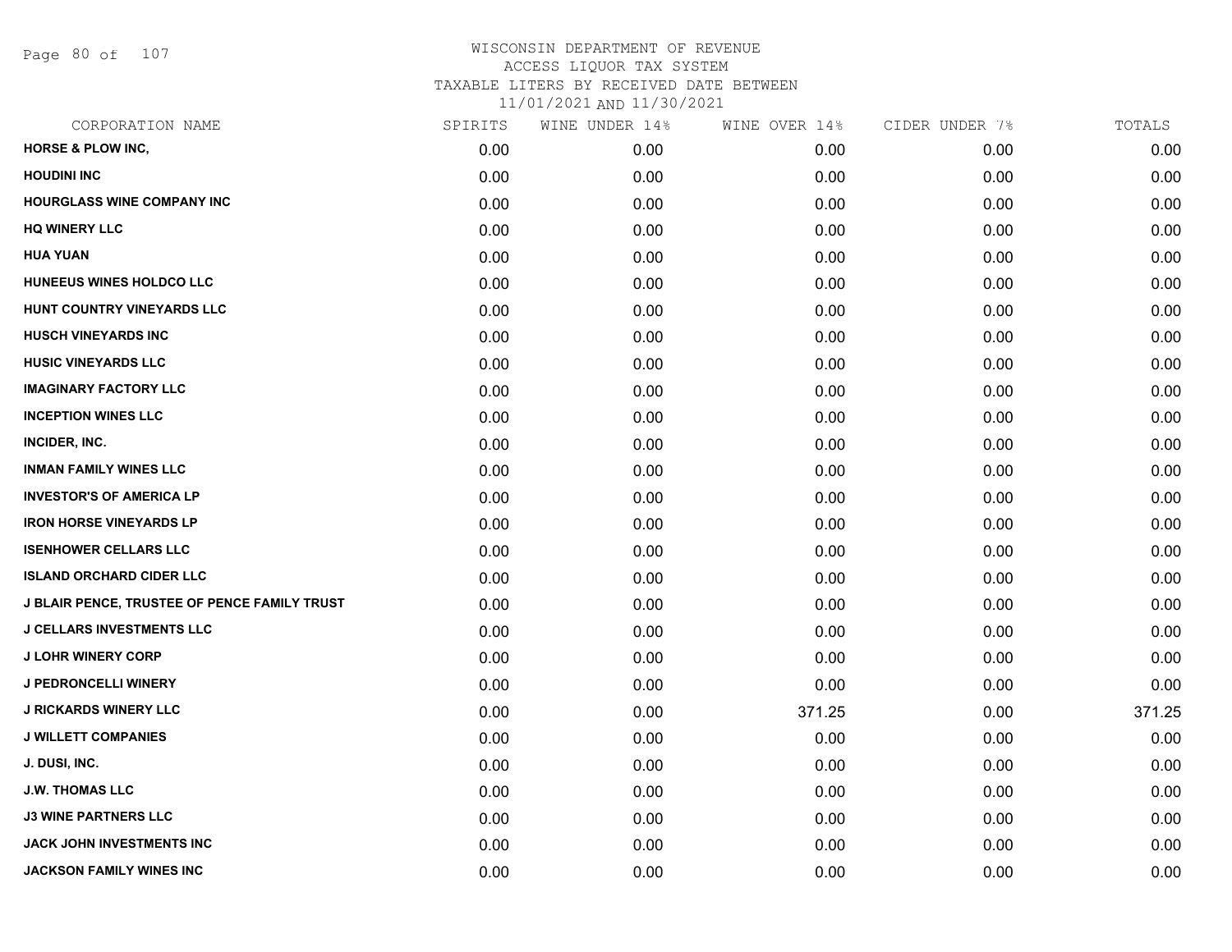# WISCONSIN DEPARTMENT OF REVENUE
## ACCESS LIQUOR TAX SYSTEM
## TAXABLE LITERS BY RECEIVED DATE BETWEEN
## 11/01/2021 AND 11/30/2021

| CORPORATION NAME | SPIRITS | WINE UNDER 14% | WINE OVER 14% | CIDER UNDER 7% | TOTALS |
|---|---|---|---|---|---|
| HORSE & PLOW INC, | 0.00 | 0.00 | 0.00 | 0.00 | 0.00 |
| HOUDINI INC | 0.00 | 0.00 | 0.00 | 0.00 | 0.00 |
| HOURGLASS WINE COMPANY INC | 0.00 | 0.00 | 0.00 | 0.00 | 0.00 |
| HQ WINERY LLC | 0.00 | 0.00 | 0.00 | 0.00 | 0.00 |
| HUA YUAN | 0.00 | 0.00 | 0.00 | 0.00 | 0.00 |
| HUNEEUS WINES HOLDCO LLC | 0.00 | 0.00 | 0.00 | 0.00 | 0.00 |
| HUNT COUNTRY VINEYARDS LLC | 0.00 | 0.00 | 0.00 | 0.00 | 0.00 |
| HUSCH VINEYARDS INC | 0.00 | 0.00 | 0.00 | 0.00 | 0.00 |
| HUSIC VINEYARDS LLC | 0.00 | 0.00 | 0.00 | 0.00 | 0.00 |
| IMAGINARY FACTORY LLC | 0.00 | 0.00 | 0.00 | 0.00 | 0.00 |
| INCEPTION WINES LLC | 0.00 | 0.00 | 0.00 | 0.00 | 0.00 |
| INCIDER, INC. | 0.00 | 0.00 | 0.00 | 0.00 | 0.00 |
| INMAN FAMILY WINES LLC | 0.00 | 0.00 | 0.00 | 0.00 | 0.00 |
| INVESTOR'S OF AMERICA LP | 0.00 | 0.00 | 0.00 | 0.00 | 0.00 |
| IRON HORSE VINEYARDS LP | 0.00 | 0.00 | 0.00 | 0.00 | 0.00 |
| ISENHOWER CELLARS LLC | 0.00 | 0.00 | 0.00 | 0.00 | 0.00 |
| ISLAND ORCHARD CIDER LLC | 0.00 | 0.00 | 0.00 | 0.00 | 0.00 |
| J BLAIR PENCE, TRUSTEE OF PENCE FAMILY TRUST | 0.00 | 0.00 | 0.00 | 0.00 | 0.00 |
| J CELLARS INVESTMENTS LLC | 0.00 | 0.00 | 0.00 | 0.00 | 0.00 |
| J LOHR WINERY CORP | 0.00 | 0.00 | 0.00 | 0.00 | 0.00 |
| J PEDRONCELLI WINERY | 0.00 | 0.00 | 0.00 | 0.00 | 0.00 |
| J RICKARDS WINERY LLC | 0.00 | 0.00 | 371.25 | 0.00 | 371.25 |
| J WILLETT COMPANIES | 0.00 | 0.00 | 0.00 | 0.00 | 0.00 |
| J. DUSI, INC. | 0.00 | 0.00 | 0.00 | 0.00 | 0.00 |
| J.W. THOMAS LLC | 0.00 | 0.00 | 0.00 | 0.00 | 0.00 |
| J3 WINE PARTNERS LLC | 0.00 | 0.00 | 0.00 | 0.00 | 0.00 |
| JACK JOHN INVESTMENTS INC | 0.00 | 0.00 | 0.00 | 0.00 | 0.00 |
| JACKSON FAMILY WINES INC | 0.00 | 0.00 | 0.00 | 0.00 | 0.00 |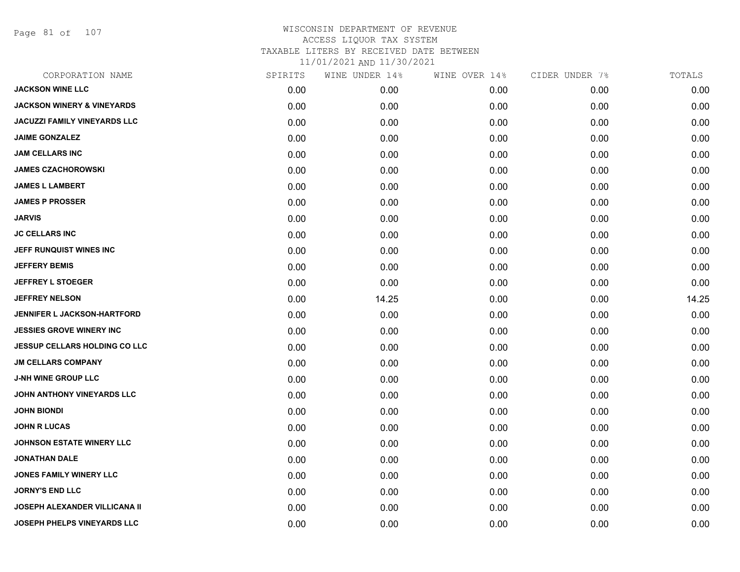# WISCONSIN DEPARTMENT OF REVENUE
ACCESS LIQUOR TAX SYSTEM
TAXABLE LITERS BY RECEIVED DATE BETWEEN
11/01/2021 AND 11/30/2021

| CORPORATION NAME | SPIRITS | WINE UNDER 14% | WINE OVER 14% | CIDER UNDER 7% | TOTALS |
|---|---|---|---|---|---|
| **JACKSON WINE LLC** | 0.00 | 0.00 | 0.00 | 0.00 | 0.00 |
| **JACKSON WINERY & VINEYARDS** | 0.00 | 0.00 | 0.00 | 0.00 | 0.00 |
| **JACUZZI FAMILY VINEYARDS LLC** | 0.00 | 0.00 | 0.00 | 0.00 | 0.00 |
| **JAIME GONZALEZ** | 0.00 | 0.00 | 0.00 | 0.00 | 0.00 |
| **JAM CELLARS INC** | 0.00 | 0.00 | 0.00 | 0.00 | 0.00 |
| **JAMES CZACHOROWSKI** | 0.00 | 0.00 | 0.00 | 0.00 | 0.00 |
| **JAMES L LAMBERT** | 0.00 | 0.00 | 0.00 | 0.00 | 0.00 |
| **JAMES P PROSSER** | 0.00 | 0.00 | 0.00 | 0.00 | 0.00 |
| **JARVIS** | 0.00 | 0.00 | 0.00 | 0.00 | 0.00 |
| **JC CELLARS INC** | 0.00 | 0.00 | 0.00 | 0.00 | 0.00 |
| **JEFF RUNQUIST WINES INC** | 0.00 | 0.00 | 0.00 | 0.00 | 0.00 |
| **JEFFERY BEMIS** | 0.00 | 0.00 | 0.00 | 0.00 | 0.00 |
| **JEFFREY L STOEGER** | 0.00 | 0.00 | 0.00 | 0.00 | 0.00 |
| **JEFFREY NELSON** | 0.00 | 14.25 | 0.00 | 0.00 | 14.25 |
| **JENNIFER L JACKSON-HARTFORD** | 0.00 | 0.00 | 0.00 | 0.00 | 0.00 |
| **JESSIES GROVE WINERY INC** | 0.00 | 0.00 | 0.00 | 0.00 | 0.00 |
| **JESSUP CELLARS HOLDING CO LLC** | 0.00 | 0.00 | 0.00 | 0.00 | 0.00 |
| **JM CELLARS COMPANY** | 0.00 | 0.00 | 0.00 | 0.00 | 0.00 |
| **J-NH WINE GROUP LLC** | 0.00 | 0.00 | 0.00 | 0.00 | 0.00 |
| **JOHN ANTHONY VINEYARDS LLC** | 0.00 | 0.00 | 0.00 | 0.00 | 0.00 |
| **JOHN BIONDI** | 0.00 | 0.00 | 0.00 | 0.00 | 0.00 |
| **JOHN R LUCAS** | 0.00 | 0.00 | 0.00 | 0.00 | 0.00 |
| **JOHNSON ESTATE WINERY LLC** | 0.00 | 0.00 | 0.00 | 0.00 | 0.00 |
| **JONATHAN DALE** | 0.00 | 0.00 | 0.00 | 0.00 | 0.00 |
| **JONES FAMILY WINERY LLC** | 0.00 | 0.00 | 0.00 | 0.00 | 0.00 |
| **JORNY'S END LLC** | 0.00 | 0.00 | 0.00 | 0.00 | 0.00 |
| **JOSEPH ALEXANDER VILLICANA II** | 0.00 | 0.00 | 0.00 | 0.00 | 0.00 |
| **JOSEPH PHELPS VINEYARDS LLC** | 0.00 | 0.00 | 0.00 | 0.00 | 0.00 |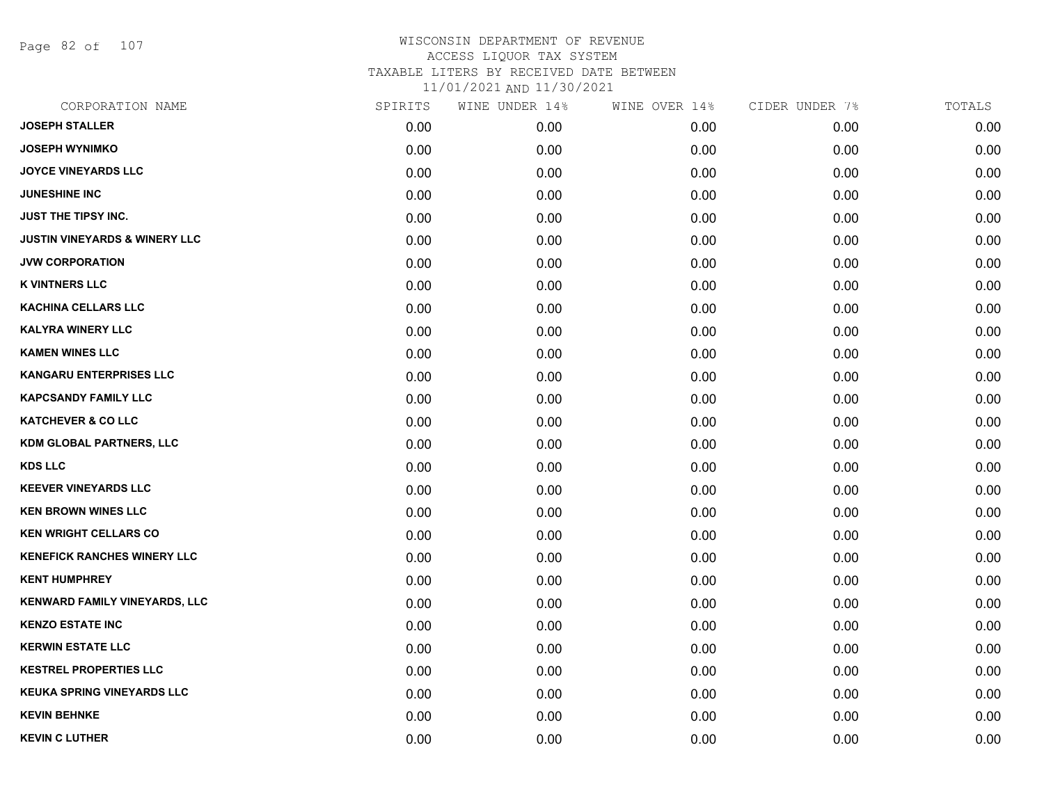WISCONSIN DEPARTMENT OF REVENUE
ACCESS LIQUOR TAX SYSTEM
TAXABLE LITERS BY RECEIVED DATE BETWEEN
11/01/2021 AND 11/30/2021

| CORPORATION NAME | SPIRITS | WINE UNDER 14% | WINE OVER 14% | CIDER UNDER 7% | TOTALS |
|---|---|---|---|---|---|
| JOSEPH STALLER | 0.00 | 0.00 | 0.00 | 0.00 | 0.00 |
| JOSEPH WYNIMKO | 0.00 | 0.00 | 0.00 | 0.00 | 0.00 |
| JOYCE VINEYARDS LLC | 0.00 | 0.00 | 0.00 | 0.00 | 0.00 |
| JUNESHINE INC | 0.00 | 0.00 | 0.00 | 0.00 | 0.00 |
| JUST THE TIPSY INC. | 0.00 | 0.00 | 0.00 | 0.00 | 0.00 |
| JUSTIN VINEYARDS & WINERY LLC | 0.00 | 0.00 | 0.00 | 0.00 | 0.00 |
| JVW CORPORATION | 0.00 | 0.00 | 0.00 | 0.00 | 0.00 |
| K VINTNERS LLC | 0.00 | 0.00 | 0.00 | 0.00 | 0.00 |
| KACHINA CELLARS LLC | 0.00 | 0.00 | 0.00 | 0.00 | 0.00 |
| KALYRA WINERY LLC | 0.00 | 0.00 | 0.00 | 0.00 | 0.00 |
| KAMEN WINES LLC | 0.00 | 0.00 | 0.00 | 0.00 | 0.00 |
| KANGARU ENTERPRISES LLC | 0.00 | 0.00 | 0.00 | 0.00 | 0.00 |
| KAPCSANDY FAMILY LLC | 0.00 | 0.00 | 0.00 | 0.00 | 0.00 |
| KATCHEVER & CO LLC | 0.00 | 0.00 | 0.00 | 0.00 | 0.00 |
| KDM GLOBAL PARTNERS, LLC | 0.00 | 0.00 | 0.00 | 0.00 | 0.00 |
| KDS LLC | 0.00 | 0.00 | 0.00 | 0.00 | 0.00 |
| KEEVER VINEYARDS LLC | 0.00 | 0.00 | 0.00 | 0.00 | 0.00 |
| KEN BROWN WINES LLC | 0.00 | 0.00 | 0.00 | 0.00 | 0.00 |
| KEN WRIGHT CELLARS CO | 0.00 | 0.00 | 0.00 | 0.00 | 0.00 |
| KENEFICK RANCHES WINERY LLC | 0.00 | 0.00 | 0.00 | 0.00 | 0.00 |
| KENT HUMPHREY | 0.00 | 0.00 | 0.00 | 0.00 | 0.00 |
| KENWARD FAMILY VINEYARDS, LLC | 0.00 | 0.00 | 0.00 | 0.00 | 0.00 |
| KENZO ESTATE INC | 0.00 | 0.00 | 0.00 | 0.00 | 0.00 |
| KERWIN ESTATE LLC | 0.00 | 0.00 | 0.00 | 0.00 | 0.00 |
| KESTREL PROPERTIES LLC | 0.00 | 0.00 | 0.00 | 0.00 | 0.00 |
| KEUKA SPRING VINEYARDS LLC | 0.00 | 0.00 | 0.00 | 0.00 | 0.00 |
| KEVIN BEHNKE | 0.00 | 0.00 | 0.00 | 0.00 | 0.00 |
| KEVIN C LUTHER | 0.00 | 0.00 | 0.00 | 0.00 | 0.00 |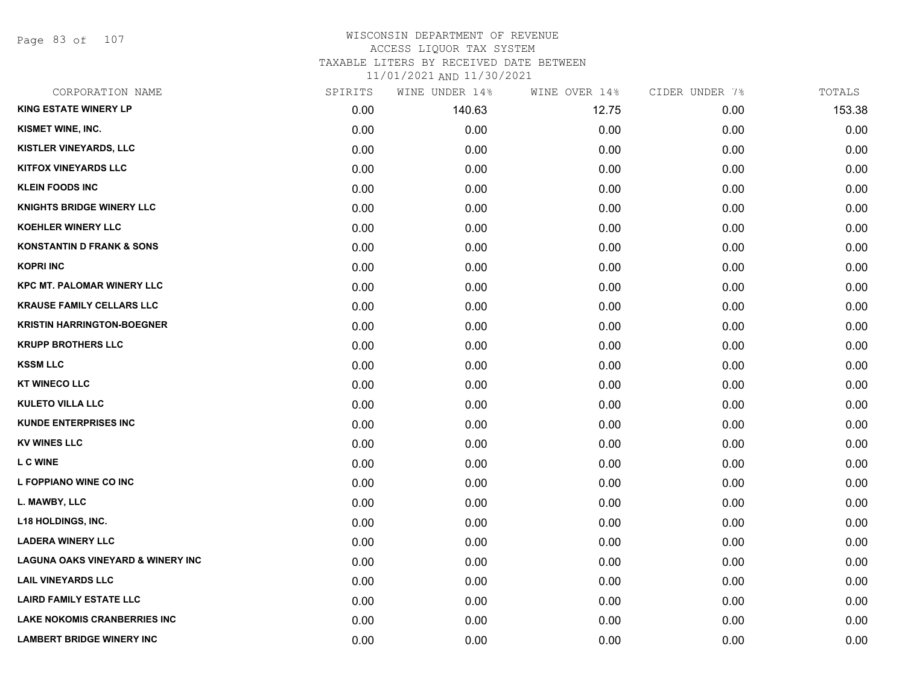# WISCONSIN DEPARTMENT OF REVENUE
## ACCESS LIQUOR TAX SYSTEM
### TAXABLE LITERS BY RECEIVED DATE BETWEEN 11/01/2021 AND 11/30/2021

| CORPORATION NAME | SPIRITS | WINE UNDER 14% | WINE OVER 14% | CIDER UNDER 7% | TOTALS |
|---|---|---|---|---|---|
| KING ESTATE WINERY LP | 0.00 | 140.63 | 12.75 | 0.00 | 153.38 |
| KISMET WINE, INC. | 0.00 | 0.00 | 0.00 | 0.00 | 0.00 |
| KISTLER VINEYARDS, LLC | 0.00 | 0.00 | 0.00 | 0.00 | 0.00 |
| KITFOX VINEYARDS LLC | 0.00 | 0.00 | 0.00 | 0.00 | 0.00 |
| KLEIN FOODS INC | 0.00 | 0.00 | 0.00 | 0.00 | 0.00 |
| KNIGHTS BRIDGE WINERY LLC | 0.00 | 0.00 | 0.00 | 0.00 | 0.00 |
| KOEHLER WINERY LLC | 0.00 | 0.00 | 0.00 | 0.00 | 0.00 |
| KONSTANTIN D FRANK & SONS | 0.00 | 0.00 | 0.00 | 0.00 | 0.00 |
| KOPRI INC | 0.00 | 0.00 | 0.00 | 0.00 | 0.00 |
| KPC MT. PALOMAR WINERY LLC | 0.00 | 0.00 | 0.00 | 0.00 | 0.00 |
| KRAUSE FAMILY CELLARS LLC | 0.00 | 0.00 | 0.00 | 0.00 | 0.00 |
| KRISTIN HARRINGTON-BOEGNER | 0.00 | 0.00 | 0.00 | 0.00 | 0.00 |
| KRUPP BROTHERS LLC | 0.00 | 0.00 | 0.00 | 0.00 | 0.00 |
| KSSM LLC | 0.00 | 0.00 | 0.00 | 0.00 | 0.00 |
| KT WINECO LLC | 0.00 | 0.00 | 0.00 | 0.00 | 0.00 |
| KULETO VILLA LLC | 0.00 | 0.00 | 0.00 | 0.00 | 0.00 |
| KUNDE ENTERPRISES INC | 0.00 | 0.00 | 0.00 | 0.00 | 0.00 |
| KV WINES LLC | 0.00 | 0.00 | 0.00 | 0.00 | 0.00 |
| L C WINE | 0.00 | 0.00 | 0.00 | 0.00 | 0.00 |
| L FOPPIANO WINE CO INC | 0.00 | 0.00 | 0.00 | 0.00 | 0.00 |
| L. MAWBY, LLC | 0.00 | 0.00 | 0.00 | 0.00 | 0.00 |
| L18 HOLDINGS, INC. | 0.00 | 0.00 | 0.00 | 0.00 | 0.00 |
| LADERA WINERY LLC | 0.00 | 0.00 | 0.00 | 0.00 | 0.00 |
| LAGUNA OAKS VINEYARD & WINERY INC | 0.00 | 0.00 | 0.00 | 0.00 | 0.00 |
| LAIL VINEYARDS LLC | 0.00 | 0.00 | 0.00 | 0.00 | 0.00 |
| LAIRD FAMILY ESTATE LLC | 0.00 | 0.00 | 0.00 | 0.00 | 0.00 |
| LAKE NOKOMIS CRANBERRIES INC | 0.00 | 0.00 | 0.00 | 0.00 | 0.00 |
| LAMBERT BRIDGE WINERY INC | 0.00 | 0.00 | 0.00 | 0.00 | 0.00 |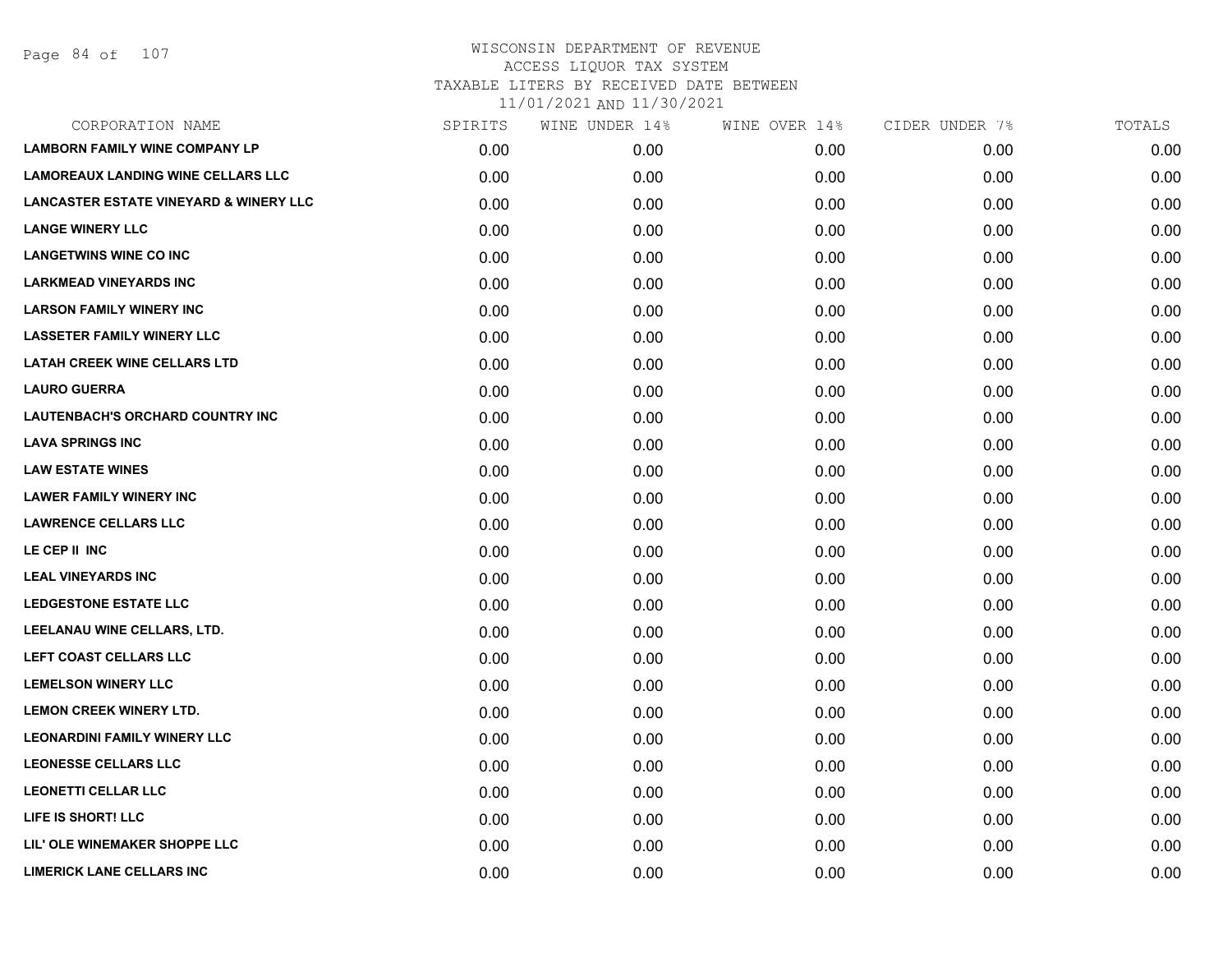WISCONSIN DEPARTMENT OF REVENUE
ACCESS LIQUOR TAX SYSTEM
TAXABLE LITERS BY RECEIVED DATE BETWEEN
11/01/2021 AND 11/30/2021

| CORPORATION NAME | SPIRITS | WINE UNDER 14% | WINE OVER 14% | CIDER UNDER 7% | TOTALS |
|---|---|---|---|---|---|
| LAMBORN FAMILY WINE COMPANY LP | 0.00 | 0.00 | 0.00 | 0.00 | 0.00 |
| LAMOREAUX LANDING WINE CELLARS LLC | 0.00 | 0.00 | 0.00 | 0.00 | 0.00 |
| LANCASTER ESTATE VINEYARD & WINERY LLC | 0.00 | 0.00 | 0.00 | 0.00 | 0.00 |
| LANGE WINERY LLC | 0.00 | 0.00 | 0.00 | 0.00 | 0.00 |
| LANGETWINS WINE CO INC | 0.00 | 0.00 | 0.00 | 0.00 | 0.00 |
| LARKMEAD VINEYARDS INC | 0.00 | 0.00 | 0.00 | 0.00 | 0.00 |
| LARSON FAMILY WINERY INC | 0.00 | 0.00 | 0.00 | 0.00 | 0.00 |
| LASSETER FAMILY WINERY LLC | 0.00 | 0.00 | 0.00 | 0.00 | 0.00 |
| LATAH CREEK WINE CELLARS LTD | 0.00 | 0.00 | 0.00 | 0.00 | 0.00 |
| LAURO GUERRA | 0.00 | 0.00 | 0.00 | 0.00 | 0.00 |
| LAUTENBACH'S ORCHARD COUNTRY INC | 0.00 | 0.00 | 0.00 | 0.00 | 0.00 |
| LAVA SPRINGS INC | 0.00 | 0.00 | 0.00 | 0.00 | 0.00 |
| LAW ESTATE WINES | 0.00 | 0.00 | 0.00 | 0.00 | 0.00 |
| LAWER FAMILY WINERY INC | 0.00 | 0.00 | 0.00 | 0.00 | 0.00 |
| LAWRENCE CELLARS LLC | 0.00 | 0.00 | 0.00 | 0.00 | 0.00 |
| LE CEP II INC | 0.00 | 0.00 | 0.00 | 0.00 | 0.00 |
| LEAL VINEYARDS INC | 0.00 | 0.00 | 0.00 | 0.00 | 0.00 |
| LEDGESTONE ESTATE LLC | 0.00 | 0.00 | 0.00 | 0.00 | 0.00 |
| LEELANAU WINE CELLARS, LTD. | 0.00 | 0.00 | 0.00 | 0.00 | 0.00 |
| LEFT COAST CELLARS LLC | 0.00 | 0.00 | 0.00 | 0.00 | 0.00 |
| LEMELSON WINERY LLC | 0.00 | 0.00 | 0.00 | 0.00 | 0.00 |
| LEMON CREEK WINERY LTD. | 0.00 | 0.00 | 0.00 | 0.00 | 0.00 |
| LEONARDINI FAMILY WINERY LLC | 0.00 | 0.00 | 0.00 | 0.00 | 0.00 |
| LEONESSE CELLARS LLC | 0.00 | 0.00 | 0.00 | 0.00 | 0.00 |
| LEONETTI CELLAR LLC | 0.00 | 0.00 | 0.00 | 0.00 | 0.00 |
| LIFE IS SHORT! LLC | 0.00 | 0.00 | 0.00 | 0.00 | 0.00 |
| LIL' OLE WINEMAKER SHOPPE LLC | 0.00 | 0.00 | 0.00 | 0.00 | 0.00 |
| LIMERICK LANE CELLARS INC | 0.00 | 0.00 | 0.00 | 0.00 | 0.00 |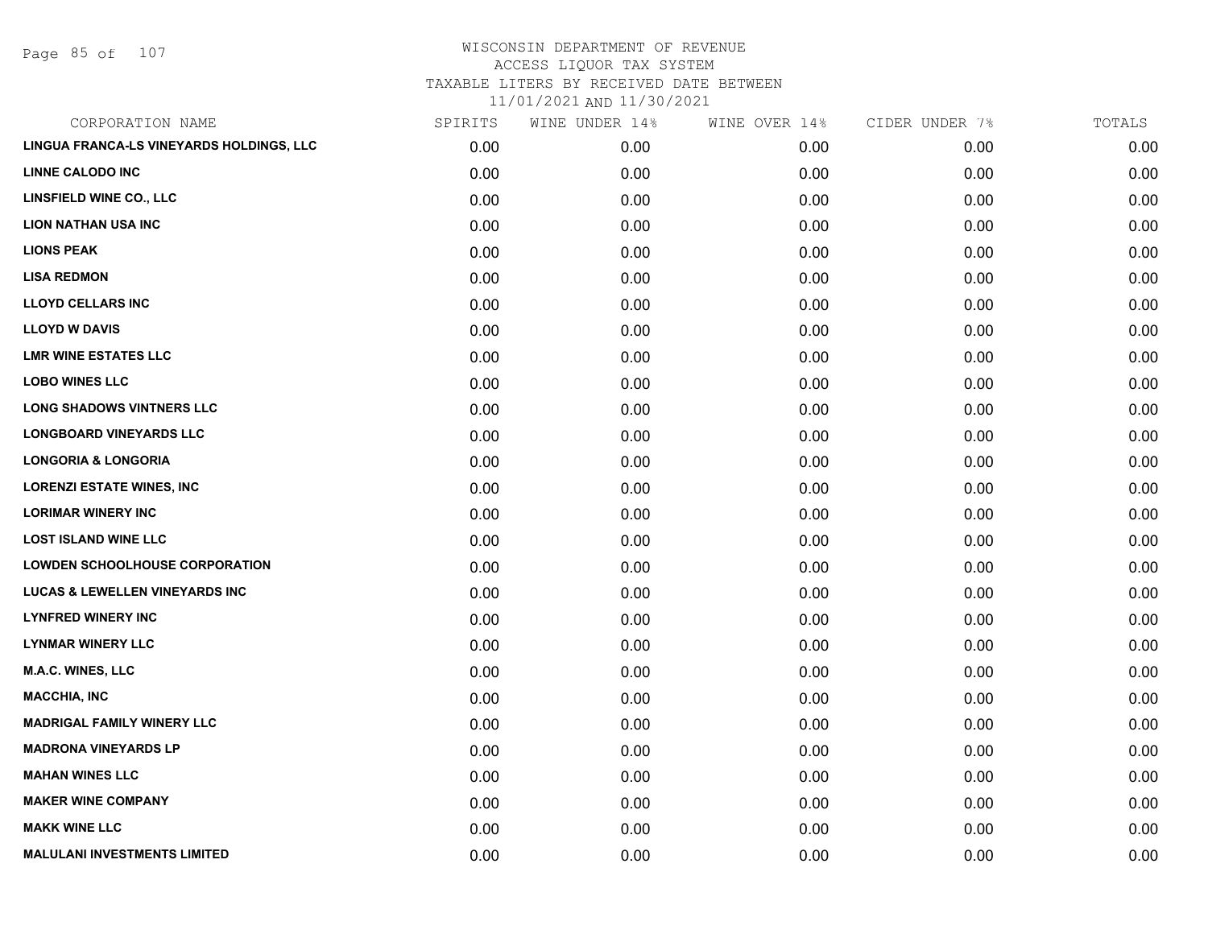# WISCONSIN DEPARTMENT OF REVENUE
## ACCESS LIQUOR TAX SYSTEM
### TAXABLE LITERS BY RECEIVED DATE BETWEEN 11/01/2021 AND 11/30/2021

| CORPORATION NAME | SPIRITS | WINE UNDER 14% | WINE OVER 14% | CIDER UNDER 7% | TOTALS |
|---|---|---|---|---|---|
| LINGUA FRANCA-LS VINEYARDS HOLDINGS, LLC | 0.00 | 0.00 | 0.00 | 0.00 | 0.00 |
| LINNE CALODO INC | 0.00 | 0.00 | 0.00 | 0.00 | 0.00 |
| LINSFIELD WINE CO., LLC | 0.00 | 0.00 | 0.00 | 0.00 | 0.00 |
| LION NATHAN USA INC | 0.00 | 0.00 | 0.00 | 0.00 | 0.00 |
| LIONS PEAK | 0.00 | 0.00 | 0.00 | 0.00 | 0.00 |
| LISA REDMON | 0.00 | 0.00 | 0.00 | 0.00 | 0.00 |
| LLOYD CELLARS INC | 0.00 | 0.00 | 0.00 | 0.00 | 0.00 |
| LLOYD W DAVIS | 0.00 | 0.00 | 0.00 | 0.00 | 0.00 |
| LMR WINE ESTATES LLC | 0.00 | 0.00 | 0.00 | 0.00 | 0.00 |
| LOBO WINES LLC | 0.00 | 0.00 | 0.00 | 0.00 | 0.00 |
| LONG SHADOWS VINTNERS LLC | 0.00 | 0.00 | 0.00 | 0.00 | 0.00 |
| LONGBOARD VINEYARDS LLC | 0.00 | 0.00 | 0.00 | 0.00 | 0.00 |
| LONGORIA & LONGORIA | 0.00 | 0.00 | 0.00 | 0.00 | 0.00 |
| LORENZI ESTATE WINES, INC | 0.00 | 0.00 | 0.00 | 0.00 | 0.00 |
| LORIMAR WINERY INC | 0.00 | 0.00 | 0.00 | 0.00 | 0.00 |
| LOST ISLAND WINE LLC | 0.00 | 0.00 | 0.00 | 0.00 | 0.00 |
| LOWDEN SCHOOLHOUSE CORPORATION | 0.00 | 0.00 | 0.00 | 0.00 | 0.00 |
| LUCAS & LEWELLEN VINEYARDS INC | 0.00 | 0.00 | 0.00 | 0.00 | 0.00 |
| LYNFRED WINERY INC | 0.00 | 0.00 | 0.00 | 0.00 | 0.00 |
| LYNMAR WINERY LLC | 0.00 | 0.00 | 0.00 | 0.00 | 0.00 |
| M.A.C. WINES, LLC | 0.00 | 0.00 | 0.00 | 0.00 | 0.00 |
| MACCHIA, INC | 0.00 | 0.00 | 0.00 | 0.00 | 0.00 |
| MADRIGAL FAMILY WINERY LLC | 0.00 | 0.00 | 0.00 | 0.00 | 0.00 |
| MADRONA VINEYARDS LP | 0.00 | 0.00 | 0.00 | 0.00 | 0.00 |
| MAHAN WINES LLC | 0.00 | 0.00 | 0.00 | 0.00 | 0.00 |
| MAKER WINE COMPANY | 0.00 | 0.00 | 0.00 | 0.00 | 0.00 |
| MAKK WINE LLC | 0.00 | 0.00 | 0.00 | 0.00 | 0.00 |
| MALULANI INVESTMENTS LIMITED | 0.00 | 0.00 | 0.00 | 0.00 | 0.00 |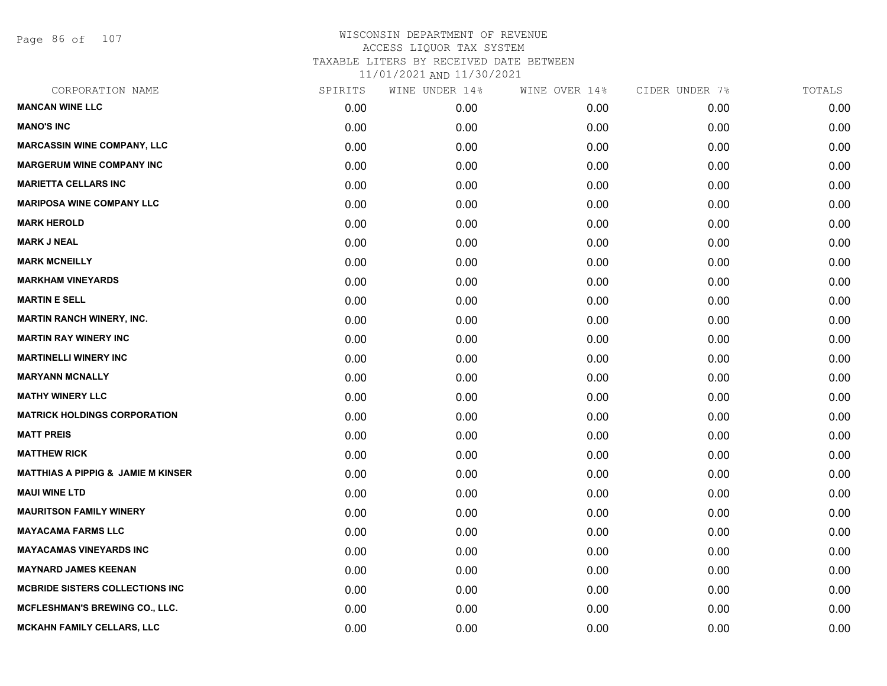# WISCONSIN DEPARTMENT OF REVENUE
## ACCESS LIQUOR TAX SYSTEM
### TAXABLE LITERS BY RECEIVED DATE BETWEEN 11/01/2021 AND 11/30/2021

| CORPORATION NAME | SPIRITS | WINE UNDER 14% | WINE OVER 14% | CIDER UNDER 7% | TOTALS |
|---|---|---|---|---|---|
| MANCAN WINE LLC | 0.00 | 0.00 | 0.00 | 0.00 | 0.00 |
| MANO'S INC | 0.00 | 0.00 | 0.00 | 0.00 | 0.00 |
| MARCASSIN WINE COMPANY, LLC | 0.00 | 0.00 | 0.00 | 0.00 | 0.00 |
| MARGERUM WINE COMPANY INC | 0.00 | 0.00 | 0.00 | 0.00 | 0.00 |
| MARIETTA CELLARS INC | 0.00 | 0.00 | 0.00 | 0.00 | 0.00 |
| MARIPOSA WINE COMPANY LLC | 0.00 | 0.00 | 0.00 | 0.00 | 0.00 |
| MARK HEROLD | 0.00 | 0.00 | 0.00 | 0.00 | 0.00 |
| MARK J NEAL | 0.00 | 0.00 | 0.00 | 0.00 | 0.00 |
| MARK MCNEILLY | 0.00 | 0.00 | 0.00 | 0.00 | 0.00 |
| MARKHAM VINEYARDS | 0.00 | 0.00 | 0.00 | 0.00 | 0.00 |
| MARTIN E SELL | 0.00 | 0.00 | 0.00 | 0.00 | 0.00 |
| MARTIN RANCH WINERY, INC. | 0.00 | 0.00 | 0.00 | 0.00 | 0.00 |
| MARTIN RAY WINERY INC | 0.00 | 0.00 | 0.00 | 0.00 | 0.00 |
| MARTINELLI WINERY INC | 0.00 | 0.00 | 0.00 | 0.00 | 0.00 |
| MARYANN MCNALLY | 0.00 | 0.00 | 0.00 | 0.00 | 0.00 |
| MATHY WINERY LLC | 0.00 | 0.00 | 0.00 | 0.00 | 0.00 |
| MATRICK HOLDINGS CORPORATION | 0.00 | 0.00 | 0.00 | 0.00 | 0.00 |
| MATT PREIS | 0.00 | 0.00 | 0.00 | 0.00 | 0.00 |
| MATTHEW RICK | 0.00 | 0.00 | 0.00 | 0.00 | 0.00 |
| MATTHIAS A PIPPIG & JAMIE M KINSER | 0.00 | 0.00 | 0.00 | 0.00 | 0.00 |
| MAUI WINE LTD | 0.00 | 0.00 | 0.00 | 0.00 | 0.00 |
| MAURITSON FAMILY WINERY | 0.00 | 0.00 | 0.00 | 0.00 | 0.00 |
| MAYACAMA FARMS LLC | 0.00 | 0.00 | 0.00 | 0.00 | 0.00 |
| MAYACAMAS VINEYARDS INC | 0.00 | 0.00 | 0.00 | 0.00 | 0.00 |
| MAYNARD JAMES KEENAN | 0.00 | 0.00 | 0.00 | 0.00 | 0.00 |
| MCBRIDE SISTERS COLLECTIONS INC | 0.00 | 0.00 | 0.00 | 0.00 | 0.00 |
| MCFLESHMAN'S BREWING CO., LLC. | 0.00 | 0.00 | 0.00 | 0.00 | 0.00 |
| MCKAHN FAMILY CELLARS, LLC | 0.00 | 0.00 | 0.00 | 0.00 | 0.00 |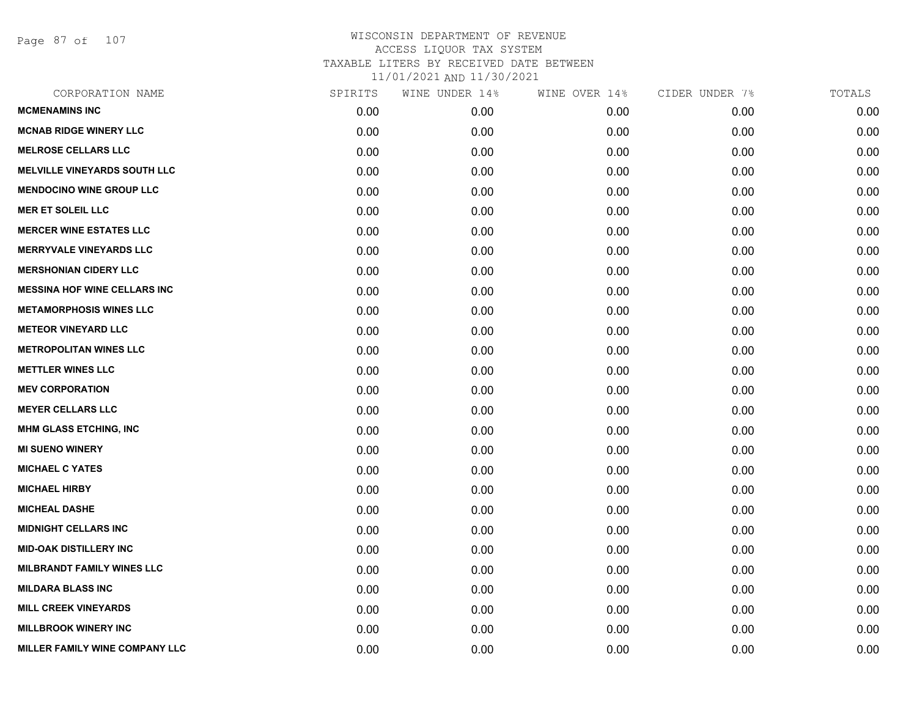WISCONSIN DEPARTMENT OF REVENUE
ACCESS LIQUOR TAX SYSTEM
TAXABLE LITERS BY RECEIVED DATE BETWEEN
11/01/2021 AND 11/30/2021

| CORPORATION NAME | SPIRITS | WINE UNDER 14% | WINE OVER 14% | CIDER UNDER 7% | TOTALS |
|---|---|---|---|---|---|
| MCMENAMINS INC | 0.00 | 0.00 | 0.00 | 0.00 | 0.00 |
| MCNAB RIDGE WINERY LLC | 0.00 | 0.00 | 0.00 | 0.00 | 0.00 |
| MELROSE CELLARS LLC | 0.00 | 0.00 | 0.00 | 0.00 | 0.00 |
| MELVILLE VINEYARDS SOUTH LLC | 0.00 | 0.00 | 0.00 | 0.00 | 0.00 |
| MENDOCINO WINE GROUP LLC | 0.00 | 0.00 | 0.00 | 0.00 | 0.00 |
| MER ET SOLEIL LLC | 0.00 | 0.00 | 0.00 | 0.00 | 0.00 |
| MERCER WINE ESTATES LLC | 0.00 | 0.00 | 0.00 | 0.00 | 0.00 |
| MERRYVALE VINEYARDS LLC | 0.00 | 0.00 | 0.00 | 0.00 | 0.00 |
| MERSHONIAN CIDERY LLC | 0.00 | 0.00 | 0.00 | 0.00 | 0.00 |
| MESSINA HOF WINE CELLARS INC | 0.00 | 0.00 | 0.00 | 0.00 | 0.00 |
| METAMORPHOSIS WINES LLC | 0.00 | 0.00 | 0.00 | 0.00 | 0.00 |
| METEOR VINEYARD LLC | 0.00 | 0.00 | 0.00 | 0.00 | 0.00 |
| METROPOLITAN WINES LLC | 0.00 | 0.00 | 0.00 | 0.00 | 0.00 |
| METTLER WINES LLC | 0.00 | 0.00 | 0.00 | 0.00 | 0.00 |
| MEV CORPORATION | 0.00 | 0.00 | 0.00 | 0.00 | 0.00 |
| MEYER CELLARS LLC | 0.00 | 0.00 | 0.00 | 0.00 | 0.00 |
| MHM GLASS ETCHING, INC | 0.00 | 0.00 | 0.00 | 0.00 | 0.00 |
| MI SUENO WINERY | 0.00 | 0.00 | 0.00 | 0.00 | 0.00 |
| MICHAEL C YATES | 0.00 | 0.00 | 0.00 | 0.00 | 0.00 |
| MICHAEL HIRBY | 0.00 | 0.00 | 0.00 | 0.00 | 0.00 |
| MICHEAL DASHE | 0.00 | 0.00 | 0.00 | 0.00 | 0.00 |
| MIDNIGHT CELLARS INC | 0.00 | 0.00 | 0.00 | 0.00 | 0.00 |
| MID-OAK DISTILLERY INC | 0.00 | 0.00 | 0.00 | 0.00 | 0.00 |
| MILBRANDT FAMILY WINES LLC | 0.00 | 0.00 | 0.00 | 0.00 | 0.00 |
| MILDARA BLASS INC | 0.00 | 0.00 | 0.00 | 0.00 | 0.00 |
| MILL CREEK VINEYARDS | 0.00 | 0.00 | 0.00 | 0.00 | 0.00 |
| MILLBROOK WINERY INC | 0.00 | 0.00 | 0.00 | 0.00 | 0.00 |
| MILLER FAMILY WINE COMPANY LLC | 0.00 | 0.00 | 0.00 | 0.00 | 0.00 |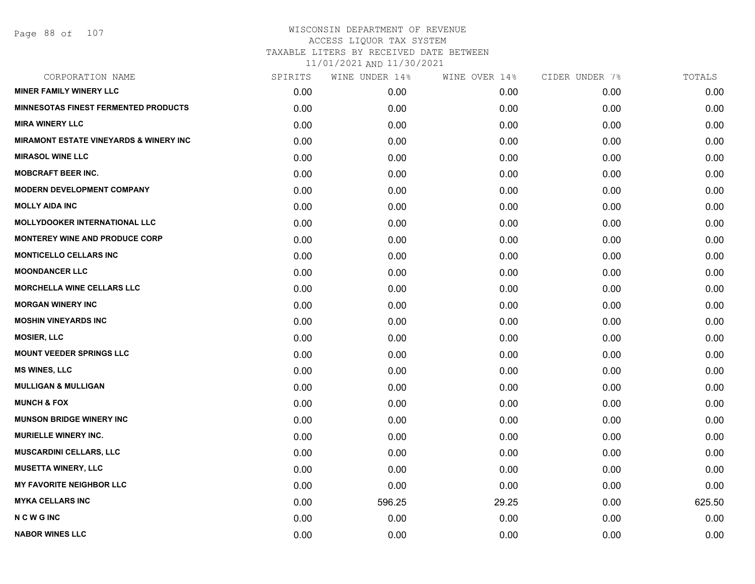# WISCONSIN DEPARTMENT OF REVENUE
## ACCESS LIQUOR TAX SYSTEM
### TAXABLE LITERS BY RECEIVED DATE BETWEEN 11/01/2021 AND 11/30/2021

| CORPORATION NAME | SPIRITS | WINE UNDER 14% | WINE OVER 14% | CIDER UNDER 7% | TOTALS |
|---|---|---|---|---|---|
| MINER FAMILY WINERY LLC | 0.00 | 0.00 | 0.00 | 0.00 | 0.00 |
| MINNESOTAS FINEST FERMENTED PRODUCTS | 0.00 | 0.00 | 0.00 | 0.00 | 0.00 |
| MIRA WINERY LLC | 0.00 | 0.00 | 0.00 | 0.00 | 0.00 |
| MIRAMONT ESTATE VINEYARDS & WINERY INC | 0.00 | 0.00 | 0.00 | 0.00 | 0.00 |
| MIRASOL WINE LLC | 0.00 | 0.00 | 0.00 | 0.00 | 0.00 |
| MOBCRAFT BEER INC. | 0.00 | 0.00 | 0.00 | 0.00 | 0.00 |
| MODERN DEVELOPMENT COMPANY | 0.00 | 0.00 | 0.00 | 0.00 | 0.00 |
| MOLLY AIDA INC | 0.00 | 0.00 | 0.00 | 0.00 | 0.00 |
| MOLLYDOOKER INTERNATIONAL LLC | 0.00 | 0.00 | 0.00 | 0.00 | 0.00 |
| MONTEREY WINE AND PRODUCE CORP | 0.00 | 0.00 | 0.00 | 0.00 | 0.00 |
| MONTICELLO CELLARS INC | 0.00 | 0.00 | 0.00 | 0.00 | 0.00 |
| MOONDANCER LLC | 0.00 | 0.00 | 0.00 | 0.00 | 0.00 |
| MORCHELLA WINE CELLARS LLC | 0.00 | 0.00 | 0.00 | 0.00 | 0.00 |
| MORGAN WINERY INC | 0.00 | 0.00 | 0.00 | 0.00 | 0.00 |
| MOSHIN VINEYARDS INC | 0.00 | 0.00 | 0.00 | 0.00 | 0.00 |
| MOSIER, LLC | 0.00 | 0.00 | 0.00 | 0.00 | 0.00 |
| MOUNT VEEDER SPRINGS LLC | 0.00 | 0.00 | 0.00 | 0.00 | 0.00 |
| MS WINES, LLC | 0.00 | 0.00 | 0.00 | 0.00 | 0.00 |
| MULLIGAN & MULLIGAN | 0.00 | 0.00 | 0.00 | 0.00 | 0.00 |
| MUNCH & FOX | 0.00 | 0.00 | 0.00 | 0.00 | 0.00 |
| MUNSON BRIDGE WINERY INC | 0.00 | 0.00 | 0.00 | 0.00 | 0.00 |
| MURIELLE WINERY INC. | 0.00 | 0.00 | 0.00 | 0.00 | 0.00 |
| MUSCARDINI CELLARS, LLC | 0.00 | 0.00 | 0.00 | 0.00 | 0.00 |
| MUSETTA WINERY, LLC | 0.00 | 0.00 | 0.00 | 0.00 | 0.00 |
| MY FAVORITE NEIGHBOR LLC | 0.00 | 0.00 | 0.00 | 0.00 | 0.00 |
| MYKA CELLARS INC | 0.00 | 596.25 | 29.25 | 0.00 | 625.50 |
| N C W G INC | 0.00 | 0.00 | 0.00 | 0.00 | 0.00 |
| NABOR WINES LLC | 0.00 | 0.00 | 0.00 | 0.00 | 0.00 |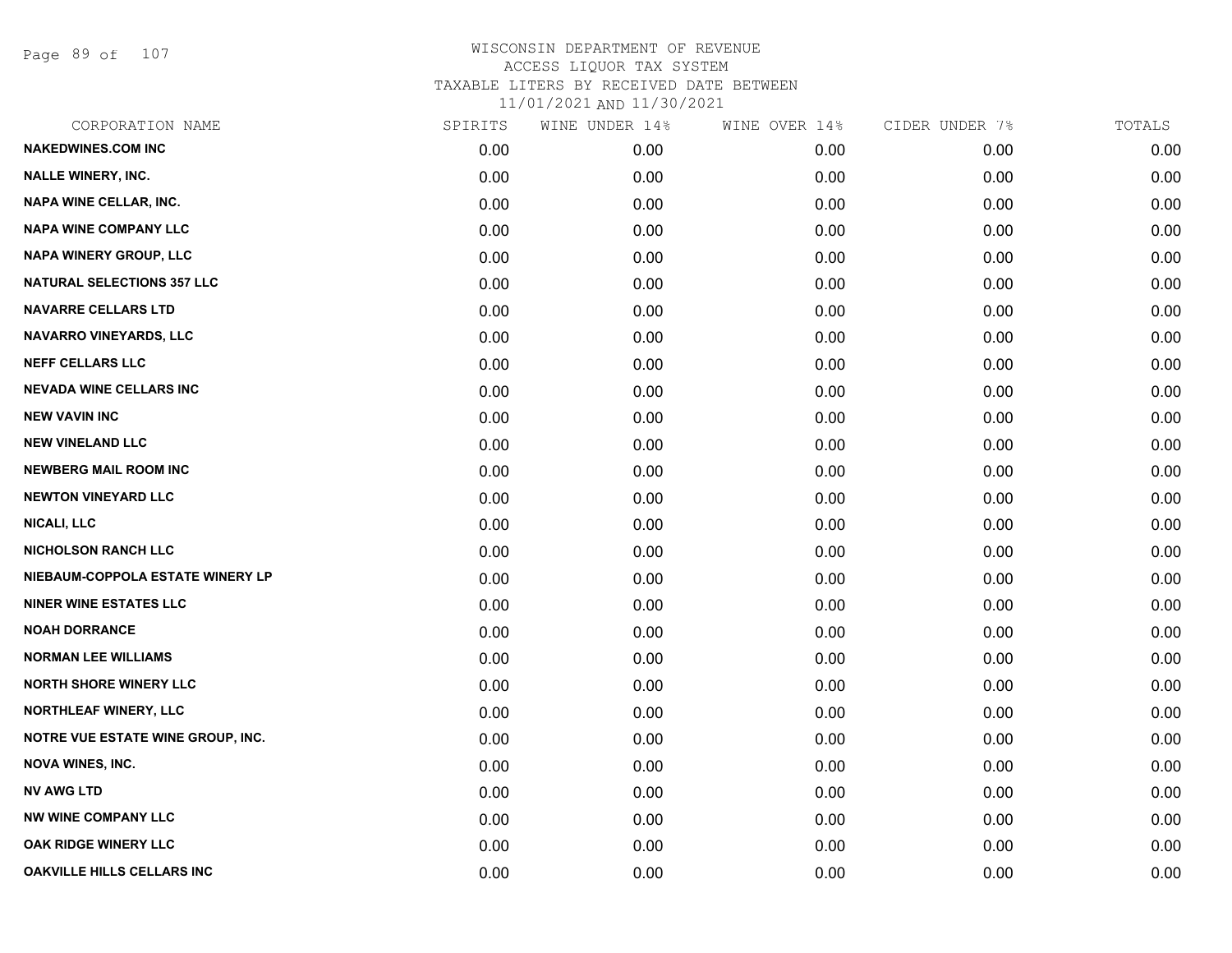WISCONSIN DEPARTMENT OF REVENUE
ACCESS LIQUOR TAX SYSTEM
TAXABLE LITERS BY RECEIVED DATE BETWEEN
11/01/2021 AND 11/30/2021

| CORPORATION NAME | SPIRITS | WINE UNDER 14% | WINE OVER 14% | CIDER UNDER 7% | TOTALS |
|---|---|---|---|---|---|
| NAKEDWINES.COM INC | 0.00 | 0.00 | 0.00 | 0.00 | 0.00 |
| NALLE WINERY, INC. | 0.00 | 0.00 | 0.00 | 0.00 | 0.00 |
| NAPA WINE CELLAR, INC. | 0.00 | 0.00 | 0.00 | 0.00 | 0.00 |
| NAPA WINE COMPANY LLC | 0.00 | 0.00 | 0.00 | 0.00 | 0.00 |
| NAPA WINERY GROUP, LLC | 0.00 | 0.00 | 0.00 | 0.00 | 0.00 |
| NATURAL SELECTIONS 357 LLC | 0.00 | 0.00 | 0.00 | 0.00 | 0.00 |
| NAVARRE CELLARS LTD | 0.00 | 0.00 | 0.00 | 0.00 | 0.00 |
| NAVARRO VINEYARDS, LLC | 0.00 | 0.00 | 0.00 | 0.00 | 0.00 |
| NEFF CELLARS LLC | 0.00 | 0.00 | 0.00 | 0.00 | 0.00 |
| NEVADA WINE CELLARS INC | 0.00 | 0.00 | 0.00 | 0.00 | 0.00 |
| NEW VAVIN INC | 0.00 | 0.00 | 0.00 | 0.00 | 0.00 |
| NEW VINELAND LLC | 0.00 | 0.00 | 0.00 | 0.00 | 0.00 |
| NEWBERG MAIL ROOM INC | 0.00 | 0.00 | 0.00 | 0.00 | 0.00 |
| NEWTON VINEYARD LLC | 0.00 | 0.00 | 0.00 | 0.00 | 0.00 |
| NICALI, LLC | 0.00 | 0.00 | 0.00 | 0.00 | 0.00 |
| NICHOLSON RANCH LLC | 0.00 | 0.00 | 0.00 | 0.00 | 0.00 |
| NIEBAUM-COPPOLA ESTATE WINERY LP | 0.00 | 0.00 | 0.00 | 0.00 | 0.00 |
| NINER WINE ESTATES LLC | 0.00 | 0.00 | 0.00 | 0.00 | 0.00 |
| NOAH DORRANCE | 0.00 | 0.00 | 0.00 | 0.00 | 0.00 |
| NORMAN LEE WILLIAMS | 0.00 | 0.00 | 0.00 | 0.00 | 0.00 |
| NORTH SHORE WINERY LLC | 0.00 | 0.00 | 0.00 | 0.00 | 0.00 |
| NORTHLEAF WINERY, LLC | 0.00 | 0.00 | 0.00 | 0.00 | 0.00 |
| NOTRE VUE ESTATE WINE GROUP, INC. | 0.00 | 0.00 | 0.00 | 0.00 | 0.00 |
| NOVA WINES, INC. | 0.00 | 0.00 | 0.00 | 0.00 | 0.00 |
| NV AWG LTD | 0.00 | 0.00 | 0.00 | 0.00 | 0.00 |
| NW WINE COMPANY LLC | 0.00 | 0.00 | 0.00 | 0.00 | 0.00 |
| OAK RIDGE WINERY LLC | 0.00 | 0.00 | 0.00 | 0.00 | 0.00 |
| OAKVILLE HILLS CELLARS INC | 0.00 | 0.00 | 0.00 | 0.00 | 0.00 |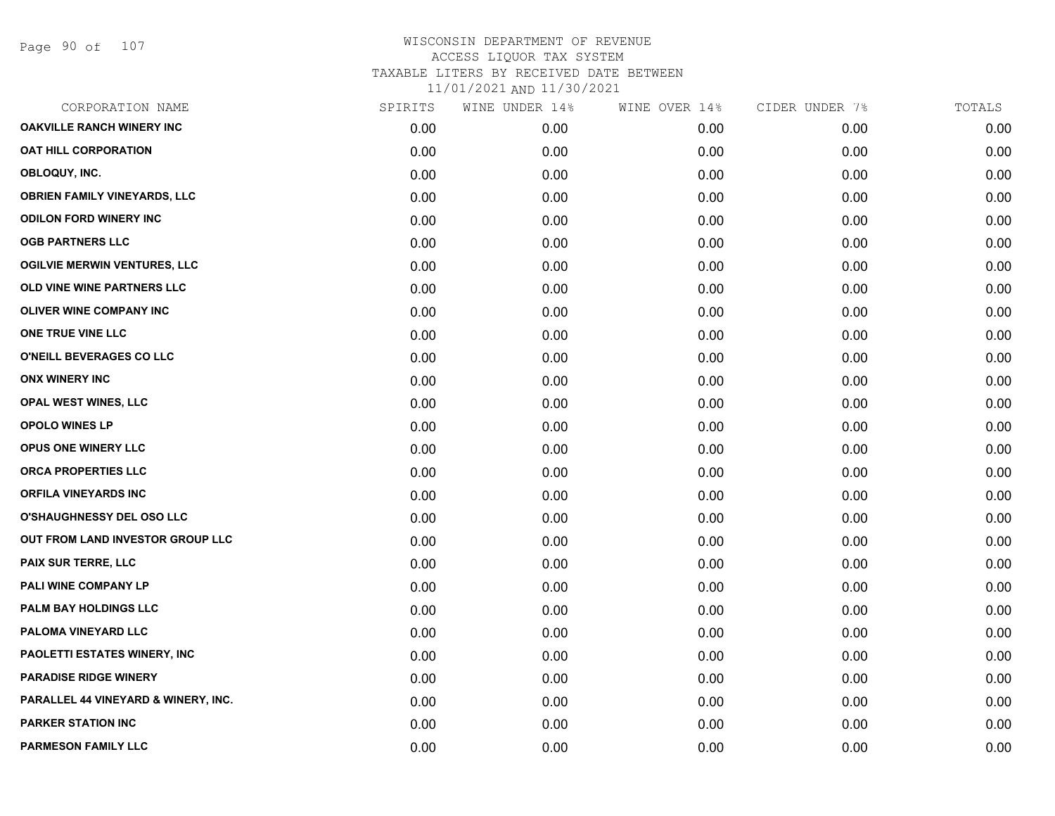WISCONSIN DEPARTMENT OF REVENUE
ACCESS LIQUOR TAX SYSTEM
TAXABLE LITERS BY RECEIVED DATE BETWEEN
11/01/2021 AND 11/30/2021

| CORPORATION NAME | SPIRITS | WINE UNDER 14% | WINE OVER 14% | CIDER UNDER 7% | TOTALS |
|---|---|---|---|---|---|
| OAKVILLE RANCH WINERY INC | 0.00 | 0.00 | 0.00 | 0.00 | 0.00 |
| OAT HILL CORPORATION | 0.00 | 0.00 | 0.00 | 0.00 | 0.00 |
| OBLOQUY, INC. | 0.00 | 0.00 | 0.00 | 0.00 | 0.00 |
| OBRIEN FAMILY VINEYARDS, LLC | 0.00 | 0.00 | 0.00 | 0.00 | 0.00 |
| ODILON FORD WINERY INC | 0.00 | 0.00 | 0.00 | 0.00 | 0.00 |
| OGB PARTNERS LLC | 0.00 | 0.00 | 0.00 | 0.00 | 0.00 |
| OGILVIE MERWIN VENTURES, LLC | 0.00 | 0.00 | 0.00 | 0.00 | 0.00 |
| OLD VINE WINE PARTNERS LLC | 0.00 | 0.00 | 0.00 | 0.00 | 0.00 |
| OLIVER WINE COMPANY INC | 0.00 | 0.00 | 0.00 | 0.00 | 0.00 |
| ONE TRUE VINE LLC | 0.00 | 0.00 | 0.00 | 0.00 | 0.00 |
| O'NEILL BEVERAGES CO LLC | 0.00 | 0.00 | 0.00 | 0.00 | 0.00 |
| ONX WINERY INC | 0.00 | 0.00 | 0.00 | 0.00 | 0.00 |
| OPAL WEST WINES, LLC | 0.00 | 0.00 | 0.00 | 0.00 | 0.00 |
| OPOLO WINES LP | 0.00 | 0.00 | 0.00 | 0.00 | 0.00 |
| OPUS ONE WINERY LLC | 0.00 | 0.00 | 0.00 | 0.00 | 0.00 |
| ORCA PROPERTIES LLC | 0.00 | 0.00 | 0.00 | 0.00 | 0.00 |
| ORFILA VINEYARDS INC | 0.00 | 0.00 | 0.00 | 0.00 | 0.00 |
| O'SHAUGHNESSY DEL OSO LLC | 0.00 | 0.00 | 0.00 | 0.00 | 0.00 |
| OUT FROM LAND INVESTOR GROUP LLC | 0.00 | 0.00 | 0.00 | 0.00 | 0.00 |
| PAIX SUR TERRE, LLC | 0.00 | 0.00 | 0.00 | 0.00 | 0.00 |
| PALI WINE COMPANY LP | 0.00 | 0.00 | 0.00 | 0.00 | 0.00 |
| PALM BAY HOLDINGS LLC | 0.00 | 0.00 | 0.00 | 0.00 | 0.00 |
| PALOMA VINEYARD LLC | 0.00 | 0.00 | 0.00 | 0.00 | 0.00 |
| PAOLETTI ESTATES WINERY, INC | 0.00 | 0.00 | 0.00 | 0.00 | 0.00 |
| PARADISE RIDGE WINERY | 0.00 | 0.00 | 0.00 | 0.00 | 0.00 |
| PARALLEL 44 VINEYARD & WINERY, INC. | 0.00 | 0.00 | 0.00 | 0.00 | 0.00 |
| PARKER STATION INC | 0.00 | 0.00 | 0.00 | 0.00 | 0.00 |
| PARMESON FAMILY LLC | 0.00 | 0.00 | 0.00 | 0.00 | 0.00 |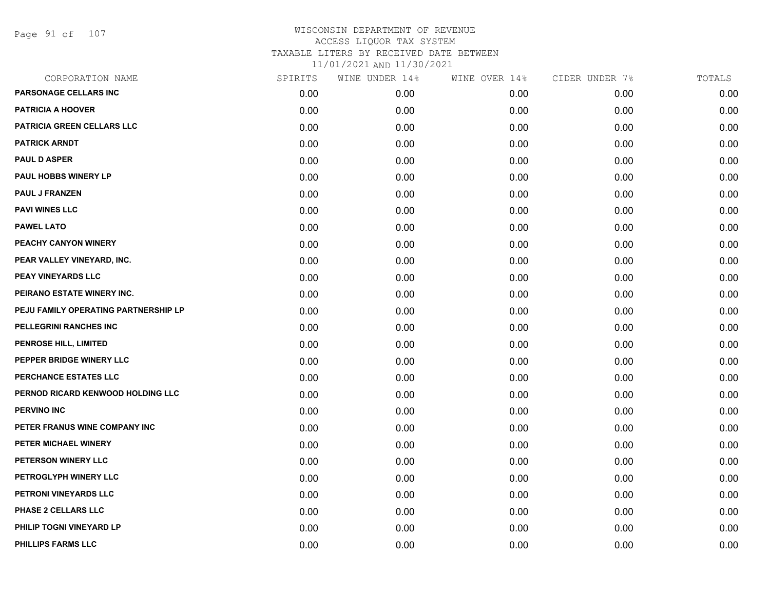# WISCONSIN DEPARTMENT OF REVENUE
## ACCESS LIQUOR TAX SYSTEM
### TAXABLE LITERS BY RECEIVED DATE BETWEEN 11/01/2021 AND 11/30/2021

| CORPORATION NAME | SPIRITS | WINE UNDER 14% | WINE OVER 14% | CIDER UNDER 7% | TOTALS |
|---|---|---|---|---|---|
| PARSONAGE CELLARS INC | 0.00 | 0.00 | 0.00 | 0.00 | 0.00 |
| PATRICIA A HOOVER | 0.00 | 0.00 | 0.00 | 0.00 | 0.00 |
| PATRICIA GREEN CELLARS LLC | 0.00 | 0.00 | 0.00 | 0.00 | 0.00 |
| PATRICK ARNDT | 0.00 | 0.00 | 0.00 | 0.00 | 0.00 |
| PAUL D ASPER | 0.00 | 0.00 | 0.00 | 0.00 | 0.00 |
| PAUL HOBBS WINERY LP | 0.00 | 0.00 | 0.00 | 0.00 | 0.00 |
| PAUL J FRANZEN | 0.00 | 0.00 | 0.00 | 0.00 | 0.00 |
| PAVI WINES LLC | 0.00 | 0.00 | 0.00 | 0.00 | 0.00 |
| PAWEL LATO | 0.00 | 0.00 | 0.00 | 0.00 | 0.00 |
| PEACHY CANYON WINERY | 0.00 | 0.00 | 0.00 | 0.00 | 0.00 |
| PEAR VALLEY VINEYARD, INC. | 0.00 | 0.00 | 0.00 | 0.00 | 0.00 |
| PEAY VINEYARDS LLC | 0.00 | 0.00 | 0.00 | 0.00 | 0.00 |
| PEIRANO ESTATE WINERY INC. | 0.00 | 0.00 | 0.00 | 0.00 | 0.00 |
| PEJU FAMILY OPERATING PARTNERSHIP LP | 0.00 | 0.00 | 0.00 | 0.00 | 0.00 |
| PELLEGRINI RANCHES INC | 0.00 | 0.00 | 0.00 | 0.00 | 0.00 |
| PENROSE HILL, LIMITED | 0.00 | 0.00 | 0.00 | 0.00 | 0.00 |
| PEPPER BRIDGE WINERY LLC | 0.00 | 0.00 | 0.00 | 0.00 | 0.00 |
| PERCHANCE ESTATES LLC | 0.00 | 0.00 | 0.00 | 0.00 | 0.00 |
| PERNOD RICARD KENWOOD HOLDING LLC | 0.00 | 0.00 | 0.00 | 0.00 | 0.00 |
| PERVINO INC | 0.00 | 0.00 | 0.00 | 0.00 | 0.00 |
| PETER FRANUS WINE COMPANY INC | 0.00 | 0.00 | 0.00 | 0.00 | 0.00 |
| PETER MICHAEL WINERY | 0.00 | 0.00 | 0.00 | 0.00 | 0.00 |
| PETERSON WINERY LLC | 0.00 | 0.00 | 0.00 | 0.00 | 0.00 |
| PETROGLYPH WINERY LLC | 0.00 | 0.00 | 0.00 | 0.00 | 0.00 |
| PETRONI VINEYARDS LLC | 0.00 | 0.00 | 0.00 | 0.00 | 0.00 |
| PHASE 2 CELLARS LLC | 0.00 | 0.00 | 0.00 | 0.00 | 0.00 |
| PHILIP TOGNI VINEYARD LP | 0.00 | 0.00 | 0.00 | 0.00 | 0.00 |
| PHILLIPS FARMS LLC | 0.00 | 0.00 | 0.00 | 0.00 | 0.00 |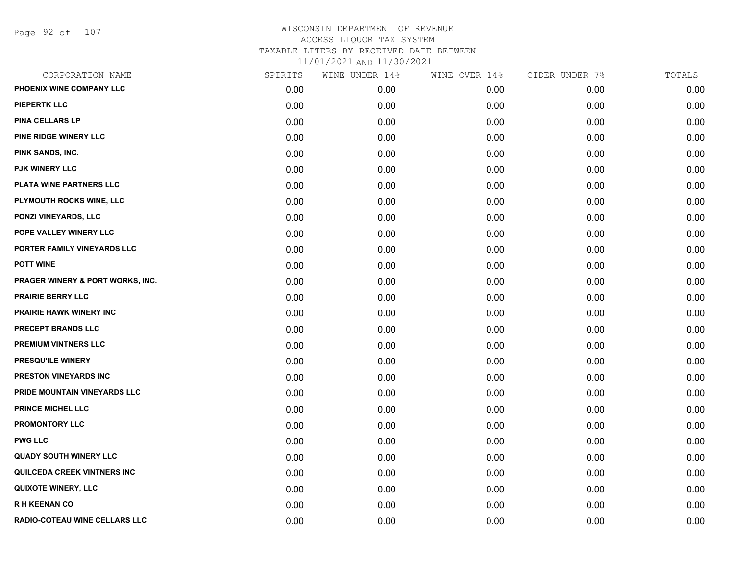# WISCONSIN DEPARTMENT OF REVENUE
## ACCESS LIQUOR TAX SYSTEM
### TAXABLE LITERS BY RECEIVED DATE BETWEEN 11/01/2021 AND 11/30/2021

| CORPORATION NAME | SPIRITS | WINE UNDER 14% | WINE OVER 14% | CIDER UNDER 7% | TOTALS |
|---|---|---|---|---|---|
| PHOENIX WINE COMPANY LLC | 0.00 | 0.00 | 0.00 | 0.00 | 0.00 |
| PIEPERTK LLC | 0.00 | 0.00 | 0.00 | 0.00 | 0.00 |
| PINA CELLARS LP | 0.00 | 0.00 | 0.00 | 0.00 | 0.00 |
| PINE RIDGE WINERY LLC | 0.00 | 0.00 | 0.00 | 0.00 | 0.00 |
| PINK SANDS, INC. | 0.00 | 0.00 | 0.00 | 0.00 | 0.00 |
| PJK WINERY LLC | 0.00 | 0.00 | 0.00 | 0.00 | 0.00 |
| PLATA WINE PARTNERS LLC | 0.00 | 0.00 | 0.00 | 0.00 | 0.00 |
| PLYMOUTH ROCKS WINE, LLC | 0.00 | 0.00 | 0.00 | 0.00 | 0.00 |
| PONZI VINEYARDS, LLC | 0.00 | 0.00 | 0.00 | 0.00 | 0.00 |
| POPE VALLEY WINERY LLC | 0.00 | 0.00 | 0.00 | 0.00 | 0.00 |
| PORTER FAMILY VINEYARDS LLC | 0.00 | 0.00 | 0.00 | 0.00 | 0.00 |
| POTT WINE | 0.00 | 0.00 | 0.00 | 0.00 | 0.00 |
| PRAGER WINERY & PORT WORKS, INC. | 0.00 | 0.00 | 0.00 | 0.00 | 0.00 |
| PRAIRIE BERRY LLC | 0.00 | 0.00 | 0.00 | 0.00 | 0.00 |
| PRAIRIE HAWK WINERY INC | 0.00 | 0.00 | 0.00 | 0.00 | 0.00 |
| PRECEPT BRANDS LLC | 0.00 | 0.00 | 0.00 | 0.00 | 0.00 |
| PREMIUM VINTNERS LLC | 0.00 | 0.00 | 0.00 | 0.00 | 0.00 |
| PRESQU'ILE WINERY | 0.00 | 0.00 | 0.00 | 0.00 | 0.00 |
| PRESTON VINEYARDS INC | 0.00 | 0.00 | 0.00 | 0.00 | 0.00 |
| PRIDE MOUNTAIN VINEYARDS LLC | 0.00 | 0.00 | 0.00 | 0.00 | 0.00 |
| PRINCE MICHEL LLC | 0.00 | 0.00 | 0.00 | 0.00 | 0.00 |
| PROMONTORY LLC | 0.00 | 0.00 | 0.00 | 0.00 | 0.00 |
| PWG LLC | 0.00 | 0.00 | 0.00 | 0.00 | 0.00 |
| QUADY SOUTH WINERY LLC | 0.00 | 0.00 | 0.00 | 0.00 | 0.00 |
| QUILCEDA CREEK VINTNERS INC | 0.00 | 0.00 | 0.00 | 0.00 | 0.00 |
| QUIXOTE WINERY, LLC | 0.00 | 0.00 | 0.00 | 0.00 | 0.00 |
| R H KEENAN CO | 0.00 | 0.00 | 0.00 | 0.00 | 0.00 |
| RADIO-COTEAU WINE CELLARS LLC | 0.00 | 0.00 | 0.00 | 0.00 | 0.00 |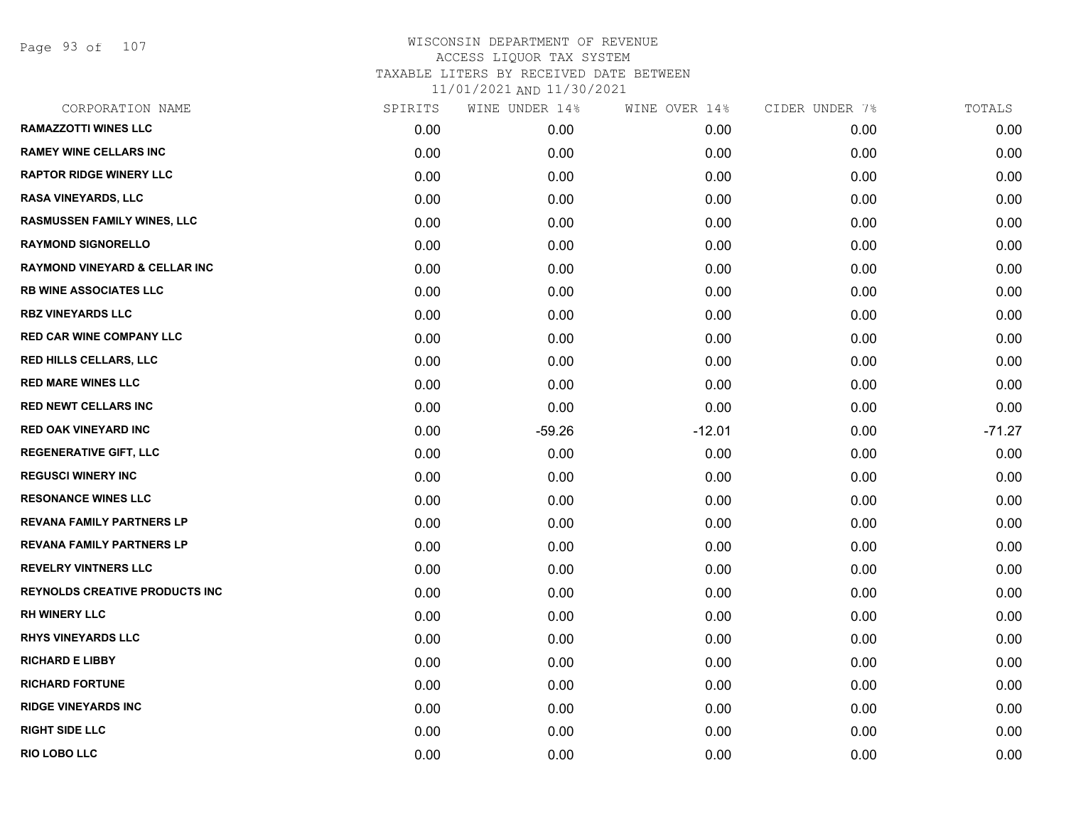# WISCONSIN DEPARTMENT OF REVENUE
## ACCESS LIQUOR TAX SYSTEM
## TAXABLE LITERS BY RECEIVED DATE BETWEEN
## 11/01/2021 AND 11/30/2021

| CORPORATION NAME | SPIRITS | WINE UNDER 14% | WINE OVER 14% | CIDER UNDER 7% | TOTALS |
|---|---|---|---|---|---|
| RAMAZZOTTI WINES LLC | 0.00 | 0.00 | 0.00 | 0.00 | 0.00 |
| RAMEY WINE CELLARS INC | 0.00 | 0.00 | 0.00 | 0.00 | 0.00 |
| RAPTOR RIDGE WINERY LLC | 0.00 | 0.00 | 0.00 | 0.00 | 0.00 |
| RASA VINEYARDS, LLC | 0.00 | 0.00 | 0.00 | 0.00 | 0.00 |
| RASMUSSEN FAMILY WINES, LLC | 0.00 | 0.00 | 0.00 | 0.00 | 0.00 |
| RAYMOND SIGNORELLO | 0.00 | 0.00 | 0.00 | 0.00 | 0.00 |
| RAYMOND VINEYARD & CELLAR INC | 0.00 | 0.00 | 0.00 | 0.00 | 0.00 |
| RB WINE ASSOCIATES LLC | 0.00 | 0.00 | 0.00 | 0.00 | 0.00 |
| RBZ VINEYARDS LLC | 0.00 | 0.00 | 0.00 | 0.00 | 0.00 |
| RED CAR WINE COMPANY LLC | 0.00 | 0.00 | 0.00 | 0.00 | 0.00 |
| RED HILLS CELLARS, LLC | 0.00 | 0.00 | 0.00 | 0.00 | 0.00 |
| RED MARE WINES LLC | 0.00 | 0.00 | 0.00 | 0.00 | 0.00 |
| RED NEWT CELLARS INC | 0.00 | 0.00 | 0.00 | 0.00 | 0.00 |
| RED OAK VINEYARD INC | 0.00 | -59.26 | -12.01 | 0.00 | -71.27 |
| REGENERATIVE GIFT, LLC | 0.00 | 0.00 | 0.00 | 0.00 | 0.00 |
| REGUSCI WINERY INC | 0.00 | 0.00 | 0.00 | 0.00 | 0.00 |
| RESONANCE WINES LLC | 0.00 | 0.00 | 0.00 | 0.00 | 0.00 |
| REVANA FAMILY PARTNERS LP | 0.00 | 0.00 | 0.00 | 0.00 | 0.00 |
| REVANA FAMILY PARTNERS LP | 0.00 | 0.00 | 0.00 | 0.00 | 0.00 |
| REVELRY VINTNERS LLC | 0.00 | 0.00 | 0.00 | 0.00 | 0.00 |
| REYNOLDS CREATIVE PRODUCTS INC | 0.00 | 0.00 | 0.00 | 0.00 | 0.00 |
| RH WINERY LLC | 0.00 | 0.00 | 0.00 | 0.00 | 0.00 |
| RHYS VINEYARDS LLC | 0.00 | 0.00 | 0.00 | 0.00 | 0.00 |
| RICHARD E LIBBY | 0.00 | 0.00 | 0.00 | 0.00 | 0.00 |
| RICHARD FORTUNE | 0.00 | 0.00 | 0.00 | 0.00 | 0.00 |
| RIDGE VINEYARDS INC | 0.00 | 0.00 | 0.00 | 0.00 | 0.00 |
| RIGHT SIDE LLC | 0.00 | 0.00 | 0.00 | 0.00 | 0.00 |
| RIO LOBO LLC | 0.00 | 0.00 | 0.00 | 0.00 | 0.00 |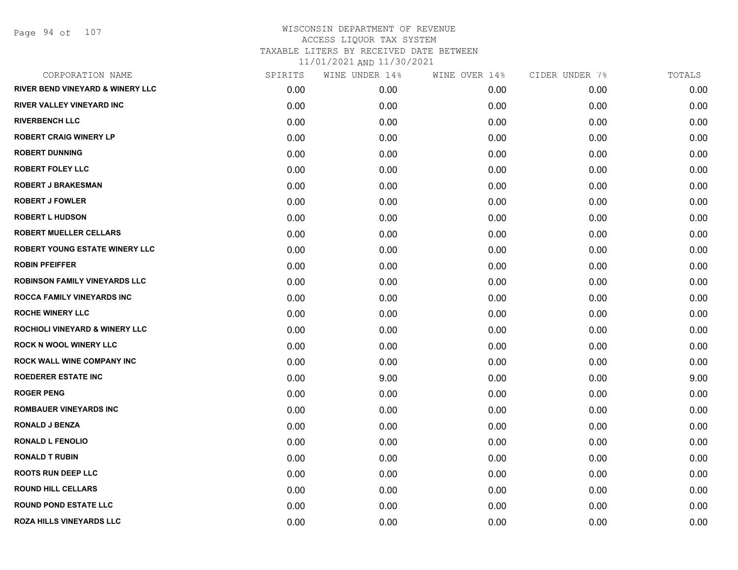# WISCONSIN DEPARTMENT OF REVENUE
## ACCESS LIQUOR TAX SYSTEM
### TAXABLE LITERS BY RECEIVED DATE BETWEEN 11/01/2021 AND 11/30/2021

| CORPORATION NAME | SPIRITS | WINE UNDER 14% | WINE OVER 14% | CIDER UNDER 7% | TOTALS |
|---|---|---|---|---|---|
| RIVER BEND VINEYARD & WINERY LLC | 0.00 | 0.00 | 0.00 | 0.00 | 0.00 |
| RIVER VALLEY VINEYARD INC | 0.00 | 0.00 | 0.00 | 0.00 | 0.00 |
| RIVERBENCH LLC | 0.00 | 0.00 | 0.00 | 0.00 | 0.00 |
| ROBERT CRAIG WINERY LP | 0.00 | 0.00 | 0.00 | 0.00 | 0.00 |
| ROBERT DUNNING | 0.00 | 0.00 | 0.00 | 0.00 | 0.00 |
| ROBERT FOLEY LLC | 0.00 | 0.00 | 0.00 | 0.00 | 0.00 |
| ROBERT J BRAKESMAN | 0.00 | 0.00 | 0.00 | 0.00 | 0.00 |
| ROBERT J FOWLER | 0.00 | 0.00 | 0.00 | 0.00 | 0.00 |
| ROBERT L HUDSON | 0.00 | 0.00 | 0.00 | 0.00 | 0.00 |
| ROBERT MUELLER CELLARS | 0.00 | 0.00 | 0.00 | 0.00 | 0.00 |
| ROBERT YOUNG ESTATE WINERY LLC | 0.00 | 0.00 | 0.00 | 0.00 | 0.00 |
| ROBIN PFEIFFER | 0.00 | 0.00 | 0.00 | 0.00 | 0.00 |
| ROBINSON FAMILY VINEYARDS LLC | 0.00 | 0.00 | 0.00 | 0.00 | 0.00 |
| ROCCA FAMILY VINEYARDS INC | 0.00 | 0.00 | 0.00 | 0.00 | 0.00 |
| ROCHE WINERY LLC | 0.00 | 0.00 | 0.00 | 0.00 | 0.00 |
| ROCHIOLI VINEYARD & WINERY LLC | 0.00 | 0.00 | 0.00 | 0.00 | 0.00 |
| ROCK N WOOL WINERY LLC | 0.00 | 0.00 | 0.00 | 0.00 | 0.00 |
| ROCK WALL WINE COMPANY INC | 0.00 | 0.00 | 0.00 | 0.00 | 0.00 |
| ROEDERER ESTATE INC | 0.00 | 9.00 | 0.00 | 0.00 | 9.00 |
| ROGER PENG | 0.00 | 0.00 | 0.00 | 0.00 | 0.00 |
| ROMBAUER VINEYARDS INC | 0.00 | 0.00 | 0.00 | 0.00 | 0.00 |
| RONALD J BENZA | 0.00 | 0.00 | 0.00 | 0.00 | 0.00 |
| RONALD L FENOLIO | 0.00 | 0.00 | 0.00 | 0.00 | 0.00 |
| RONALD T RUBIN | 0.00 | 0.00 | 0.00 | 0.00 | 0.00 |
| ROOTS RUN DEEP LLC | 0.00 | 0.00 | 0.00 | 0.00 | 0.00 |
| ROUND HILL CELLARS | 0.00 | 0.00 | 0.00 | 0.00 | 0.00 |
| ROUND POND ESTATE LLC | 0.00 | 0.00 | 0.00 | 0.00 | 0.00 |
| ROZA HILLS VINEYARDS LLC | 0.00 | 0.00 | 0.00 | 0.00 | 0.00 |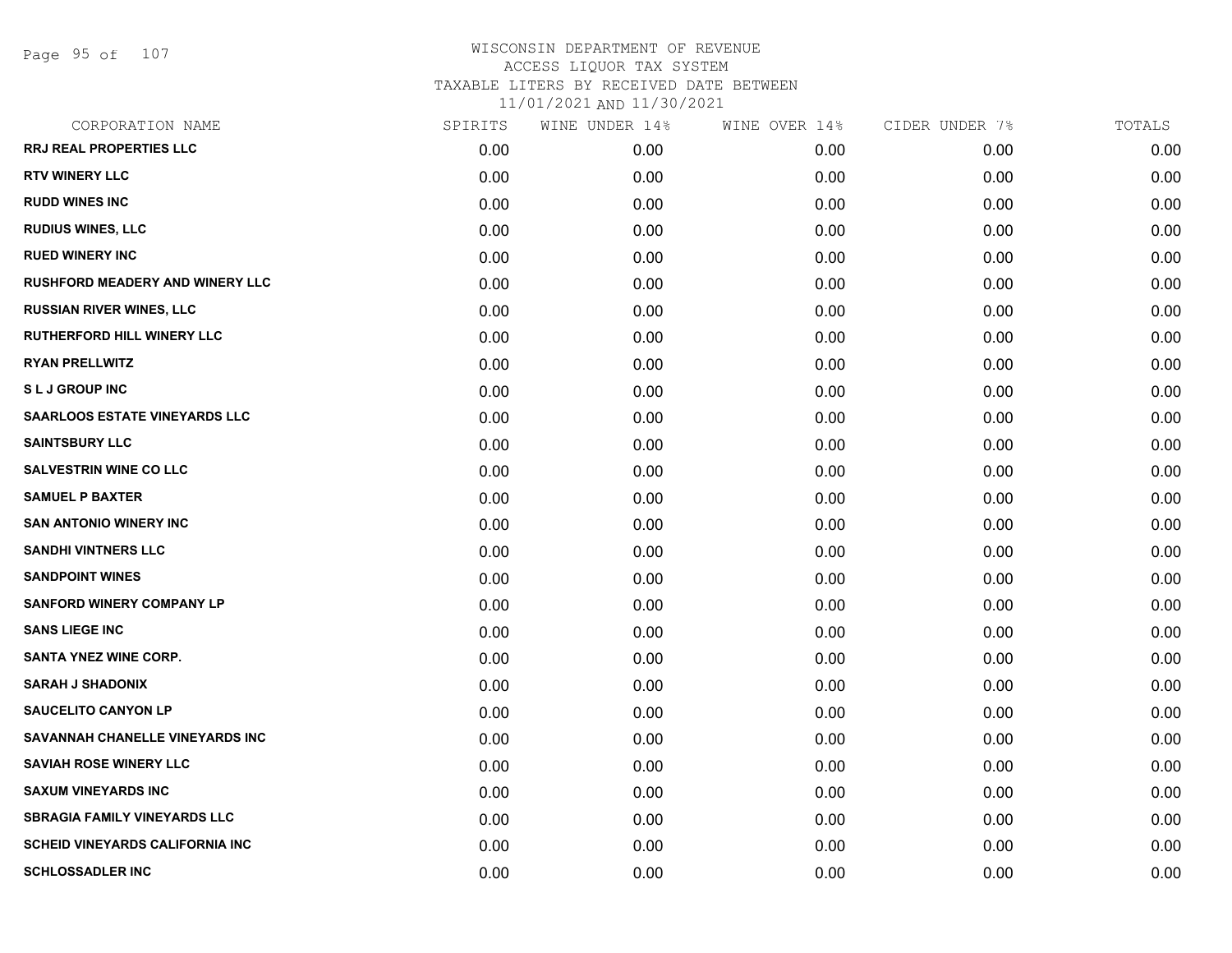# WISCONSIN DEPARTMENT OF REVENUE
## ACCESS LIQUOR TAX SYSTEM
### TAXABLE LITERS BY RECEIVED DATE BETWEEN 11/01/2021 AND 11/30/2021

| CORPORATION NAME | SPIRITS | WINE UNDER 14% | WINE OVER 14% | CIDER UNDER 7% | TOTALS |
|---|---|---|---|---|---|
| RRJ REAL PROPERTIES LLC | 0.00 | 0.00 | 0.00 | 0.00 | 0.00 |
| RTV WINERY LLC | 0.00 | 0.00 | 0.00 | 0.00 | 0.00 |
| RUDD WINES INC | 0.00 | 0.00 | 0.00 | 0.00 | 0.00 |
| RUDIUS WINES, LLC | 0.00 | 0.00 | 0.00 | 0.00 | 0.00 |
| RUED WINERY INC | 0.00 | 0.00 | 0.00 | 0.00 | 0.00 |
| RUSHFORD MEADERY AND WINERY LLC | 0.00 | 0.00 | 0.00 | 0.00 | 0.00 |
| RUSSIAN RIVER WINES, LLC | 0.00 | 0.00 | 0.00 | 0.00 | 0.00 |
| RUTHERFORD HILL WINERY LLC | 0.00 | 0.00 | 0.00 | 0.00 | 0.00 |
| RYAN PRELLWITZ | 0.00 | 0.00 | 0.00 | 0.00 | 0.00 |
| S L J GROUP INC | 0.00 | 0.00 | 0.00 | 0.00 | 0.00 |
| SAARLOOS ESTATE VINEYARDS LLC | 0.00 | 0.00 | 0.00 | 0.00 | 0.00 |
| SAINTSBURY LLC | 0.00 | 0.00 | 0.00 | 0.00 | 0.00 |
| SALVESTRIN WINE CO LLC | 0.00 | 0.00 | 0.00 | 0.00 | 0.00 |
| SAMUEL P BAXTER | 0.00 | 0.00 | 0.00 | 0.00 | 0.00 |
| SAN ANTONIO WINERY INC | 0.00 | 0.00 | 0.00 | 0.00 | 0.00 |
| SANDHI VINTNERS LLC | 0.00 | 0.00 | 0.00 | 0.00 | 0.00 |
| SANDPOINT WINES | 0.00 | 0.00 | 0.00 | 0.00 | 0.00 |
| SANFORD WINERY COMPANY LP | 0.00 | 0.00 | 0.00 | 0.00 | 0.00 |
| SANS LIEGE INC | 0.00 | 0.00 | 0.00 | 0.00 | 0.00 |
| SANTA YNEZ WINE CORP. | 0.00 | 0.00 | 0.00 | 0.00 | 0.00 |
| SARAH J SHADONIX | 0.00 | 0.00 | 0.00 | 0.00 | 0.00 |
| SAUCELITO CANYON LP | 0.00 | 0.00 | 0.00 | 0.00 | 0.00 |
| SAVANNAH CHANELLE VINEYARDS INC | 0.00 | 0.00 | 0.00 | 0.00 | 0.00 |
| SAVIAH ROSE WINERY LLC | 0.00 | 0.00 | 0.00 | 0.00 | 0.00 |
| SAXUM VINEYARDS INC | 0.00 | 0.00 | 0.00 | 0.00 | 0.00 |
| SBRAGIA FAMILY VINEYARDS LLC | 0.00 | 0.00 | 0.00 | 0.00 | 0.00 |
| SCHEID VINEYARDS CALIFORNIA INC | 0.00 | 0.00 | 0.00 | 0.00 | 0.00 |
| SCHLOSSADLER INC | 0.00 | 0.00 | 0.00 | 0.00 | 0.00 |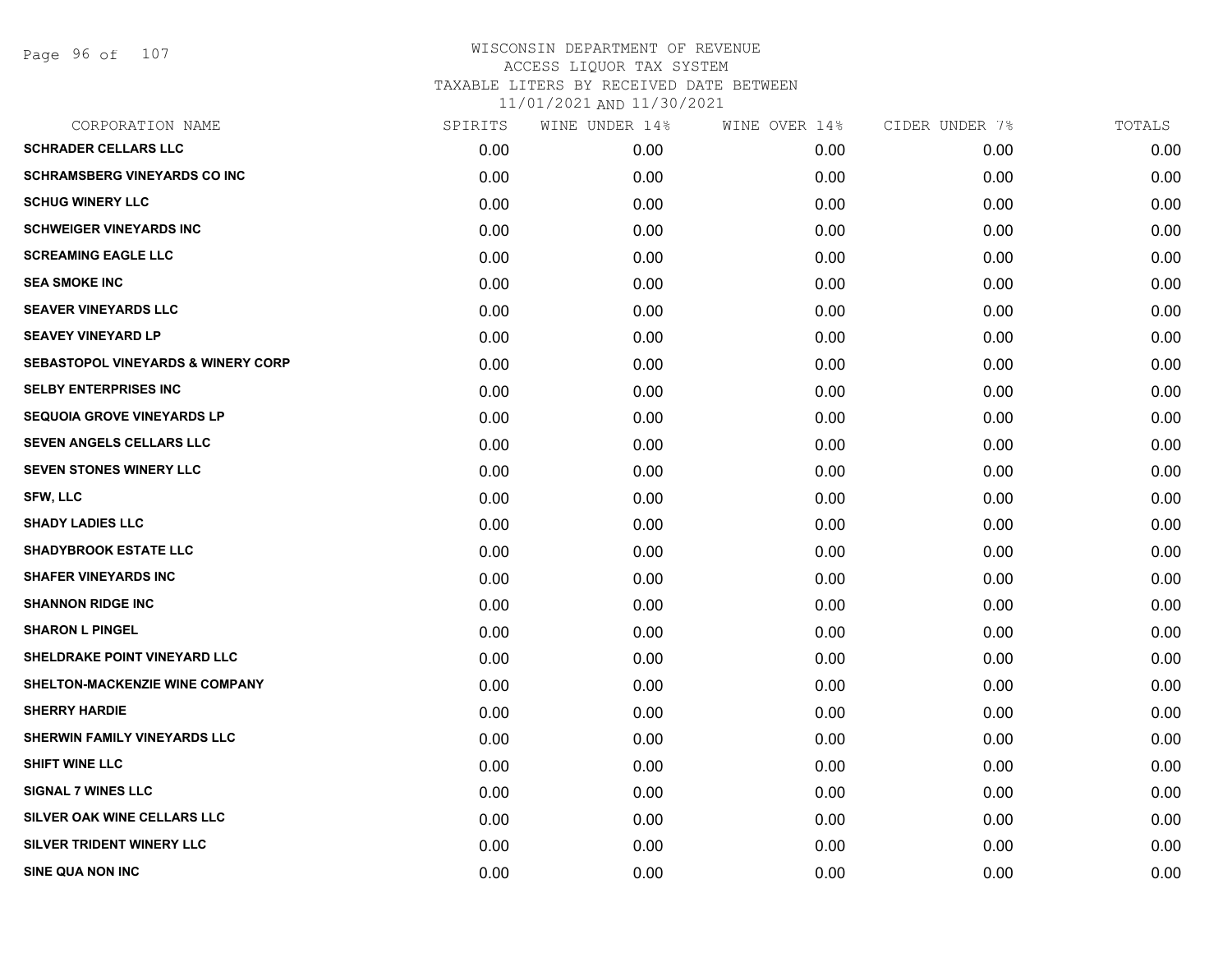WISCONSIN DEPARTMENT OF REVENUE
ACCESS LIQUOR TAX SYSTEM
TAXABLE LITERS BY RECEIVED DATE BETWEEN
11/01/2021 AND 11/30/2021

| CORPORATION NAME | SPIRITS | WINE UNDER 14% | WINE OVER 14% | CIDER UNDER 7% | TOTALS |
|---|---|---|---|---|---|
| SCHRADER CELLARS LLC | 0.00 | 0.00 | 0.00 | 0.00 | 0.00 |
| SCHRAMSBERG VINEYARDS CO INC | 0.00 | 0.00 | 0.00 | 0.00 | 0.00 |
| SCHUG WINERY LLC | 0.00 | 0.00 | 0.00 | 0.00 | 0.00 |
| SCHWEIGER VINEYARDS INC | 0.00 | 0.00 | 0.00 | 0.00 | 0.00 |
| SCREAMING EAGLE LLC | 0.00 | 0.00 | 0.00 | 0.00 | 0.00 |
| SEA SMOKE INC | 0.00 | 0.00 | 0.00 | 0.00 | 0.00 |
| SEAVER VINEYARDS LLC | 0.00 | 0.00 | 0.00 | 0.00 | 0.00 |
| SEAVEY VINEYARD LP | 0.00 | 0.00 | 0.00 | 0.00 | 0.00 |
| SEBASTOPOL VINEYARDS & WINERY CORP | 0.00 | 0.00 | 0.00 | 0.00 | 0.00 |
| SELBY ENTERPRISES INC | 0.00 | 0.00 | 0.00 | 0.00 | 0.00 |
| SEQUOIA GROVE VINEYARDS LP | 0.00 | 0.00 | 0.00 | 0.00 | 0.00 |
| SEVEN ANGELS CELLARS LLC | 0.00 | 0.00 | 0.00 | 0.00 | 0.00 |
| SEVEN STONES WINERY LLC | 0.00 | 0.00 | 0.00 | 0.00 | 0.00 |
| SFW, LLC | 0.00 | 0.00 | 0.00 | 0.00 | 0.00 |
| SHADY LADIES LLC | 0.00 | 0.00 | 0.00 | 0.00 | 0.00 |
| SHADYBROOK ESTATE LLC | 0.00 | 0.00 | 0.00 | 0.00 | 0.00 |
| SHAFER VINEYARDS INC | 0.00 | 0.00 | 0.00 | 0.00 | 0.00 |
| SHANNON RIDGE INC | 0.00 | 0.00 | 0.00 | 0.00 | 0.00 |
| SHARON L PINGEL | 0.00 | 0.00 | 0.00 | 0.00 | 0.00 |
| SHELDRAKE POINT VINEYARD LLC | 0.00 | 0.00 | 0.00 | 0.00 | 0.00 |
| SHELTON-MACKENZIE WINE COMPANY | 0.00 | 0.00 | 0.00 | 0.00 | 0.00 |
| SHERRY HARDIE | 0.00 | 0.00 | 0.00 | 0.00 | 0.00 |
| SHERWIN FAMILY VINEYARDS LLC | 0.00 | 0.00 | 0.00 | 0.00 | 0.00 |
| SHIFT WINE LLC | 0.00 | 0.00 | 0.00 | 0.00 | 0.00 |
| SIGNAL 7 WINES LLC | 0.00 | 0.00 | 0.00 | 0.00 | 0.00 |
| SILVER OAK WINE CELLARS LLC | 0.00 | 0.00 | 0.00 | 0.00 | 0.00 |
| SILVER TRIDENT WINERY LLC | 0.00 | 0.00 | 0.00 | 0.00 | 0.00 |
| SINE QUA NON INC | 0.00 | 0.00 | 0.00 | 0.00 | 0.00 |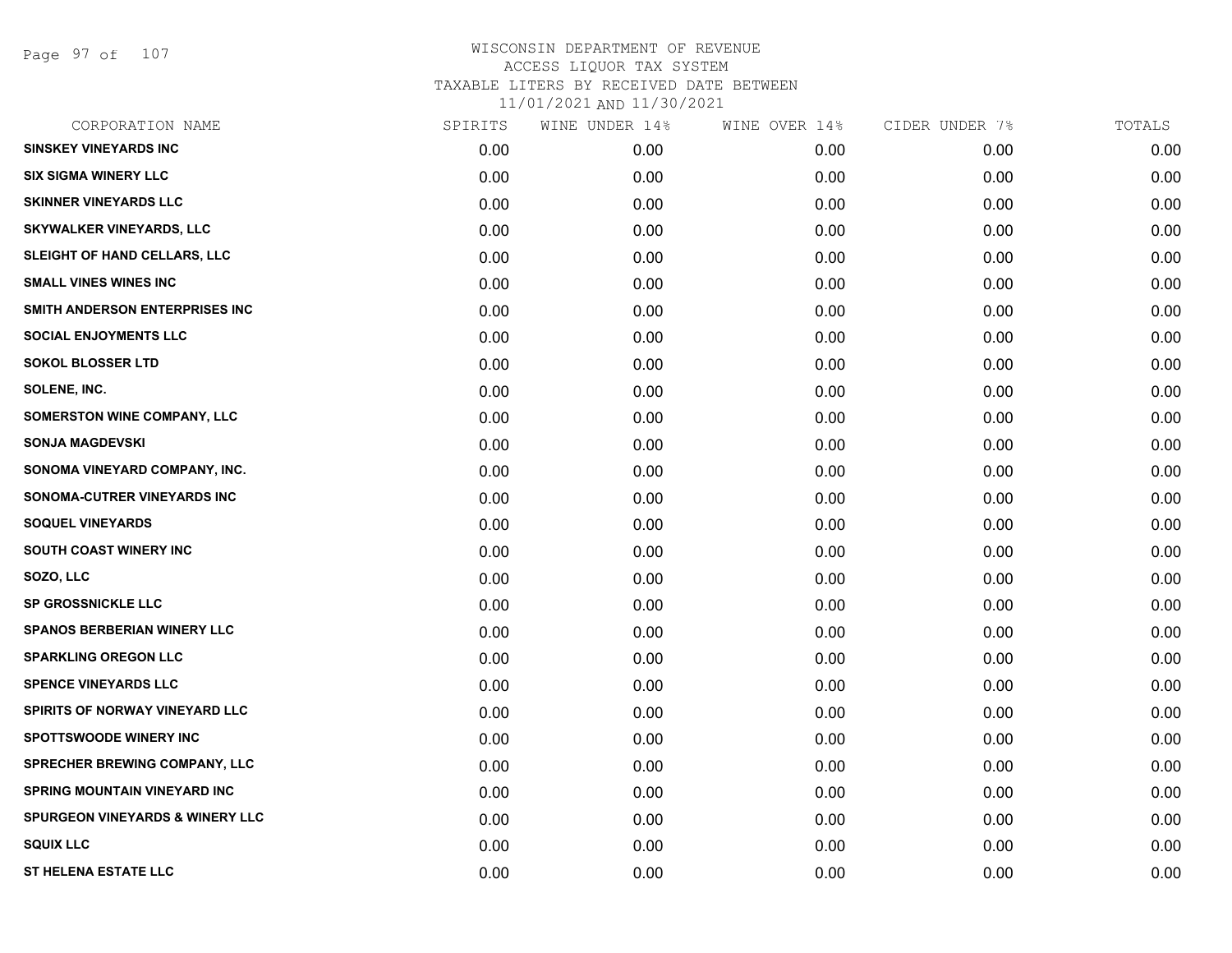WISCONSIN DEPARTMENT OF REVENUE
ACCESS LIQUOR TAX SYSTEM
TAXABLE LITERS BY RECEIVED DATE BETWEEN
11/01/2021 AND 11/30/2021

| CORPORATION NAME | SPIRITS | WINE UNDER 14% | WINE OVER 14% | CIDER UNDER 7% | TOTALS |
|---|---|---|---|---|---|
| SINSKEY VINEYARDS INC | 0.00 | 0.00 | 0.00 | 0.00 | 0.00 |
| SIX SIGMA WINERY LLC | 0.00 | 0.00 | 0.00 | 0.00 | 0.00 |
| SKINNER VINEYARDS LLC | 0.00 | 0.00 | 0.00 | 0.00 | 0.00 |
| SKYWALKER VINEYARDS, LLC | 0.00 | 0.00 | 0.00 | 0.00 | 0.00 |
| SLEIGHT OF HAND CELLARS, LLC | 0.00 | 0.00 | 0.00 | 0.00 | 0.00 |
| SMALL VINES WINES INC | 0.00 | 0.00 | 0.00 | 0.00 | 0.00 |
| SMITH ANDERSON ENTERPRISES INC | 0.00 | 0.00 | 0.00 | 0.00 | 0.00 |
| SOCIAL ENJOYMENTS LLC | 0.00 | 0.00 | 0.00 | 0.00 | 0.00 |
| SOKOL BLOSSER LTD | 0.00 | 0.00 | 0.00 | 0.00 | 0.00 |
| SOLENE, INC. | 0.00 | 0.00 | 0.00 | 0.00 | 0.00 |
| SOMERSTON WINE COMPANY, LLC | 0.00 | 0.00 | 0.00 | 0.00 | 0.00 |
| SONJA MAGDEVSKI | 0.00 | 0.00 | 0.00 | 0.00 | 0.00 |
| SONOMA VINEYARD COMPANY, INC. | 0.00 | 0.00 | 0.00 | 0.00 | 0.00 |
| SONOMA-CUTRER VINEYARDS INC | 0.00 | 0.00 | 0.00 | 0.00 | 0.00 |
| SOQUEL VINEYARDS | 0.00 | 0.00 | 0.00 | 0.00 | 0.00 |
| SOUTH COAST WINERY INC | 0.00 | 0.00 | 0.00 | 0.00 | 0.00 |
| SOZO, LLC | 0.00 | 0.00 | 0.00 | 0.00 | 0.00 |
| SP GROSSNICKLE LLC | 0.00 | 0.00 | 0.00 | 0.00 | 0.00 |
| SPANOS BERBERIAN WINERY LLC | 0.00 | 0.00 | 0.00 | 0.00 | 0.00 |
| SPARKLING OREGON LLC | 0.00 | 0.00 | 0.00 | 0.00 | 0.00 |
| SPENCE VINEYARDS LLC | 0.00 | 0.00 | 0.00 | 0.00 | 0.00 |
| SPIRITS OF NORWAY VINEYARD LLC | 0.00 | 0.00 | 0.00 | 0.00 | 0.00 |
| SPOTTSWOODE WINERY INC | 0.00 | 0.00 | 0.00 | 0.00 | 0.00 |
| SPRECHER BREWING COMPANY, LLC | 0.00 | 0.00 | 0.00 | 0.00 | 0.00 |
| SPRING MOUNTAIN VINEYARD INC | 0.00 | 0.00 | 0.00 | 0.00 | 0.00 |
| SPURGEON VINEYARDS & WINERY LLC | 0.00 | 0.00 | 0.00 | 0.00 | 0.00 |
| SQUIX LLC | 0.00 | 0.00 | 0.00 | 0.00 | 0.00 |
| ST HELENA ESTATE LLC | 0.00 | 0.00 | 0.00 | 0.00 | 0.00 |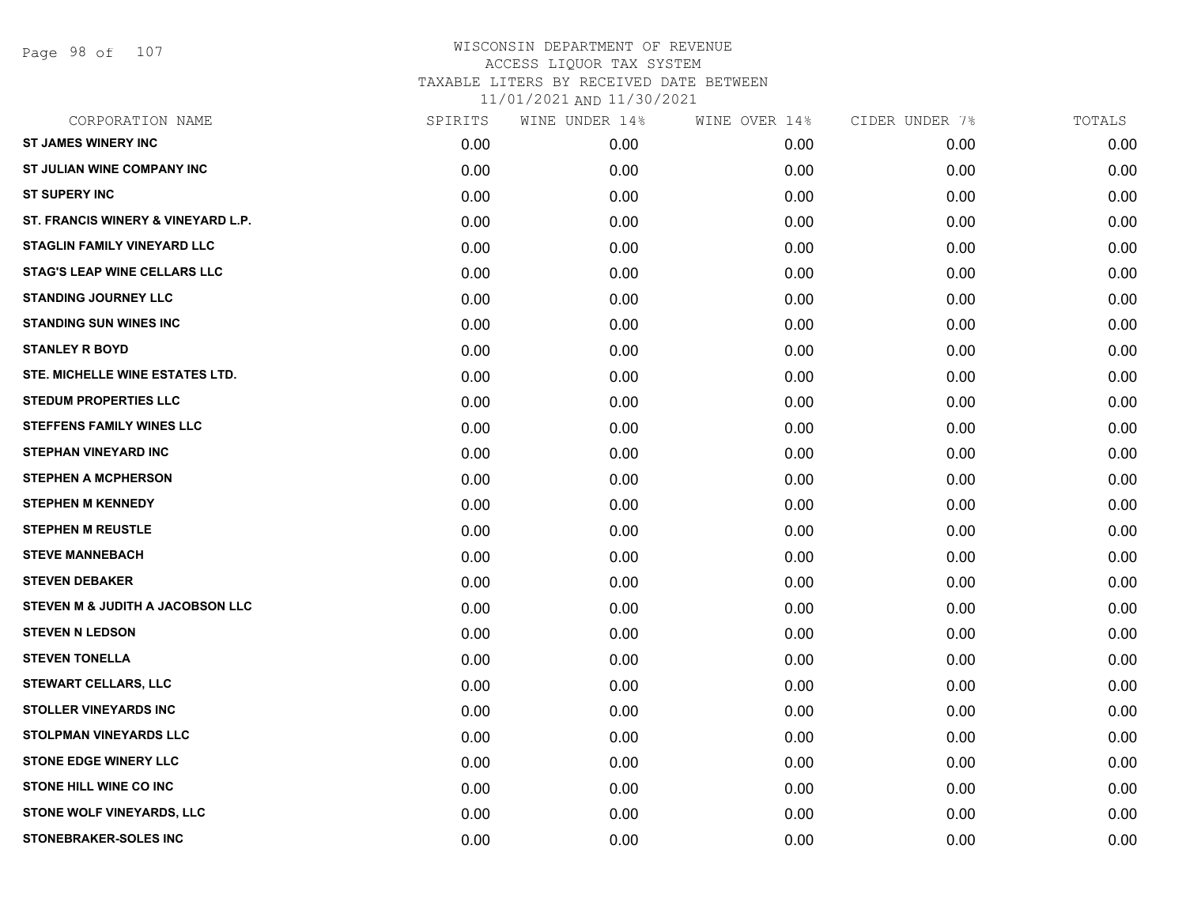# WISCONSIN DEPARTMENT OF REVENUE
## ACCESS LIQUOR TAX SYSTEM
## TAXABLE LITERS BY RECEIVED DATE BETWEEN 11/01/2021 AND 11/30/2021

| CORPORATION NAME | SPIRITS | WINE UNDER 14% | WINE OVER 14% | CIDER UNDER 7% | TOTALS |
|---|---|---|---|---|---|
| ST JAMES WINERY INC | 0.00 | 0.00 | 0.00 | 0.00 | 0.00 |
| ST JULIAN WINE COMPANY INC | 0.00 | 0.00 | 0.00 | 0.00 | 0.00 |
| ST SUPERY INC | 0.00 | 0.00 | 0.00 | 0.00 | 0.00 |
| ST. FRANCIS WINERY & VINEYARD L.P. | 0.00 | 0.00 | 0.00 | 0.00 | 0.00 |
| STAGLIN FAMILY VINEYARD LLC | 0.00 | 0.00 | 0.00 | 0.00 | 0.00 |
| STAG'S LEAP WINE CELLARS LLC | 0.00 | 0.00 | 0.00 | 0.00 | 0.00 |
| STANDING JOURNEY LLC | 0.00 | 0.00 | 0.00 | 0.00 | 0.00 |
| STANDING SUN WINES INC | 0.00 | 0.00 | 0.00 | 0.00 | 0.00 |
| STANLEY R BOYD | 0.00 | 0.00 | 0.00 | 0.00 | 0.00 |
| STE. MICHELLE WINE ESTATES LTD. | 0.00 | 0.00 | 0.00 | 0.00 | 0.00 |
| STEDUM PROPERTIES LLC | 0.00 | 0.00 | 0.00 | 0.00 | 0.00 |
| STEFFENS FAMILY WINES LLC | 0.00 | 0.00 | 0.00 | 0.00 | 0.00 |
| STEPHAN VINEYARD INC | 0.00 | 0.00 | 0.00 | 0.00 | 0.00 |
| STEPHEN A MCPHERSON | 0.00 | 0.00 | 0.00 | 0.00 | 0.00 |
| STEPHEN M KENNEDY | 0.00 | 0.00 | 0.00 | 0.00 | 0.00 |
| STEPHEN M REUSTLE | 0.00 | 0.00 | 0.00 | 0.00 | 0.00 |
| STEVE MANNEBACH | 0.00 | 0.00 | 0.00 | 0.00 | 0.00 |
| STEVEN DEBAKER | 0.00 | 0.00 | 0.00 | 0.00 | 0.00 |
| STEVEN M & JUDITH A JACOBSON LLC | 0.00 | 0.00 | 0.00 | 0.00 | 0.00 |
| STEVEN N LEDSON | 0.00 | 0.00 | 0.00 | 0.00 | 0.00 |
| STEVEN TONELLA | 0.00 | 0.00 | 0.00 | 0.00 | 0.00 |
| STEWART CELLARS, LLC | 0.00 | 0.00 | 0.00 | 0.00 | 0.00 |
| STOLLER VINEYARDS INC | 0.00 | 0.00 | 0.00 | 0.00 | 0.00 |
| STOLPMAN VINEYARDS LLC | 0.00 | 0.00 | 0.00 | 0.00 | 0.00 |
| STONE EDGE WINERY LLC | 0.00 | 0.00 | 0.00 | 0.00 | 0.00 |
| STONE HILL WINE CO INC | 0.00 | 0.00 | 0.00 | 0.00 | 0.00 |
| STONE WOLF VINEYARDS, LLC | 0.00 | 0.00 | 0.00 | 0.00 | 0.00 |
| STONEBRAKER-SOLES INC | 0.00 | 0.00 | 0.00 | 0.00 | 0.00 |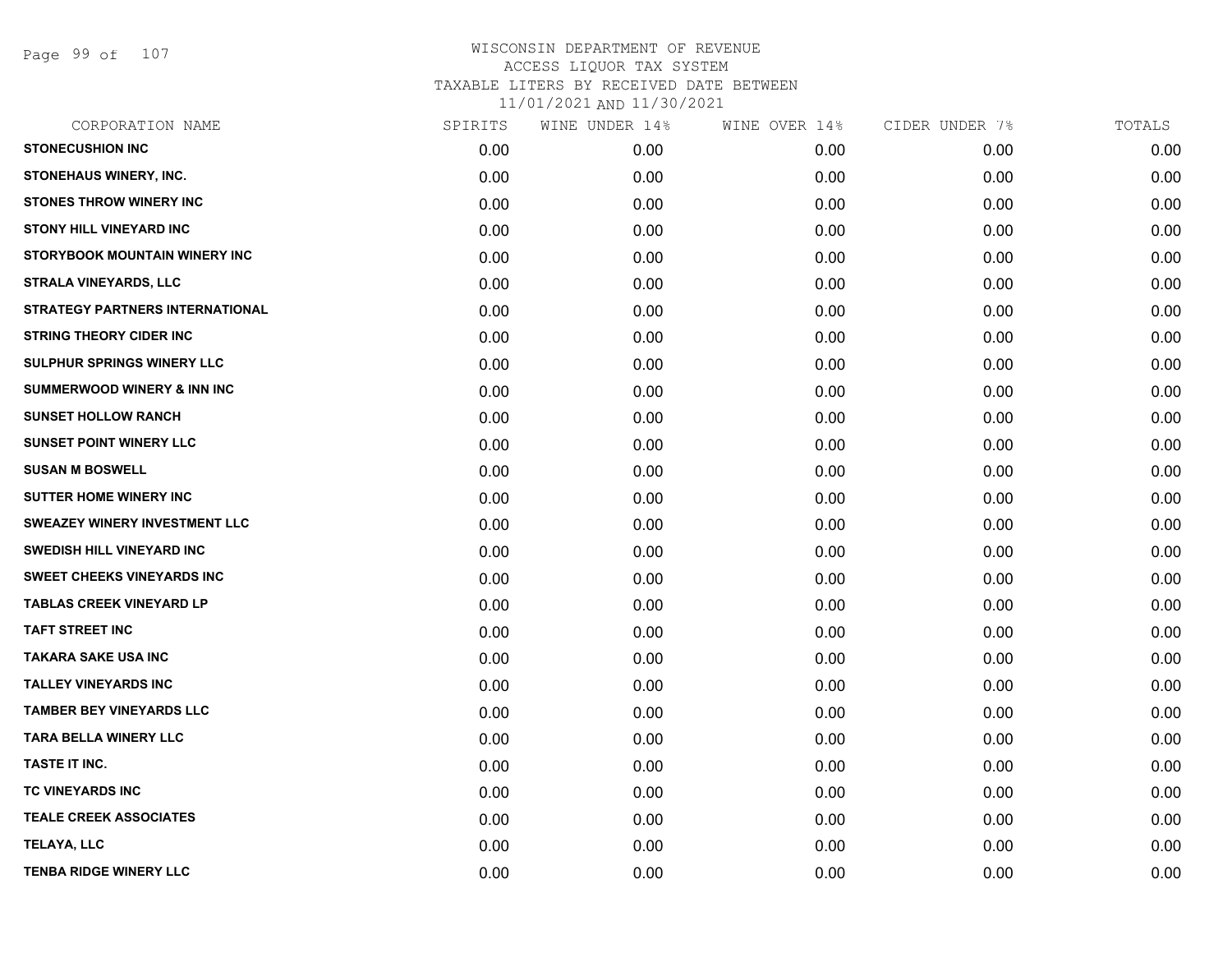# WISCONSIN DEPARTMENT OF REVENUE
## ACCESS LIQUOR TAX SYSTEM
## TAXABLE LITERS BY RECEIVED DATE BETWEEN
## 11/01/2021 AND 11/30/2021

| CORPORATION NAME | SPIRITS | WINE UNDER 14% | WINE OVER 14% | CIDER UNDER 7% | TOTALS |
|---|---|---|---|---|---|
| STONECUSHION INC | 0.00 | 0.00 | 0.00 | 0.00 | 0.00 |
| STONEHAUS WINERY, INC. | 0.00 | 0.00 | 0.00 | 0.00 | 0.00 |
| STONES THROW WINERY INC | 0.00 | 0.00 | 0.00 | 0.00 | 0.00 |
| STONY HILL VINEYARD INC | 0.00 | 0.00 | 0.00 | 0.00 | 0.00 |
| STORYBOOK MOUNTAIN WINERY INC | 0.00 | 0.00 | 0.00 | 0.00 | 0.00 |
| STRALA VINEYARDS, LLC | 0.00 | 0.00 | 0.00 | 0.00 | 0.00 |
| STRATEGY PARTNERS INTERNATIONAL | 0.00 | 0.00 | 0.00 | 0.00 | 0.00 |
| STRING THEORY CIDER INC | 0.00 | 0.00 | 0.00 | 0.00 | 0.00 |
| SULPHUR SPRINGS WINERY LLC | 0.00 | 0.00 | 0.00 | 0.00 | 0.00 |
| SUMMERWOOD WINERY & INN INC | 0.00 | 0.00 | 0.00 | 0.00 | 0.00 |
| SUNSET HOLLOW RANCH | 0.00 | 0.00 | 0.00 | 0.00 | 0.00 |
| SUNSET POINT WINERY LLC | 0.00 | 0.00 | 0.00 | 0.00 | 0.00 |
| SUSAN M BOSWELL | 0.00 | 0.00 | 0.00 | 0.00 | 0.00 |
| SUTTER HOME WINERY INC | 0.00 | 0.00 | 0.00 | 0.00 | 0.00 |
| SWEAZEY WINERY INVESTMENT LLC | 0.00 | 0.00 | 0.00 | 0.00 | 0.00 |
| SWEDISH HILL VINEYARD INC | 0.00 | 0.00 | 0.00 | 0.00 | 0.00 |
| SWEET CHEEKS VINEYARDS INC | 0.00 | 0.00 | 0.00 | 0.00 | 0.00 |
| TABLAS CREEK VINEYARD LP | 0.00 | 0.00 | 0.00 | 0.00 | 0.00 |
| TAFT STREET INC | 0.00 | 0.00 | 0.00 | 0.00 | 0.00 |
| TAKARA SAKE USA INC | 0.00 | 0.00 | 0.00 | 0.00 | 0.00 |
| TALLEY VINEYARDS INC | 0.00 | 0.00 | 0.00 | 0.00 | 0.00 |
| TAMBER BEY VINEYARDS LLC | 0.00 | 0.00 | 0.00 | 0.00 | 0.00 |
| TARA BELLA WINERY LLC | 0.00 | 0.00 | 0.00 | 0.00 | 0.00 |
| TASTE IT INC. | 0.00 | 0.00 | 0.00 | 0.00 | 0.00 |
| TC VINEYARDS INC | 0.00 | 0.00 | 0.00 | 0.00 | 0.00 |
| TEALE CREEK ASSOCIATES | 0.00 | 0.00 | 0.00 | 0.00 | 0.00 |
| TELAYA, LLC | 0.00 | 0.00 | 0.00 | 0.00 | 0.00 |
| TENBA RIDGE WINERY LLC | 0.00 | 0.00 | 0.00 | 0.00 | 0.00 |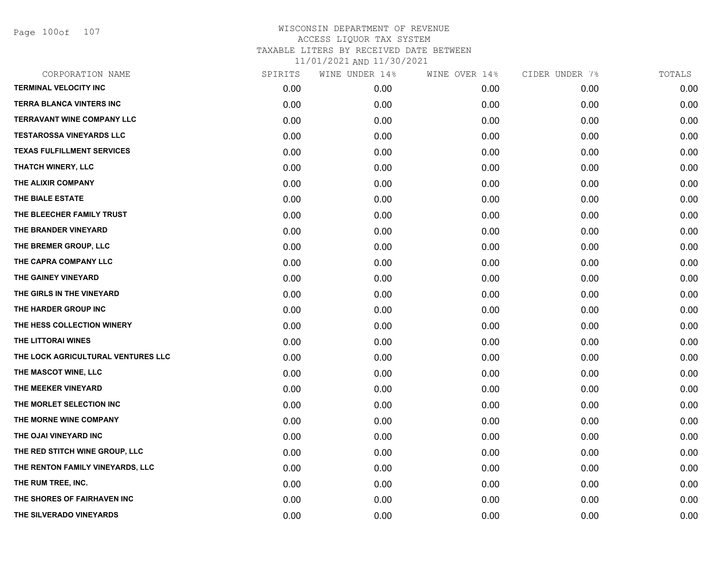WISCONSIN DEPARTMENT OF REVENUE
ACCESS LIQUOR TAX SYSTEM
TAXABLE LITERS BY RECEIVED DATE BETWEEN
11/01/2021 AND 11/30/2021

| CORPORATION NAME | SPIRITS | WINE UNDER 14% | WINE OVER 14% | CIDER UNDER 7% | TOTALS |
|---|---|---|---|---|---|
| TERMINAL VELOCITY INC | 0.00 | 0.00 | 0.00 | 0.00 | 0.00 |
| TERRA BLANCA VINTERS INC | 0.00 | 0.00 | 0.00 | 0.00 | 0.00 |
| TERRAVANT WINE COMPANY LLC | 0.00 | 0.00 | 0.00 | 0.00 | 0.00 |
| TESTAROSSA VINEYARDS LLC | 0.00 | 0.00 | 0.00 | 0.00 | 0.00 |
| TEXAS FULFILLMENT SERVICES | 0.00 | 0.00 | 0.00 | 0.00 | 0.00 |
| THATCH WINERY, LLC | 0.00 | 0.00 | 0.00 | 0.00 | 0.00 |
| THE ALIXIR COMPANY | 0.00 | 0.00 | 0.00 | 0.00 | 0.00 |
| THE BIALE ESTATE | 0.00 | 0.00 | 0.00 | 0.00 | 0.00 |
| THE BLEECHER FAMILY TRUST | 0.00 | 0.00 | 0.00 | 0.00 | 0.00 |
| THE BRANDER VINEYARD | 0.00 | 0.00 | 0.00 | 0.00 | 0.00 |
| THE BREMER GROUP, LLC | 0.00 | 0.00 | 0.00 | 0.00 | 0.00 |
| THE CAPRA COMPANY LLC | 0.00 | 0.00 | 0.00 | 0.00 | 0.00 |
| THE GAINEY VINEYARD | 0.00 | 0.00 | 0.00 | 0.00 | 0.00 |
| THE GIRLS IN THE VINEYARD | 0.00 | 0.00 | 0.00 | 0.00 | 0.00 |
| THE HARDER GROUP INC | 0.00 | 0.00 | 0.00 | 0.00 | 0.00 |
| THE HESS COLLECTION WINERY | 0.00 | 0.00 | 0.00 | 0.00 | 0.00 |
| THE LITTORAI WINES | 0.00 | 0.00 | 0.00 | 0.00 | 0.00 |
| THE LOCK AGRICULTURAL VENTURES LLC | 0.00 | 0.00 | 0.00 | 0.00 | 0.00 |
| THE MASCOT WINE, LLC | 0.00 | 0.00 | 0.00 | 0.00 | 0.00 |
| THE MEEKER VINEYARD | 0.00 | 0.00 | 0.00 | 0.00 | 0.00 |
| THE MORLET SELECTION INC | 0.00 | 0.00 | 0.00 | 0.00 | 0.00 |
| THE MORNE WINE COMPANY | 0.00 | 0.00 | 0.00 | 0.00 | 0.00 |
| THE OJAI VINEYARD INC | 0.00 | 0.00 | 0.00 | 0.00 | 0.00 |
| THE RED STITCH WINE GROUP, LLC | 0.00 | 0.00 | 0.00 | 0.00 | 0.00 |
| THE RENTON FAMILY VINEYARDS, LLC | 0.00 | 0.00 | 0.00 | 0.00 | 0.00 |
| THE RUM TREE, INC. | 0.00 | 0.00 | 0.00 | 0.00 | 0.00 |
| THE SHORES OF FAIRHAVEN INC | 0.00 | 0.00 | 0.00 | 0.00 | 0.00 |
| THE SILVERADO VINEYARDS | 0.00 | 0.00 | 0.00 | 0.00 | 0.00 |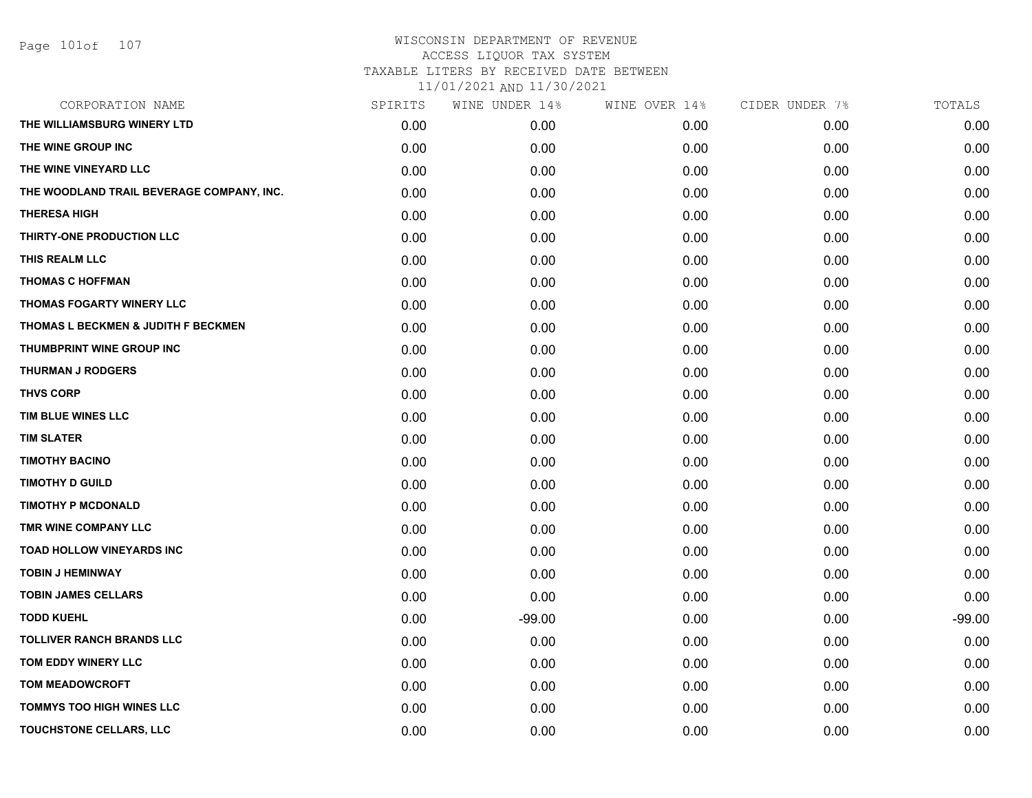# WISCONSIN DEPARTMENT OF REVENUE
## ACCESS LIQUOR TAX SYSTEM
### TAXABLE LITERS BY RECEIVED DATE BETWEEN 11/01/2021 AND 11/30/2021

| CORPORATION NAME | SPIRITS | WINE UNDER 14% | WINE OVER 14% | CIDER UNDER 7% | TOTALS |
|---|---|---|---|---|---|
| THE WILLIAMSBURG WINERY LTD | 0.00 | 0.00 | 0.00 | 0.00 | 0.00 |
| THE WINE GROUP INC | 0.00 | 0.00 | 0.00 | 0.00 | 0.00 |
| THE WINE VINEYARD LLC | 0.00 | 0.00 | 0.00 | 0.00 | 0.00 |
| THE WOODLAND TRAIL BEVERAGE COMPANY, INC. | 0.00 | 0.00 | 0.00 | 0.00 | 0.00 |
| THERESA HIGH | 0.00 | 0.00 | 0.00 | 0.00 | 0.00 |
| THIRTY-ONE PRODUCTION LLC | 0.00 | 0.00 | 0.00 | 0.00 | 0.00 |
| THIS REALM LLC | 0.00 | 0.00 | 0.00 | 0.00 | 0.00 |
| THOMAS C HOFFMAN | 0.00 | 0.00 | 0.00 | 0.00 | 0.00 |
| THOMAS FOGARTY WINERY LLC | 0.00 | 0.00 | 0.00 | 0.00 | 0.00 |
| THOMAS L BECKMEN & JUDITH F BECKMEN | 0.00 | 0.00 | 0.00 | 0.00 | 0.00 |
| THUMBPRINT WINE GROUP INC | 0.00 | 0.00 | 0.00 | 0.00 | 0.00 |
| THURMAN J RODGERS | 0.00 | 0.00 | 0.00 | 0.00 | 0.00 |
| THVS CORP | 0.00 | 0.00 | 0.00 | 0.00 | 0.00 |
| TIM BLUE WINES LLC | 0.00 | 0.00 | 0.00 | 0.00 | 0.00 |
| TIM SLATER | 0.00 | 0.00 | 0.00 | 0.00 | 0.00 |
| TIMOTHY BACINO | 0.00 | 0.00 | 0.00 | 0.00 | 0.00 |
| TIMOTHY D GUILD | 0.00 | 0.00 | 0.00 | 0.00 | 0.00 |
| TIMOTHY P MCDONALD | 0.00 | 0.00 | 0.00 | 0.00 | 0.00 |
| TMR WINE COMPANY LLC | 0.00 | 0.00 | 0.00 | 0.00 | 0.00 |
| TOAD HOLLOW VINEYARDS INC | 0.00 | 0.00 | 0.00 | 0.00 | 0.00 |
| TOBIN J HEMINWAY | 0.00 | 0.00 | 0.00 | 0.00 | 0.00 |
| TOBIN JAMES CELLARS | 0.00 | 0.00 | 0.00 | 0.00 | 0.00 |
| TODD KUEHL | 0.00 | -99.00 | 0.00 | 0.00 | -99.00 |
| TOLLIVER RANCH BRANDS LLC | 0.00 | 0.00 | 0.00 | 0.00 | 0.00 |
| TOM EDDY WINERY LLC | 0.00 | 0.00 | 0.00 | 0.00 | 0.00 |
| TOM MEADOWCROFT | 0.00 | 0.00 | 0.00 | 0.00 | 0.00 |
| TOMMYS TOO HIGH WINES LLC | 0.00 | 0.00 | 0.00 | 0.00 | 0.00 |
| TOUCHSTONE CELLARS, LLC | 0.00 | 0.00 | 0.00 | 0.00 | 0.00 |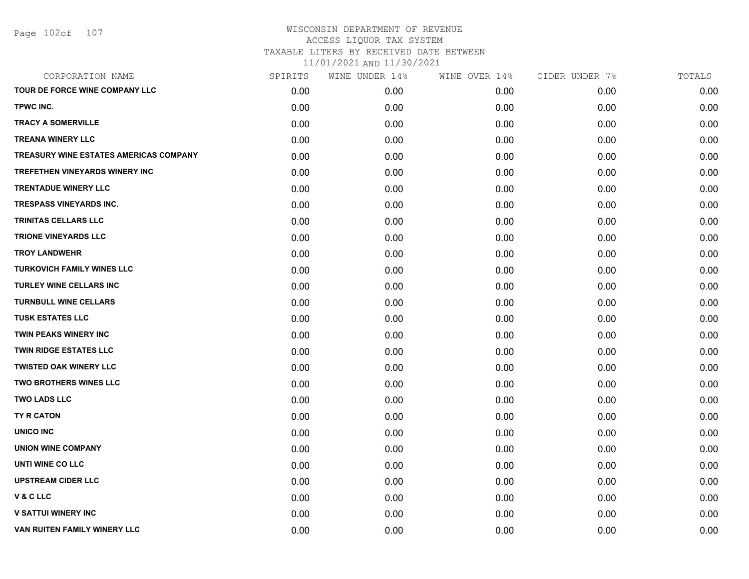# WISCONSIN DEPARTMENT OF REVENUE
## ACCESS LIQUOR TAX SYSTEM
## TAXABLE LITERS BY RECEIVED DATE BETWEEN
## 11/01/2021 AND 11/30/2021

| CORPORATION NAME | SPIRITS | WINE UNDER 14% | WINE OVER 14% | CIDER UNDER 7% | TOTALS |
|---|---|---|---|---|---|
| TOUR DE FORCE WINE COMPANY LLC | 0.00 | 0.00 | 0.00 | 0.00 | 0.00 |
| TPWC INC. | 0.00 | 0.00 | 0.00 | 0.00 | 0.00 |
| TRACY A SOMERVILLE | 0.00 | 0.00 | 0.00 | 0.00 | 0.00 |
| TREANA WINERY LLC | 0.00 | 0.00 | 0.00 | 0.00 | 0.00 |
| TREASURY WINE ESTATES AMERICAS COMPANY | 0.00 | 0.00 | 0.00 | 0.00 | 0.00 |
| TREFETHEN VINEYARDS WINERY INC | 0.00 | 0.00 | 0.00 | 0.00 | 0.00 |
| TRENTADUE WINERY LLC | 0.00 | 0.00 | 0.00 | 0.00 | 0.00 |
| TRESPASS VINEYARDS INC. | 0.00 | 0.00 | 0.00 | 0.00 | 0.00 |
| TRINITAS CELLARS LLC | 0.00 | 0.00 | 0.00 | 0.00 | 0.00 |
| TRIONE VINEYARDS LLC | 0.00 | 0.00 | 0.00 | 0.00 | 0.00 |
| TROY LANDWEHR | 0.00 | 0.00 | 0.00 | 0.00 | 0.00 |
| TURKOVICH FAMILY WINES LLC | 0.00 | 0.00 | 0.00 | 0.00 | 0.00 |
| TURLEY WINE CELLARS INC | 0.00 | 0.00 | 0.00 | 0.00 | 0.00 |
| TURNBULL WINE CELLARS | 0.00 | 0.00 | 0.00 | 0.00 | 0.00 |
| TUSK ESTATES LLC | 0.00 | 0.00 | 0.00 | 0.00 | 0.00 |
| TWIN PEAKS WINERY INC | 0.00 | 0.00 | 0.00 | 0.00 | 0.00 |
| TWIN RIDGE ESTATES LLC | 0.00 | 0.00 | 0.00 | 0.00 | 0.00 |
| TWISTED OAK WINERY LLC | 0.00 | 0.00 | 0.00 | 0.00 | 0.00 |
| TWO BROTHERS WINES LLC | 0.00 | 0.00 | 0.00 | 0.00 | 0.00 |
| TWO LADS LLC | 0.00 | 0.00 | 0.00 | 0.00 | 0.00 |
| TY R CATON | 0.00 | 0.00 | 0.00 | 0.00 | 0.00 |
| UNICO INC | 0.00 | 0.00 | 0.00 | 0.00 | 0.00 |
| UNION WINE COMPANY | 0.00 | 0.00 | 0.00 | 0.00 | 0.00 |
| UNTI WINE CO LLC | 0.00 | 0.00 | 0.00 | 0.00 | 0.00 |
| UPSTREAM CIDER LLC | 0.00 | 0.00 | 0.00 | 0.00 | 0.00 |
| V & C LLC | 0.00 | 0.00 | 0.00 | 0.00 | 0.00 |
| V SATTUI WINERY INC | 0.00 | 0.00 | 0.00 | 0.00 | 0.00 |
| VAN RUITEN FAMILY WINERY LLC | 0.00 | 0.00 | 0.00 | 0.00 | 0.00 |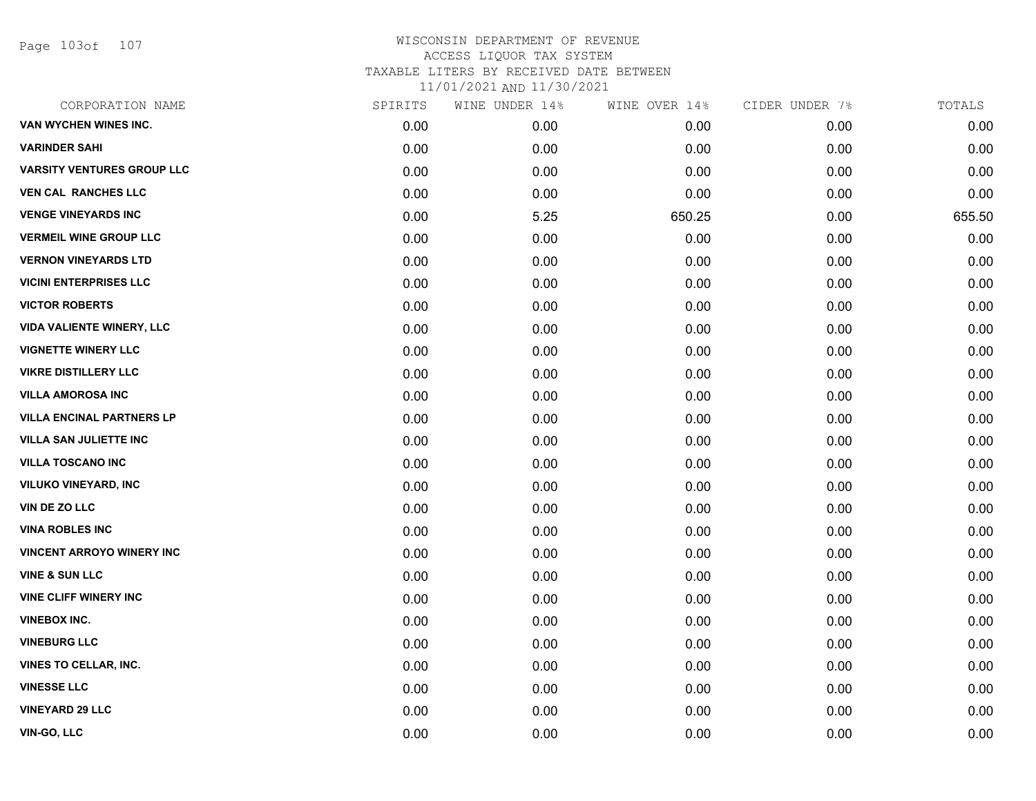WISCONSIN DEPARTMENT OF REVENUE
ACCESS LIQUOR TAX SYSTEM
TAXABLE LITERS BY RECEIVED DATE BETWEEN
11/01/2021 AND 11/30/2021

| CORPORATION NAME | SPIRITS | WINE UNDER 14% | WINE OVER 14% | CIDER UNDER 7% | TOTALS |
|---|---|---|---|---|---|
| VAN WYCHEN WINES INC. | 0.00 | 0.00 | 0.00 | 0.00 | 0.00 |
| VARINDER SAHI | 0.00 | 0.00 | 0.00 | 0.00 | 0.00 |
| VARSITY VENTURES GROUP LLC | 0.00 | 0.00 | 0.00 | 0.00 | 0.00 |
| VEN CAL RANCHES LLC | 0.00 | 0.00 | 0.00 | 0.00 | 0.00 |
| VENGE VINEYARDS INC | 0.00 | 5.25 | 650.25 | 0.00 | 655.50 |
| VERMEIL WINE GROUP LLC | 0.00 | 0.00 | 0.00 | 0.00 | 0.00 |
| VERNON VINEYARDS LTD | 0.00 | 0.00 | 0.00 | 0.00 | 0.00 |
| VICINI ENTERPRISES LLC | 0.00 | 0.00 | 0.00 | 0.00 | 0.00 |
| VICTOR ROBERTS | 0.00 | 0.00 | 0.00 | 0.00 | 0.00 |
| VIDA VALIENTE WINERY, LLC | 0.00 | 0.00 | 0.00 | 0.00 | 0.00 |
| VIGNETTE WINERY LLC | 0.00 | 0.00 | 0.00 | 0.00 | 0.00 |
| VIKRE DISTILLERY LLC | 0.00 | 0.00 | 0.00 | 0.00 | 0.00 |
| VILLA AMOROSA INC | 0.00 | 0.00 | 0.00 | 0.00 | 0.00 |
| VILLA ENCINAL PARTNERS LP | 0.00 | 0.00 | 0.00 | 0.00 | 0.00 |
| VILLA SAN JULIETTE INC | 0.00 | 0.00 | 0.00 | 0.00 | 0.00 |
| VILLA TOSCANO INC | 0.00 | 0.00 | 0.00 | 0.00 | 0.00 |
| VILUKO VINEYARD, INC | 0.00 | 0.00 | 0.00 | 0.00 | 0.00 |
| VIN DE ZO LLC | 0.00 | 0.00 | 0.00 | 0.00 | 0.00 |
| VINA ROBLES INC | 0.00 | 0.00 | 0.00 | 0.00 | 0.00 |
| VINCENT ARROYO WINERY INC | 0.00 | 0.00 | 0.00 | 0.00 | 0.00 |
| VINE & SUN LLC | 0.00 | 0.00 | 0.00 | 0.00 | 0.00 |
| VINE CLIFF WINERY INC | 0.00 | 0.00 | 0.00 | 0.00 | 0.00 |
| VINEBOX INC. | 0.00 | 0.00 | 0.00 | 0.00 | 0.00 |
| VINEBURG LLC | 0.00 | 0.00 | 0.00 | 0.00 | 0.00 |
| VINES TO CELLAR, INC. | 0.00 | 0.00 | 0.00 | 0.00 | 0.00 |
| VINESSE LLC | 0.00 | 0.00 | 0.00 | 0.00 | 0.00 |
| VINEYARD 29 LLC | 0.00 | 0.00 | 0.00 | 0.00 | 0.00 |
| VIN-GO, LLC | 0.00 | 0.00 | 0.00 | 0.00 | 0.00 |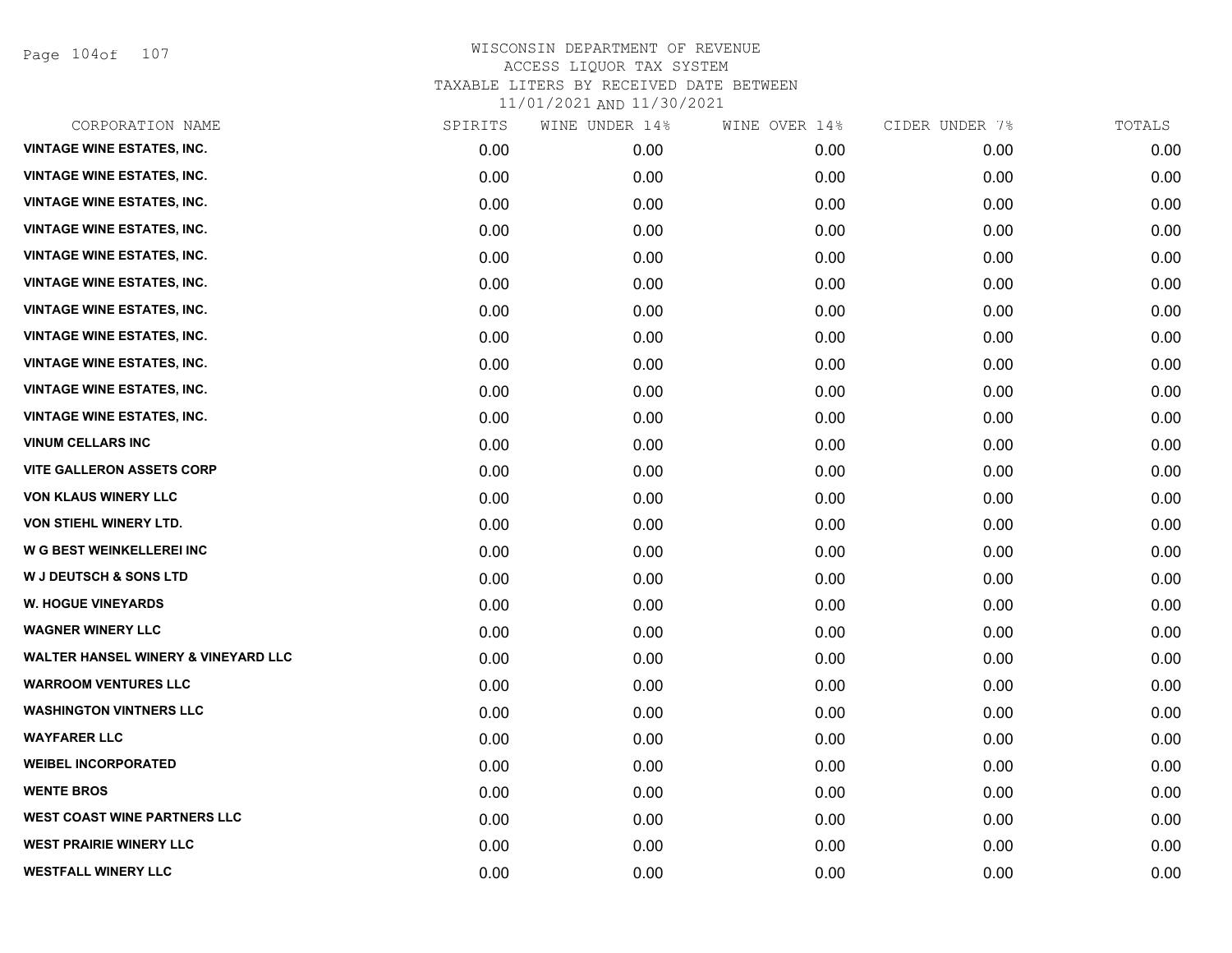# WISCONSIN DEPARTMENT OF REVENUE
## ACCESS LIQUOR TAX SYSTEM
## TAXABLE LITERS BY RECEIVED DATE BETWEEN 11/01/2021 AND 11/30/2021

| CORPORATION NAME | SPIRITS | WINE UNDER 14% | WINE OVER 14% | CIDER UNDER 7% | TOTALS |
|---|---|---|---|---|---|
| VINTAGE WINE ESTATES, INC. | 0.00 | 0.00 | 0.00 | 0.00 | 0.00 |
| VINTAGE WINE ESTATES, INC. | 0.00 | 0.00 | 0.00 | 0.00 | 0.00 |
| VINTAGE WINE ESTATES, INC. | 0.00 | 0.00 | 0.00 | 0.00 | 0.00 |
| VINTAGE WINE ESTATES, INC. | 0.00 | 0.00 | 0.00 | 0.00 | 0.00 |
| VINTAGE WINE ESTATES, INC. | 0.00 | 0.00 | 0.00 | 0.00 | 0.00 |
| VINTAGE WINE ESTATES, INC. | 0.00 | 0.00 | 0.00 | 0.00 | 0.00 |
| VINTAGE WINE ESTATES, INC. | 0.00 | 0.00 | 0.00 | 0.00 | 0.00 |
| VINTAGE WINE ESTATES, INC. | 0.00 | 0.00 | 0.00 | 0.00 | 0.00 |
| VINTAGE WINE ESTATES, INC. | 0.00 | 0.00 | 0.00 | 0.00 | 0.00 |
| VINTAGE WINE ESTATES, INC. | 0.00 | 0.00 | 0.00 | 0.00 | 0.00 |
| VINTAGE WINE ESTATES, INC. | 0.00 | 0.00 | 0.00 | 0.00 | 0.00 |
| VINUM CELLARS INC | 0.00 | 0.00 | 0.00 | 0.00 | 0.00 |
| VITE GALLERON ASSETS CORP | 0.00 | 0.00 | 0.00 | 0.00 | 0.00 |
| VON KLAUS WINERY LLC | 0.00 | 0.00 | 0.00 | 0.00 | 0.00 |
| VON STIEHL WINERY LTD. | 0.00 | 0.00 | 0.00 | 0.00 | 0.00 |
| W G BEST WEINKELLEREI INC | 0.00 | 0.00 | 0.00 | 0.00 | 0.00 |
| W J DEUTSCH & SONS LTD | 0.00 | 0.00 | 0.00 | 0.00 | 0.00 |
| W. HOGUE VINEYARDS | 0.00 | 0.00 | 0.00 | 0.00 | 0.00 |
| WAGNER WINERY LLC | 0.00 | 0.00 | 0.00 | 0.00 | 0.00 |
| WALTER HANSEL WINERY & VINEYARD LLC | 0.00 | 0.00 | 0.00 | 0.00 | 0.00 |
| WARROOM VENTURES LLC | 0.00 | 0.00 | 0.00 | 0.00 | 0.00 |
| WASHINGTON VINTNERS LLC | 0.00 | 0.00 | 0.00 | 0.00 | 0.00 |
| WAYFARER LLC | 0.00 | 0.00 | 0.00 | 0.00 | 0.00 |
| WEIBEL INCORPORATED | 0.00 | 0.00 | 0.00 | 0.00 | 0.00 |
| WENTE BROS | 0.00 | 0.00 | 0.00 | 0.00 | 0.00 |
| WEST COAST WINE PARTNERS LLC | 0.00 | 0.00 | 0.00 | 0.00 | 0.00 |
| WEST PRAIRIE WINERY LLC | 0.00 | 0.00 | 0.00 | 0.00 | 0.00 |
| WESTFALL WINERY LLC | 0.00 | 0.00 | 0.00 | 0.00 | 0.00 |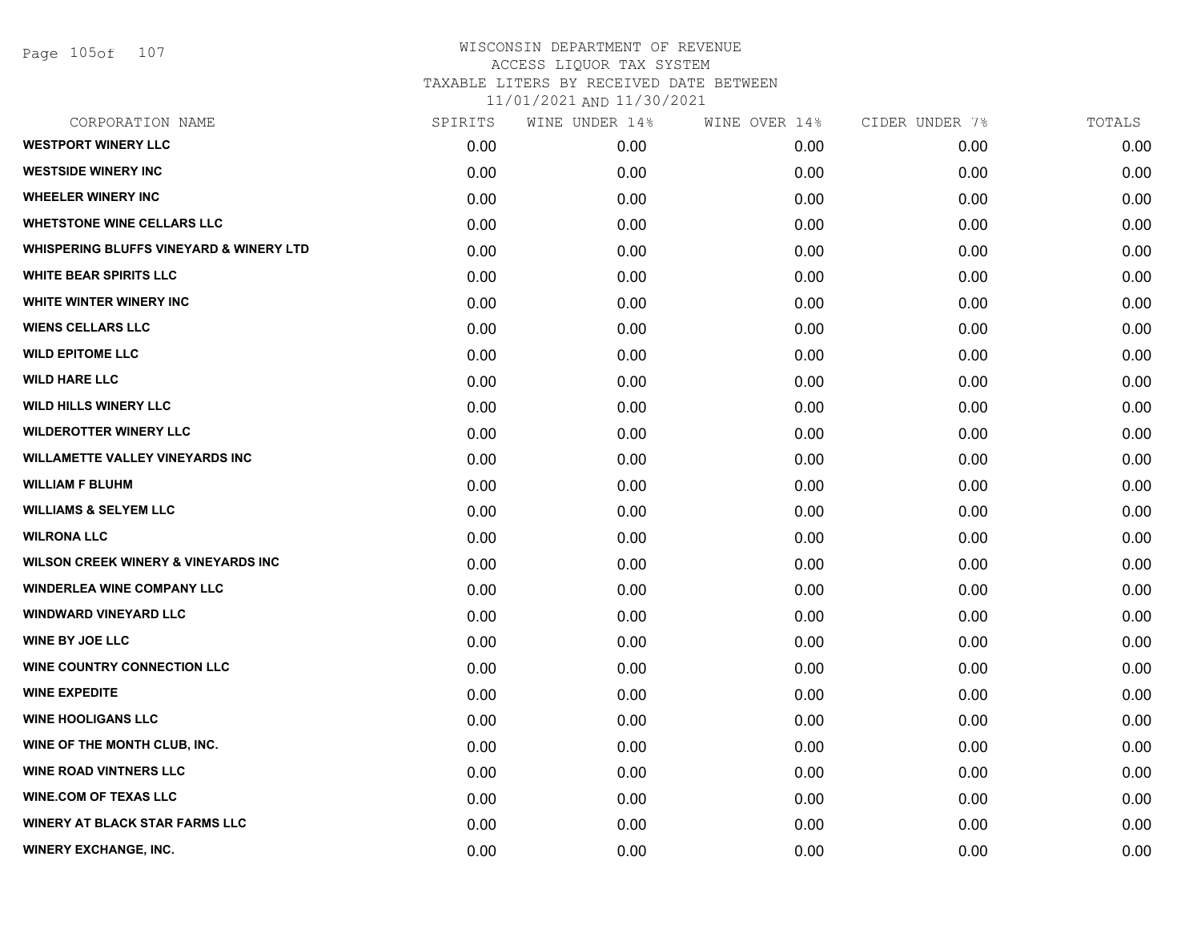WISCONSIN DEPARTMENT OF REVENUE
ACCESS LIQUOR TAX SYSTEM
TAXABLE LITERS BY RECEIVED DATE BETWEEN
11/01/2021 AND 11/30/2021

| CORPORATION NAME | SPIRITS | WINE UNDER 14% | WINE OVER 14% | CIDER UNDER 7% | TOTALS |
|---|---|---|---|---|---|
| WESTPORT WINERY LLC | 0.00 | 0.00 | 0.00 | 0.00 | 0.00 |
| WESTSIDE WINERY INC | 0.00 | 0.00 | 0.00 | 0.00 | 0.00 |
| WHEELER WINERY INC | 0.00 | 0.00 | 0.00 | 0.00 | 0.00 |
| WHETSTONE WINE CELLARS LLC | 0.00 | 0.00 | 0.00 | 0.00 | 0.00 |
| WHISPERING BLUFFS VINEYARD & WINERY LTD | 0.00 | 0.00 | 0.00 | 0.00 | 0.00 |
| WHITE BEAR SPIRITS LLC | 0.00 | 0.00 | 0.00 | 0.00 | 0.00 |
| WHITE WINTER WINERY INC | 0.00 | 0.00 | 0.00 | 0.00 | 0.00 |
| WIENS CELLARS LLC | 0.00 | 0.00 | 0.00 | 0.00 | 0.00 |
| WILD EPITOME LLC | 0.00 | 0.00 | 0.00 | 0.00 | 0.00 |
| WILD HARE LLC | 0.00 | 0.00 | 0.00 | 0.00 | 0.00 |
| WILD HILLS WINERY LLC | 0.00 | 0.00 | 0.00 | 0.00 | 0.00 |
| WILDEROTTER WINERY LLC | 0.00 | 0.00 | 0.00 | 0.00 | 0.00 |
| WILLAMETTE VALLEY VINEYARDS INC | 0.00 | 0.00 | 0.00 | 0.00 | 0.00 |
| WILLIAM F BLUHM | 0.00 | 0.00 | 0.00 | 0.00 | 0.00 |
| WILLIAMS & SELYEM LLC | 0.00 | 0.00 | 0.00 | 0.00 | 0.00 |
| WILRONA LLC | 0.00 | 0.00 | 0.00 | 0.00 | 0.00 |
| WILSON CREEK WINERY & VINEYARDS INC | 0.00 | 0.00 | 0.00 | 0.00 | 0.00 |
| WINDERLEA WINE COMPANY LLC | 0.00 | 0.00 | 0.00 | 0.00 | 0.00 |
| WINDWARD VINEYARD LLC | 0.00 | 0.00 | 0.00 | 0.00 | 0.00 |
| WINE BY JOE LLC | 0.00 | 0.00 | 0.00 | 0.00 | 0.00 |
| WINE COUNTRY CONNECTION LLC | 0.00 | 0.00 | 0.00 | 0.00 | 0.00 |
| WINE EXPEDITE | 0.00 | 0.00 | 0.00 | 0.00 | 0.00 |
| WINE HOOLIGANS LLC | 0.00 | 0.00 | 0.00 | 0.00 | 0.00 |
| WINE OF THE MONTH CLUB, INC. | 0.00 | 0.00 | 0.00 | 0.00 | 0.00 |
| WINE ROAD VINTNERS LLC | 0.00 | 0.00 | 0.00 | 0.00 | 0.00 |
| WINE.COM OF TEXAS LLC | 0.00 | 0.00 | 0.00 | 0.00 | 0.00 |
| WINERY AT BLACK STAR FARMS LLC | 0.00 | 0.00 | 0.00 | 0.00 | 0.00 |
| WINERY EXCHANGE, INC. | 0.00 | 0.00 | 0.00 | 0.00 | 0.00 |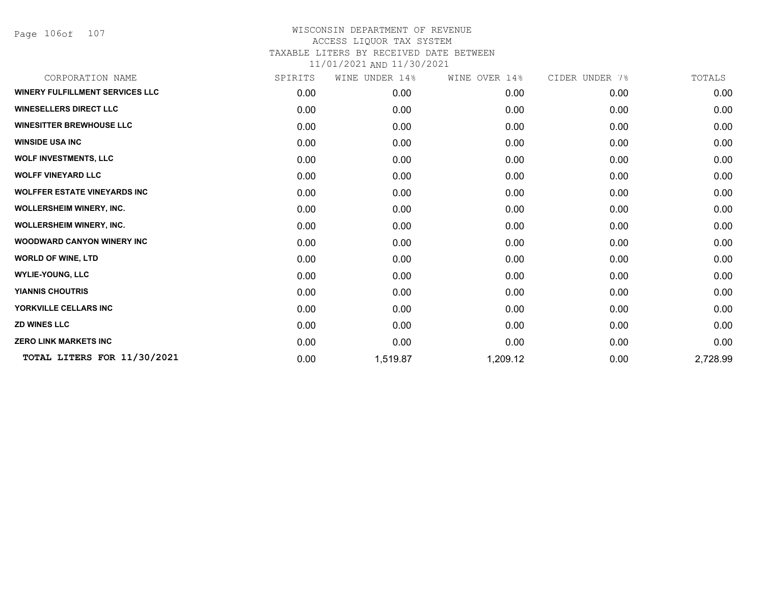# WISCONSIN DEPARTMENT OF REVENUE
## ACCESS LIQUOR TAX SYSTEM
## TAXABLE LITERS BY RECEIVED DATE BETWEEN 11/01/2021 AND 11/30/2021

| CORPORATION NAME | SPIRITS | WINE UNDER 14% | WINE OVER 14% | CIDER UNDER 7% | TOTALS |
|---|---|---|---|---|---|
| WINERY FULFILLMENT SERVICES LLC | 0.00 | 0.00 | 0.00 | 0.00 | 0.00 |
| WINESELLERS DIRECT LLC | 0.00 | 0.00 | 0.00 | 0.00 | 0.00 |
| WINESITTER BREWHOUSE LLC | 0.00 | 0.00 | 0.00 | 0.00 | 0.00 |
| WINSIDE USA INC | 0.00 | 0.00 | 0.00 | 0.00 | 0.00 |
| WOLF INVESTMENTS, LLC | 0.00 | 0.00 | 0.00 | 0.00 | 0.00 |
| WOLFF VINEYARD LLC | 0.00 | 0.00 | 0.00 | 0.00 | 0.00 |
| WOLFFER ESTATE VINEYARDS INC | 0.00 | 0.00 | 0.00 | 0.00 | 0.00 |
| WOLLERSHEIM WINERY, INC. | 0.00 | 0.00 | 0.00 | 0.00 | 0.00 |
| WOLLERSHEIM WINERY, INC. | 0.00 | 0.00 | 0.00 | 0.00 | 0.00 |
| WOODWARD CANYON WINERY INC | 0.00 | 0.00 | 0.00 | 0.00 | 0.00 |
| WORLD OF WINE, LTD | 0.00 | 0.00 | 0.00 | 0.00 | 0.00 |
| WYLIE-YOUNG, LLC | 0.00 | 0.00 | 0.00 | 0.00 | 0.00 |
| YIANNIS CHOUTRIS | 0.00 | 0.00 | 0.00 | 0.00 | 0.00 |
| YORKVILLE CELLARS INC | 0.00 | 0.00 | 0.00 | 0.00 | 0.00 |
| ZD WINES LLC | 0.00 | 0.00 | 0.00 | 0.00 | 0.00 |
| ZERO LINK MARKETS INC | 0.00 | 0.00 | 0.00 | 0.00 | 0.00 |
| **TOTAL LITERS FOR 11/30/2021** | 0.00 | 1,519.87 | 1,209.12 | 0.00 | 2,728.99 |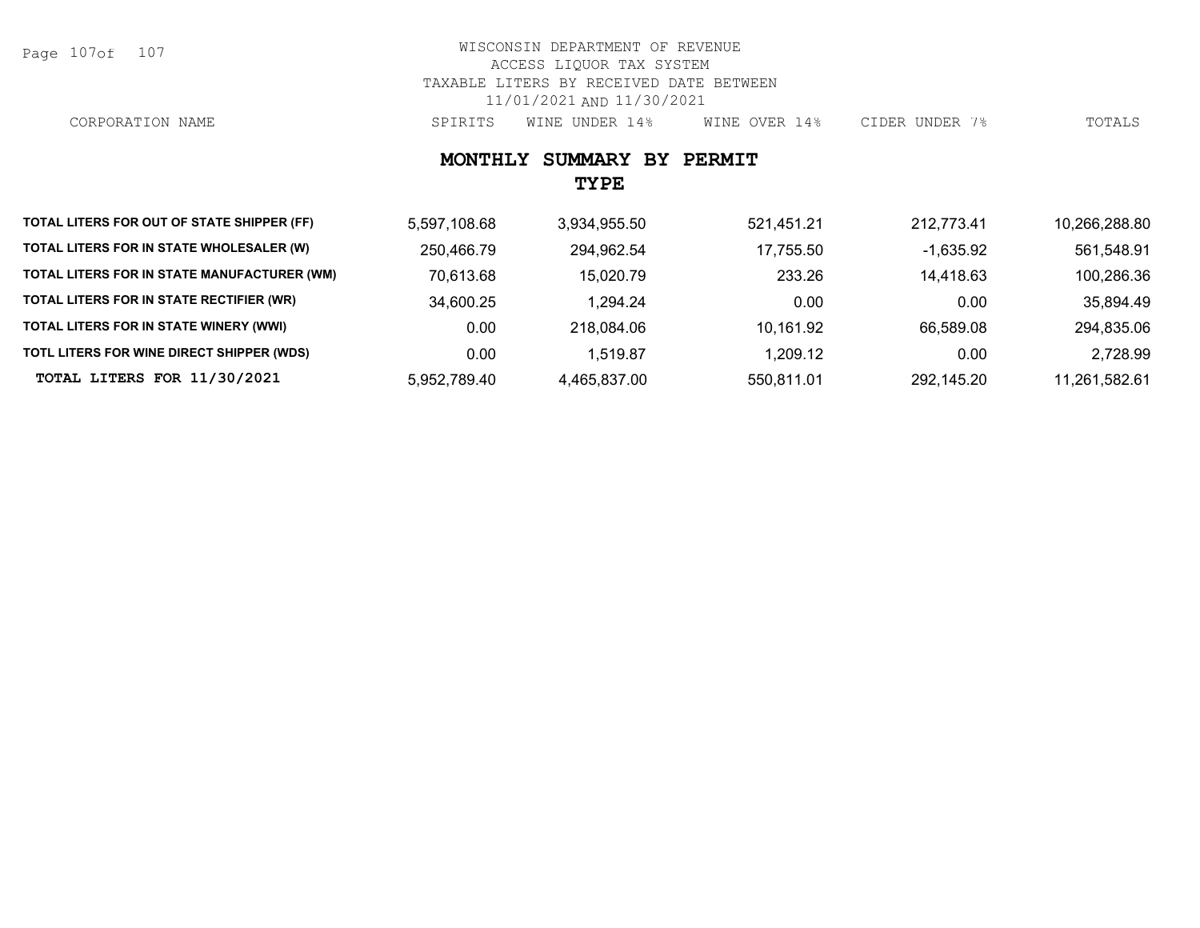WISCONSIN DEPARTMENT OF REVENUE
ACCESS LIQUOR TAX SYSTEM
TAXABLE LITERS BY RECEIVED DATE BETWEEN
11/01/2021 AND 11/30/2021

## MONTHLY SUMMARY BY PERMIT TYPE

| CORPORATION NAME | SPIRITS | WINE UNDER 14% | WINE OVER 14% | CIDER UNDER 7% | TOTALS |
|---|---|---|---|---|---|
| TOTAL LITERS FOR OUT OF STATE SHIPPER (FF) | 5,597,108.68 | 3,934,955.50 | 521,451.21 | 212,773.41 | 10,266,288.80 |
| TOTAL LITERS FOR IN STATE WHOLESALER (W) | 250,466.79 | 294,962.54 | 17,755.50 | -1,635.92 | 561,548.91 |
| TOTAL LITERS FOR IN STATE MANUFACTURER (WM) | 70,613.68 | 15,020.79 | 233.26 | 14,418.63 | 100,286.36 |
| TOTAL LITERS FOR IN STATE RECTIFIER (WR) | 34,600.25 | 1,294.24 | 0.00 | 0.00 | 35,894.49 |
| TOTAL LITERS FOR IN STATE WINERY (WWI) | 0.00 | 218,084.06 | 10,161.92 | 66,589.08 | 294,835.06 |
| TOTL LITERS FOR WINE DIRECT SHIPPER (WDS) | 0.00 | 1,519.87 | 1,209.12 | 0.00 | 2,728.99 |
| **TOTAL LITERS FOR 11/30/2021** | 5,952,789.40 | 4,465,837.00 | 550,811.01 | 292,145.20 | 11,261,582.61 |